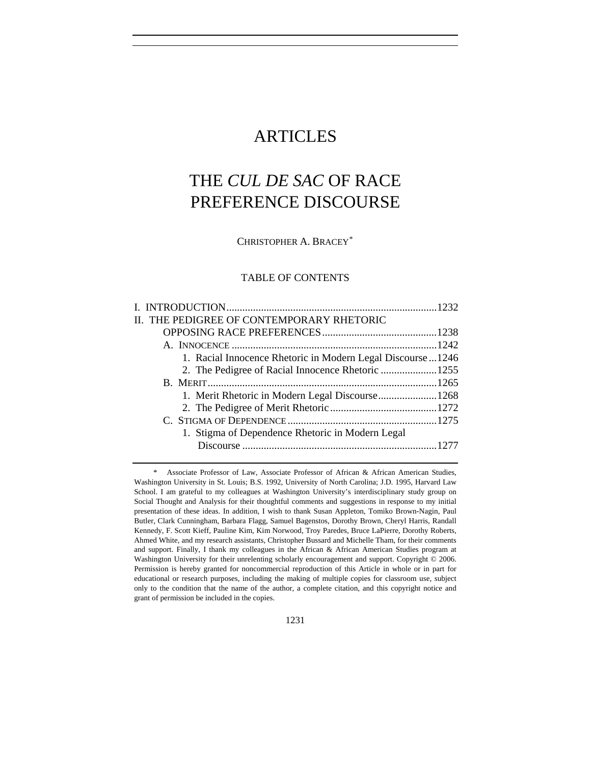# ARTICLES

# THE *CUL DE SAC* OF RACE PREFERENCE DISCOURSE

CHRISTOPHER A. BRACEY[*]

TABLE OF CONTENTS

I. INTRODUCTION .............................................................................. 1232
II. THE PEDIGREE OF CONTEMPORARY RHETORIC OPPOSING RACE PREFERENCES ........................................... 1238
  A. INNOCENCE ............................................................................ 1242
    1. Racial Innocence Rhetoric in Modern Legal Discourse ... 1246
    2. The Pedigree of Racial Innocence Rhetoric ..................... 1255
  B. MERIT ..................................................................................... 1265
    1. Merit Rhetoric in Modern Legal Discourse ...................... 1268
    2. The Pedigree of Merit Rhetoric ........................................ 1272
  C. STIGMA OF DEPENDENCE ....................................................... 1275
    1. Stigma of Dependence Rhetoric in Modern Legal Discourse ......................................................................... 1277

---

\* Associate Professor of Law, Associate Professor of African & African American Studies, Washington University in St. Louis; B.S. 1992, University of North Carolina; J.D. 1995, Harvard Law School. I am grateful to my colleagues at Washington University's interdisciplinary study group on Social Thought and Analysis for their thoughtful comments and suggestions in response to my initial presentation of these ideas. In addition, I wish to thank Susan Appleton, Tomiko Brown-Nagin, Paul Butler, Clark Cunningham, Barbara Flagg, Samuel Bagenstos, Dorothy Brown, Cheryl Harris, Randall Kennedy, F. Scott Kieff, Pauline Kim, Kim Norwood, Troy Paredes, Bruce LaPierre, Dorothy Roberts, Ahmed White, and my research assistants, Christopher Bussard and Michelle Tham, for their comments and support. Finally, I thank my colleagues in the African & African American Studies program at Washington University for their unrelenting scholarly encouragement and support. Copyright © 2006. Permission is hereby granted for noncommercial reproduction of this Article in whole or in part for educational or research purposes, including the making of multiple copies for classroom use, subject only to the condition that the name of the author, a complete citation, and this copyright notice and grant of permission be included in the copies.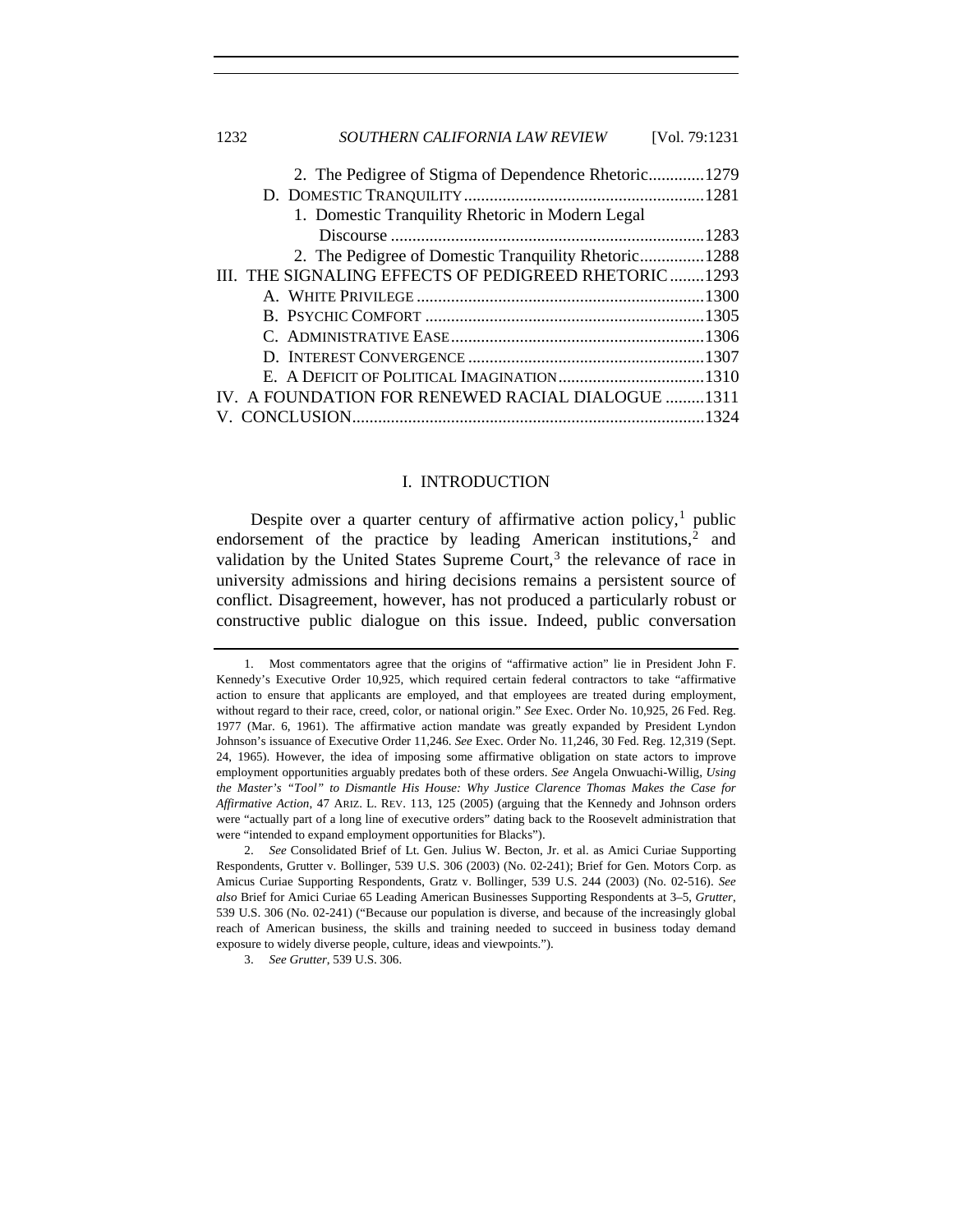2. The Pedigree of Stigma of Dependence Rhetoric............1279

D. DOMESTIC TRANQUILITY........................................................1281

1. Domestic Tranquility Rhetoric in Modern Legal Discourse .........................................................................1283

2. The Pedigree of Domestic Tranquility Rhetoric...............1288

III. THE SIGNALING EFFECTS OF PEDIGREED RHETORIC........1293

A. WHITE PRIVILEGE ...................................................................1300

B. PSYCHIC COMFORT .................................................................1305

C. ADMINISTRATIVE EASE...........................................................1306

D. INTEREST CONVERGENCE .......................................................1307

E. A DEFICIT OF POLITICAL IMAGINATION..................................1310

IV. A FOUNDATION FOR RENEWED RACIAL DIALOGUE .........1311

V. CONCLUSION.................................................................................1324

## I. INTRODUCTION

Despite over a quarter century of affirmative action policy,[1] public endorsement of the practice by leading American institutions,[2] and validation by the United States Supreme Court,[3] the relevance of race in university admissions and hiring decisions remains a persistent source of conflict. Disagreement, however, has not produced a particularly robust or constructive public dialogue on this issue. Indeed, public conversation

1. Most commentators agree that the origins of "affirmative action" lie in President John F. Kennedy's Executive Order 10,925, which required certain federal contractors to take "affirmative action to ensure that applicants are employed, and that employees are treated during employment, without regard to their race, creed, color, or national origin." *See* Exec. Order No. 10,925, 26 Fed. Reg. 1977 (Mar. 6, 1961). The affirmative action mandate was greatly expanded by President Lyndon Johnson's issuance of Executive Order 11,246. *See* Exec. Order No. 11,246, 30 Fed. Reg. 12,319 (Sept. 24, 1965). However, the idea of imposing some affirmative obligation on state actors to improve employment opportunities arguably predates both of these orders. *See* Angela Onwuachi-Willig, *Using the Master's "Tool" to Dismantle His House: Why Justice Clarence Thomas Makes the Case for Affirmative Action*, 47 ARIZ. L. REV. 113, 125 (2005) (arguing that the Kennedy and Johnson orders were "actually part of a long line of executive orders" dating back to the Roosevelt administration that were "intended to expand employment opportunities for Blacks").

2. *See* Consolidated Brief of Lt. Gen. Julius W. Becton, Jr. et al. as Amici Curiae Supporting Respondents, Grutter v. Bollinger, 539 U.S. 306 (2003) (No. 02-241); Brief for Gen. Motors Corp. as Amicus Curiae Supporting Respondents, Gratz v. Bollinger, 539 U.S. 244 (2003) (No. 02-516). *See also* Brief for Amici Curiae 65 Leading American Businesses Supporting Respondents at 3–5, *Grutter*, 539 U.S. 306 (No. 02-241) ("Because our population is diverse, and because of the increasingly global reach of American business, the skills and training needed to succeed in business today demand exposure to widely diverse people, culture, ideas and viewpoints.").

3. *See Grutter*, 539 U.S. 306.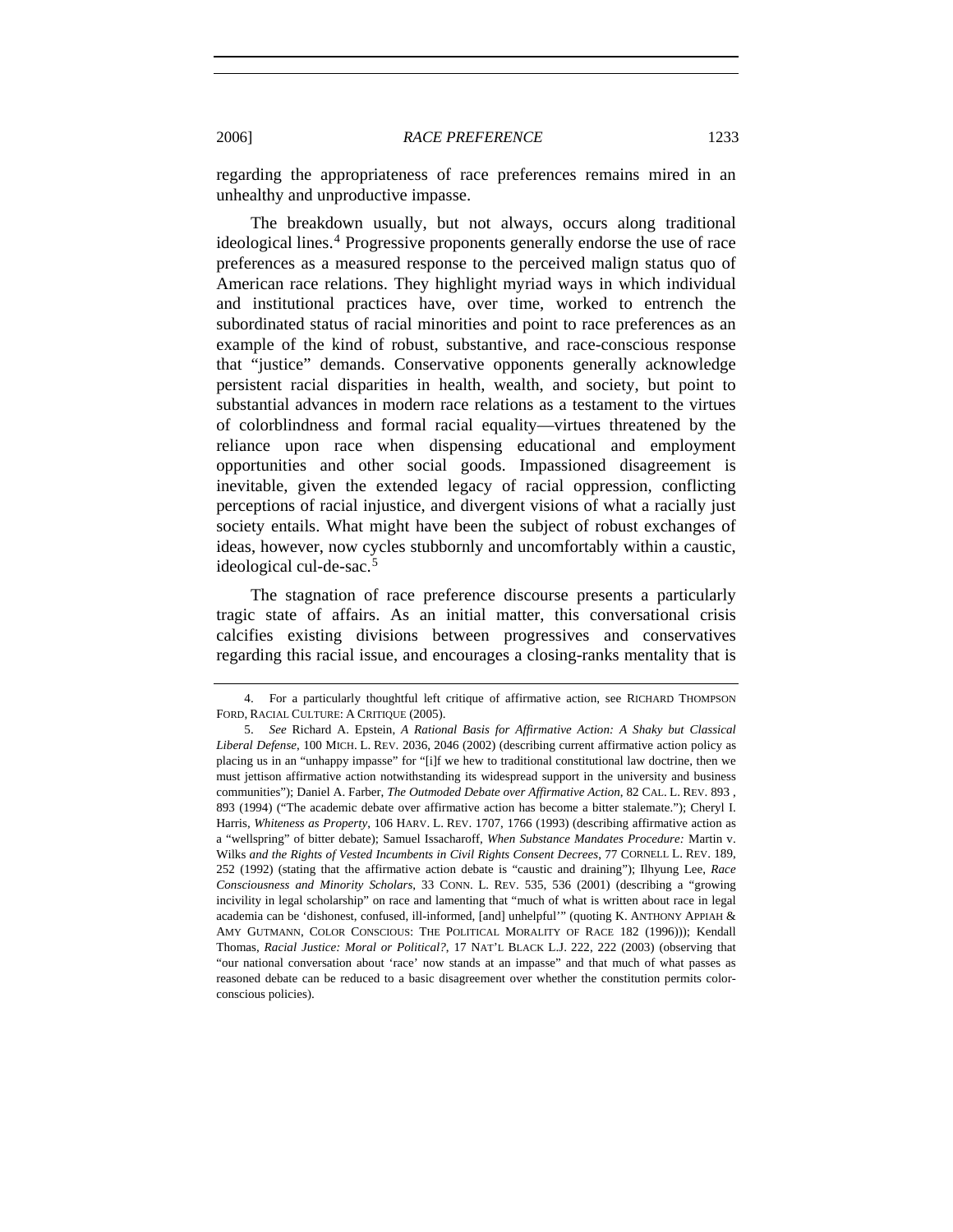regarding the appropriateness of race preferences remains mired in an unhealthy and unproductive impasse.

The breakdown usually, but not always, occurs along traditional ideological lines.[4] Progressive proponents generally endorse the use of race preferences as a measured response to the perceived malign status quo of American race relations. They highlight myriad ways in which individual and institutional practices have, over time, worked to entrench the subordinated status of racial minorities and point to race preferences as an example of the kind of robust, substantive, and race-conscious response that "justice" demands. Conservative opponents generally acknowledge persistent racial disparities in health, wealth, and society, but point to substantial advances in modern race relations as a testament to the virtues of colorblindness and formal racial equality—virtues threatened by the reliance upon race when dispensing educational and employment opportunities and other social goods. Impassioned disagreement is inevitable, given the extended legacy of racial oppression, conflicting perceptions of racial injustice, and divergent visions of what a racially just society entails. What might have been the subject of robust exchanges of ideas, however, now cycles stubbornly and uncomfortably within a caustic, ideological cul-de-sac.[5]

The stagnation of race preference discourse presents a particularly tragic state of affairs. As an initial matter, this conversational crisis calcifies existing divisions between progressives and conservatives regarding this racial issue, and encourages a closing-ranks mentality that is

---

4. For a particularly thoughtful left critique of affirmative action, see RICHARD THOMPSON FORD, RACIAL CULTURE: A CRITIQUE (2005).

5. *See* Richard A. Epstein, *A Rational Basis for Affirmative Action: A Shaky but Classical Liberal Defense*, 100 MICH. L. REV. 2036, 2046 (2002) (describing current affirmative action policy as placing us in an "unhappy impasse" for "[i]f we hew to traditional constitutional law doctrine, then we must jettison affirmative action notwithstanding its widespread support in the university and business communities"); Daniel A. Farber, *The Outmoded Debate over Affirmative Action*, 82 CAL. L. REV. 893 , 893 (1994) ("The academic debate over affirmative action has become a bitter stalemate."); Cheryl I. Harris, *Whiteness as Property*, 106 HARV. L. REV. 1707, 1766 (1993) (describing affirmative action as a "wellspring" of bitter debate); Samuel Issacharoff, *When Substance Mandates Procedure:* Martin v. Wilks *and the Rights of Vested Incumbents in Civil Rights Consent Decrees*, 77 CORNELL L. REV. 189, 252 (1992) (stating that the affirmative action debate is "caustic and draining"); Ilhyung Lee, *Race Consciousness and Minority Scholars*, 33 CONN. L. REV. 535, 536 (2001) (describing a "growing incivility in legal scholarship" on race and lamenting that "much of what is written about race in legal academia can be 'dishonest, confused, ill-informed, [and] unhelpful'" (quoting K. ANTHONY APPIAH & AMY GUTMANN, COLOR CONSCIOUS: THE POLITICAL MORALITY OF RACE 182 (1996))); Kendall Thomas, *Racial Justice: Moral or Political?*, 17 NAT'L BLACK L.J. 222, 222 (2003) (observing that "our national conversation about 'race' now stands at an impasse" and that much of what passes as reasoned debate can be reduced to a basic disagreement over whether the constitution permits color-conscious policies).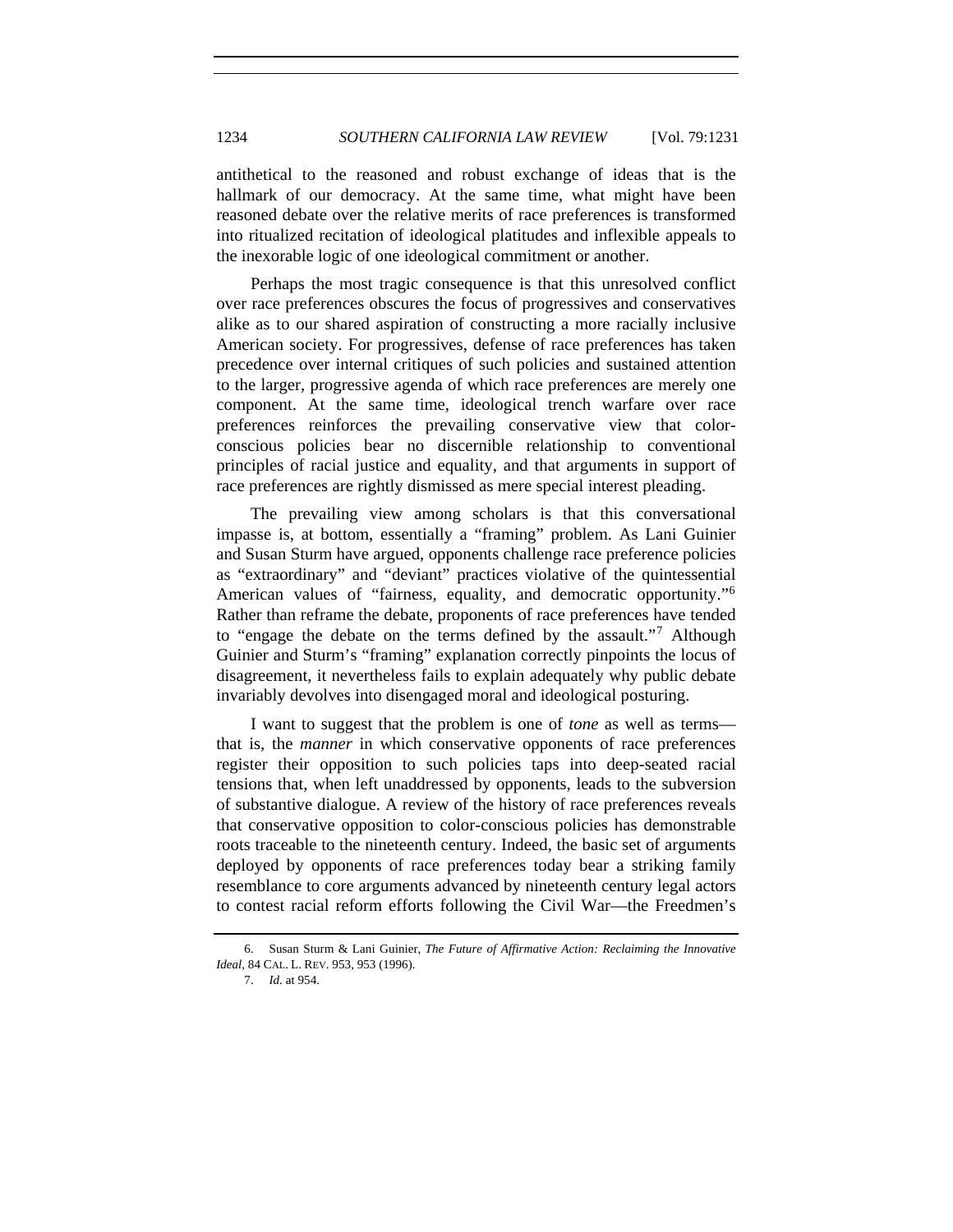antithetical to the reasoned and robust exchange of ideas that is the hallmark of our democracy. At the same time, what might have been reasoned debate over the relative merits of race preferences is transformed into ritualized recitation of ideological platitudes and inflexible appeals to the inexorable logic of one ideological commitment or another.

Perhaps the most tragic consequence is that this unresolved conflict over race preferences obscures the focus of progressives and conservatives alike as to our shared aspiration of constructing a more racially inclusive American society. For progressives, defense of race preferences has taken precedence over internal critiques of such policies and sustained attention to the larger, progressive agenda of which race preferences are merely one component. At the same time, ideological trench warfare over race preferences reinforces the prevailing conservative view that color-conscious policies bear no discernible relationship to conventional principles of racial justice and equality, and that arguments in support of race preferences are rightly dismissed as mere special interest pleading.

The prevailing view among scholars is that this conversational impasse is, at bottom, essentially a "framing" problem. As Lani Guinier and Susan Sturm have argued, opponents challenge race preference policies as "extraordinary" and "deviant" practices violative of the quintessential American values of "fairness, equality, and democratic opportunity."[6] Rather than reframe the debate, proponents of race preferences have tended to "engage the debate on the terms defined by the assault."[7] Although Guinier and Sturm's "framing" explanation correctly pinpoints the locus of disagreement, it nevertheless fails to explain adequately why public debate invariably devolves into disengaged moral and ideological posturing.

I want to suggest that the problem is one of *tone* as well as terms—that is, the *manner* in which conservative opponents of race preferences register their opposition to such policies taps into deep-seated racial tensions that, when left unaddressed by opponents, leads to the subversion of substantive dialogue. A review of the history of race preferences reveals that conservative opposition to color-conscious policies has demonstrable roots traceable to the nineteenth century. Indeed, the basic set of arguments deployed by opponents of race preferences today bear a striking family resemblance to core arguments advanced by nineteenth century legal actors to contest racial reform efforts following the Civil War—the Freedmen's

6. Susan Sturm & Lani Guinier, *The Future of Affirmative Action: Reclaiming the Innovative Ideal*, 84 CAL. L. REV. 953, 953 (1996).

7. *Id.* at 954.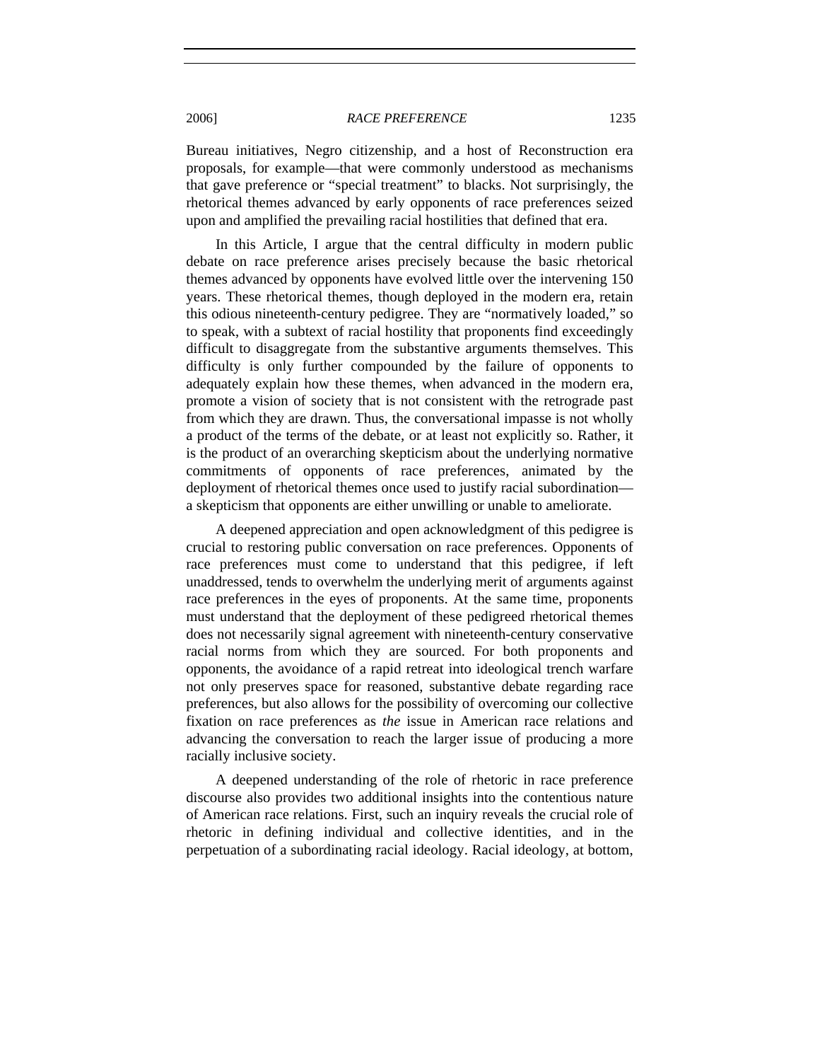Bureau initiatives, Negro citizenship, and a host of Reconstruction era proposals, for example—that were commonly understood as mechanisms that gave preference or "special treatment" to blacks. Not surprisingly, the rhetorical themes advanced by early opponents of race preferences seized upon and amplified the prevailing racial hostilities that defined that era.

In this Article, I argue that the central difficulty in modern public debate on race preference arises precisely because the basic rhetorical themes advanced by opponents have evolved little over the intervening 150 years. These rhetorical themes, though deployed in the modern era, retain this odious nineteenth-century pedigree. They are "normatively loaded," so to speak, with a subtext of racial hostility that proponents find exceedingly difficult to disaggregate from the substantive arguments themselves. This difficulty is only further compounded by the failure of opponents to adequately explain how these themes, when advanced in the modern era, promote a vision of society that is not consistent with the retrograde past from which they are drawn. Thus, the conversational impasse is not wholly a product of the terms of the debate, or at least not explicitly so. Rather, it is the product of an overarching skepticism about the underlying normative commitments of opponents of race preferences, animated by the deployment of rhetorical themes once used to justify racial subordination—a skepticism that opponents are either unwilling or unable to ameliorate.

A deepened appreciation and open acknowledgment of this pedigree is crucial to restoring public conversation on race preferences. Opponents of race preferences must come to understand that this pedigree, if left unaddressed, tends to overwhelm the underlying merit of arguments against race preferences in the eyes of proponents. At the same time, proponents must understand that the deployment of these pedigreed rhetorical themes does not necessarily signal agreement with nineteenth-century conservative racial norms from which they are sourced. For both proponents and opponents, the avoidance of a rapid retreat into ideological trench warfare not only preserves space for reasoned, substantive debate regarding race preferences, but also allows for the possibility of overcoming our collective fixation on race preferences as *the* issue in American race relations and advancing the conversation to reach the larger issue of producing a more racially inclusive society.

A deepened understanding of the role of rhetoric in race preference discourse also provides two additional insights into the contentious nature of American race relations. First, such an inquiry reveals the crucial role of rhetoric in defining individual and collective identities, and in the perpetuation of a subordinating racial ideology. Racial ideology, at bottom,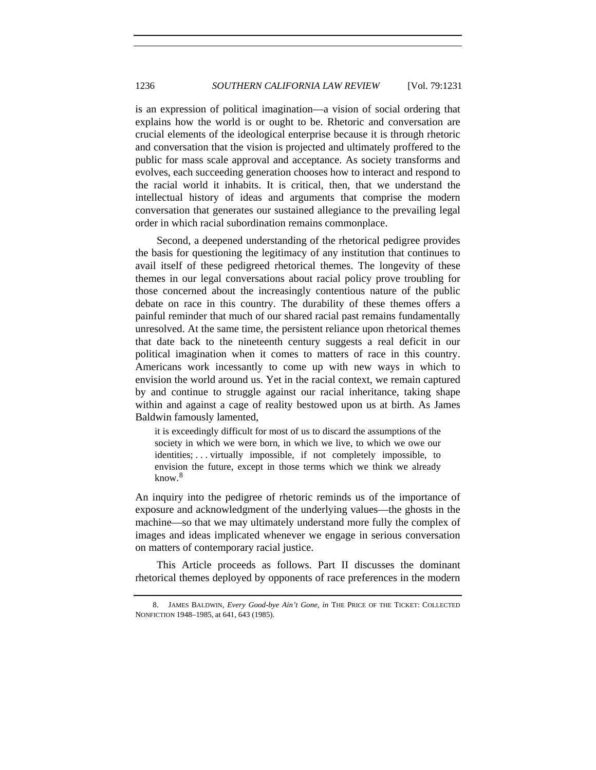is an expression of political imagination—a vision of social ordering that explains how the world is or ought to be. Rhetoric and conversation are crucial elements of the ideological enterprise because it is through rhetoric and conversation that the vision is projected and ultimately proffered to the public for mass scale approval and acceptance. As society transforms and evolves, each succeeding generation chooses how to interact and respond to the racial world it inhabits. It is critical, then, that we understand the intellectual history of ideas and arguments that comprise the modern conversation that generates our sustained allegiance to the prevailing legal order in which racial subordination remains commonplace.

Second, a deepened understanding of the rhetorical pedigree provides the basis for questioning the legitimacy of any institution that continues to avail itself of these pedigreed rhetorical themes. The longevity of these themes in our legal conversations about racial policy prove troubling for those concerned about the increasingly contentious nature of the public debate on race in this country. The durability of these themes offers a painful reminder that much of our shared racial past remains fundamentally unresolved. At the same time, the persistent reliance upon rhetorical themes that date back to the nineteenth century suggests a real deficit in our political imagination when it comes to matters of race in this country. Americans work incessantly to come up with new ways in which to envision the world around us. Yet in the racial context, we remain captured by and continue to struggle against our racial inheritance, taking shape within and against a cage of reality bestowed upon us at birth. As James Baldwin famously lamented,

> it is exceedingly difficult for most of us to discard the assumptions of the society in which we were born, in which we live, to which we owe our identities; . . . virtually impossible, if not completely impossible, to envision the future, except in those terms which we think we already know.[8]

An inquiry into the pedigree of rhetoric reminds us of the importance of exposure and acknowledgment of the underlying values—the ghosts in the machine—so that we may ultimately understand more fully the complex of images and ideas implicated whenever we engage in serious conversation on matters of contemporary racial justice.

This Article proceeds as follows. Part II discusses the dominant rhetorical themes deployed by opponents of race preferences in the modern

---

8. JAMES BALDWIN, *Every Good-bye Ain't Gone*, *in* THE PRICE OF THE TICKET: COLLECTED NONFICTION 1948–1985, at 641, 643 (1985).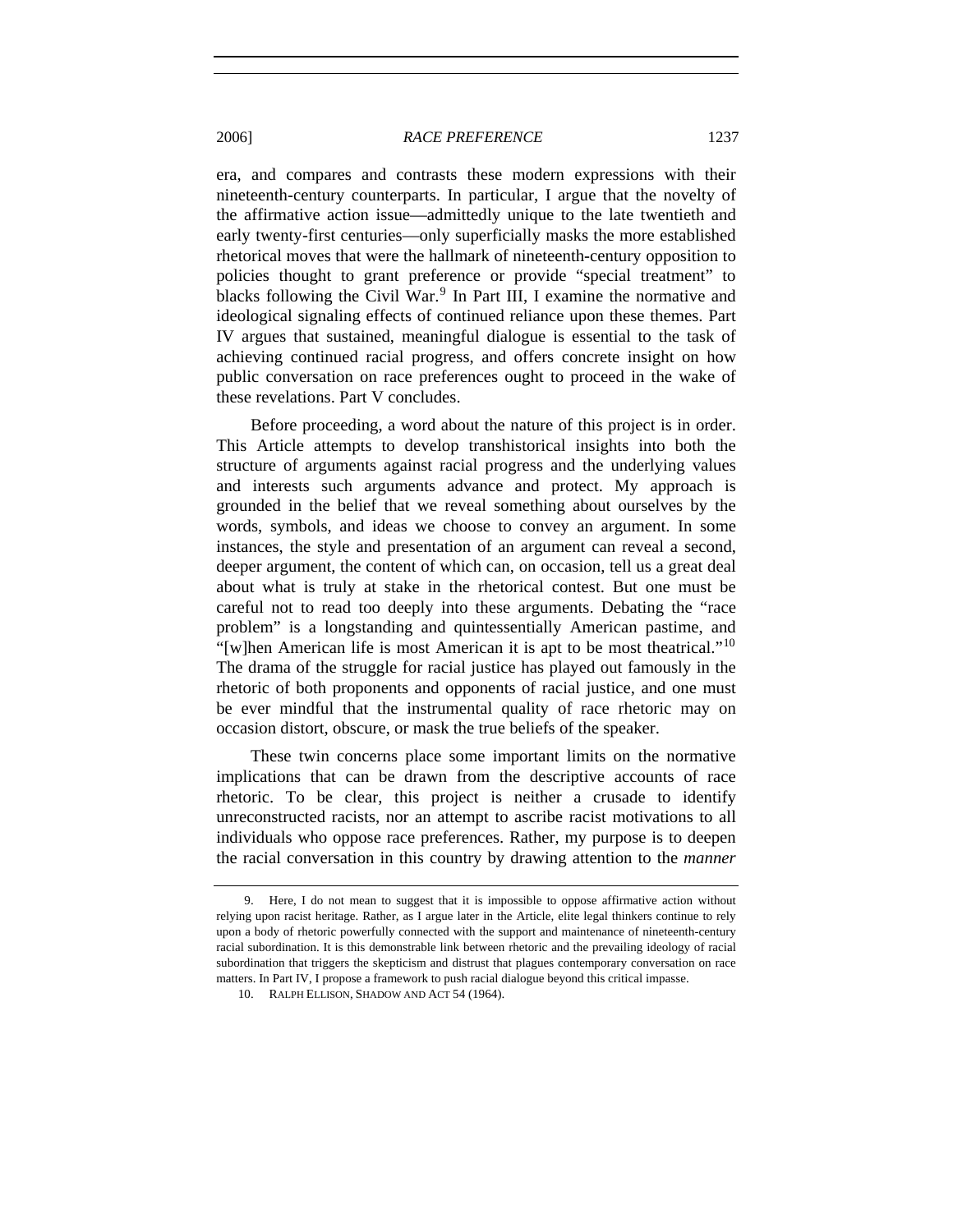era, and compares and contrasts these modern expressions with their nineteenth-century counterparts. In particular, I argue that the novelty of the affirmative action issue—admittedly unique to the late twentieth and early twenty-first centuries—only superficially masks the more established rhetorical moves that were the hallmark of nineteenth-century opposition to policies thought to grant preference or provide "special treatment" to blacks following the Civil War.[9] In Part III, I examine the normative and ideological signaling effects of continued reliance upon these themes. Part IV argues that sustained, meaningful dialogue is essential to the task of achieving continued racial progress, and offers concrete insight on how public conversation on race preferences ought to proceed in the wake of these revelations. Part V concludes.

Before proceeding, a word about the nature of this project is in order. This Article attempts to develop transhistorical insights into both the structure of arguments against racial progress and the underlying values and interests such arguments advance and protect. My approach is grounded in the belief that we reveal something about ourselves by the words, symbols, and ideas we choose to convey an argument. In some instances, the style and presentation of an argument can reveal a second, deeper argument, the content of which can, on occasion, tell us a great deal about what is truly at stake in the rhetorical contest. But one must be careful not to read too deeply into these arguments. Debating the "race problem" is a longstanding and quintessentially American pastime, and "[w]hen American life is most American it is apt to be most theatrical."[10] The drama of the struggle for racial justice has played out famously in the rhetoric of both proponents and opponents of racial justice, and one must be ever mindful that the instrumental quality of race rhetoric may on occasion distort, obscure, or mask the true beliefs of the speaker.

These twin concerns place some important limits on the normative implications that can be drawn from the descriptive accounts of race rhetoric. To be clear, this project is neither a crusade to identify unreconstructed racists, nor an attempt to ascribe racist motivations to all individuals who oppose race preferences. Rather, my purpose is to deepen the racial conversation in this country by drawing attention to the *manner*

---

9. Here, I do not mean to suggest that it is impossible to oppose affirmative action without relying upon racist heritage. Rather, as I argue later in the Article, elite legal thinkers continue to rely upon a body of rhetoric powerfully connected with the support and maintenance of nineteenth-century racial subordination. It is this demonstrable link between rhetoric and the prevailing ideology of racial subordination that triggers the skepticism and distrust that plagues contemporary conversation on race matters. In Part IV, I propose a framework to push racial dialogue beyond this critical impasse.

10. RALPH ELLISON, SHADOW AND ACT 54 (1964).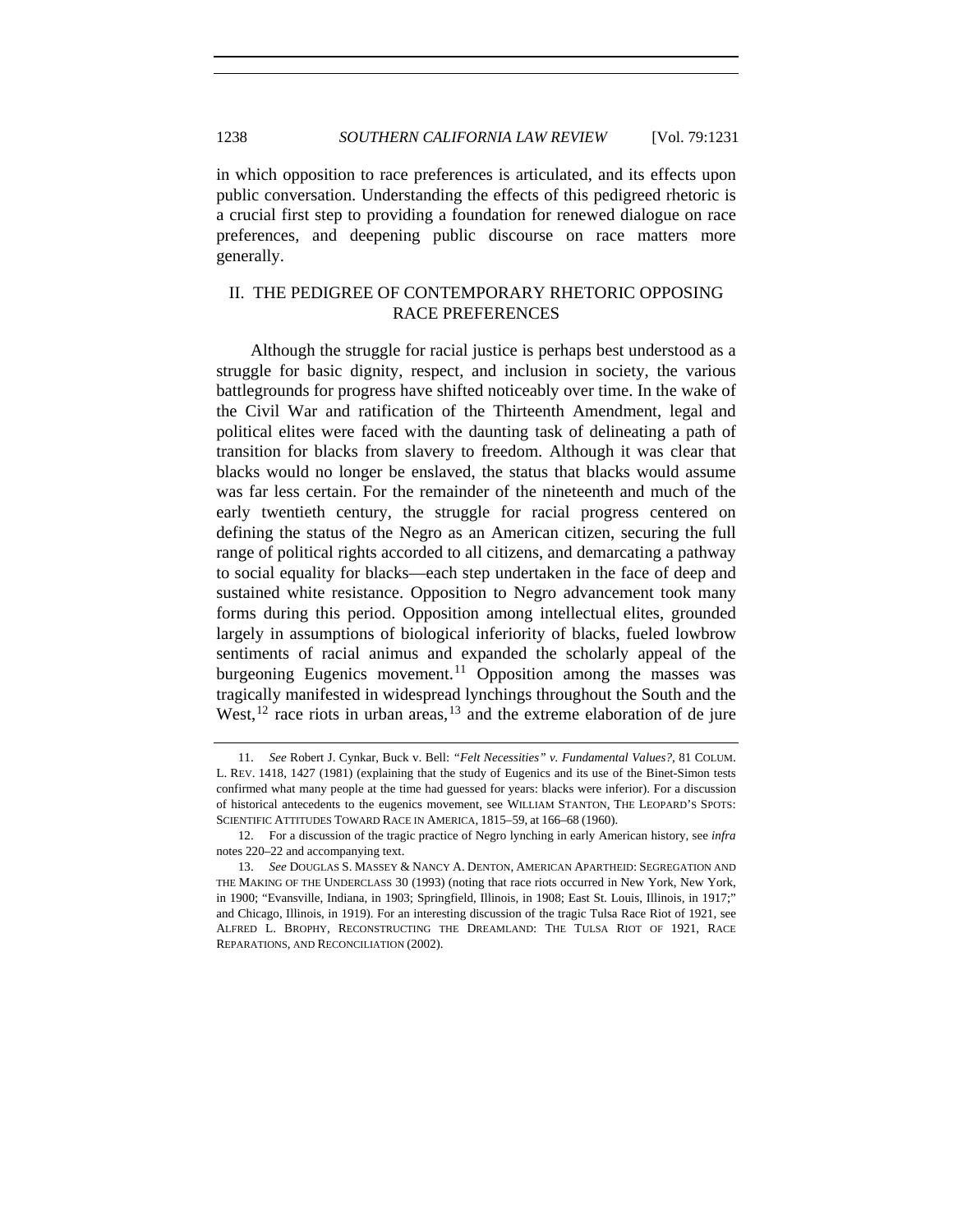in which opposition to race preferences is articulated, and its effects upon public conversation. Understanding the effects of this pedigreed rhetoric is a crucial first step to providing a foundation for renewed dialogue on race preferences, and deepening public discourse on race matters more generally.

## II. THE PEDIGREE OF CONTEMPORARY RHETORIC OPPOSING RACE PREFERENCES

Although the struggle for racial justice is perhaps best understood as a struggle for basic dignity, respect, and inclusion in society, the various battlegrounds for progress have shifted noticeably over time. In the wake of the Civil War and ratification of the Thirteenth Amendment, legal and political elites were faced with the daunting task of delineating a path of transition for blacks from slavery to freedom. Although it was clear that blacks would no longer be enslaved, the status that blacks would assume was far less certain. For the remainder of the nineteenth and much of the early twentieth century, the struggle for racial progress centered on defining the status of the Negro as an American citizen, securing the full range of political rights accorded to all citizens, and demarcating a pathway to social equality for blacks—each step undertaken in the face of deep and sustained white resistance. Opposition to Negro advancement took many forms during this period. Opposition among intellectual elites, grounded largely in assumptions of biological inferiority of blacks, fueled lowbrow sentiments of racial animus and expanded the scholarly appeal of the burgeoning Eugenics movement.[11] Opposition among the masses was tragically manifested in widespread lynchings throughout the South and the West,[12] race riots in urban areas,[13] and the extreme elaboration of de jure

11. *See* Robert J. Cynkar, Buck v. Bell: *"Felt Necessities" v. Fundamental Values?*, 81 COLUM. L. REV. 1418, 1427 (1981) (explaining that the study of Eugenics and its use of the Binet-Simon tests confirmed what many people at the time had guessed for years: blacks were inferior). For a discussion of historical antecedents to the eugenics movement, see WILLIAM STANTON, THE LEOPARD'S SPOTS: SCIENTIFIC ATTITUDES TOWARD RACE IN AMERICA, 1815–59, at 166–68 (1960).

12. For a discussion of the tragic practice of Negro lynching in early American history, see *infra* notes 220–22 and accompanying text.

13. *See* DOUGLAS S. MASSEY & NANCY A. DENTON, AMERICAN APARTHEID: SEGREGATION AND THE MAKING OF THE UNDERCLASS 30 (1993) (noting that race riots occurred in New York, New York, in 1900; "Evansville, Indiana, in 1903; Springfield, Illinois, in 1908; East St. Louis, Illinois, in 1917;" and Chicago, Illinois, in 1919). For an interesting discussion of the tragic Tulsa Race Riot of 1921, see ALFRED L. BROPHY, RECONSTRUCTING THE DREAMLAND: THE TULSA RIOT OF 1921, RACE REPARATIONS, AND RECONCILIATION (2002).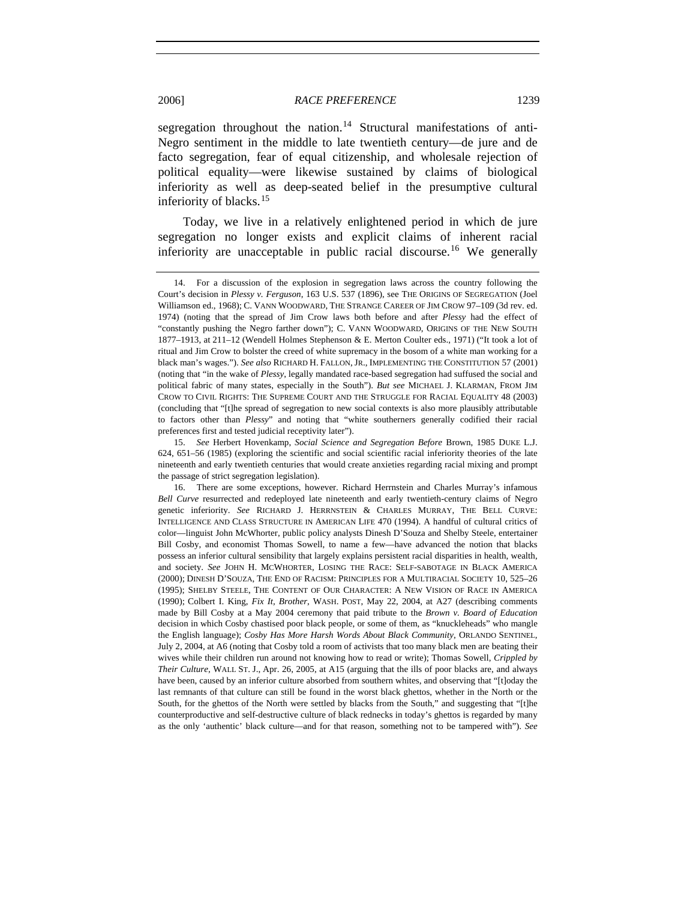segregation throughout the nation.[14] Structural manifestations of anti-Negro sentiment in the middle to late twentieth century—de jure and de facto segregation, fear of equal citizenship, and wholesale rejection of political equality—were likewise sustained by claims of biological inferiority as well as deep-seated belief in the presumptive cultural inferiority of blacks.[15]

Today, we live in a relatively enlightened period in which de jure segregation no longer exists and explicit claims of inherent racial inferiority are unacceptable in public racial discourse.[16] We generally

---

14. For a discussion of the explosion in segregation laws across the country following the Court's decision in *Plessy v. Ferguson*, 163 U.S. 537 (1896), see THE ORIGINS OF SEGREGATION (Joel Williamson ed., 1968); C. VANN WOODWARD, THE STRANGE CAREER OF JIM CROW 97–109 (3d rev. ed. 1974) (noting that the spread of Jim Crow laws both before and after *Plessy* had the effect of "constantly pushing the Negro farther down"); C. VANN WOODWARD, ORIGINS OF THE NEW SOUTH 1877–1913, at 211–12 (Wendell Holmes Stephenson & E. Merton Coulter eds., 1971) ("It took a lot of ritual and Jim Crow to bolster the creed of white supremacy in the bosom of a white man working for a black man's wages."). *See also* RICHARD H. FALLON, JR., IMPLEMENTING THE CONSTITUTION 57 (2001) (noting that "in the wake of *Plessy*, legally mandated race-based segregation had suffused the social and political fabric of many states, especially in the South"). *But see* MICHAEL J. KLARMAN, FROM JIM CROW TO CIVIL RIGHTS: THE SUPREME COURT AND THE STRUGGLE FOR RACIAL EQUALITY 48 (2003) (concluding that "[t]he spread of segregation to new social contexts is also more plausibly attributable to factors other than *Plessy*" and noting that "white southerners generally codified their racial preferences first and tested judicial receptivity later").

15. *See* Herbert Hovenkamp, *Social Science and Segregation Before* Brown, 1985 DUKE L.J. 624, 651–56 (1985) (exploring the scientific and social scientific racial inferiority theories of the late nineteenth and early twentieth centuries that would create anxieties regarding racial mixing and prompt the passage of strict segregation legislation).

16. There are some exceptions, however. Richard Herrnstein and Charles Murray's infamous *Bell Curve* resurrected and redeployed late nineteenth and early twentieth-century claims of Negro genetic inferiority. *See* RICHARD J. HERRNSTEIN & CHARLES MURRAY, THE BELL CURVE: INTELLIGENCE AND CLASS STRUCTURE IN AMERICAN LIFE 470 (1994). A handful of cultural critics of color—linguist John McWhorter, public policy analysts Dinesh D'Souza and Shelby Steele, entertainer Bill Cosby, and economist Thomas Sowell, to name a few—have advanced the notion that blacks possess an inferior cultural sensibility that largely explains persistent racial disparities in health, wealth, and society. *See* JOHN H. MCWHORTER, LOSING THE RACE: SELF-SABOTAGE IN BLACK AMERICA (2000); DINESH D'SOUZA, THE END OF RACISM: PRINCIPLES FOR A MULTIRACIAL SOCIETY 10, 525–26 (1995); SHELBY STEELE, THE CONTENT OF OUR CHARACTER: A NEW VISION OF RACE IN AMERICA (1990); Colbert I. King, *Fix It, Brother*, WASH. POST, May 22, 2004, at A27 (describing comments made by Bill Cosby at a May 2004 ceremony that paid tribute to the *Brown v. Board of Education* decision in which Cosby chastised poor black people, or some of them, as "knuckleheads" who mangle the English language); *Cosby Has More Harsh Words About Black Community*, ORLANDO SENTINEL, July 2, 2004, at A6 (noting that Cosby told a room of activists that too many black men are beating their wives while their children run around not knowing how to read or write); Thomas Sowell, *Crippled by Their Culture*, WALL ST. J., Apr. 26, 2005, at A15 (arguing that the ills of poor blacks are, and always have been, caused by an inferior culture absorbed from southern whites, and observing that "[t]oday the last remnants of that culture can still be found in the worst black ghettos, whether in the North or the South, for the ghettos of the North were settled by blacks from the South," and suggesting that "[t]he counterproductive and self-destructive culture of black rednecks in today's ghettos is regarded by many as the only 'authentic' black culture—and for that reason, something not to be tampered with"). *See*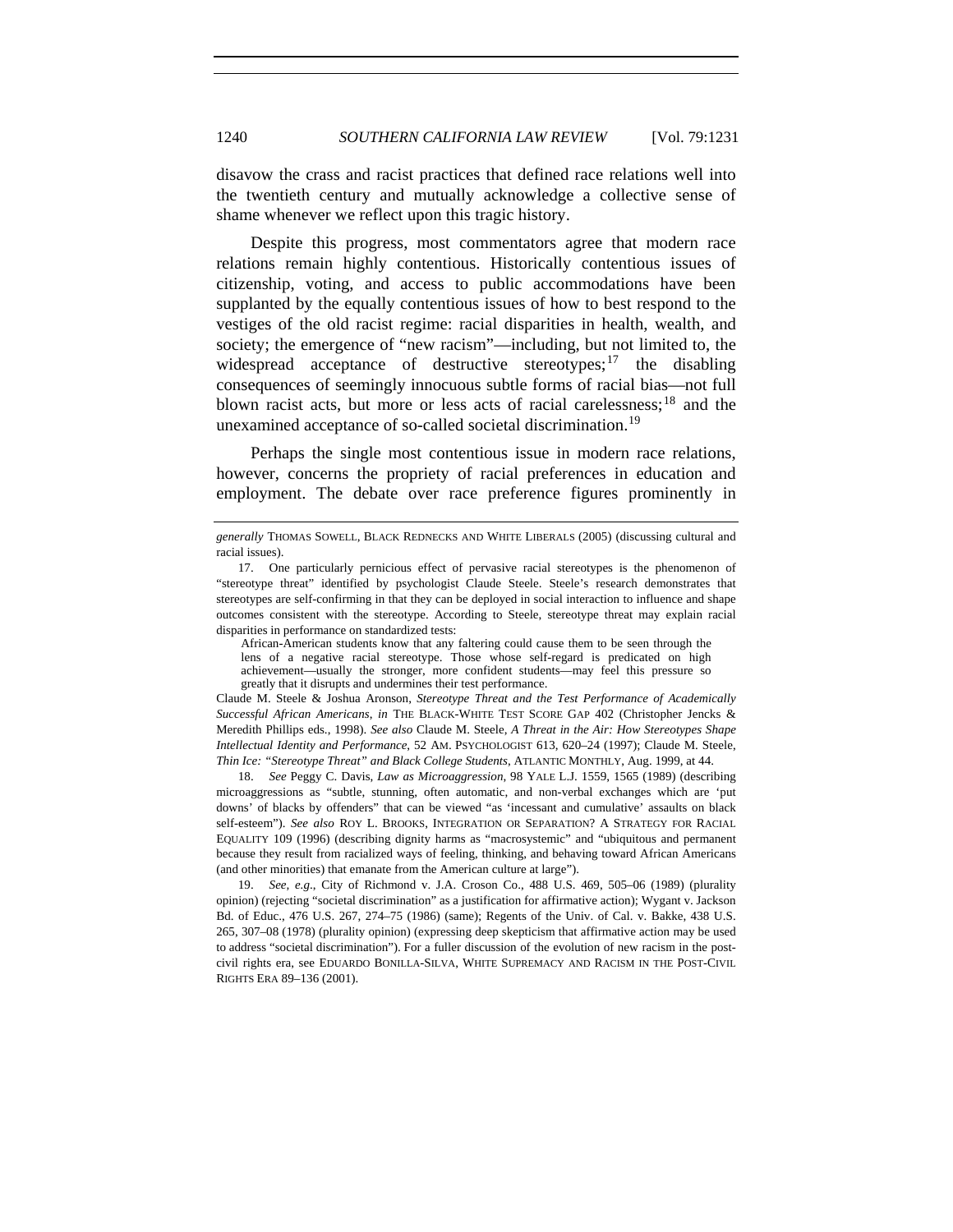disavow the crass and racist practices that defined race relations well into the twentieth century and mutually acknowledge a collective sense of shame whenever we reflect upon this tragic history.

Despite this progress, most commentators agree that modern race relations remain highly contentious. Historically contentious issues of citizenship, voting, and access to public accommodations have been supplanted by the equally contentious issues of how to best respond to the vestiges of the old racist regime: racial disparities in health, wealth, and society; the emergence of "new racism"—including, but not limited to, the widespread acceptance of destructive stereotypes;[17] the disabling consequences of seemingly innocuous subtle forms of racial bias—not full blown racist acts, but more or less acts of racial carelessness;[18] and the unexamined acceptance of so-called societal discrimination.[19]

Perhaps the single most contentious issue in modern race relations, however, concerns the propriety of racial preferences in education and employment. The debate over race preference figures prominently in

---

*generally* THOMAS SOWELL, BLACK REDNECKS AND WHITE LIBERALS (2005) (discussing cultural and racial issues).

17. One particularly pernicious effect of pervasive racial stereotypes is the phenomenon of "stereotype threat" identified by psychologist Claude Steele. Steele's research demonstrates that stereotypes are self-confirming in that they can be deployed in social interaction to influence and shape outcomes consistent with the stereotype. According to Steele, stereotype threat may explain racial disparities in performance on standardized tests:

> African-American students know that any faltering could cause them to be seen through the lens of a negative racial stereotype. Those whose self-regard is predicated on high achievement—usually the stronger, more confident students—may feel this pressure so greatly that it disrupts and undermines their test performance.

Claude M. Steele & Joshua Aronson, *Stereotype Threat and the Test Performance of Academically Successful African Americans*, *in* THE BLACK-WHITE TEST SCORE GAP 402 (Christopher Jencks & Meredith Phillips eds., 1998). *See also* Claude M. Steele, *A Threat in the Air: How Stereotypes Shape Intellectual Identity and Performance*, 52 AM. PSYCHOLOGIST 613, 620–24 (1997); Claude M. Steele, *Thin Ice: "Stereotype Threat" and Black College Students*, ATLANTIC MONTHLY, Aug. 1999, at 44.

18. *See* Peggy C. Davis, *Law as Microaggression*, 98 YALE L.J. 1559, 1565 (1989) (describing microaggressions as "subtle, stunning, often automatic, and non-verbal exchanges which are 'put downs' of blacks by offenders" that can be viewed "as 'incessant and cumulative' assaults on black self-esteem"). *See also* ROY L. BROOKS, INTEGRATION OR SEPARATION? A STRATEGY FOR RACIAL EQUALITY 109 (1996) (describing dignity harms as "macrosystemic" and "ubiquitous and permanent because they result from racialized ways of feeling, thinking, and behaving toward African Americans (and other minorities) that emanate from the American culture at large").

19. *See, e.g.*, City of Richmond v. J.A. Croson Co., 488 U.S. 469, 505–06 (1989) (plurality opinion) (rejecting "societal discrimination" as a justification for affirmative action); Wygant v. Jackson Bd. of Educ., 476 U.S. 267, 274–75 (1986) (same); Regents of the Univ. of Cal. v. Bakke, 438 U.S. 265, 307–08 (1978) (plurality opinion) (expressing deep skepticism that affirmative action may be used to address "societal discrimination"). For a fuller discussion of the evolution of new racism in the post-civil rights era, see EDUARDO BONILLA-SILVA, WHITE SUPREMACY AND RACISM IN THE POST-CIVIL RIGHTS ERA 89–136 (2001).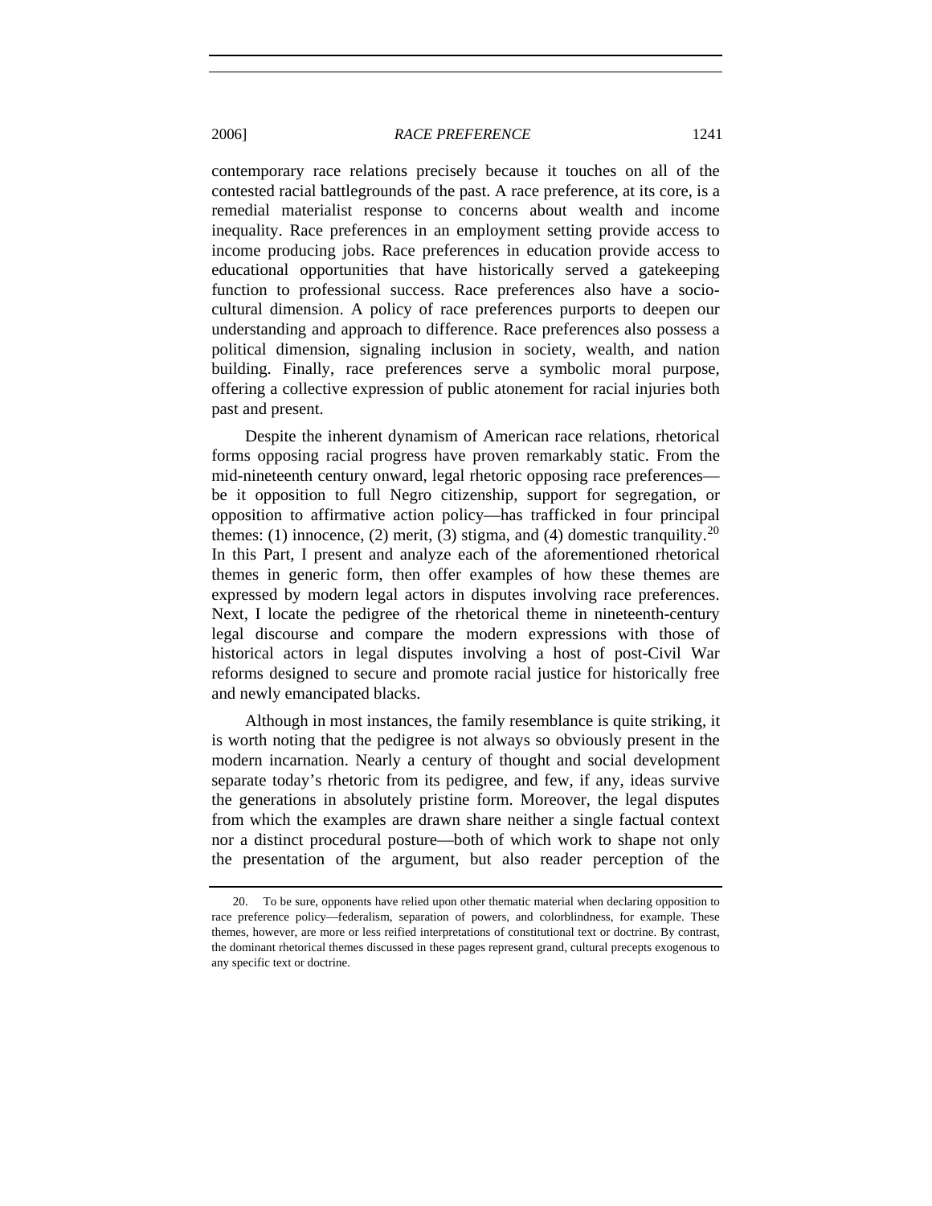contemporary race relations precisely because it touches on all of the contested racial battlegrounds of the past. A race preference, at its core, is a remedial materialist response to concerns about wealth and income inequality. Race preferences in an employment setting provide access to income producing jobs. Race preferences in education provide access to educational opportunities that have historically served a gatekeeping function to professional success. Race preferences also have a socio-cultural dimension. A policy of race preferences purports to deepen our understanding and approach to difference. Race preferences also possess a political dimension, signaling inclusion in society, wealth, and nation building. Finally, race preferences serve a symbolic moral purpose, offering a collective expression of public atonement for racial injuries both past and present.

Despite the inherent dynamism of American race relations, rhetorical forms opposing racial progress have proven remarkably static. From the mid-nineteenth century onward, legal rhetoric opposing race preferences—be it opposition to full Negro citizenship, support for segregation, or opposition to affirmative action policy—has trafficked in four principal themes: (1) innocence, (2) merit, (3) stigma, and (4) domestic tranquility.[20] In this Part, I present and analyze each of the aforementioned rhetorical themes in generic form, then offer examples of how these themes are expressed by modern legal actors in disputes involving race preferences. Next, I locate the pedigree of the rhetorical theme in nineteenth-century legal discourse and compare the modern expressions with those of historical actors in legal disputes involving a host of post-Civil War reforms designed to secure and promote racial justice for historically free and newly emancipated blacks.

Although in most instances, the family resemblance is quite striking, it is worth noting that the pedigree is not always so obviously present in the modern incarnation. Nearly a century of thought and social development separate today's rhetoric from its pedigree, and few, if any, ideas survive the generations in absolutely pristine form. Moreover, the legal disputes from which the examples are drawn share neither a single factual context nor a distinct procedural posture—both of which work to shape not only the presentation of the argument, but also reader perception of the

20. To be sure, opponents have relied upon other thematic material when declaring opposition to race preference policy—federalism, separation of powers, and colorblindness, for example. These themes, however, are more or less reified interpretations of constitutional text or doctrine. By contrast, the dominant rhetorical themes discussed in these pages represent grand, cultural precepts exogenous to any specific text or doctrine.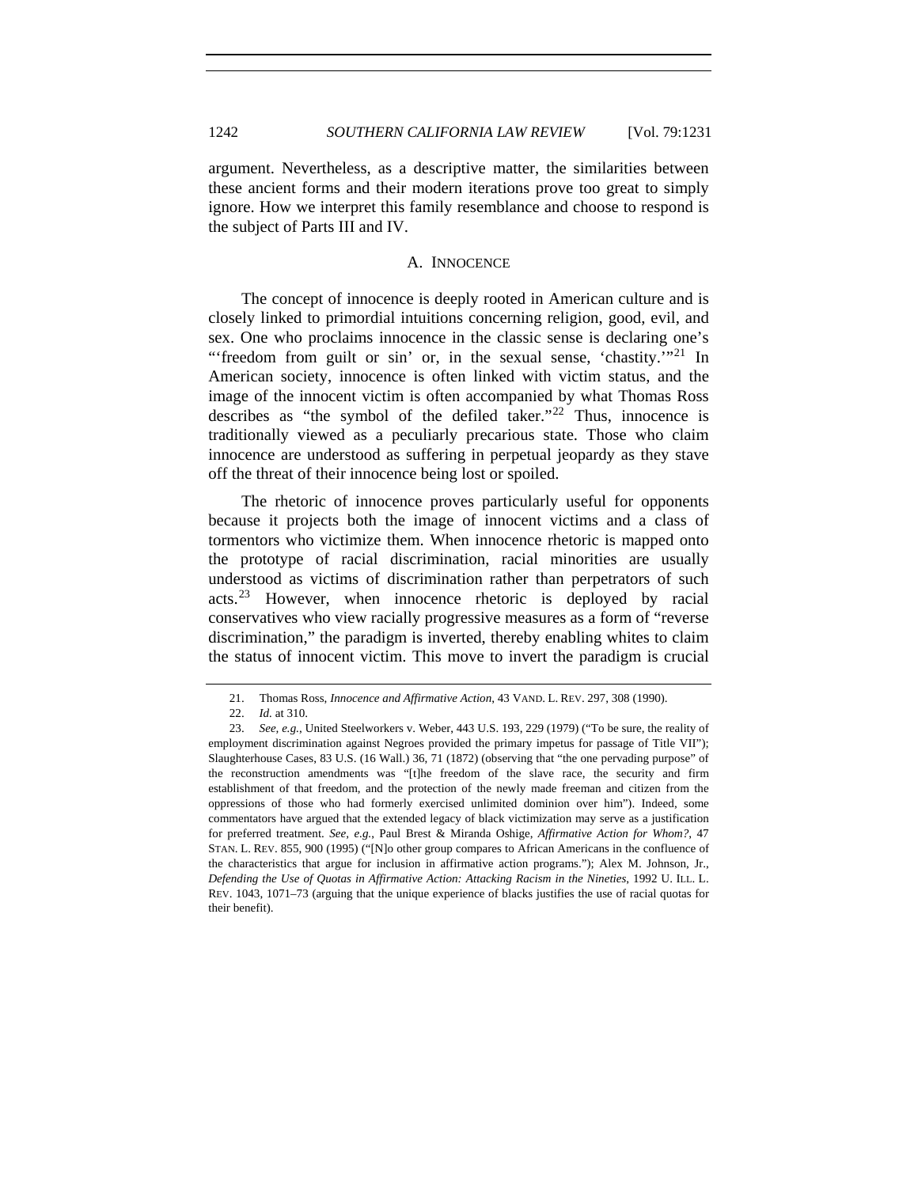argument. Nevertheless, as a descriptive matter, the similarities between these ancient forms and their modern iterations prove too great to simply ignore. How we interpret this family resemblance and choose to respond is the subject of Parts III and IV.

### A. INNOCENCE

The concept of innocence is deeply rooted in American culture and is closely linked to primordial intuitions concerning religion, good, evil, and sex. One who proclaims innocence in the classic sense is declaring one's "'freedom from guilt or sin' or, in the sexual sense, 'chastity.'"[21] In American society, innocence is often linked with victim status, and the image of the innocent victim is often accompanied by what Thomas Ross describes as "the symbol of the defiled taker."[22] Thus, innocence is traditionally viewed as a peculiarly precarious state. Those who claim innocence are understood as suffering in perpetual jeopardy as they stave off the threat of their innocence being lost or spoiled.

The rhetoric of innocence proves particularly useful for opponents because it projects both the image of innocent victims and a class of tormentors who victimize them. When innocence rhetoric is mapped onto the prototype of racial discrimination, racial minorities are usually understood as victims of discrimination rather than perpetrators of such acts.[23] However, when innocence rhetoric is deployed by racial conservatives who view racially progressive measures as a form of "reverse discrimination," the paradigm is inverted, thereby enabling whites to claim the status of innocent victim. This move to invert the paradigm is crucial

---

21. Thomas Ross, *Innocence and Affirmative Action*, 43 VAND. L. REV. 297, 308 (1990).

22. *Id.* at 310.

23. *See, e.g.*, United Steelworkers v. Weber, 443 U.S. 193, 229 (1979) ("To be sure, the reality of employment discrimination against Negroes provided the primary impetus for passage of Title VII"); Slaughterhouse Cases, 83 U.S. (16 Wall.) 36, 71 (1872) (observing that "the one pervading purpose" of the reconstruction amendments was "[t]he freedom of the slave race, the security and firm establishment of that freedom, and the protection of the newly made freeman and citizen from the oppressions of those who had formerly exercised unlimited dominion over him"). Indeed, some commentators have argued that the extended legacy of black victimization may serve as a justification for preferred treatment. *See, e.g.*, Paul Brest & Miranda Oshige, *Affirmative Action for Whom?*, 47 STAN. L. REV. 855, 900 (1995) ("[N]o other group compares to African Americans in the confluence of the characteristics that argue for inclusion in affirmative action programs."); Alex M. Johnson, Jr., *Defending the Use of Quotas in Affirmative Action: Attacking Racism in the Nineties*, 1992 U. ILL. L. REV. 1043, 1071–73 (arguing that the unique experience of blacks justifies the use of racial quotas for their benefit).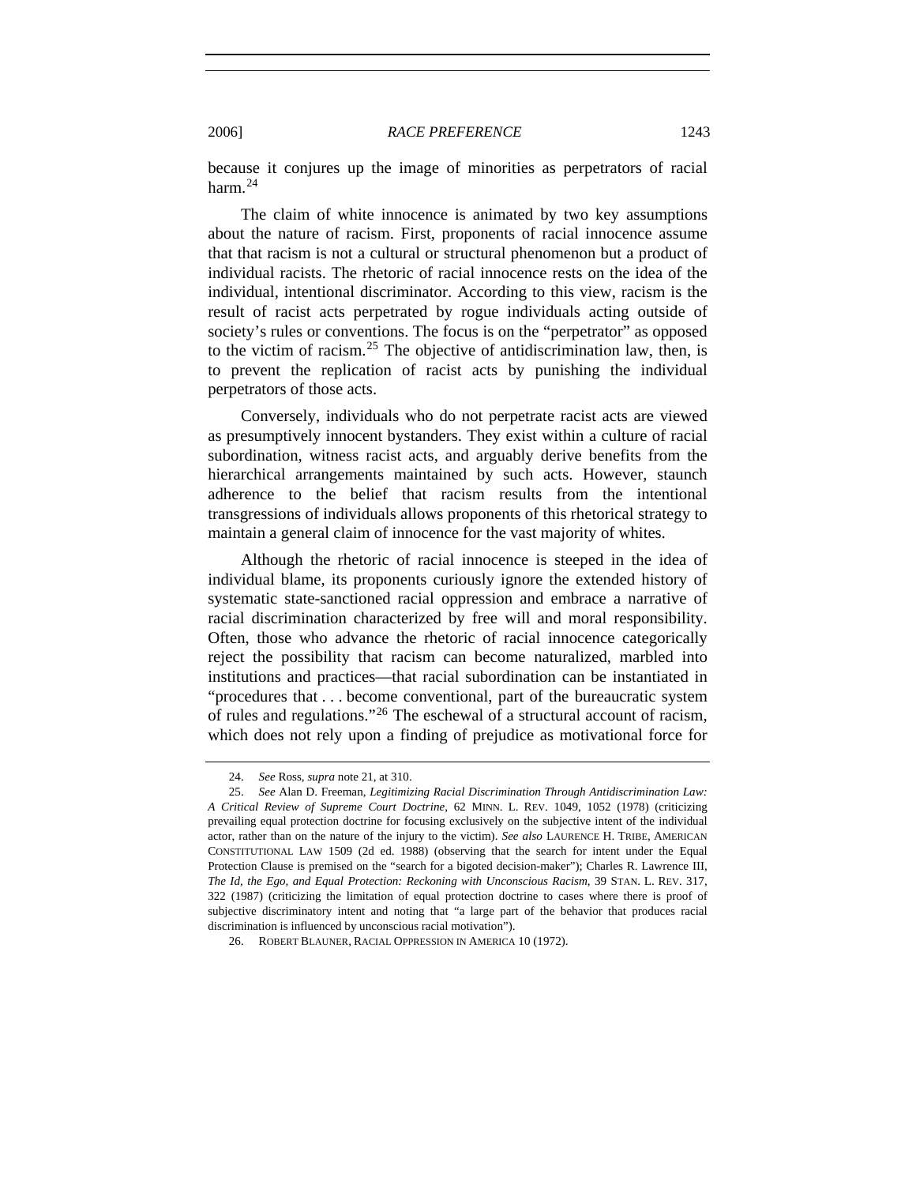because it conjures up the image of minorities as perpetrators of racial harm.[24]

The claim of white innocence is animated by two key assumptions about the nature of racism. First, proponents of racial innocence assume that that racism is not a cultural or structural phenomenon but a product of individual racists. The rhetoric of racial innocence rests on the idea of the individual, intentional discriminator. According to this view, racism is the result of racist acts perpetrated by rogue individuals acting outside of society's rules or conventions. The focus is on the "perpetrator" as opposed to the victim of racism.[25] The objective of antidiscrimination law, then, is to prevent the replication of racist acts by punishing the individual perpetrators of those acts.

Conversely, individuals who do not perpetrate racist acts are viewed as presumptively innocent bystanders. They exist within a culture of racial subordination, witness racist acts, and arguably derive benefits from the hierarchical arrangements maintained by such acts. However, staunch adherence to the belief that racism results from the intentional transgressions of individuals allows proponents of this rhetorical strategy to maintain a general claim of innocence for the vast majority of whites.

Although the rhetoric of racial innocence is steeped in the idea of individual blame, its proponents curiously ignore the extended history of systematic state-sanctioned racial oppression and embrace a narrative of racial discrimination characterized by free will and moral responsibility. Often, those who advance the rhetoric of racial innocence categorically reject the possibility that racism can become naturalized, marbled into institutions and practices—that racial subordination can be instantiated in "procedures that . . . become conventional, part of the bureaucratic system of rules and regulations."[26] The eschewal of a structural account of racism, which does not rely upon a finding of prejudice as motivational force for

---

24. *See* Ross, *supra* note 21, at 310.

25. *See* Alan D. Freeman, *Legitimizing Racial Discrimination Through Antidiscrimination Law: A Critical Review of Supreme Court Doctrine*, 62 MINN. L. REV. 1049, 1052 (1978) (criticizing prevailing equal protection doctrine for focusing exclusively on the subjective intent of the individual actor, rather than on the nature of the injury to the victim). *See also* LAURENCE H. TRIBE, AMERICAN CONSTITUTIONAL LAW 1509 (2d ed. 1988) (observing that the search for intent under the Equal Protection Clause is premised on the "search for a bigoted decision-maker"); Charles R. Lawrence III, *The Id, the Ego, and Equal Protection: Reckoning with Unconscious Racism*, 39 STAN. L. REV. 317, 322 (1987) (criticizing the limitation of equal protection doctrine to cases where there is proof of subjective discriminatory intent and noting that "a large part of the behavior that produces racial discrimination is influenced by unconscious racial motivation").

26. ROBERT BLAUNER, RACIAL OPPRESSION IN AMERICA 10 (1972).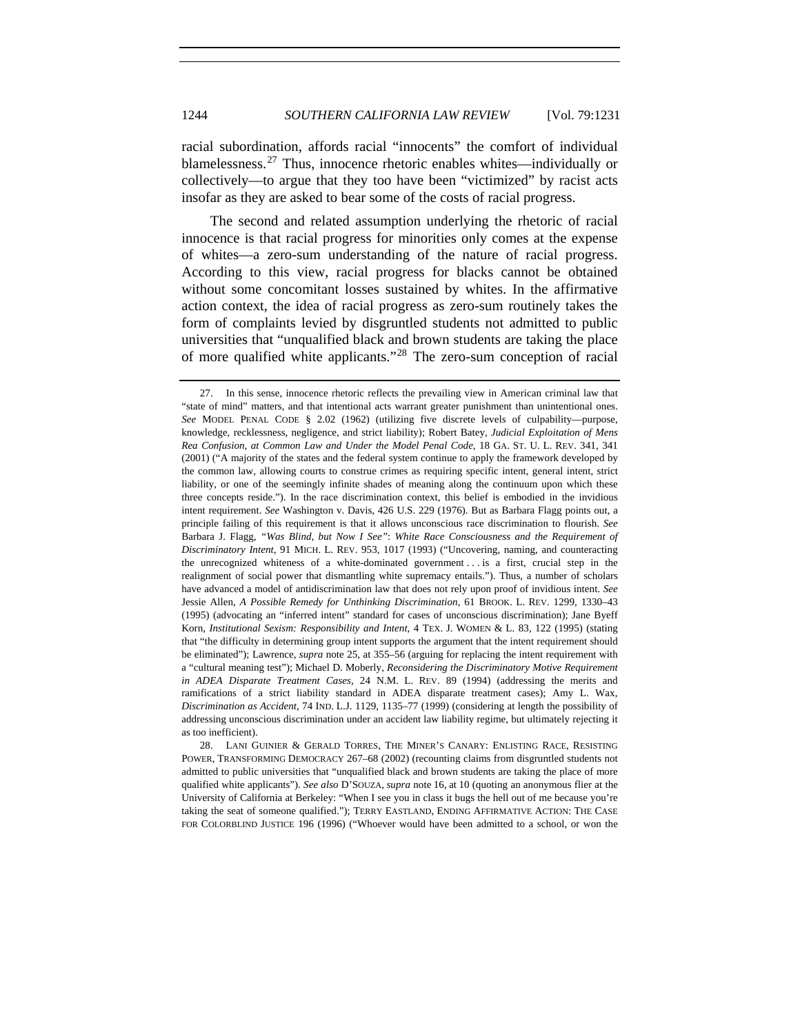racial subordination, affords racial "innocents" the comfort of individual blamelessness.[27] Thus, innocence rhetoric enables whites—individually or collectively—to argue that they too have been "victimized" by racist acts insofar as they are asked to bear some of the costs of racial progress.

The second and related assumption underlying the rhetoric of racial innocence is that racial progress for minorities only comes at the expense of whites—a zero-sum understanding of the nature of racial progress. According to this view, racial progress for blacks cannot be obtained without some concomitant losses sustained by whites. In the affirmative action context, the idea of racial progress as zero-sum routinely takes the form of complaints levied by disgruntled students not admitted to public universities that "unqualified black and brown students are taking the place of more qualified white applicants."[28] The zero-sum conception of racial

---

27. In this sense, innocence rhetoric reflects the prevailing view in American criminal law that "state of mind" matters, and that intentional acts warrant greater punishment than unintentional ones. *See* MODEL PENAL CODE § 2.02 (1962) (utilizing five discrete levels of culpability—purpose, knowledge, recklessness, negligence, and strict liability); Robert Batey, *Judicial Exploitation of Mens Rea Confusion, at Common Law and Under the Model Penal Code*, 18 GA. ST. U. L. REV. 341, 341 (2001) ("A majority of the states and the federal system continue to apply the framework developed by the common law, allowing courts to construe crimes as requiring specific intent, general intent, strict liability, or one of the seemingly infinite shades of meaning along the continuum upon which these three concepts reside."). In the race discrimination context, this belief is embodied in the invidious intent requirement. *See* Washington v. Davis, 426 U.S. 229 (1976). But as Barbara Flagg points out, a principle failing of this requirement is that it allows unconscious race discrimination to flourish. *See* Barbara J. Flagg, *"Was Blind, but Now I See": White Race Consciousness and the Requirement of Discriminatory Intent*, 91 MICH. L. REV. 953, 1017 (1993) ("Uncovering, naming, and counteracting the unrecognized whiteness of a white-dominated government . . . is a first, crucial step in the realignment of social power that dismantling white supremacy entails."). Thus, a number of scholars have advanced a model of antidiscrimination law that does not rely upon proof of invidious intent. *See* Jessie Allen, *A Possible Remedy for Unthinking Discrimination*, 61 BROOK. L. REV. 1299, 1330–43 (1995) (advocating an "inferred intent" standard for cases of unconscious discrimination); Jane Byeff Korn, *Institutional Sexism: Responsibility and Intent*, 4 TEX. J. WOMEN & L. 83, 122 (1995) (stating that "the difficulty in determining group intent supports the argument that the intent requirement should be eliminated"); Lawrence, *supra* note 25, at 355–56 (arguing for replacing the intent requirement with a "cultural meaning test"); Michael D. Moberly, *Reconsidering the Discriminatory Motive Requirement in ADEA Disparate Treatment Cases*, 24 N.M. L. REV. 89 (1994) (addressing the merits and ramifications of a strict liability standard in ADEA disparate treatment cases); Amy L. Wax, *Discrimination as Accident*, 74 IND. L.J. 1129, 1135–77 (1999) (considering at length the possibility of addressing unconscious discrimination under an accident law liability regime, but ultimately rejecting it as too inefficient).

28. LANI GUINIER & GERALD TORRES, THE MINER'S CANARY: ENLISTING RACE, RESISTING POWER, TRANSFORMING DEMOCRACY 267–68 (2002) (recounting claims from disgruntled students not admitted to public universities that "unqualified black and brown students are taking the place of more qualified white applicants"). *See also* D'SOUZA, *supra* note 16, at 10 (quoting an anonymous flier at the University of California at Berkeley: "When I see you in class it bugs the hell out of me because you're taking the seat of someone qualified."); TERRY EASTLAND, ENDING AFFIRMATIVE ACTION: THE CASE FOR COLORBLIND JUSTICE 196 (1996) ("Whoever would have been admitted to a school, or won the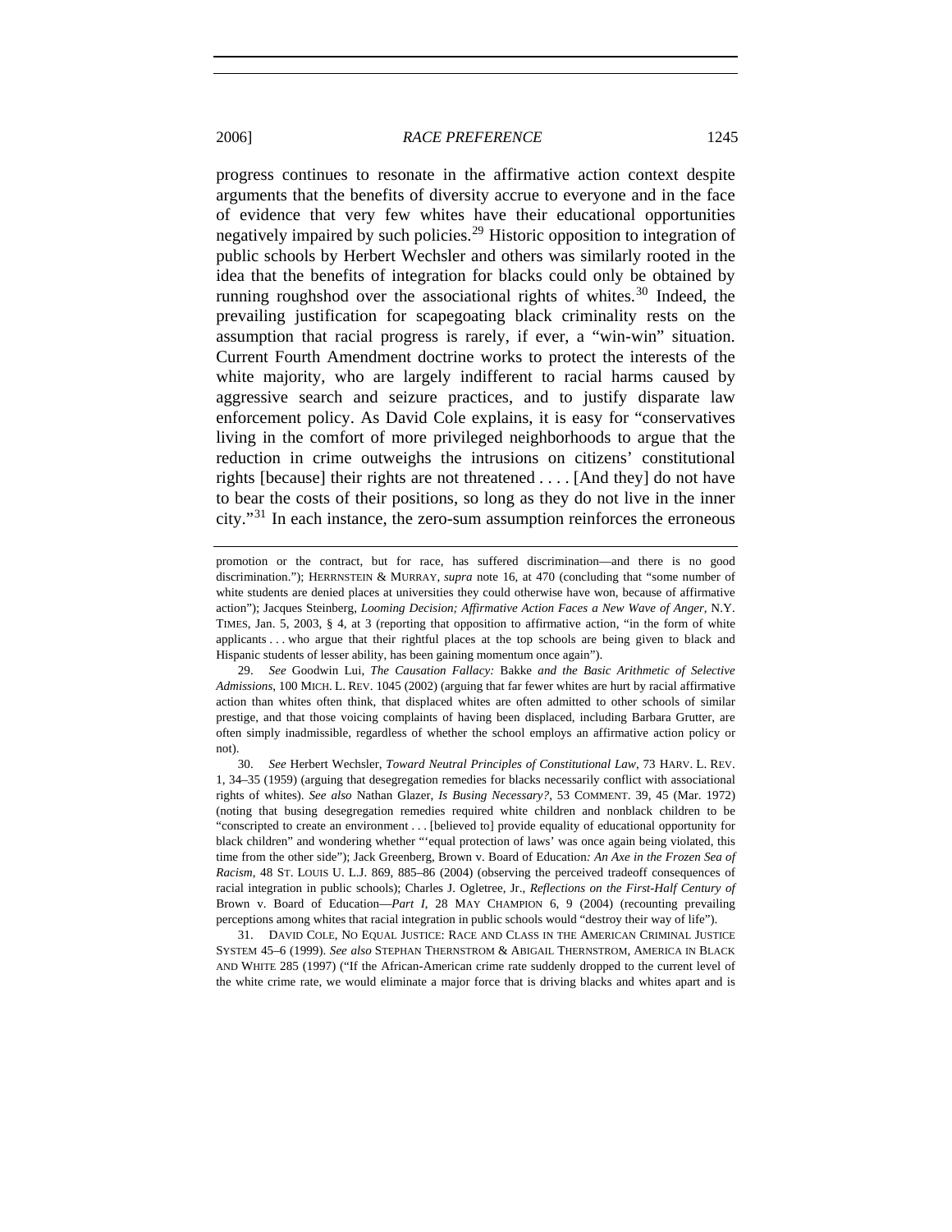progress continues to resonate in the affirmative action context despite arguments that the benefits of diversity accrue to everyone and in the face of evidence that very few whites have their educational opportunities negatively impaired by such policies.[29] Historic opposition to integration of public schools by Herbert Wechsler and others was similarly rooted in the idea that the benefits of integration for blacks could only be obtained by running roughshod over the associational rights of whites.[30] Indeed, the prevailing justification for scapegoating black criminality rests on the assumption that racial progress is rarely, if ever, a "win-win" situation. Current Fourth Amendment doctrine works to protect the interests of the white majority, who are largely indifferent to racial harms caused by aggressive search and seizure practices, and to justify disparate law enforcement policy. As David Cole explains, it is easy for "conservatives living in the comfort of more privileged neighborhoods to argue that the reduction in crime outweighs the intrusions on citizens' constitutional rights [because] their rights are not threatened . . . . [And they] do not have to bear the costs of their positions, so long as they do not live in the inner city."[31] In each instance, the zero-sum assumption reinforces the erroneous

---

promotion or the contract, but for race, has suffered discrimination—and there is no good discrimination."); HERRNSTEIN & MURRAY, *supra* note 16, at 470 (concluding that "some number of white students are denied places at universities they could otherwise have won, because of affirmative action"); Jacques Steinberg, *Looming Decision; Affirmative Action Faces a New Wave of Anger*, N.Y. TIMES, Jan. 5, 2003, § 4, at 3 (reporting that opposition to affirmative action, "in the form of white applicants . . . who argue that their rightful places at the top schools are being given to black and Hispanic students of lesser ability, has been gaining momentum once again").

29. *See* Goodwin Lui, *The Causation Fallacy:* Bakke *and the Basic Arithmetic of Selective Admissions*, 100 MICH. L. REV. 1045 (2002) (arguing that far fewer whites are hurt by racial affirmative action than whites often think, that displaced whites are often admitted to other schools of similar prestige, and that those voicing complaints of having been displaced, including Barbara Grutter, are often simply inadmissible, regardless of whether the school employs an affirmative action policy or not).

30. *See* Herbert Wechsler, *Toward Neutral Principles of Constitutional Law*, 73 HARV. L. REV. 1, 34–35 (1959) (arguing that desegregation remedies for blacks necessarily conflict with associational rights of whites). *See also* Nathan Glazer, *Is Busing Necessary?*, 53 COMMENT. 39, 45 (Mar. 1972) (noting that busing desegregation remedies required white children and nonblack children to be "conscripted to create an environment . . . [believed to] provide equality of educational opportunity for black children" and wondering whether "'equal protection of laws' was once again being violated, this time from the other side"); Jack Greenberg, Brown v. Board of Education*: An Axe in the Frozen Sea of Racism*, 48 ST. LOUIS U. L.J. 869, 885–86 (2004) (observing the perceived tradeoff consequences of racial integration in public schools); Charles J. Ogletree, Jr., *Reflections on the First-Half Century of* Brown v. Board of Education—*Part I*, 28 MAY CHAMPION 6, 9 (2004) (recounting prevailing perceptions among whites that racial integration in public schools would "destroy their way of life").

31. DAVID COLE, NO EQUAL JUSTICE: RACE AND CLASS IN THE AMERICAN CRIMINAL JUSTICE SYSTEM 45–6 (1999). *See also* STEPHAN THERNSTROM & ABIGAIL THERNSTROM, AMERICA IN BLACK AND WHITE 285 (1997) ("If the African-American crime rate suddenly dropped to the current level of the white crime rate, we would eliminate a major force that is driving blacks and whites apart and is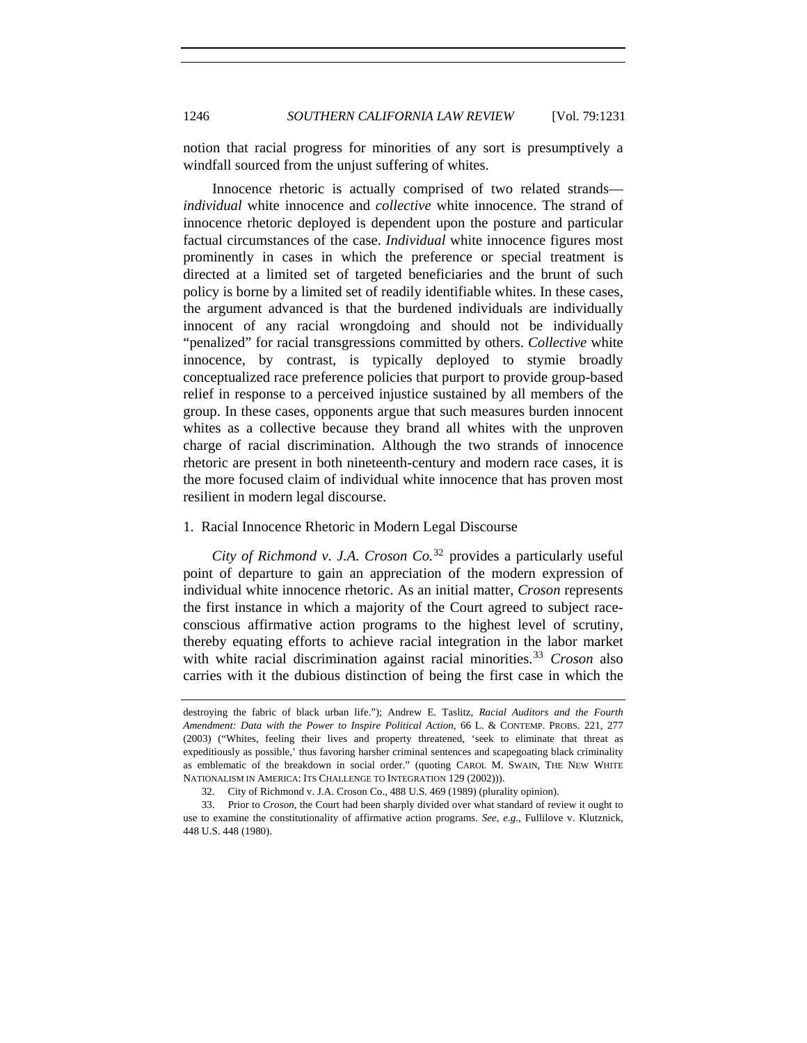notion that racial progress for minorities of any sort is presumptively a windfall sourced from the unjust suffering of whites.

Innocence rhetoric is actually comprised of two related strands—*individual* white innocence and *collective* white innocence. The strand of innocence rhetoric deployed is dependent upon the posture and particular factual circumstances of the case. *Individual* white innocence figures most prominently in cases in which the preference or special treatment is directed at a limited set of targeted beneficiaries and the brunt of such policy is borne by a limited set of readily identifiable whites. In these cases, the argument advanced is that the burdened individuals are individually innocent of any racial wrongdoing and should not be individually "penalized" for racial transgressions committed by others. *Collective* white innocence, by contrast, is typically deployed to stymie broadly conceptualized race preference policies that purport to provide group-based relief in response to a perceived injustice sustained by all members of the group. In these cases, opponents argue that such measures burden innocent whites as a collective because they brand all whites with the unproven charge of racial discrimination. Although the two strands of innocence rhetoric are present in both nineteenth-century and modern race cases, it is the more focused claim of individual white innocence that has proven most resilient in modern legal discourse.

### 1. Racial Innocence Rhetoric in Modern Legal Discourse

*City of Richmond v. J.A. Croson Co.*[32] provides a particularly useful point of departure to gain an appreciation of the modern expression of individual white innocence rhetoric. As an initial matter, *Croson* represents the first instance in which a majority of the Court agreed to subject race-conscious affirmative action programs to the highest level of scrutiny, thereby equating efforts to achieve racial integration in the labor market with white racial discrimination against racial minorities.[33] *Croson* also carries with it the dubious distinction of being the first case in which the

---

destroying the fabric of black urban life."); Andrew E. Taslitz, *Racial Auditors and the Fourth Amendment: Data with the Power to Inspire Political Action*, 66 L. & CONTEMP. PROBS. 221, 277 (2003) ("Whites, feeling their lives and property threatened, 'seek to eliminate that threat as expeditiously as possible,' thus favoring harsher criminal sentences and scapegoating black criminality as emblematic of the breakdown in social order." (quoting CAROL M. SWAIN, THE NEW WHITE NATIONALISM IN AMERICA: ITS CHALLENGE TO INTEGRATION 129 (2002))).

32. City of Richmond v. J.A. Croson Co., 488 U.S. 469 (1989) (plurality opinion).

33. Prior to *Croson*, the Court had been sharply divided over what standard of review it ought to use to examine the constitutionality of affirmative action programs. *See, e.g.*, Fullilove v. Klutznick, 448 U.S. 448 (1980).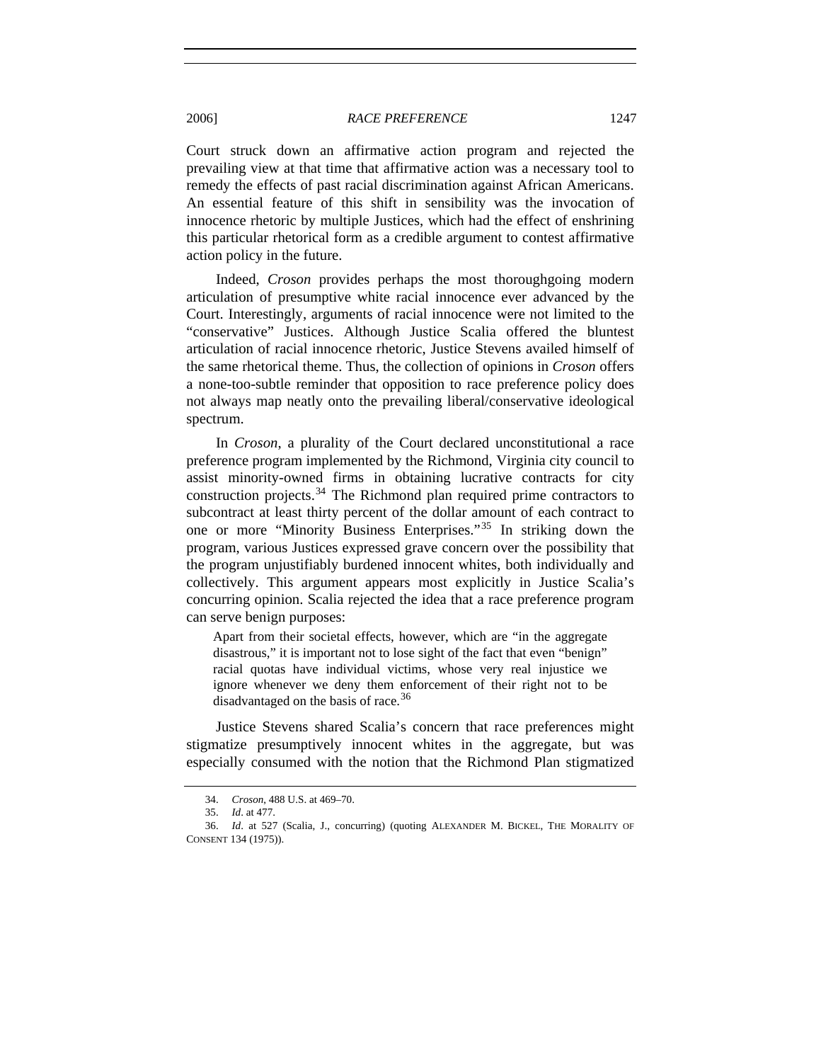Court struck down an affirmative action program and rejected the prevailing view at that time that affirmative action was a necessary tool to remedy the effects of past racial discrimination against African Americans. An essential feature of this shift in sensibility was the invocation of innocence rhetoric by multiple Justices, which had the effect of enshrining this particular rhetorical form as a credible argument to contest affirmative action policy in the future.

Indeed, *Croson* provides perhaps the most thoroughgoing modern articulation of presumptive white racial innocence ever advanced by the Court. Interestingly, arguments of racial innocence were not limited to the "conservative" Justices. Although Justice Scalia offered the bluntest articulation of racial innocence rhetoric, Justice Stevens availed himself of the same rhetorical theme. Thus, the collection of opinions in *Croson* offers a none-too-subtle reminder that opposition to race preference policy does not always map neatly onto the prevailing liberal/conservative ideological spectrum.

In *Croson*, a plurality of the Court declared unconstitutional a race preference program implemented by the Richmond, Virginia city council to assist minority-owned firms in obtaining lucrative contracts for city construction projects.[34] The Richmond plan required prime contractors to subcontract at least thirty percent of the dollar amount of each contract to one or more "Minority Business Enterprises."[35] In striking down the program, various Justices expressed grave concern over the possibility that the program unjustifiably burdened innocent whites, both individually and collectively. This argument appears most explicitly in Justice Scalia's concurring opinion. Scalia rejected the idea that a race preference program can serve benign purposes:

> Apart from their societal effects, however, which are "in the aggregate disastrous," it is important not to lose sight of the fact that even "benign" racial quotas have individual victims, whose very real injustice we ignore whenever we deny them enforcement of their right not to be disadvantaged on the basis of race.[36]

Justice Stevens shared Scalia's concern that race preferences might stigmatize presumptively innocent whites in the aggregate, but was especially consumed with the notion that the Richmond Plan stigmatized

---

34. *Croson*, 488 U.S. at 469–70.

35. *Id*. at 477.

36. *Id*. at 527 (Scalia, J., concurring) (quoting ALEXANDER M. BICKEL, THE MORALITY OF CONSENT 134 (1975)).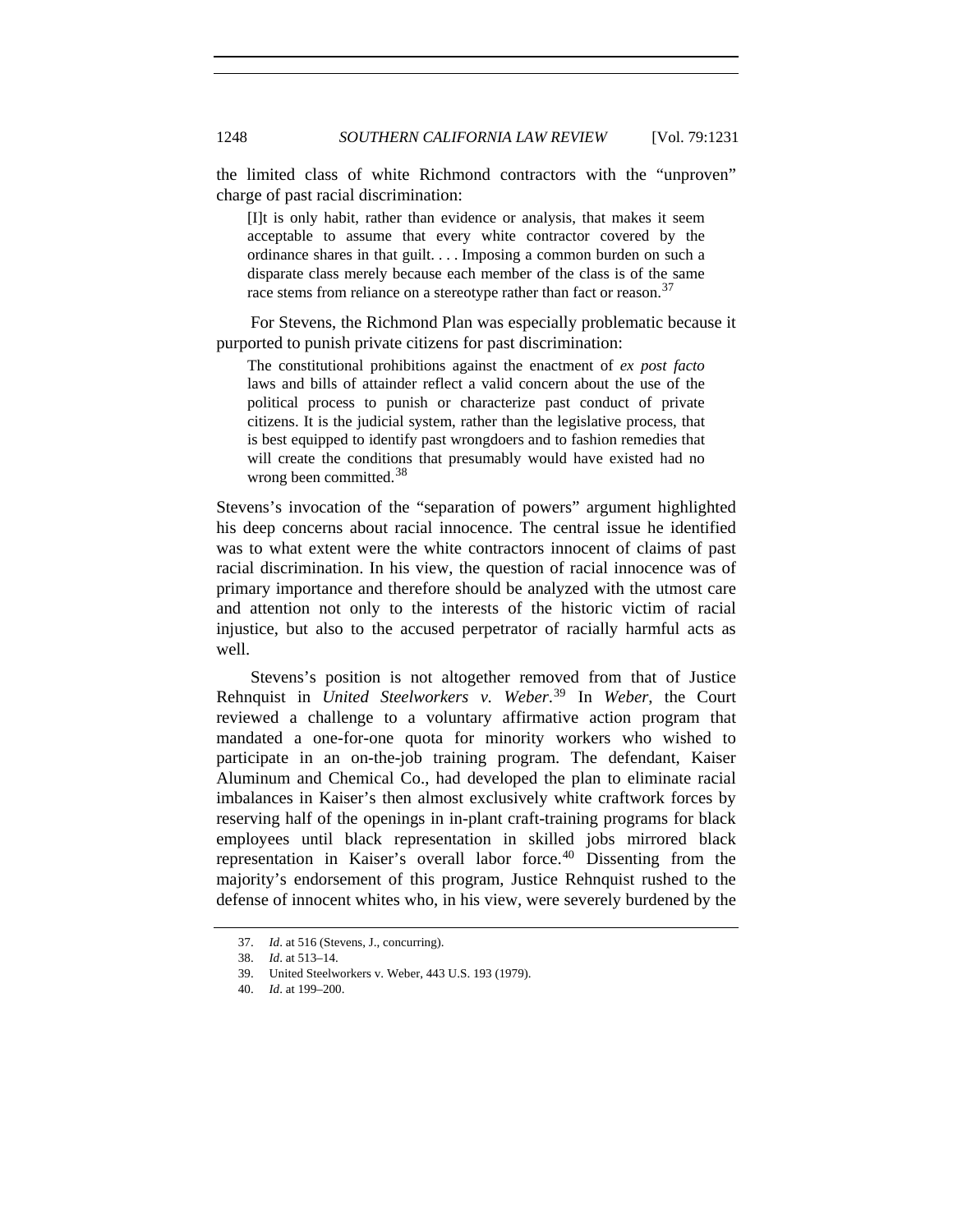the limited class of white Richmond contractors with the "unproven" charge of past racial discrimination:

> [I]t is only habit, rather than evidence or analysis, that makes it seem acceptable to assume that every white contractor covered by the ordinance shares in that guilt. . . . Imposing a common burden on such a disparate class merely because each member of the class is of the same race stems from reliance on a stereotype rather than fact or reason.[37]

For Stevens, the Richmond Plan was especially problematic because it purported to punish private citizens for past discrimination:

> The constitutional prohibitions against the enactment of *ex post facto* laws and bills of attainder reflect a valid concern about the use of the political process to punish or characterize past conduct of private citizens. It is the judicial system, rather than the legislative process, that is best equipped to identify past wrongdoers and to fashion remedies that will create the conditions that presumably would have existed had no wrong been committed.[38]

Stevens's invocation of the "separation of powers" argument highlighted his deep concerns about racial innocence. The central issue he identified was to what extent were the white contractors innocent of claims of past racial discrimination. In his view, the question of racial innocence was of primary importance and therefore should be analyzed with the utmost care and attention not only to the interests of the historic victim of racial injustice, but also to the accused perpetrator of racially harmful acts as well.

Stevens's position is not altogether removed from that of Justice Rehnquist in *United Steelworkers v. Weber*.[39] In *Weber*, the Court reviewed a challenge to a voluntary affirmative action program that mandated a one-for-one quota for minority workers who wished to participate in an on-the-job training program. The defendant, Kaiser Aluminum and Chemical Co., had developed the plan to eliminate racial imbalances in Kaiser's then almost exclusively white craftwork forces by reserving half of the openings in in-plant craft-training programs for black employees until black representation in skilled jobs mirrored black representation in Kaiser's overall labor force.[40] Dissenting from the majority's endorsement of this program, Justice Rehnquist rushed to the defense of innocent whites who, in his view, were severely burdened by the

---

37. *Id*. at 516 (Stevens, J., concurring).

38. *Id*. at 513–14.

39. United Steelworkers v. Weber, 443 U.S. 193 (1979).

40. *Id*. at 199–200.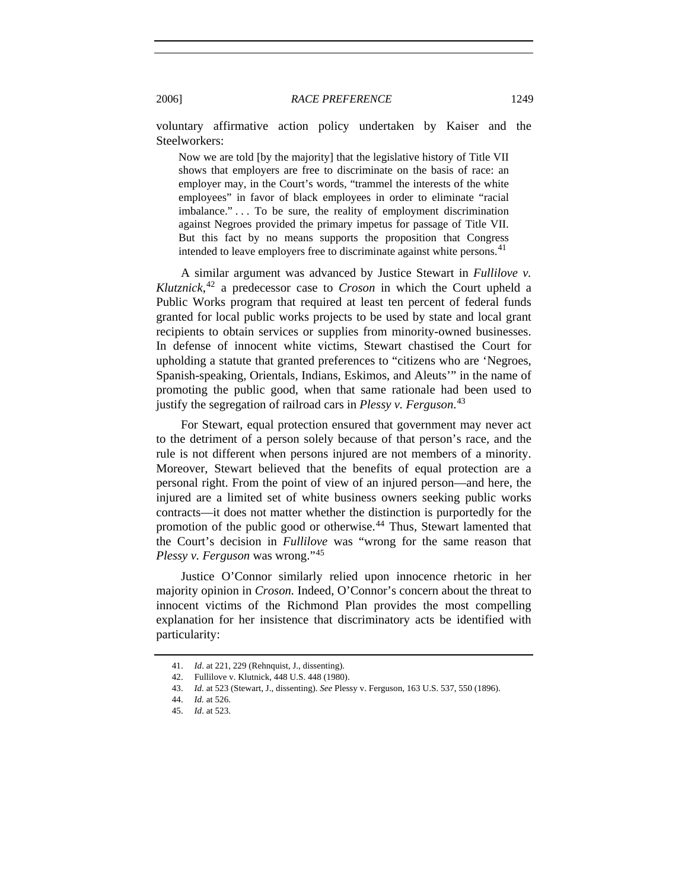voluntary affirmative action policy undertaken by Kaiser and the Steelworkers:

> Now we are told [by the majority] that the legislative history of Title VII shows that employers are free to discriminate on the basis of race: an employer may, in the Court's words, "trammel the interests of the white employees" in favor of black employees in order to eliminate "racial imbalance." . . . To be sure, the reality of employment discrimination against Negroes provided the primary impetus for passage of Title VII. But this fact by no means supports the proposition that Congress intended to leave employers free to discriminate against white persons.[41]

A similar argument was advanced by Justice Stewart in *Fullilove v. Klutznick*,[42] a predecessor case to *Croson* in which the Court upheld a Public Works program that required at least ten percent of federal funds granted for local public works projects to be used by state and local grant recipients to obtain services or supplies from minority-owned businesses. In defense of innocent white victims, Stewart chastised the Court for upholding a statute that granted preferences to "citizens who are 'Negroes, Spanish-speaking, Orientals, Indians, Eskimos, and Aleuts'" in the name of promoting the public good, when that same rationale had been used to justify the segregation of railroad cars in *Plessy v. Ferguson*.[43]

For Stewart, equal protection ensured that government may never act to the detriment of a person solely because of that person's race, and the rule is not different when persons injured are not members of a minority. Moreover, Stewart believed that the benefits of equal protection are a personal right. From the point of view of an injured person—and here, the injured are a limited set of white business owners seeking public works contracts—it does not matter whether the distinction is purportedly for the promotion of the public good or otherwise.[44] Thus, Stewart lamented that the Court's decision in *Fullilove* was "wrong for the same reason that *Plessy v. Ferguson* was wrong."[45]

Justice O'Connor similarly relied upon innocence rhetoric in her majority opinion in *Croson.* Indeed, O'Connor's concern about the threat to innocent victims of the Richmond Plan provides the most compelling explanation for her insistence that discriminatory acts be identified with particularity:

---

41. *Id*. at 221, 229 (Rehnquist, J., dissenting).
42. Fullilove v. Klutnick, 448 U.S. 448 (1980).
43. *Id.* at 523 (Stewart, J., dissenting). *See* Plessy v. Ferguson, 163 U.S. 537, 550 (1896).
44. *Id.* at 526.
45. *Id*. at 523.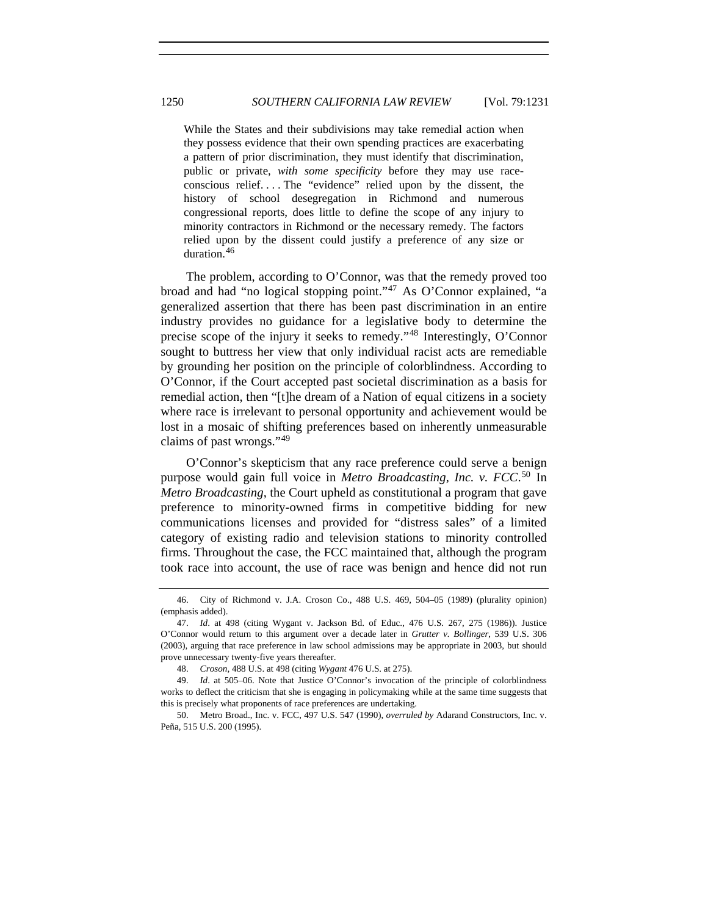> While the States and their subdivisions may take remedial action when they possess evidence that their own spending practices are exacerbating a pattern of prior discrimination, they must identify that discrimination, public or private, *with some specificity* before they may use race-conscious relief. . . . The "evidence" relied upon by the dissent, the history of school desegregation in Richmond and numerous congressional reports, does little to define the scope of any injury to minority contractors in Richmond or the necessary remedy. The factors relied upon by the dissent could justify a preference of any size or duration.[46]

The problem, according to O'Connor, was that the remedy proved too broad and had "no logical stopping point."[47] As O'Connor explained, "a generalized assertion that there has been past discrimination in an entire industry provides no guidance for a legislative body to determine the precise scope of the injury it seeks to remedy."[48] Interestingly, O'Connor sought to buttress her view that only individual racist acts are remediable by grounding her position on the principle of colorblindness. According to O'Connor, if the Court accepted past societal discrimination as a basis for remedial action, then "[t]he dream of a Nation of equal citizens in a society where race is irrelevant to personal opportunity and achievement would be lost in a mosaic of shifting preferences based on inherently unmeasurable claims of past wrongs."[49]

O'Connor's skepticism that any race preference could serve a benign purpose would gain full voice in *Metro Broadcasting, Inc. v. FCC*.[50] In *Metro Broadcasting*, the Court upheld as constitutional a program that gave preference to minority-owned firms in competitive bidding for new communications licenses and provided for "distress sales" of a limited category of existing radio and television stations to minority controlled firms. Throughout the case, the FCC maintained that, although the program took race into account, the use of race was benign and hence did not run

---

46. City of Richmond v. J.A. Croson Co., 488 U.S. 469, 504–05 (1989) (plurality opinion) (emphasis added).

47. *Id*. at 498 (citing Wygant v. Jackson Bd. of Educ., 476 U.S. 267, 275 (1986)). Justice O'Connor would return to this argument over a decade later in *Grutter v. Bollinger*, 539 U.S. 306 (2003), arguing that race preference in law school admissions may be appropriate in 2003, but should prove unnecessary twenty-five years thereafter.

48. *Croson*, 488 U.S. at 498 (citing *Wygant* 476 U.S. at 275).

49. *Id*. at 505–06. Note that Justice O'Connor's invocation of the principle of colorblindness works to deflect the criticism that she is engaging in policymaking while at the same time suggests that this is precisely what proponents of race preferences are undertaking.

50. Metro Broad., Inc. v. FCC, 497 U.S. 547 (1990), *overruled by* Adarand Constructors, Inc. v. Peña, 515 U.S. 200 (1995).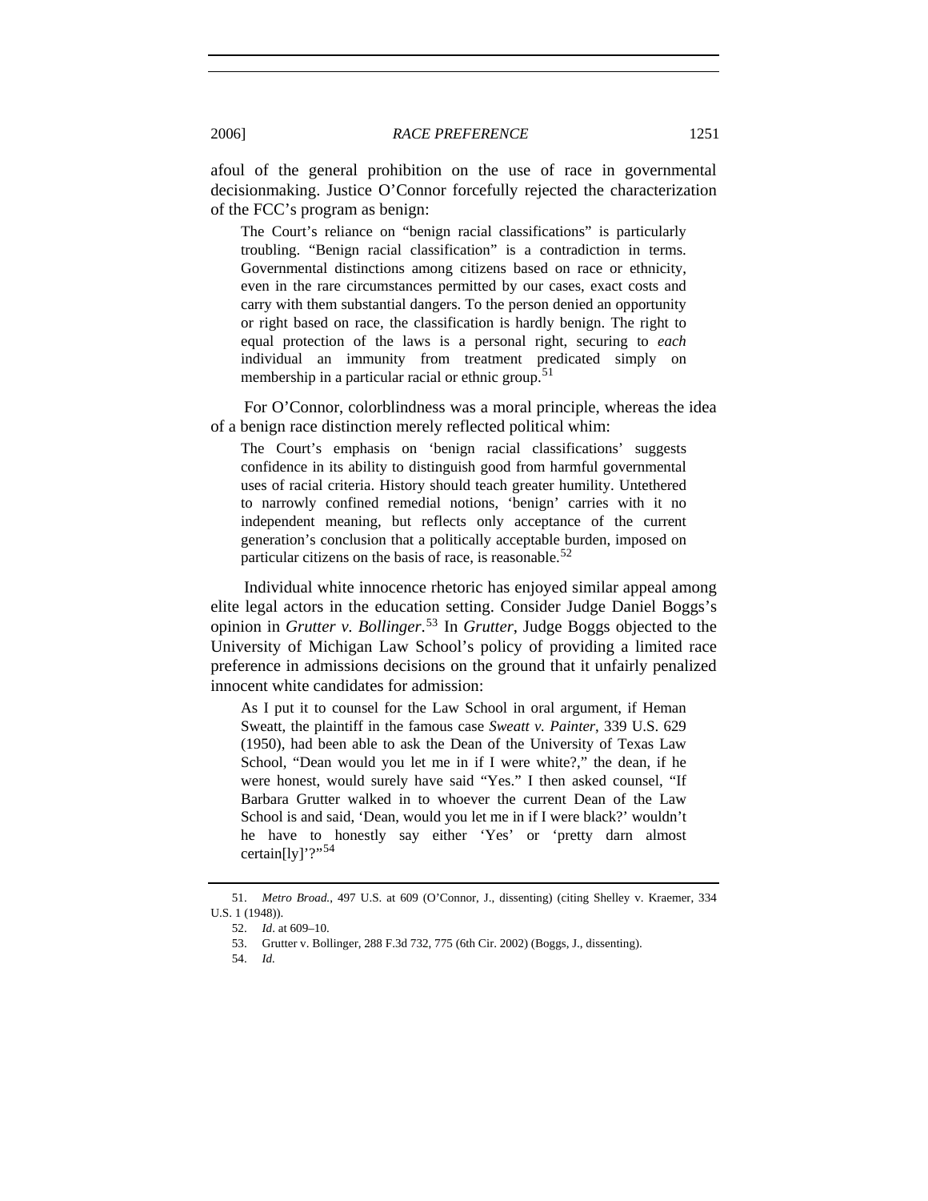afoul of the general prohibition on the use of race in governmental decisionmaking. Justice O'Connor forcefully rejected the characterization of the FCC's program as benign:

> The Court's reliance on "benign racial classifications" is particularly troubling. "Benign racial classification" is a contradiction in terms. Governmental distinctions among citizens based on race or ethnicity, even in the rare circumstances permitted by our cases, exact costs and carry with them substantial dangers. To the person denied an opportunity or right based on race, the classification is hardly benign. The right to equal protection of the laws is a personal right, securing to *each* individual an immunity from treatment predicated simply on membership in a particular racial or ethnic group.[51]

For O'Connor, colorblindness was a moral principle, whereas the idea of a benign race distinction merely reflected political whim:

> The Court's emphasis on 'benign racial classifications' suggests confidence in its ability to distinguish good from harmful governmental uses of racial criteria. History should teach greater humility. Untethered to narrowly confined remedial notions, 'benign' carries with it no independent meaning, but reflects only acceptance of the current generation's conclusion that a politically acceptable burden, imposed on particular citizens on the basis of race, is reasonable.[52]

Individual white innocence rhetoric has enjoyed similar appeal among elite legal actors in the education setting. Consider Judge Daniel Boggs's opinion in *Grutter v. Bollinger*.[53] In *Grutter*, Judge Boggs objected to the University of Michigan Law School's policy of providing a limited race preference in admissions decisions on the ground that it unfairly penalized innocent white candidates for admission:

> As I put it to counsel for the Law School in oral argument, if Heman Sweatt, the plaintiff in the famous case *Sweatt v. Painter*, 339 U.S. 629 (1950), had been able to ask the Dean of the University of Texas Law School, "Dean would you let me in if I were white?," the dean, if he were honest, would surely have said "Yes." I then asked counsel, "If Barbara Grutter walked in to whoever the current Dean of the Law School is and said, 'Dean, would you let me in if I were black?' wouldn't he have to honestly say either 'Yes' or 'pretty darn almost certain[ly]'?"[54]

---

51. *Metro Broad.*, 497 U.S. at 609 (O'Connor, J., dissenting) (citing Shelley v. Kraemer, 334 U.S. 1 (1948)).

52. *Id*. at 609–10.

53. Grutter v. Bollinger, 288 F.3d 732, 775 (6th Cir. 2002) (Boggs, J., dissenting).

54. *Id.*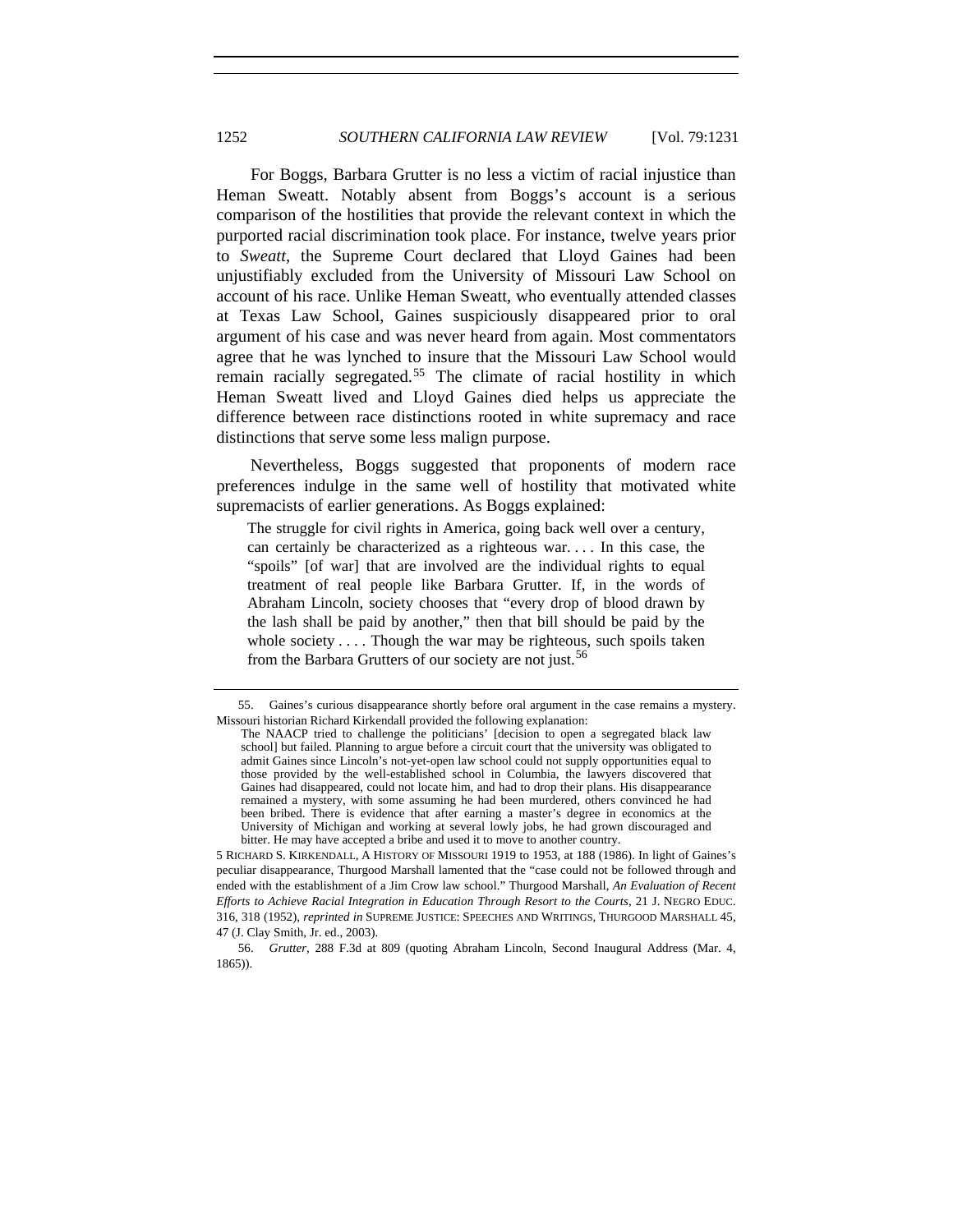For Boggs, Barbara Grutter is no less a victim of racial injustice than Heman Sweatt. Notably absent from Boggs's account is a serious comparison of the hostilities that provide the relevant context in which the purported racial discrimination took place. For instance, twelve years prior to *Sweatt*, the Supreme Court declared that Lloyd Gaines had been unjustifiably excluded from the University of Missouri Law School on account of his race. Unlike Heman Sweatt, who eventually attended classes at Texas Law School, Gaines suspiciously disappeared prior to oral argument of his case and was never heard from again. Most commentators agree that he was lynched to insure that the Missouri Law School would remain racially segregated.[55] The climate of racial hostility in which Heman Sweatt lived and Lloyd Gaines died helps us appreciate the difference between race distinctions rooted in white supremacy and race distinctions that serve some less malign purpose.

Nevertheless, Boggs suggested that proponents of modern race preferences indulge in the same well of hostility that motivated white supremacists of earlier generations. As Boggs explained:

> The struggle for civil rights in America, going back well over a century, can certainly be characterized as a righteous war. . . . In this case, the "spoils" [of war] that are involved are the individual rights to equal treatment of real people like Barbara Grutter. If, in the words of Abraham Lincoln, society chooses that "every drop of blood drawn by the lash shall be paid by another," then that bill should be paid by the whole society . . . . Though the war may be righteous, such spoils taken from the Barbara Grutters of our society are not just.[56]

---

55. Gaines's curious disappearance shortly before oral argument in the case remains a mystery. Missouri historian Richard Kirkendall provided the following explanation:

> The NAACP tried to challenge the politicians' [decision to open a segregated black law school] but failed. Planning to argue before a circuit court that the university was obligated to admit Gaines since Lincoln's not-yet-open law school could not supply opportunities equal to those provided by the well-established school in Columbia, the lawyers discovered that Gaines had disappeared, could not locate him, and had to drop their plans. His disappearance remained a mystery, with some assuming he had been murdered, others convinced he had been bribed. There is evidence that after earning a master's degree in economics at the University of Michigan and working at several lowly jobs, he had grown discouraged and bitter. He may have accepted a bribe and used it to move to another country.

5 RICHARD S. KIRKENDALL, A HISTORY OF MISSOURI 1919 to 1953, at 188 (1986). In light of Gaines's peculiar disappearance, Thurgood Marshall lamented that the "case could not be followed through and ended with the establishment of a Jim Crow law school." Thurgood Marshall, *An Evaluation of Recent Efforts to Achieve Racial Integration in Education Through Resort to the Courts*, 21 J. NEGRO EDUC. 316, 318 (1952), *reprinted in* SUPREME JUSTICE: SPEECHES AND WRITINGS, THURGOOD MARSHALL 45, 47 (J. Clay Smith, Jr. ed., 2003).

56. *Grutter*, 288 F.3d at 809 (quoting Abraham Lincoln, Second Inaugural Address (Mar. 4, 1865)).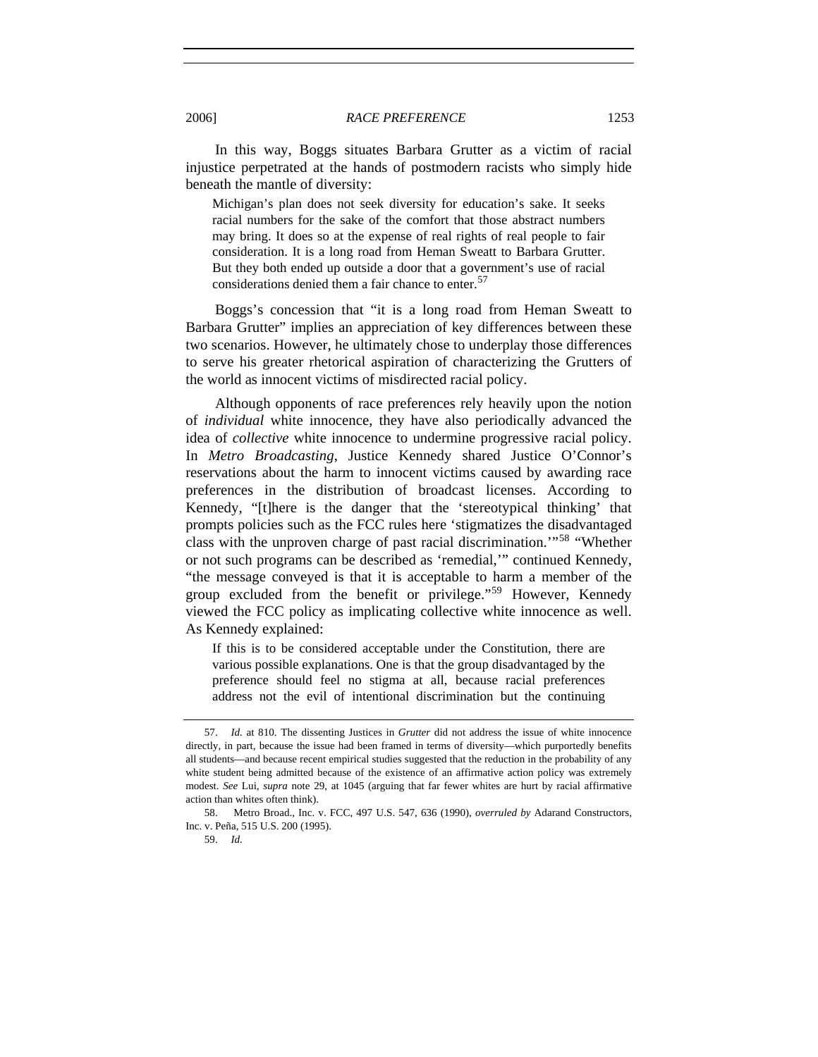In this way, Boggs situates Barbara Grutter as a victim of racial injustice perpetrated at the hands of postmodern racists who simply hide beneath the mantle of diversity:

> Michigan's plan does not seek diversity for education's sake. It seeks racial numbers for the sake of the comfort that those abstract numbers may bring. It does so at the expense of real rights of real people to fair consideration. It is a long road from Heman Sweatt to Barbara Grutter. But they both ended up outside a door that a government's use of racial considerations denied them a fair chance to enter.[57]

Boggs's concession that "it is a long road from Heman Sweatt to Barbara Grutter" implies an appreciation of key differences between these two scenarios. However, he ultimately chose to underplay those differences to serve his greater rhetorical aspiration of characterizing the Grutters of the world as innocent victims of misdirected racial policy.

Although opponents of race preferences rely heavily upon the notion of *individual* white innocence, they have also periodically advanced the idea of *collective* white innocence to undermine progressive racial policy. In *Metro Broadcasting*, Justice Kennedy shared Justice O'Connor's reservations about the harm to innocent victims caused by awarding race preferences in the distribution of broadcast licenses. According to Kennedy, "[t]here is the danger that the 'stereotypical thinking' that prompts policies such as the FCC rules here 'stigmatizes the disadvantaged class with the unproven charge of past racial discrimination.'"[58] "Whether or not such programs can be described as 'remedial,'" continued Kennedy, "the message conveyed is that it is acceptable to harm a member of the group excluded from the benefit or privilege."[59] However, Kennedy viewed the FCC policy as implicating collective white innocence as well. As Kennedy explained:

> If this is to be considered acceptable under the Constitution, there are various possible explanations. One is that the group disadvantaged by the preference should feel no stigma at all, because racial preferences address not the evil of intentional discrimination but the continuing

---

57. *Id.* at 810. The dissenting Justices in *Grutter* did not address the issue of white innocence directly, in part, because the issue had been framed in terms of diversity—which purportedly benefits all students—and because recent empirical studies suggested that the reduction in the probability of any white student being admitted because of the existence of an affirmative action policy was extremely modest. *See* Lui, *supra* note 29, at 1045 (arguing that far fewer whites are hurt by racial affirmative action than whites often think).

58. Metro Broad., Inc. v. FCC, 497 U.S. 547, 636 (1990), *overruled by* Adarand Constructors, Inc. v. Peña, 515 U.S. 200 (1995).

59. *Id.*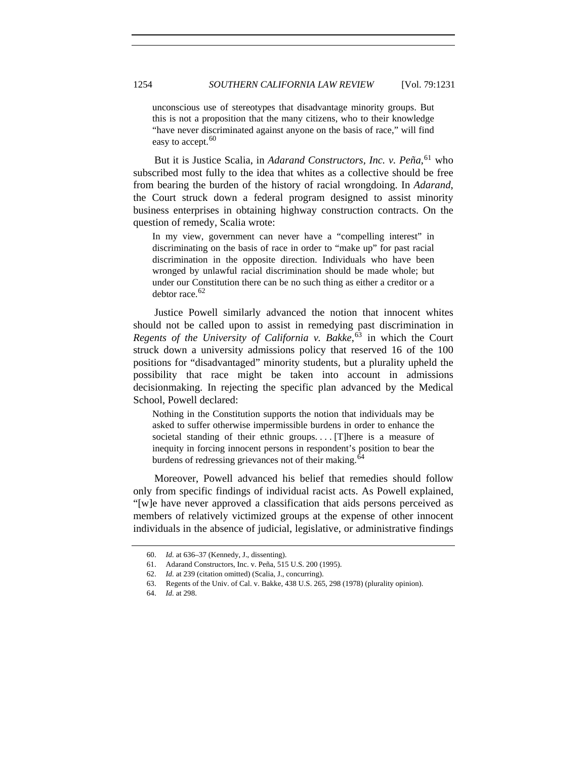> unconscious use of stereotypes that disadvantage minority groups. But this is not a proposition that the many citizens, who to their knowledge "have never discriminated against anyone on the basis of race," will find easy to accept.[60]

But it is Justice Scalia, in *Adarand Constructors, Inc. v. Peña*,[61] who subscribed most fully to the idea that whites as a collective should be free from bearing the burden of the history of racial wrongdoing. In *Adarand*, the Court struck down a federal program designed to assist minority business enterprises in obtaining highway construction contracts. On the question of remedy, Scalia wrote:

> In my view, government can never have a "compelling interest" in discriminating on the basis of race in order to "make up" for past racial discrimination in the opposite direction. Individuals who have been wronged by unlawful racial discrimination should be made whole; but under our Constitution there can be no such thing as either a creditor or a debtor race.[62]

Justice Powell similarly advanced the notion that innocent whites should not be called upon to assist in remedying past discrimination in *Regents of the University of California v. Bakke*,[63] in which the Court struck down a university admissions policy that reserved 16 of the 100 positions for "disadvantaged" minority students, but a plurality upheld the possibility that race might be taken into account in admissions decisionmaking. In rejecting the specific plan advanced by the Medical School, Powell declared:

> Nothing in the Constitution supports the notion that individuals may be asked to suffer otherwise impermissible burdens in order to enhance the societal standing of their ethnic groups. . . . [T]here is a measure of inequity in forcing innocent persons in respondent's position to bear the burdens of redressing grievances not of their making.[64]

Moreover, Powell advanced his belief that remedies should follow only from specific findings of individual racist acts. As Powell explained, "[w]e have never approved a classification that aids persons perceived as members of relatively victimized groups at the expense of other innocent individuals in the absence of judicial, legislative, or administrative findings

60. *Id.* at 636–37 (Kennedy, J., dissenting).

61. Adarand Constructors, Inc. v. Peña, 515 U.S. 200 (1995).

62. *Id.* at 239 (citation omitted) (Scalia, J., concurring).

63. Regents of the Univ. of Cal. v. Bakke, 438 U.S. 265, 298 (1978) (plurality opinion).

64. *Id.* at 298.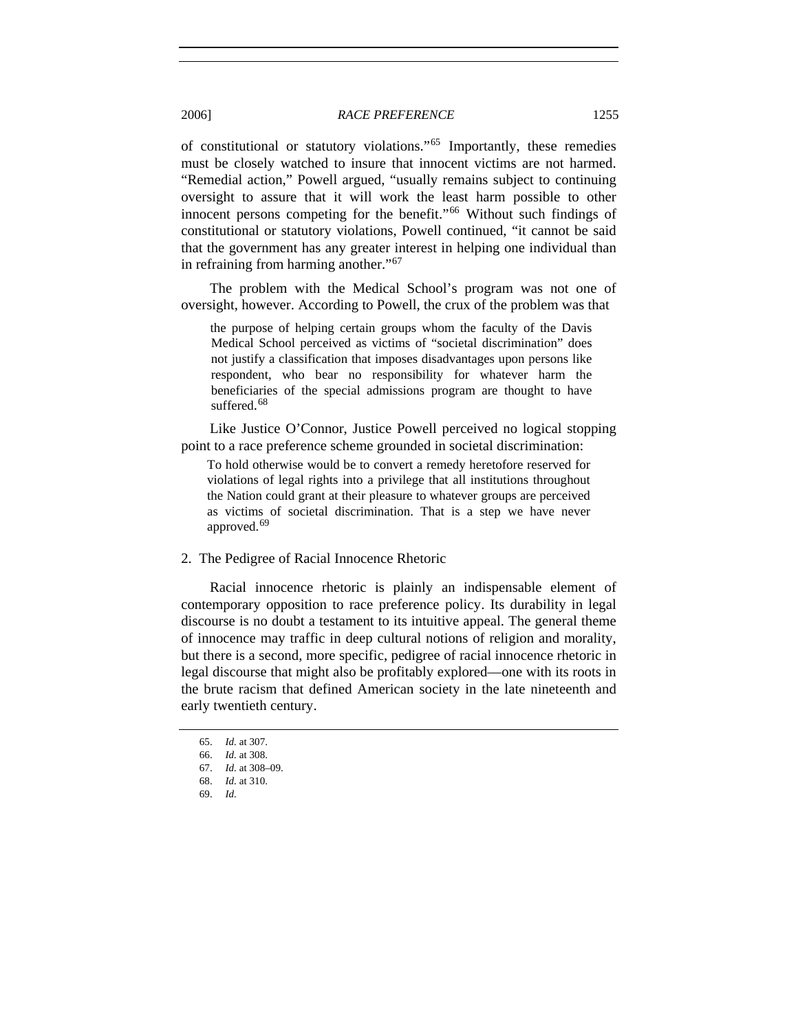of constitutional or statutory violations."[65] Importantly, these remedies must be closely watched to insure that innocent victims are not harmed. "Remedial action," Powell argued, "usually remains subject to continuing oversight to assure that it will work the least harm possible to other innocent persons competing for the benefit."[66] Without such findings of constitutional or statutory violations, Powell continued, "it cannot be said that the government has any greater interest in helping one individual than in refraining from harming another."[67]

The problem with the Medical School's program was not one of oversight, however. According to Powell, the crux of the problem was that

> the purpose of helping certain groups whom the faculty of the Davis Medical School perceived as victims of "societal discrimination" does not justify a classification that imposes disadvantages upon persons like respondent, who bear no responsibility for whatever harm the beneficiaries of the special admissions program are thought to have suffered.[68]

Like Justice O'Connor, Justice Powell perceived no logical stopping point to a race preference scheme grounded in societal discrimination:

> To hold otherwise would be to convert a remedy heretofore reserved for violations of legal rights into a privilege that all institutions throughout the Nation could grant at their pleasure to whatever groups are perceived as victims of societal discrimination. That is a step we have never approved.[69]

### 2. The Pedigree of Racial Innocence Rhetoric

Racial innocence rhetoric is plainly an indispensable element of contemporary opposition to race preference policy. Its durability in legal discourse is no doubt a testament to its intuitive appeal. The general theme of innocence may traffic in deep cultural notions of religion and morality, but there is a second, more specific, pedigree of racial innocence rhetoric in legal discourse that might also be profitably explored—one with its roots in the brute racism that defined American society in the late nineteenth and early twentieth century.

---

65. *Id.* at 307.
66. *Id.* at 308.
67. *Id.* at 308–09.
68. *Id.* at 310.
69. *Id.*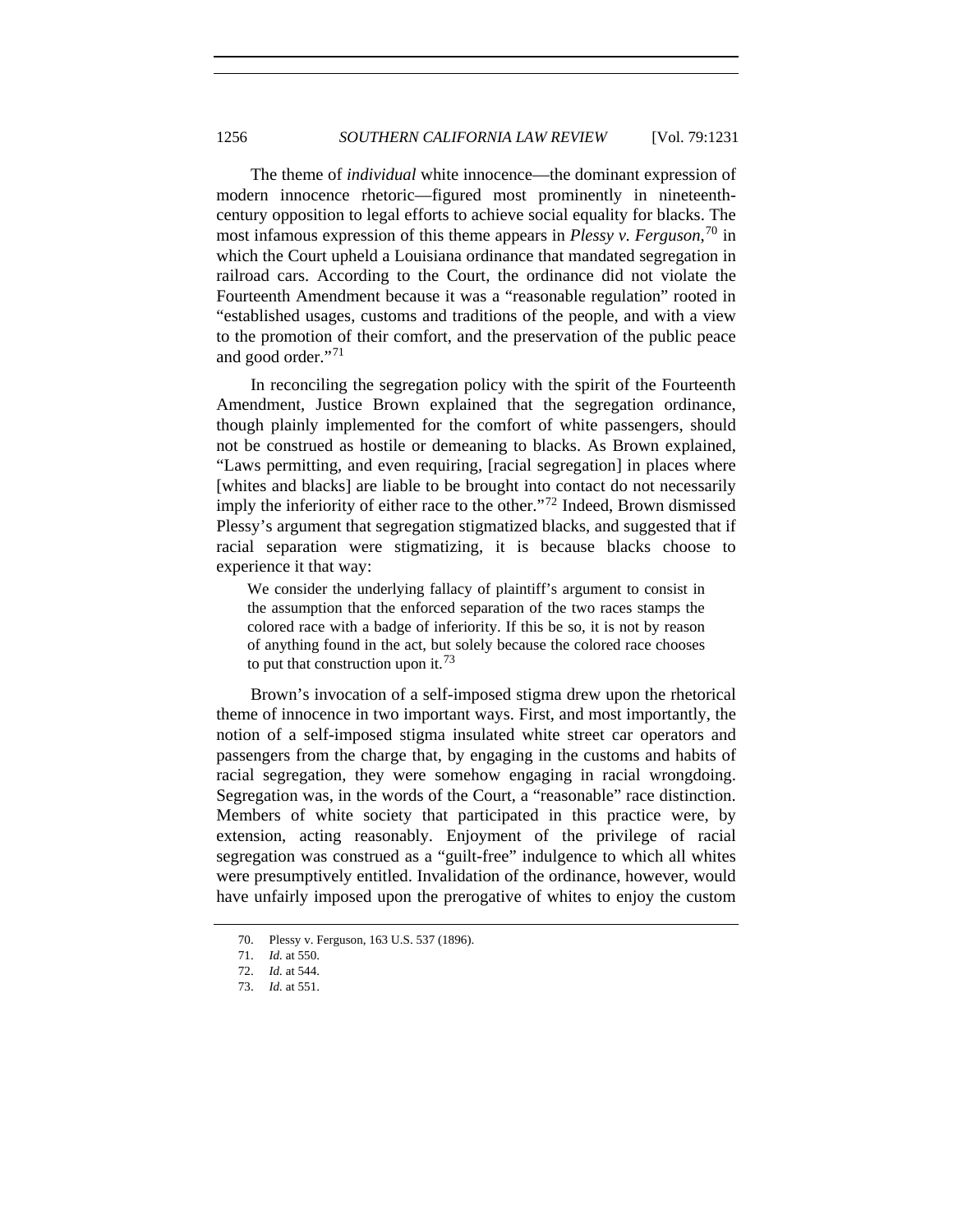The theme of *individual* white innocence—the dominant expression of modern innocence rhetoric—figured most prominently in nineteenth-century opposition to legal efforts to achieve social equality for blacks. The most infamous expression of this theme appears in *Plessy v. Ferguson*,[70] in which the Court upheld a Louisiana ordinance that mandated segregation in railroad cars. According to the Court, the ordinance did not violate the Fourteenth Amendment because it was a "reasonable regulation" rooted in "established usages, customs and traditions of the people, and with a view to the promotion of their comfort, and the preservation of the public peace and good order."[71]

In reconciling the segregation policy with the spirit of the Fourteenth Amendment, Justice Brown explained that the segregation ordinance, though plainly implemented for the comfort of white passengers, should not be construed as hostile or demeaning to blacks. As Brown explained, "Laws permitting, and even requiring, [racial segregation] in places where [whites and blacks] are liable to be brought into contact do not necessarily imply the inferiority of either race to the other."[72] Indeed, Brown dismissed Plessy's argument that segregation stigmatized blacks, and suggested that if racial separation were stigmatizing, it is because blacks choose to experience it that way:

> We consider the underlying fallacy of plaintiff's argument to consist in the assumption that the enforced separation of the two races stamps the colored race with a badge of inferiority. If this be so, it is not by reason of anything found in the act, but solely because the colored race chooses to put that construction upon it.[73]

Brown's invocation of a self-imposed stigma drew upon the rhetorical theme of innocence in two important ways. First, and most importantly, the notion of a self-imposed stigma insulated white street car operators and passengers from the charge that, by engaging in the customs and habits of racial segregation, they were somehow engaging in racial wrongdoing. Segregation was, in the words of the Court, a "reasonable" race distinction. Members of white society that participated in this practice were, by extension, acting reasonably. Enjoyment of the privilege of racial segregation was construed as a "guilt-free" indulgence to which all whites were presumptively entitled. Invalidation of the ordinance, however, would have unfairly imposed upon the prerogative of whites to enjoy the custom

70. Plessy v. Ferguson, 163 U.S. 537 (1896).

71. *Id.* at 550.

72. *Id.* at 544.

73. *Id.* at 551.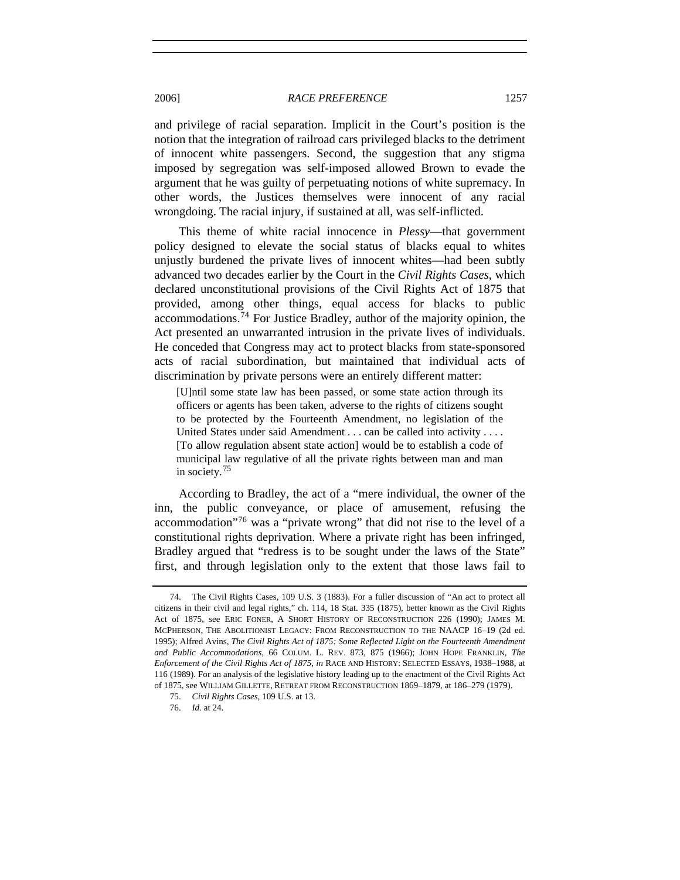and privilege of racial separation. Implicit in the Court's position is the notion that the integration of railroad cars privileged blacks to the detriment of innocent white passengers. Second, the suggestion that any stigma imposed by segregation was self-imposed allowed Brown to evade the argument that he was guilty of perpetuating notions of white supremacy. In other words, the Justices themselves were innocent of any racial wrongdoing. The racial injury, if sustained at all, was self-inflicted.

This theme of white racial innocence in *Plessy*—that government policy designed to elevate the social status of blacks equal to whites unjustly burdened the private lives of innocent whites—had been subtly advanced two decades earlier by the Court in the *Civil Rights Cases*, which declared unconstitutional provisions of the Civil Rights Act of 1875 that provided, among other things, equal access for blacks to public accommodations.[74] For Justice Bradley, author of the majority opinion, the Act presented an unwarranted intrusion in the private lives of individuals. He conceded that Congress may act to protect blacks from state-sponsored acts of racial subordination, but maintained that individual acts of discrimination by private persons were an entirely different matter:

> [U]ntil some state law has been passed, or some state action through its officers or agents has been taken, adverse to the rights of citizens sought to be protected by the Fourteenth Amendment, no legislation of the United States under said Amendment . . . can be called into activity . . . . [To allow regulation absent state action] would be to establish a code of municipal law regulative of all the private rights between man and man in society.[75]

According to Bradley, the act of a "mere individual, the owner of the inn, the public conveyance, or place of amusement, refusing the accommodation"[76] was a "private wrong" that did not rise to the level of a constitutional rights deprivation. Where a private right has been infringed, Bradley argued that "redress is to be sought under the laws of the State" first, and through legislation only to the extent that those laws fail to

---

74. The Civil Rights Cases, 109 U.S. 3 (1883). For a fuller discussion of "An act to protect all citizens in their civil and legal rights," ch. 114, 18 Stat. 335 (1875), better known as the Civil Rights Act of 1875, see ERIC FONER, A SHORT HISTORY OF RECONSTRUCTION 226 (1990); JAMES M. MCPHERSON, THE ABOLITIONIST LEGACY: FROM RECONSTRUCTION TO THE NAACP 16–19 (2d ed. 1995); Alfred Avins, *The Civil Rights Act of 1875: Some Reflected Light on the Fourteenth Amendment and Public Accommodations*, 66 COLUM. L. REV. 873, 875 (1966); JOHN HOPE FRANKLIN, *The Enforcement of the Civil Rights Act of 1875*, *in* RACE AND HISTORY: SELECTED ESSAYS, 1938–1988, at 116 (1989). For an analysis of the legislative history leading up to the enactment of the Civil Rights Act of 1875, see WILLIAM GILLETTE, RETREAT FROM RECONSTRUCTION 1869–1879, at 186–279 (1979).

75. *Civil Rights Cases*, 109 U.S. at 13.

76. *Id.* at 24.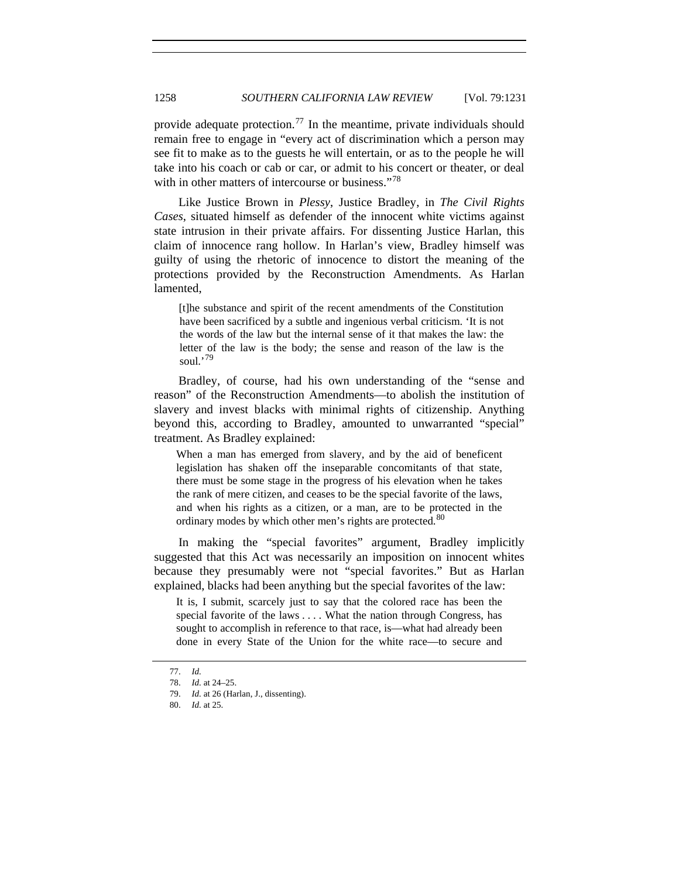provide adequate protection.[77] In the meantime, private individuals should remain free to engage in "every act of discrimination which a person may see fit to make as to the guests he will entertain, or as to the people he will take into his coach or cab or car, or admit to his concert or theater, or deal with in other matters of intercourse or business."[78]

Like Justice Brown in *Plessy*, Justice Bradley, in *The Civil Rights Cases*, situated himself as defender of the innocent white victims against state intrusion in their private affairs. For dissenting Justice Harlan, this claim of innocence rang hollow. In Harlan's view, Bradley himself was guilty of using the rhetoric of innocence to distort the meaning of the protections provided by the Reconstruction Amendments. As Harlan lamented,

> [t]he substance and spirit of the recent amendments of the Constitution have been sacrificed by a subtle and ingenious verbal criticism. 'It is not the words of the law but the internal sense of it that makes the law: the letter of the law is the body; the sense and reason of the law is the soul.'[79]

Bradley, of course, had his own understanding of the "sense and reason" of the Reconstruction Amendments—to abolish the institution of slavery and invest blacks with minimal rights of citizenship. Anything beyond this, according to Bradley, amounted to unwarranted "special" treatment. As Bradley explained:

> When a man has emerged from slavery, and by the aid of beneficent legislation has shaken off the inseparable concomitants of that state, there must be some stage in the progress of his elevation when he takes the rank of mere citizen, and ceases to be the special favorite of the laws, and when his rights as a citizen, or a man, are to be protected in the ordinary modes by which other men's rights are protected.[80]

In making the "special favorites" argument, Bradley implicitly suggested that this Act was necessarily an imposition on innocent whites because they presumably were not "special favorites." But as Harlan explained, blacks had been anything but the special favorites of the law:

> It is, I submit, scarcely just to say that the colored race has been the special favorite of the laws . . . . What the nation through Congress, has sought to accomplish in reference to that race, is—what had already been done in every State of the Union for the white race—to secure and

77. *Id.*

78. *Id.* at 24–25.

79. *Id.* at 26 (Harlan, J., dissenting).

80. *Id.* at 25.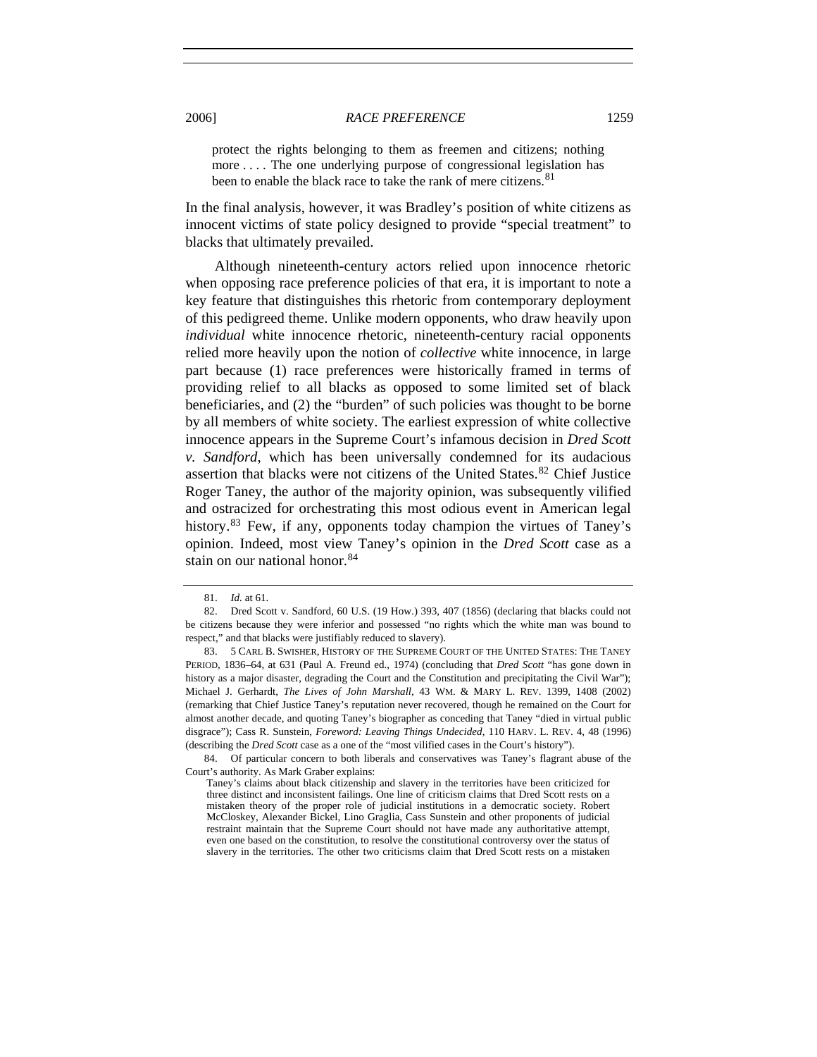> protect the rights belonging to them as freemen and citizens; nothing more . . . . The one underlying purpose of congressional legislation has been to enable the black race to take the rank of mere citizens.[81]

In the final analysis, however, it was Bradley's position of white citizens as innocent victims of state policy designed to provide "special treatment" to blacks that ultimately prevailed.

Although nineteenth-century actors relied upon innocence rhetoric when opposing race preference policies of that era, it is important to note a key feature that distinguishes this rhetoric from contemporary deployment of this pedigreed theme. Unlike modern opponents, who draw heavily upon *individual* white innocence rhetoric, nineteenth-century racial opponents relied more heavily upon the notion of *collective* white innocence, in large part because (1) race preferences were historically framed in terms of providing relief to all blacks as opposed to some limited set of black beneficiaries, and (2) the "burden" of such policies was thought to be borne by all members of white society. The earliest expression of white collective innocence appears in the Supreme Court's infamous decision in *Dred Scott v. Sandford*, which has been universally condemned for its audacious assertion that blacks were not citizens of the United States.[82] Chief Justice Roger Taney, the author of the majority opinion, was subsequently vilified and ostracized for orchestrating this most odious event in American legal history.[83] Few, if any, opponents today champion the virtues of Taney's opinion. Indeed, most view Taney's opinion in the *Dred Scott* case as a stain on our national honor.[84]

---

81. *Id.* at 61.

82. Dred Scott v. Sandford, 60 U.S. (19 How.) 393, 407 (1856) (declaring that blacks could not be citizens because they were inferior and possessed "no rights which the white man was bound to respect," and that blacks were justifiably reduced to slavery).

83. 5 CARL B. SWISHER, HISTORY OF THE SUPREME COURT OF THE UNITED STATES: THE TANEY PERIOD, 1836–64, at 631 (Paul A. Freund ed., 1974) (concluding that *Dred Scott* "has gone down in history as a major disaster, degrading the Court and the Constitution and precipitating the Civil War"); Michael J. Gerhardt, *The Lives of John Marshall*, 43 WM. & MARY L. REV. 1399, 1408 (2002) (remarking that Chief Justice Taney's reputation never recovered, though he remained on the Court for almost another decade, and quoting Taney's biographer as conceding that Taney "died in virtual public disgrace"); Cass R. Sunstein, *Foreword: Leaving Things Undecided*, 110 HARV. L. REV. 4, 48 (1996) (describing the *Dred Scott* case as a one of the "most vilified cases in the Court's history").

84. Of particular concern to both liberals and conservatives was Taney's flagrant abuse of the Court's authority. As Mark Graber explains:

> Taney's claims about black citizenship and slavery in the territories have been criticized for three distinct and inconsistent failings. One line of criticism claims that Dred Scott rests on a mistaken theory of the proper role of judicial institutions in a democratic society. Robert McCloskey, Alexander Bickel, Lino Graglia, Cass Sunstein and other proponents of judicial restraint maintain that the Supreme Court should not have made any authoritative attempt, even one based on the constitution, to resolve the constitutional controversy over the status of slavery in the territories. The other two criticisms claim that Dred Scott rests on a mistaken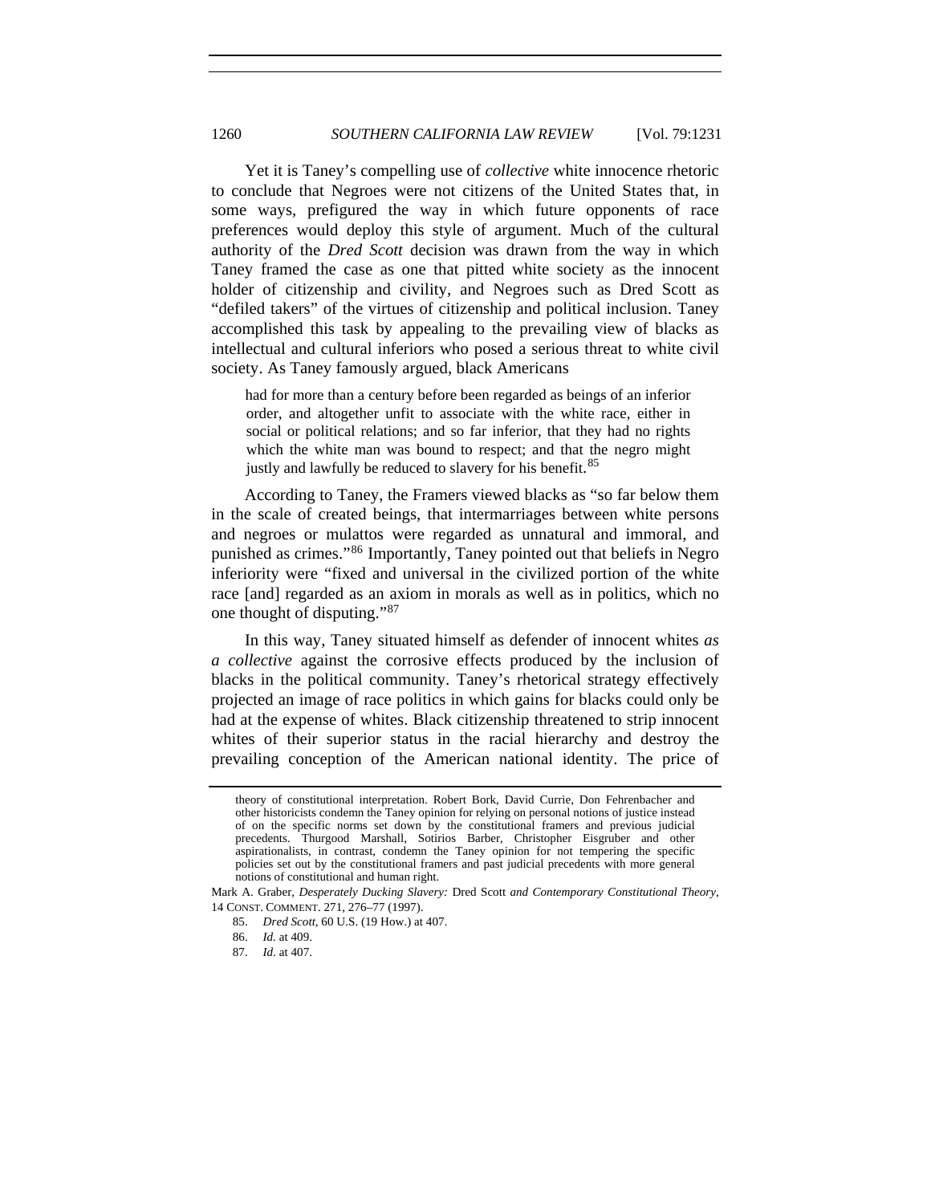Yet it is Taney's compelling use of *collective* white innocence rhetoric to conclude that Negroes were not citizens of the United States that, in some ways, prefigured the way in which future opponents of race preferences would deploy this style of argument. Much of the cultural authority of the *Dred Scott* decision was drawn from the way in which Taney framed the case as one that pitted white society as the innocent holder of citizenship and civility, and Negroes such as Dred Scott as "defiled takers" of the virtues of citizenship and political inclusion. Taney accomplished this task by appealing to the prevailing view of blacks as intellectual and cultural inferiors who posed a serious threat to white civil society. As Taney famously argued, black Americans

> had for more than a century before been regarded as beings of an inferior order, and altogether unfit to associate with the white race, either in social or political relations; and so far inferior, that they had no rights which the white man was bound to respect; and that the negro might justly and lawfully be reduced to slavery for his benefit.[85]

According to Taney, the Framers viewed blacks as "so far below them in the scale of created beings, that intermarriages between white persons and negroes or mulattos were regarded as unnatural and immoral, and punished as crimes."[86] Importantly, Taney pointed out that beliefs in Negro inferiority were "fixed and universal in the civilized portion of the white race [and] regarded as an axiom in morals as well as in politics, which no one thought of disputing."[87]

In this way, Taney situated himself as defender of innocent whites *as a collective* against the corrosive effects produced by the inclusion of blacks in the political community. Taney's rhetorical strategy effectively projected an image of race politics in which gains for blacks could only be had at the expense of whites. Black citizenship threatened to strip innocent whites of their superior status in the racial hierarchy and destroy the prevailing conception of the American national identity. The price of

---

> theory of constitutional interpretation. Robert Bork, David Currie, Don Fehrenbacher and other historicists condemn the Taney opinion for relying on personal notions of justice instead of on the specific norms set down by the constitutional framers and previous judicial precedents. Thurgood Marshall, Sotirios Barber, Christopher Eisgruber and other aspirationalists, in contrast, condemn the Taney opinion for not tempering the specific policies set out by the constitutional framers and past judicial precedents with more general notions of constitutional and human right.

Mark A. Graber, *Desperately Ducking Slavery:* Dred Scott *and Contemporary Constitutional Theory*, 14 CONST. COMMENT. 271, 276–77 (1997).

85. *Dred Scott*, 60 U.S. (19 How.) at 407.

86. *Id.* at 409.

87. *Id.* at 407.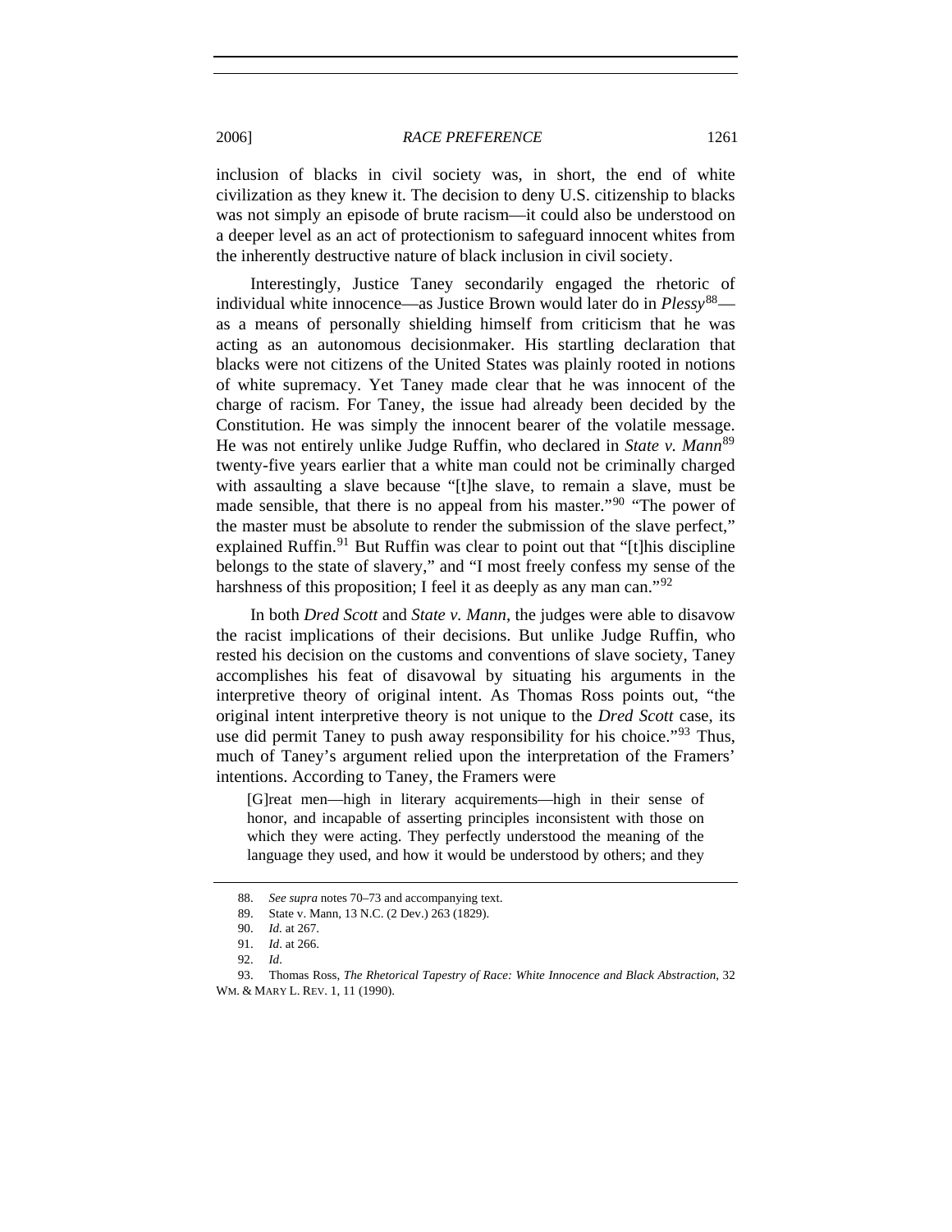inclusion of blacks in civil society was, in short, the end of white civilization as they knew it. The decision to deny U.S. citizenship to blacks was not simply an episode of brute racism—it could also be understood on a deeper level as an act of protectionism to safeguard innocent whites from the inherently destructive nature of black inclusion in civil society.

Interestingly, Justice Taney secondarily engaged the rhetoric of individual white innocence—as Justice Brown would later do in *Plessy*[88]—as a means of personally shielding himself from criticism that he was acting as an autonomous decisionmaker. His startling declaration that blacks were not citizens of the United States was plainly rooted in notions of white supremacy. Yet Taney made clear that he was innocent of the charge of racism. For Taney, the issue had already been decided by the Constitution. He was simply the innocent bearer of the volatile message. He was not entirely unlike Judge Ruffin, who declared in *State v. Mann*[89] twenty-five years earlier that a white man could not be criminally charged with assaulting a slave because "[t]he slave, to remain a slave, must be made sensible, that there is no appeal from his master."[90] "The power of the master must be absolute to render the submission of the slave perfect," explained Ruffin.[91] But Ruffin was clear to point out that "[t]his discipline belongs to the state of slavery," and "I most freely confess my sense of the harshness of this proposition; I feel it as deeply as any man can."[92]

In both *Dred Scott* and *State v. Mann*, the judges were able to disavow the racist implications of their decisions. But unlike Judge Ruffin, who rested his decision on the customs and conventions of slave society, Taney accomplishes his feat of disavowal by situating his arguments in the interpretive theory of original intent. As Thomas Ross points out, "the original intent interpretive theory is not unique to the *Dred Scott* case, its use did permit Taney to push away responsibility for his choice."[93] Thus, much of Taney's argument relied upon the interpretation of the Framers' intentions. According to Taney, the Framers were

> [G]reat men—high in literary acquirements—high in their sense of honor, and incapable of asserting principles inconsistent with those on which they were acting. They perfectly understood the meaning of the language they used, and how it would be understood by others; and they

---

88. *See supra* notes 70–73 and accompanying text.

89. State v. Mann, 13 N.C. (2 Dev.) 263 (1829).

90. *Id.* at 267.

91. *Id*. at 266.

92. *Id*.

93. Thomas Ross, *The Rhetorical Tapestry of Race: White Innocence and Black Abstraction*, 32 WM. & MARY L. REV. 1, 11 (1990).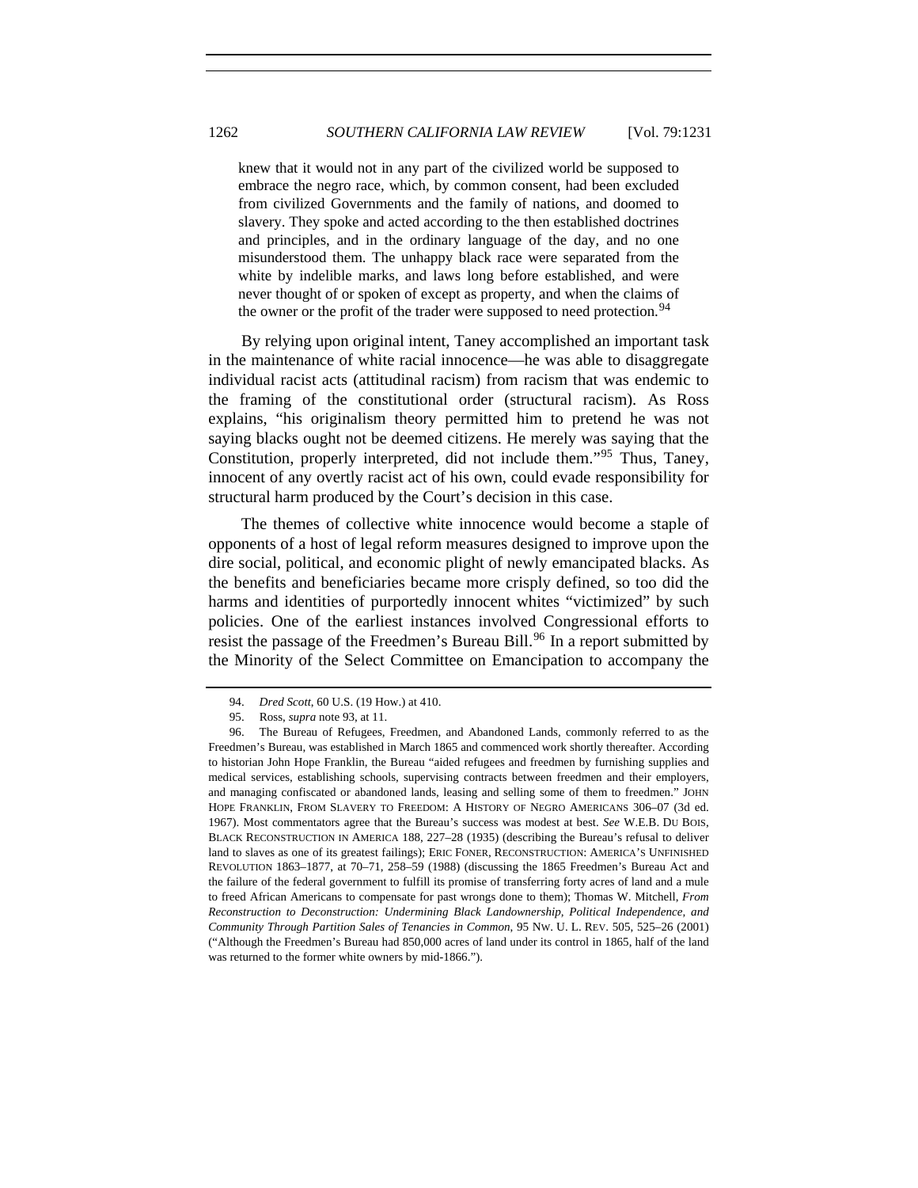> knew that it would not in any part of the civilized world be supposed to embrace the negro race, which, by common consent, had been excluded from civilized Governments and the family of nations, and doomed to slavery. They spoke and acted according to the then established doctrines and principles, and in the ordinary language of the day, and no one misunderstood them. The unhappy black race were separated from the white by indelible marks, and laws long before established, and were never thought of or spoken of except as property, and when the claims of the owner or the profit of the trader were supposed to need protection.[94]

By relying upon original intent, Taney accomplished an important task in the maintenance of white racial innocence—he was able to disaggregate individual racist acts (attitudinal racism) from racism that was endemic to the framing of the constitutional order (structural racism). As Ross explains, "his originalism theory permitted him to pretend he was not saying blacks ought not be deemed citizens. He merely was saying that the Constitution, properly interpreted, did not include them."[95] Thus, Taney, innocent of any overtly racist act of his own, could evade responsibility for structural harm produced by the Court's decision in this case.

The themes of collective white innocence would become a staple of opponents of a host of legal reform measures designed to improve upon the dire social, political, and economic plight of newly emancipated blacks. As the benefits and beneficiaries became more crisply defined, so too did the harms and identities of purportedly innocent whites "victimized" by such policies. One of the earliest instances involved Congressional efforts to resist the passage of the Freedmen's Bureau Bill.[96] In a report submitted by the Minority of the Select Committee on Emancipation to accompany the

---

94. *Dred Scott*, 60 U.S. (19 How.) at 410.

95. Ross, *supra* note 93, at 11.

96. The Bureau of Refugees, Freedmen, and Abandoned Lands, commonly referred to as the Freedmen's Bureau, was established in March 1865 and commenced work shortly thereafter. According to historian John Hope Franklin, the Bureau "aided refugees and freedmen by furnishing supplies and medical services, establishing schools, supervising contracts between freedmen and their employers, and managing confiscated or abandoned lands, leasing and selling some of them to freedmen." JOHN HOPE FRANKLIN, FROM SLAVERY TO FREEDOM: A HISTORY OF NEGRO AMERICANS 306–07 (3d ed. 1967). Most commentators agree that the Bureau's success was modest at best. *See* W.E.B. DU BOIS, BLACK RECONSTRUCTION IN AMERICA 188, 227–28 (1935) (describing the Bureau's refusal to deliver land to slaves as one of its greatest failings); ERIC FONER, RECONSTRUCTION: AMERICA'S UNFINISHED REVOLUTION 1863–1877, at 70–71, 258–59 (1988) (discussing the 1865 Freedmen's Bureau Act and the failure of the federal government to fulfill its promise of transferring forty acres of land and a mule to freed African Americans to compensate for past wrongs done to them); Thomas W. Mitchell, *From Reconstruction to Deconstruction: Undermining Black Landownership, Political Independence, and Community Through Partition Sales of Tenancies in Common*, 95 NW. U. L. REV. 505, 525–26 (2001) ("Although the Freedmen's Bureau had 850,000 acres of land under its control in 1865, half of the land was returned to the former white owners by mid-1866.").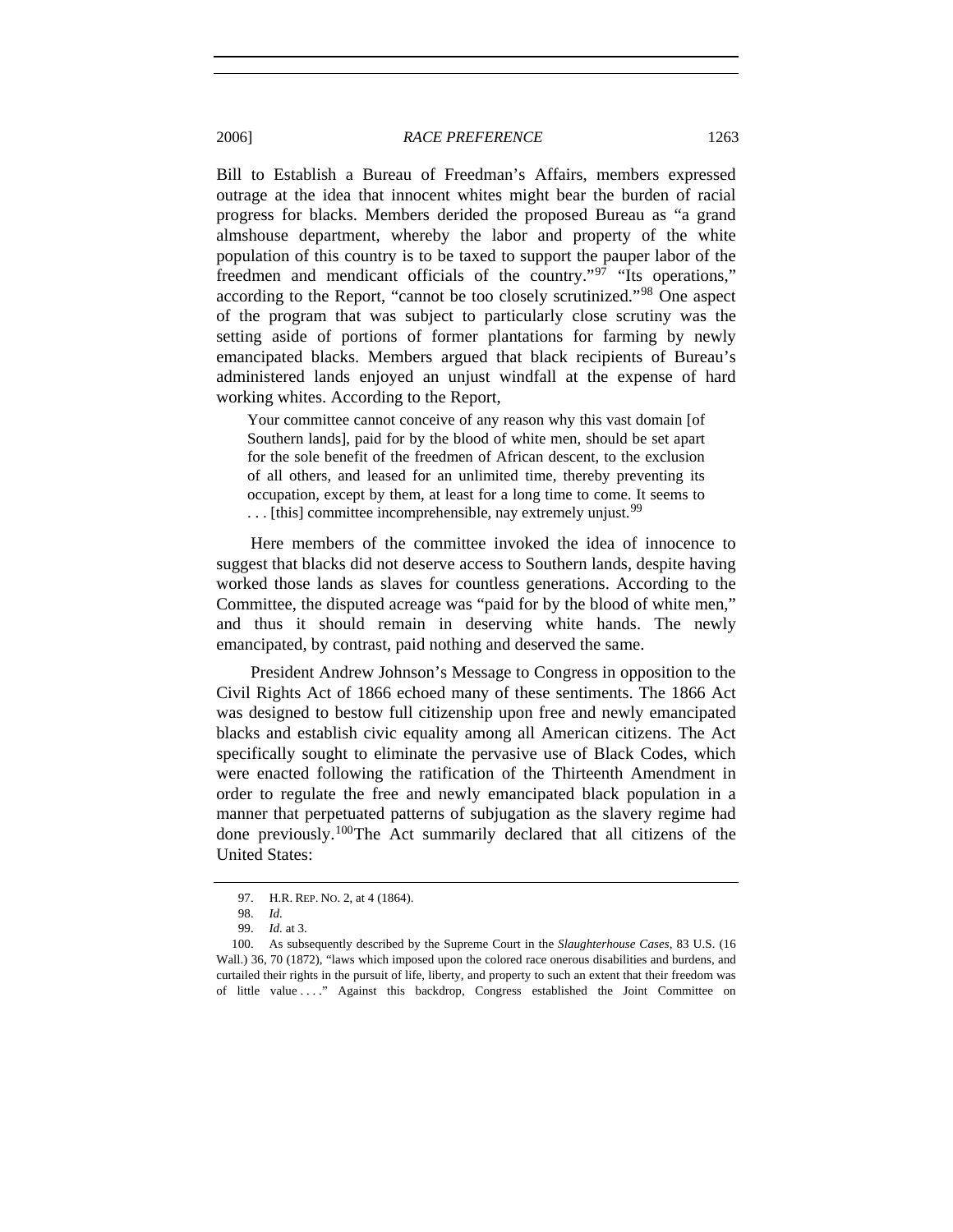Bill to Establish a Bureau of Freedman's Affairs, members expressed outrage at the idea that innocent whites might bear the burden of racial progress for blacks. Members derided the proposed Bureau as "a grand almshouse department, whereby the labor and property of the white population of this country is to be taxed to support the pauper labor of the freedmen and mendicant officials of the country."[97] "Its operations," according to the Report, "cannot be too closely scrutinized."[98] One aspect of the program that was subject to particularly close scrutiny was the setting aside of portions of former plantations for farming by newly emancipated blacks. Members argued that black recipients of Bureau's administered lands enjoyed an unjust windfall at the expense of hard working whites. According to the Report,

> Your committee cannot conceive of any reason why this vast domain [of Southern lands], paid for by the blood of white men, should be set apart for the sole benefit of the freedmen of African descent, to the exclusion of all others, and leased for an unlimited time, thereby preventing its occupation, except by them, at least for a long time to come. It seems to . . . [this] committee incomprehensible, nay extremely unjust.[99]

Here members of the committee invoked the idea of innocence to suggest that blacks did not deserve access to Southern lands, despite having worked those lands as slaves for countless generations. According to the Committee, the disputed acreage was "paid for by the blood of white men," and thus it should remain in deserving white hands. The newly emancipated, by contrast, paid nothing and deserved the same.

President Andrew Johnson's Message to Congress in opposition to the Civil Rights Act of 1866 echoed many of these sentiments. The 1866 Act was designed to bestow full citizenship upon free and newly emancipated blacks and establish civic equality among all American citizens. The Act specifically sought to eliminate the pervasive use of Black Codes, which were enacted following the ratification of the Thirteenth Amendment in order to regulate the free and newly emancipated black population in a manner that perpetuated patterns of subjugation as the slavery regime had done previously.[100] The Act summarily declared that all citizens of the United States:

---

97. H.R. REP. NO. 2, at 4 (1864).

98. *Id.*

99. *Id.* at 3.

100. As subsequently described by the Supreme Court in the *Slaughterhouse Cases*, 83 U.S. (16 Wall.) 36, 70 (1872), "laws which imposed upon the colored race onerous disabilities and burdens, and curtailed their rights in the pursuit of life, liberty, and property to such an extent that their freedom was of little value . . . ." Against this backdrop, Congress established the Joint Committee on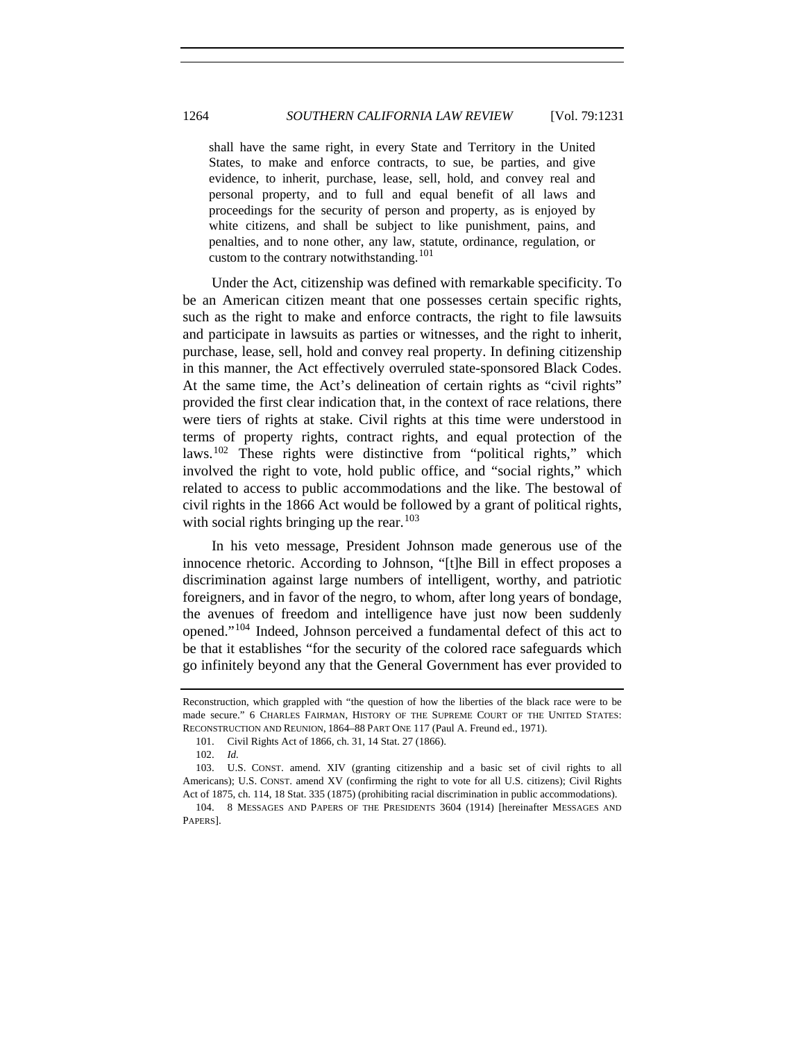> shall have the same right, in every State and Territory in the United States, to make and enforce contracts, to sue, be parties, and give evidence, to inherit, purchase, lease, sell, hold, and convey real and personal property, and to full and equal benefit of all laws and proceedings for the security of person and property, as is enjoyed by white citizens, and shall be subject to like punishment, pains, and penalties, and to none other, any law, statute, ordinance, regulation, or custom to the contrary notwithstanding.[101]

Under the Act, citizenship was defined with remarkable specificity. To be an American citizen meant that one possesses certain specific rights, such as the right to make and enforce contracts, the right to file lawsuits and participate in lawsuits as parties or witnesses, and the right to inherit, purchase, lease, sell, hold and convey real property. In defining citizenship in this manner, the Act effectively overruled state-sponsored Black Codes. At the same time, the Act's delineation of certain rights as "civil rights" provided the first clear indication that, in the context of race relations, there were tiers of rights at stake. Civil rights at this time were understood in terms of property rights, contract rights, and equal protection of the laws.[102] These rights were distinctive from "political rights," which involved the right to vote, hold public office, and "social rights," which related to access to public accommodations and the like. The bestowal of civil rights in the 1866 Act would be followed by a grant of political rights, with social rights bringing up the rear.[103]

In his veto message, President Johnson made generous use of the innocence rhetoric. According to Johnson, "[t]he Bill in effect proposes a discrimination against large numbers of intelligent, worthy, and patriotic foreigners, and in favor of the negro, to whom, after long years of bondage, the avenues of freedom and intelligence have just now been suddenly opened."[104] Indeed, Johnson perceived a fundamental defect of this act to be that it establishes "for the security of the colored race safeguards which go infinitely beyond any that the General Government has ever provided to

---

Reconstruction, which grappled with "the question of how the liberties of the black race were to be made secure." 6 CHARLES FAIRMAN, HISTORY OF THE SUPREME COURT OF THE UNITED STATES: RECONSTRUCTION AND REUNION, 1864–88 PART ONE 117 (Paul A. Freund ed., 1971).

101. Civil Rights Act of 1866, ch. 31, 14 Stat. 27 (1866).

102. *Id.*

103. U.S. CONST. amend. XIV (granting citizenship and a basic set of civil rights to all Americans); U.S. CONST. amend XV (confirming the right to vote for all U.S. citizens); Civil Rights Act of 1875, ch. 114, 18 Stat. 335 (1875) (prohibiting racial discrimination in public accommodations).

104. 8 MESSAGES AND PAPERS OF THE PRESIDENTS 3604 (1914) [hereinafter MESSAGES AND PAPERS].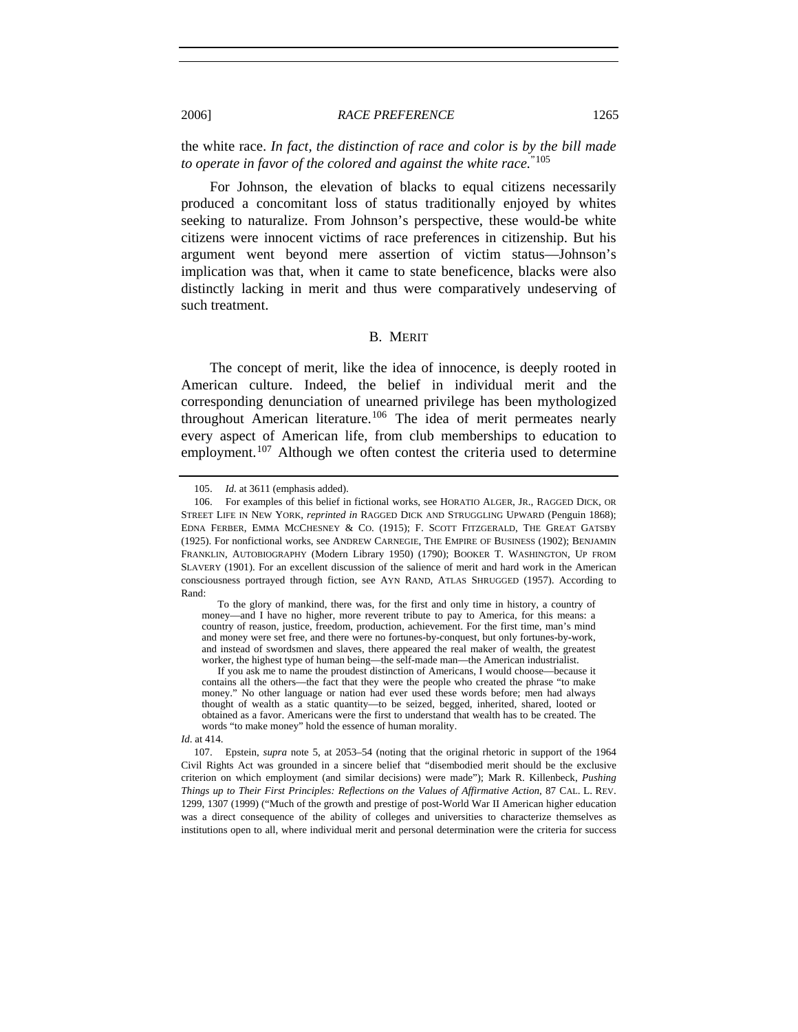the white race. *In fact, the distinction of race and color is by the bill made to operate in favor of the colored and against the white race.*"[105]

For Johnson, the elevation of blacks to equal citizens necessarily produced a concomitant loss of status traditionally enjoyed by whites seeking to naturalize. From Johnson's perspective, these would-be white citizens were innocent victims of race preferences in citizenship. But his argument went beyond mere assertion of victim status—Johnson's implication was that, when it came to state beneficence, blacks were also distinctly lacking in merit and thus were comparatively undeserving of such treatment.

### B. MERIT

The concept of merit, like the idea of innocence, is deeply rooted in American culture. Indeed, the belief in individual merit and the corresponding denunciation of unearned privilege has been mythologized throughout American literature.[106] The idea of merit permeates nearly every aspect of American life, from club memberships to education to employment.[107] Although we often contest the criteria used to determine

---

105. *Id.* at 3611 (emphasis added).

106. For examples of this belief in fictional works, see HORATIO ALGER, JR., RAGGED DICK, OR STREET LIFE IN NEW YORK, *reprinted in* RAGGED DICK AND STRUGGLING UPWARD (Penguin 1868); EDNA FERBER, EMMA MCCHESNEY & CO. (1915); F. SCOTT FITZGERALD, THE GREAT GATSBY (1925). For nonfictional works, see ANDREW CARNEGIE, THE EMPIRE OF BUSINESS (1902); BENJAMIN FRANKLIN, AUTOBIOGRAPHY (Modern Library 1950) (1790); BOOKER T. WASHINGTON, UP FROM SLAVERY (1901). For an excellent discussion of the salience of merit and hard work in the American consciousness portrayed through fiction, see AYN RAND, ATLAS SHRUGGED (1957). According to Rand:

> To the glory of mankind, there was, for the first and only time in history, a country of money—and I have no higher, more reverent tribute to pay to America, for this means: a country of reason, justice, freedom, production, achievement. For the first time, man's mind and money were set free, and there were no fortunes-by-conquest, but only fortunes-by-work, and instead of swordsmen and slaves, there appeared the real maker of wealth, the greatest worker, the highest type of human being—the self-made man—the American industrialist.
>
> If you ask me to name the proudest distinction of Americans, I would choose—because it contains all the others—the fact that they were the people who created the phrase "to make money." No other language or nation had ever used these words before; men had always thought of wealth as a static quantity—to be seized, begged, inherited, shared, looted or obtained as a favor. Americans were the first to understand that wealth has to be created. The words "to make money" hold the essence of human morality.

*Id.* at 414.

107. Epstein, *supra* note 5, at 2053–54 (noting that the original rhetoric in support of the 1964 Civil Rights Act was grounded in a sincere belief that "disembodied merit should be the exclusive criterion on which employment (and similar decisions) were made"); Mark R. Killenbeck, *Pushing Things up to Their First Principles: Reflections on the Values of Affirmative Action*, 87 CAL. L. REV. 1299, 1307 (1999) ("Much of the growth and prestige of post-World War II American higher education was a direct consequence of the ability of colleges and universities to characterize themselves as institutions open to all, where individual merit and personal determination were the criteria for success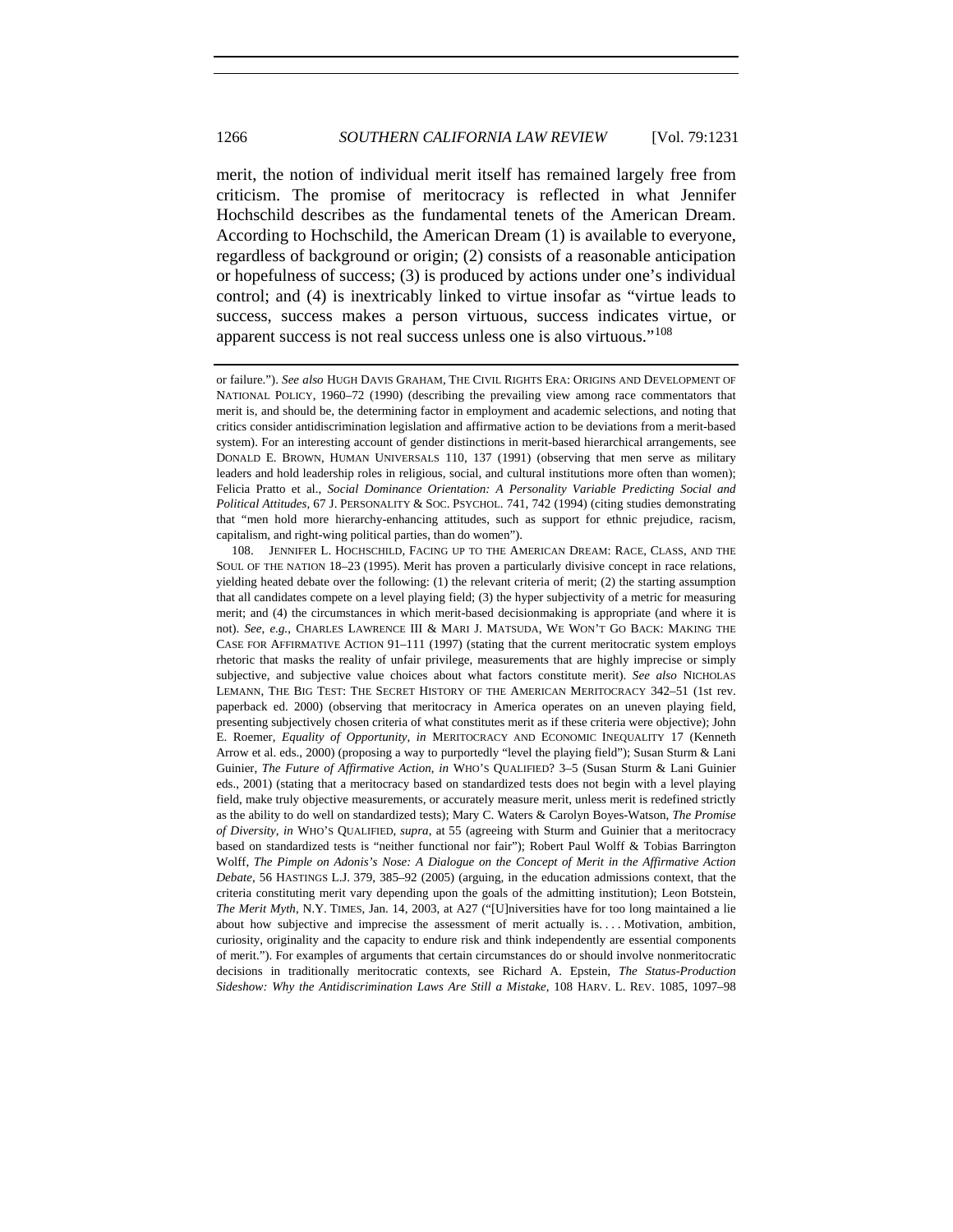merit, the notion of individual merit itself has remained largely free from criticism. The promise of meritocracy is reflected in what Jennifer Hochschild describes as the fundamental tenets of the American Dream. According to Hochschild, the American Dream (1) is available to everyone, regardless of background or origin; (2) consists of a reasonable anticipation or hopefulness of success; (3) is produced by actions under one's individual control; and (4) is inextricably linked to virtue insofar as "virtue leads to success, success makes a person virtuous, success indicates virtue, or apparent success is not real success unless one is also virtuous."[108]

---

or failure."). *See also* HUGH DAVIS GRAHAM, THE CIVIL RIGHTS ERA: ORIGINS AND DEVELOPMENT OF NATIONAL POLICY, 1960–72 (1990) (describing the prevailing view among race commentators that merit is, and should be, the determining factor in employment and academic selections, and noting that critics consider antidiscrimination legislation and affirmative action to be deviations from a merit-based system). For an interesting account of gender distinctions in merit-based hierarchical arrangements, see DONALD E. BROWN, HUMAN UNIVERSALS 110, 137 (1991) (observing that men serve as military leaders and hold leadership roles in religious, social, and cultural institutions more often than women); Felicia Pratto et al., *Social Dominance Orientation: A Personality Variable Predicting Social and Political Attitudes*, 67 J. PERSONALITY & SOC. PSYCHOL. 741, 742 (1994) (citing studies demonstrating that "men hold more hierarchy-enhancing attitudes, such as support for ethnic prejudice, racism, capitalism, and right-wing political parties, than do women").

108. JENNIFER L. HOCHSCHILD, FACING UP TO THE AMERICAN DREAM: RACE, CLASS, AND THE SOUL OF THE NATION 18–23 (1995). Merit has proven a particularly divisive concept in race relations, yielding heated debate over the following: (1) the relevant criteria of merit; (2) the starting assumption that all candidates compete on a level playing field; (3) the hyper subjectivity of a metric for measuring merit; and (4) the circumstances in which merit-based decisionmaking is appropriate (and where it is not). *See, e.g.*, CHARLES LAWRENCE III & MARI J. MATSUDA, WE WON'T GO BACK: MAKING THE CASE FOR AFFIRMATIVE ACTION 91–111 (1997) (stating that the current meritocratic system employs rhetoric that masks the reality of unfair privilege, measurements that are highly imprecise or simply subjective, and subjective value choices about what factors constitute merit). *See also* NICHOLAS LEMANN, THE BIG TEST: THE SECRET HISTORY OF THE AMERICAN MERITOCRACY 342–51 (1st rev. paperback ed. 2000) (observing that meritocracy in America operates on an uneven playing field, presenting subjectively chosen criteria of what constitutes merit as if these criteria were objective); John E. Roemer, *Equality of Opportunity*, *in* MERITOCRACY AND ECONOMIC INEQUALITY 17 (Kenneth Arrow et al. eds., 2000) (proposing a way to purportedly "level the playing field"); Susan Sturm & Lani Guinier, *The Future of Affirmative Action*, *in* WHO'S QUALIFIED? 3–5 (Susan Sturm & Lani Guinier eds., 2001) (stating that a meritocracy based on standardized tests does not begin with a level playing field, make truly objective measurements, or accurately measure merit, unless merit is redefined strictly as the ability to do well on standardized tests); Mary C. Waters & Carolyn Boyes-Watson, *The Promise of Diversity*, *in* WHO'S QUALIFIED, *supra*, at 55 (agreeing with Sturm and Guinier that a meritocracy based on standardized tests is "neither functional nor fair"); Robert Paul Wolff & Tobias Barrington Wolff, *The Pimple on Adonis's Nose: A Dialogue on the Concept of Merit in the Affirmative Action Debate*, 56 HASTINGS L.J. 379, 385–92 (2005) (arguing, in the education admissions context, that the criteria constituting merit vary depending upon the goals of the admitting institution); Leon Botstein, *The Merit Myth*, N.Y. TIMES, Jan. 14, 2003, at A27 ("[U]niversities have for too long maintained a lie about how subjective and imprecise the assessment of merit actually is. . . . Motivation, ambition, curiosity, originality and the capacity to endure risk and think independently are essential components of merit."). For examples of arguments that certain circumstances do or should involve nonmeritocratic decisions in traditionally meritocratic contexts, see Richard A. Epstein, *The Status-Production Sideshow: Why the Antidiscrimination Laws Are Still a Mistake*, 108 HARV. L. REV. 1085, 1097–98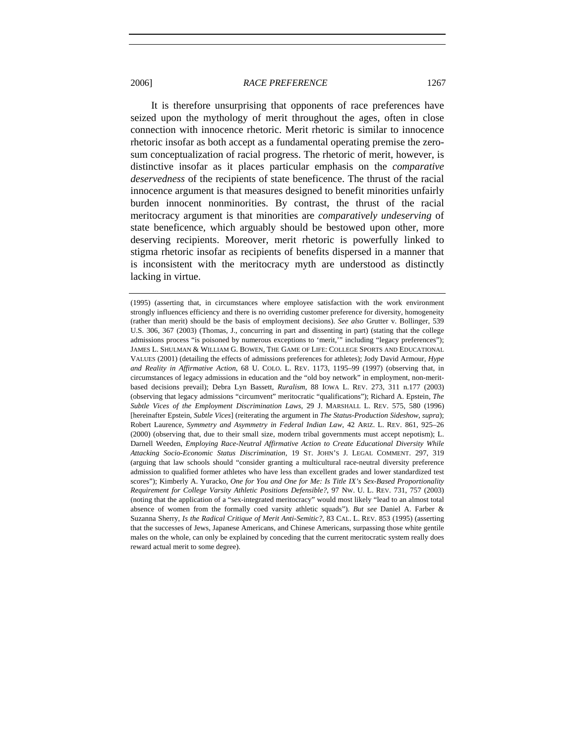It is therefore unsurprising that opponents of race preferences have seized upon the mythology of merit throughout the ages, often in close connection with innocence rhetoric. Merit rhetoric is similar to innocence rhetoric insofar as both accept as a fundamental operating premise the zero-sum conceptualization of racial progress. The rhetoric of merit, however, is distinctive insofar as it places particular emphasis on the *comparative deservedness* of the recipients of state beneficence. The thrust of the racial innocence argument is that measures designed to benefit minorities unfairly burden innocent nonminorities. By contrast, the thrust of the racial meritocracy argument is that minorities are *comparatively undeserving* of state beneficence, which arguably should be bestowed upon other, more deserving recipients. Moreover, merit rhetoric is powerfully linked to stigma rhetoric insofar as recipients of benefits dispersed in a manner that is inconsistent with the meritocracy myth are understood as distinctly lacking in virtue.

---

(1995) (asserting that, in circumstances where employee satisfaction with the work environment strongly influences efficiency and there is no overriding customer preference for diversity, homogeneity (rather than merit) should be the basis of employment decisions). *See also* Grutter v. Bollinger, 539 U.S. 306, 367 (2003) (Thomas, J., concurring in part and dissenting in part) (stating that the college admissions process "is poisoned by numerous exceptions to 'merit,'" including "legacy preferences"); JAMES L. SHULMAN & WILLIAM G. BOWEN, THE GAME OF LIFE: COLLEGE SPORTS AND EDUCATIONAL VALUES (2001) (detailing the effects of admissions preferences for athletes); Jody David Armour, *Hype and Reality in Affirmative Action*, 68 U. COLO. L. REV. 1173, 1195–99 (1997) (observing that, in circumstances of legacy admissions in education and the "old boy network" in employment, non-merit-based decisions prevail); Debra Lyn Bassett, *Ruralism*, 88 IOWA L. REV. 273, 311 n.177 (2003) (observing that legacy admissions "circumvent" meritocratic "qualifications"); Richard A. Epstein, *The Subtle Vices of the Employment Discrimination Laws*, 29 J. MARSHALL L. REV. 575, 580 (1996) [hereinafter Epstein, *Subtle Vices*] (reiterating the argument in *The Status-Production Sideshow*, *supra*); Robert Laurence, *Symmetry and Asymmetry in Federal Indian Law*, 42 ARIZ. L. REV. 861, 925–26 (2000) (observing that, due to their small size, modern tribal governments must accept nepotism); L. Darnell Weeden, *Employing Race-Neutral Affirmative Action to Create Educational Diversity While Attacking Socio-Economic Status Discrimination*, 19 ST. JOHN'S J. LEGAL COMMENT. 297, 319 (arguing that law schools should "consider granting a multicultural race-neutral diversity preference admission to qualified former athletes who have less than excellent grades and lower standardized test scores"); Kimberly A. Yuracko, *One for You and One for Me: Is Title IX's Sex-Based Proportionality Requirement for College Varsity Athletic Positions Defensible?*, 97 NW. U. L. REV. 731, 757 (2003) (noting that the application of a "sex-integrated meritocracy" would most likely "lead to an almost total absence of women from the formally coed varsity athletic squads"). *But see* Daniel A. Farber & Suzanna Sherry, *Is the Radical Critique of Merit Anti-Semitic?*, 83 CAL. L. REV. 853 (1995) (asserting that the successes of Jews, Japanese Americans, and Chinese Americans, surpassing those white gentile males on the whole, can only be explained by conceding that the current meritocratic system really does reward actual merit to some degree).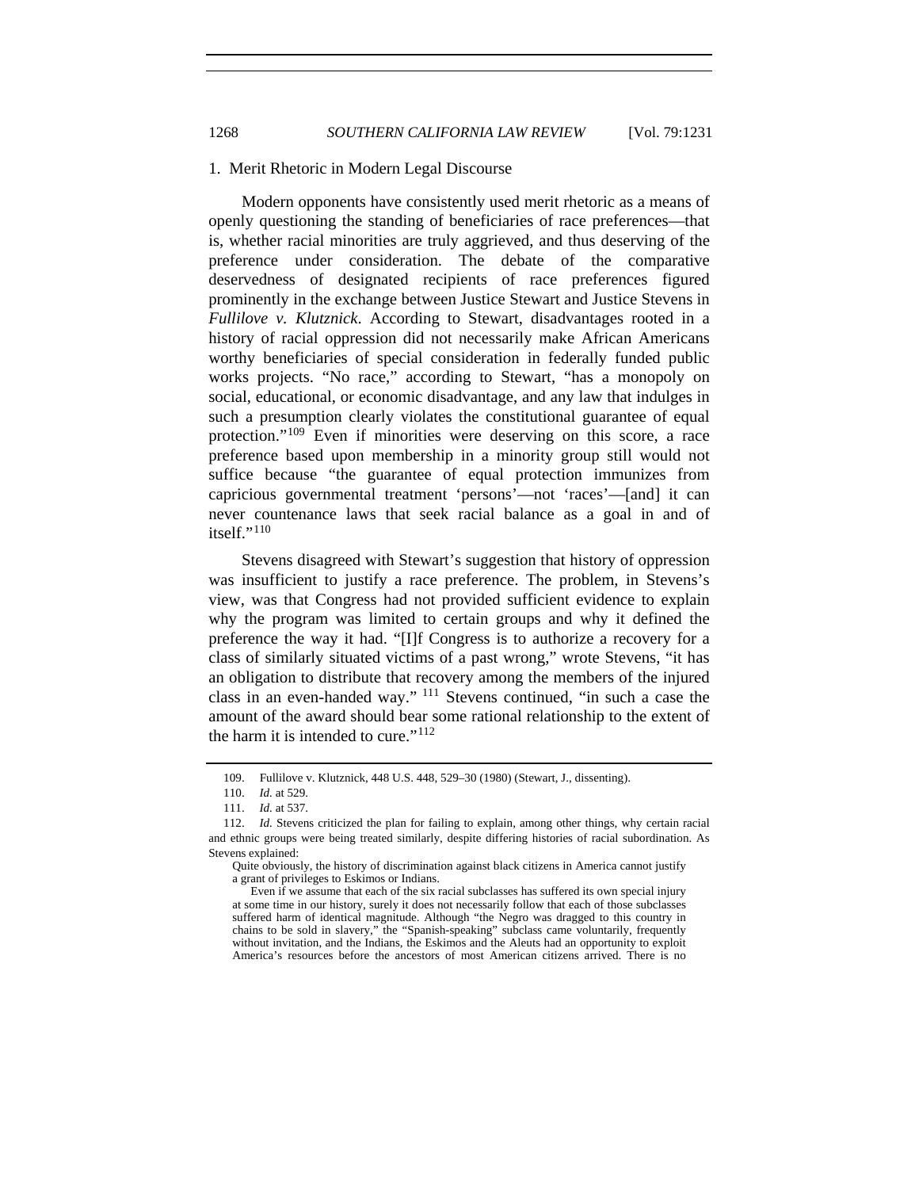### 1. Merit Rhetoric in Modern Legal Discourse

Modern opponents have consistently used merit rhetoric as a means of openly questioning the standing of beneficiaries of race preferences—that is, whether racial minorities are truly aggrieved, and thus deserving of the preference under consideration. The debate of the comparative deservedness of designated recipients of race preferences figured prominently in the exchange between Justice Stewart and Justice Stevens in *Fullilove v. Klutznick*. According to Stewart, disadvantages rooted in a history of racial oppression did not necessarily make African Americans worthy beneficiaries of special consideration in federally funded public works projects. "No race," according to Stewart, "has a monopoly on social, educational, or economic disadvantage, and any law that indulges in such a presumption clearly violates the constitutional guarantee of equal protection."[109] Even if minorities were deserving on this score, a race preference based upon membership in a minority group still would not suffice because "the guarantee of equal protection immunizes from capricious governmental treatment 'persons'—not 'races'—[and] it can never countenance laws that seek racial balance as a goal in and of itself."[110]

Stevens disagreed with Stewart's suggestion that history of oppression was insufficient to justify a race preference. The problem, in Stevens's view, was that Congress had not provided sufficient evidence to explain why the program was limited to certain groups and why it defined the preference the way it had. "[I]f Congress is to authorize a recovery for a class of similarly situated victims of a past wrong," wrote Stevens, "it has an obligation to distribute that recovery among the members of the injured class in an even-handed way." [111] Stevens continued, "in such a case the amount of the award should bear some rational relationship to the extent of the harm it is intended to cure."[112]

---

109. Fullilove v. Klutznick, 448 U.S. 448, 529–30 (1980) (Stewart, J., dissenting).

110. *Id.* at 529.

111. *Id.* at 537.

112. *Id.* Stevens criticized the plan for failing to explain, among other things, why certain racial and ethnic groups were being treated similarly, despite differing histories of racial subordination. As Stevens explained:

> Quite obviously, the history of discrimination against black citizens in America cannot justify a grant of privileges to Eskimos or Indians.
>
> Even if we assume that each of the six racial subclasses has suffered its own special injury at some time in our history, surely it does not necessarily follow that each of those subclasses suffered harm of identical magnitude. Although "the Negro was dragged to this country in chains to be sold in slavery," the "Spanish-speaking" subclass came voluntarily, frequently without invitation, and the Indians, the Eskimos and the Aleuts had an opportunity to exploit America's resources before the ancestors of most American citizens arrived. There is no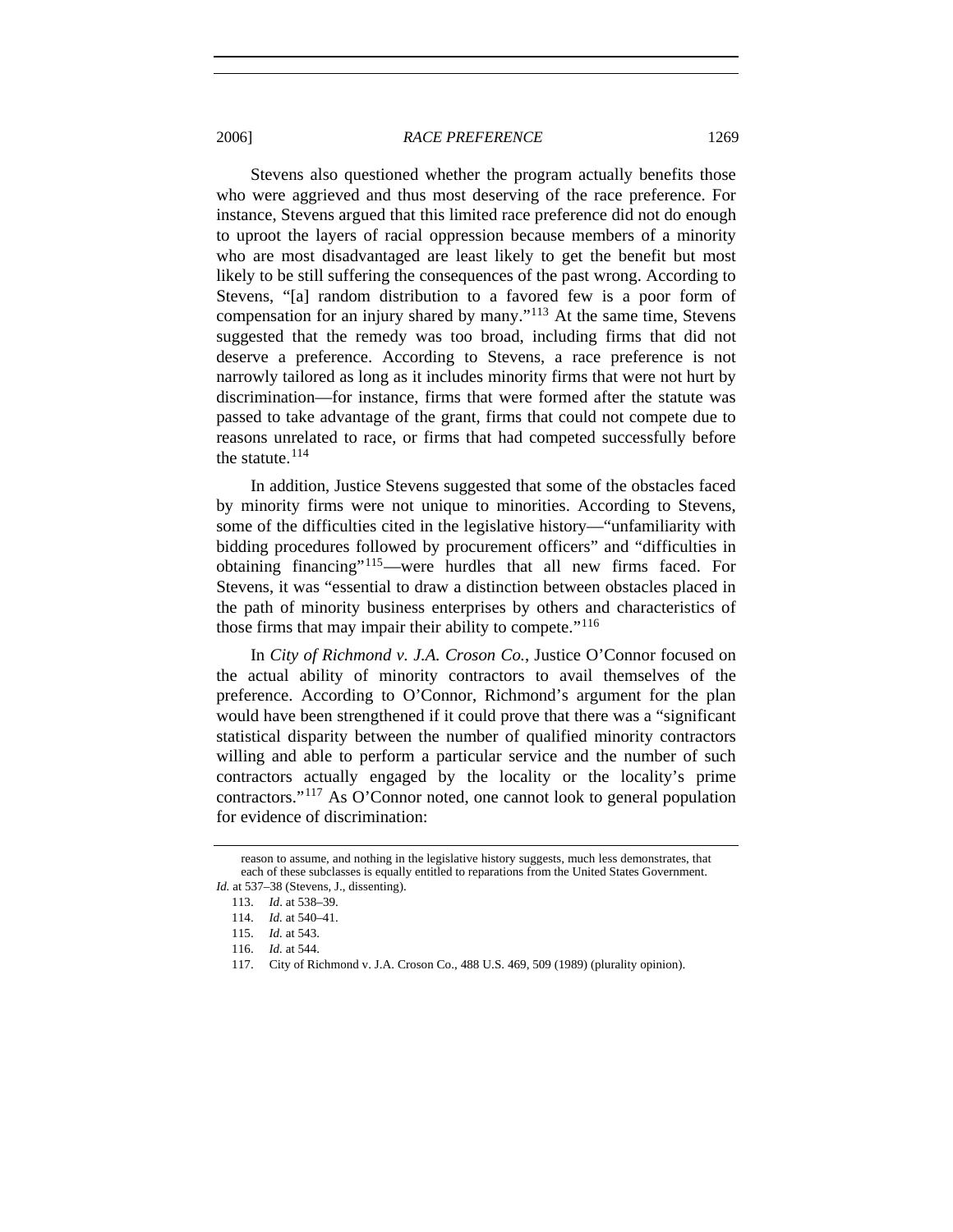Stevens also questioned whether the program actually benefits those who were aggrieved and thus most deserving of the race preference. For instance, Stevens argued that this limited race preference did not do enough to uproot the layers of racial oppression because members of a minority who are most disadvantaged are least likely to get the benefit but most likely to be still suffering the consequences of the past wrong. According to Stevens, "[a] random distribution to a favored few is a poor form of compensation for an injury shared by many."[113] At the same time, Stevens suggested that the remedy was too broad, including firms that did not deserve a preference. According to Stevens, a race preference is not narrowly tailored as long as it includes minority firms that were not hurt by discrimination—for instance, firms that were formed after the statute was passed to take advantage of the grant, firms that could not compete due to reasons unrelated to race, or firms that had competed successfully before the statute.[114]

In addition, Justice Stevens suggested that some of the obstacles faced by minority firms were not unique to minorities. According to Stevens, some of the difficulties cited in the legislative history—"unfamiliarity with bidding procedures followed by procurement officers" and "difficulties in obtaining financing"[115]—were hurdles that all new firms faced. For Stevens, it was "essential to draw a distinction between obstacles placed in the path of minority business enterprises by others and characteristics of those firms that may impair their ability to compete."[116]

In *City of Richmond v. J.A. Croson Co.*, Justice O'Connor focused on the actual ability of minority contractors to avail themselves of the preference. According to O'Connor, Richmond's argument for the plan would have been strengthened if it could prove that there was a "significant statistical disparity between the number of qualified minority contractors willing and able to perform a particular service and the number of such contractors actually engaged by the locality or the locality's prime contractors."[117] As O'Connor noted, one cannot look to general population for evidence of discrimination:

---

> reason to assume, and nothing in the legislative history suggests, much less demonstrates, that each of these subclasses is equally entitled to reparations from the United States Government.

*Id.* at 537–38 (Stevens, J., dissenting).

113. *Id.* at 538–39.

114. *Id.* at 540–41.

115. *Id.* at 543.

116. *Id.* at 544.

117. City of Richmond v. J.A. Croson Co., 488 U.S. 469, 509 (1989) (plurality opinion).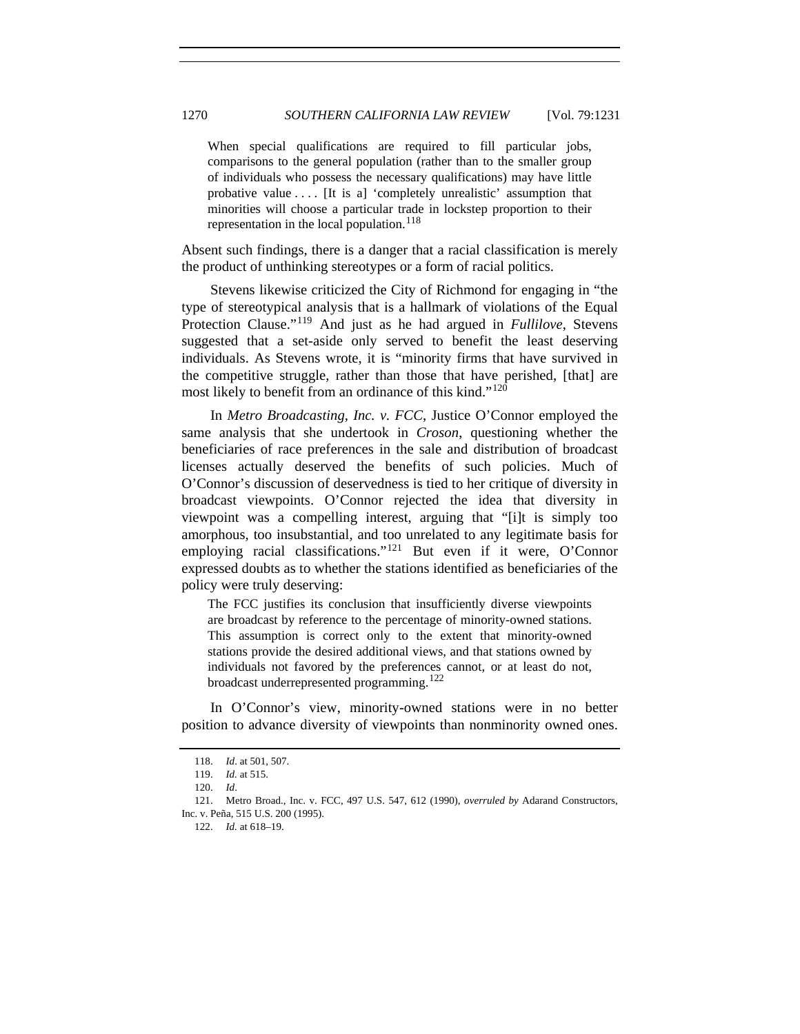> When special qualifications are required to fill particular jobs, comparisons to the general population (rather than to the smaller group of individuals who possess the necessary qualifications) may have little probative value . . . . [It is a] 'completely unrealistic' assumption that minorities will choose a particular trade in lockstep proportion to their representation in the local population.[118]

Absent such findings, there is a danger that a racial classification is merely the product of unthinking stereotypes or a form of racial politics.

Stevens likewise criticized the City of Richmond for engaging in "the type of stereotypical analysis that is a hallmark of violations of the Equal Protection Clause."[119] And just as he had argued in *Fullilove*, Stevens suggested that a set-aside only served to benefit the least deserving individuals. As Stevens wrote, it is "minority firms that have survived in the competitive struggle, rather than those that have perished, [that] are most likely to benefit from an ordinance of this kind."[120]

In *Metro Broadcasting, Inc. v. FCC*, Justice O'Connor employed the same analysis that she undertook in *Croson*, questioning whether the beneficiaries of race preferences in the sale and distribution of broadcast licenses actually deserved the benefits of such policies. Much of O'Connor's discussion of deservedness is tied to her critique of diversity in broadcast viewpoints. O'Connor rejected the idea that diversity in viewpoint was a compelling interest, arguing that "[i]t is simply too amorphous, too insubstantial, and too unrelated to any legitimate basis for employing racial classifications."[121] But even if it were, O'Connor expressed doubts as to whether the stations identified as beneficiaries of the policy were truly deserving:

> The FCC justifies its conclusion that insufficiently diverse viewpoints are broadcast by reference to the percentage of minority-owned stations. This assumption is correct only to the extent that minority-owned stations provide the desired additional views, and that stations owned by individuals not favored by the preferences cannot, or at least do not, broadcast underrepresented programming.[122]

In O'Connor's view, minority-owned stations were in no better position to advance diversity of viewpoints than nonminority owned ones.

---

118. *Id*. at 501, 507.

119. *Id.* at 515.

120. *Id*.

121. Metro Broad., Inc. v. FCC, 497 U.S. 547, 612 (1990), *overruled by* Adarand Constructors, Inc. v. Peña, 515 U.S. 200 (1995).

122. *Id.* at 618–19.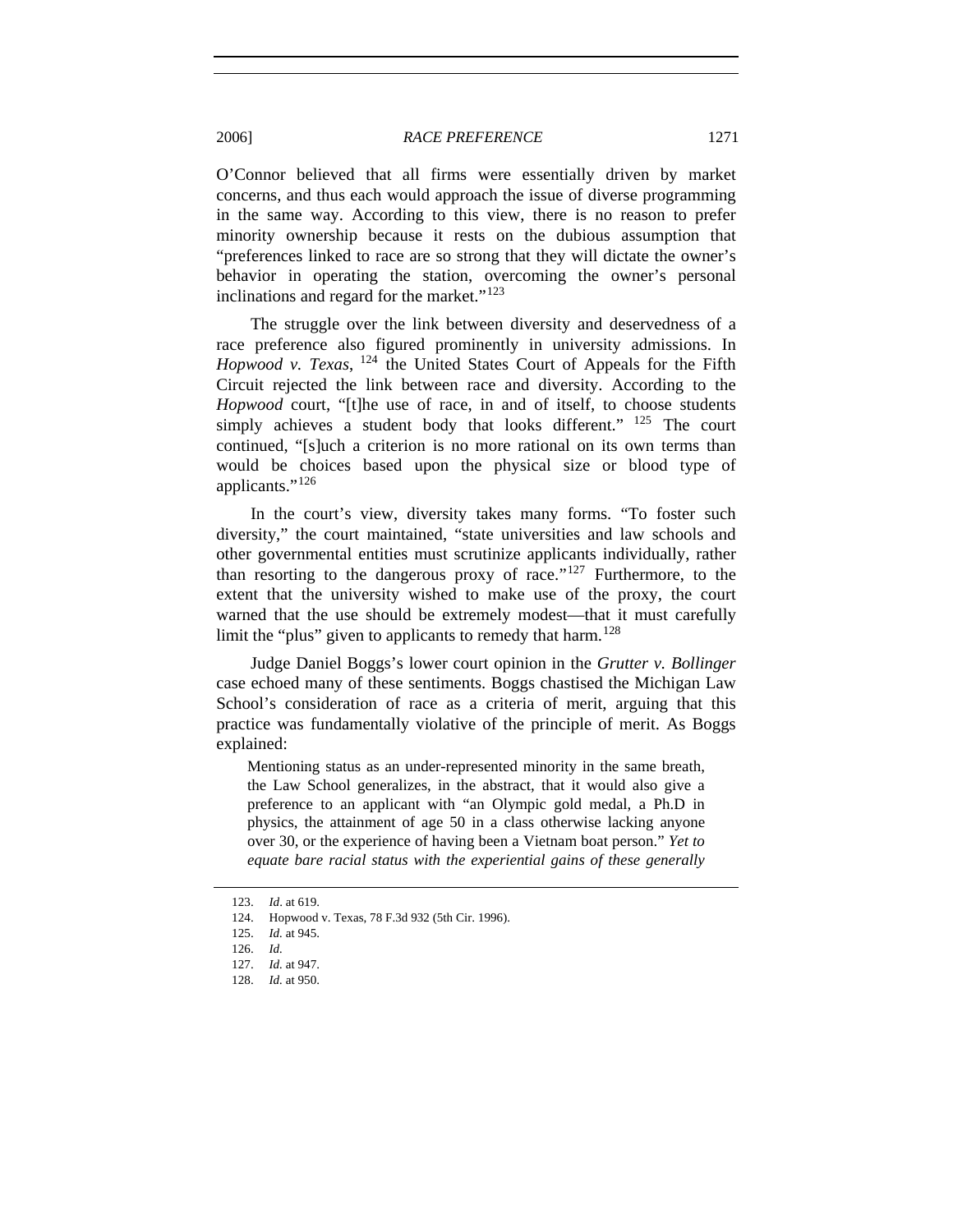O'Connor believed that all firms were essentially driven by market concerns, and thus each would approach the issue of diverse programming in the same way. According to this view, there is no reason to prefer minority ownership because it rests on the dubious assumption that "preferences linked to race are so strong that they will dictate the owner's behavior in operating the station, overcoming the owner's personal inclinations and regard for the market."[123]

The struggle over the link between diversity and deservedness of a race preference also figured prominently in university admissions. In *Hopwood v. Texas*,[124] the United States Court of Appeals for the Fifth Circuit rejected the link between race and diversity. According to the *Hopwood* court, "[t]he use of race, in and of itself, to choose students simply achieves a student body that looks different."[125] The court continued, "[s]uch a criterion is no more rational on its own terms than would be choices based upon the physical size or blood type of applicants."[126]

In the court's view, diversity takes many forms. "To foster such diversity," the court maintained, "state universities and law schools and other governmental entities must scrutinize applicants individually, rather than resorting to the dangerous proxy of race."[127] Furthermore, to the extent that the university wished to make use of the proxy, the court warned that the use should be extremely modest—that it must carefully limit the "plus" given to applicants to remedy that harm.[128]

Judge Daniel Boggs's lower court opinion in the *Grutter v. Bollinger* case echoed many of these sentiments. Boggs chastised the Michigan Law School's consideration of race as a criteria of merit, arguing that this practice was fundamentally violative of the principle of merit. As Boggs explained:

> Mentioning status as an under-represented minority in the same breath, the Law School generalizes, in the abstract, that it would also give a preference to an applicant with "an Olympic gold medal, a Ph.D in physics, the attainment of age 50 in a class otherwise lacking anyone over 30, or the experience of having been a Vietnam boat person." *Yet to equate bare racial status with the experiential gains of these generally*

---

123. *Id*. at 619.

124. Hopwood v. Texas, 78 F.3d 932 (5th Cir. 1996).

125. *Id.* at 945.

126. *Id.*

127. *Id.* at 947.

128. *Id.* at 950.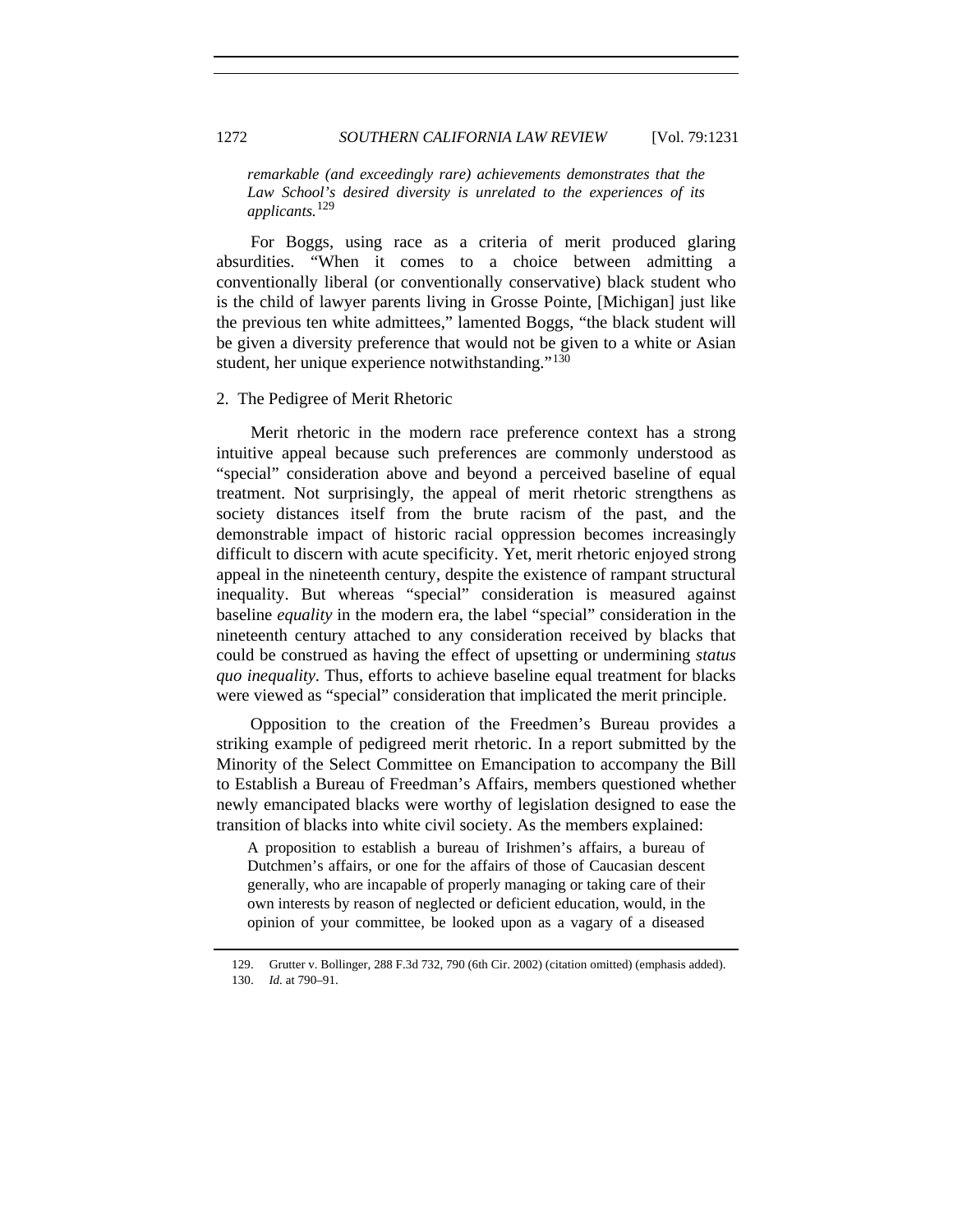*remarkable (and exceedingly rare) achievements demonstrates that the Law School's desired diversity is unrelated to the experiences of its applicants.*[129]

For Boggs, using race as a criteria of merit produced glaring absurdities. "When it comes to a choice between admitting a conventionally liberal (or conventionally conservative) black student who is the child of lawyer parents living in Grosse Pointe, [Michigan] just like the previous ten white admittees," lamented Boggs, "the black student will be given a diversity preference that would not be given to a white or Asian student, her unique experience notwithstanding."[130]

### 2. The Pedigree of Merit Rhetoric

Merit rhetoric in the modern race preference context has a strong intuitive appeal because such preferences are commonly understood as "special" consideration above and beyond a perceived baseline of equal treatment. Not surprisingly, the appeal of merit rhetoric strengthens as society distances itself from the brute racism of the past, and the demonstrable impact of historic racial oppression becomes increasingly difficult to discern with acute specificity. Yet, merit rhetoric enjoyed strong appeal in the nineteenth century, despite the existence of rampant structural inequality. But whereas "special" consideration is measured against baseline *equality* in the modern era, the label "special" consideration in the nineteenth century attached to any consideration received by blacks that could be construed as having the effect of upsetting or undermining *status quo inequality*. Thus, efforts to achieve baseline equal treatment for blacks were viewed as "special" consideration that implicated the merit principle.

Opposition to the creation of the Freedmen's Bureau provides a striking example of pedigreed merit rhetoric. In a report submitted by the Minority of the Select Committee on Emancipation to accompany the Bill to Establish a Bureau of Freedman's Affairs, members questioned whether newly emancipated blacks were worthy of legislation designed to ease the transition of blacks into white civil society. As the members explained:

> A proposition to establish a bureau of Irishmen's affairs, a bureau of Dutchmen's affairs, or one for the affairs of those of Caucasian descent generally, who are incapable of properly managing or taking care of their own interests by reason of neglected or deficient education, would, in the opinion of your committee, be looked upon as a vagary of a diseased

---

129. Grutter v. Bollinger, 288 F.3d 732, 790 (6th Cir. 2002) (citation omitted) (emphasis added).

130. *Id.* at 790–91.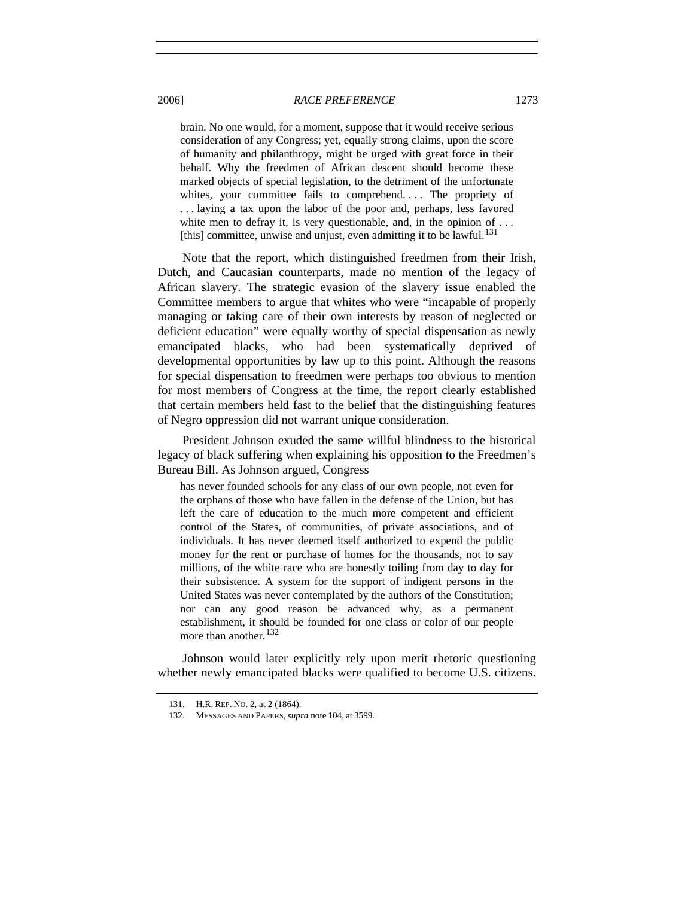> brain. No one would, for a moment, suppose that it would receive serious consideration of any Congress; yet, equally strong claims, upon the score of humanity and philanthropy, might be urged with great force in their behalf. Why the freedmen of African descent should become these marked objects of special legislation, to the detriment of the unfortunate whites, your committee fails to comprehend. . . . The propriety of . . . laying a tax upon the labor of the poor and, perhaps, less favored white men to defray it, is very questionable, and, in the opinion of . . . [this] committee, unwise and unjust, even admitting it to be lawful.[131]

Note that the report, which distinguished freedmen from their Irish, Dutch, and Caucasian counterparts, made no mention of the legacy of African slavery. The strategic evasion of the slavery issue enabled the Committee members to argue that whites who were "incapable of properly managing or taking care of their own interests by reason of neglected or deficient education" were equally worthy of special dispensation as newly emancipated blacks, who had been systematically deprived of developmental opportunities by law up to this point. Although the reasons for special dispensation to freedmen were perhaps too obvious to mention for most members of Congress at the time, the report clearly established that certain members held fast to the belief that the distinguishing features of Negro oppression did not warrant unique consideration.

President Johnson exuded the same willful blindness to the historical legacy of black suffering when explaining his opposition to the Freedmen's Bureau Bill. As Johnson argued, Congress

> has never founded schools for any class of our own people, not even for the orphans of those who have fallen in the defense of the Union, but has left the care of education to the much more competent and efficient control of the States, of communities, of private associations, and of individuals. It has never deemed itself authorized to expend the public money for the rent or purchase of homes for the thousands, not to say millions, of the white race who are honestly toiling from day to day for their subsistence. A system for the support of indigent persons in the United States was never contemplated by the authors of the Constitution; nor can any good reason be advanced why, as a permanent establishment, it should be founded for one class or color of our people more than another.[132]

Johnson would later explicitly rely upon merit rhetoric questioning whether newly emancipated blacks were qualified to become U.S. citizens.

---

131. H.R. REP. NO. 2, at 2 (1864).

132. MESSAGES AND PAPERS, *supra* note 104, at 3599.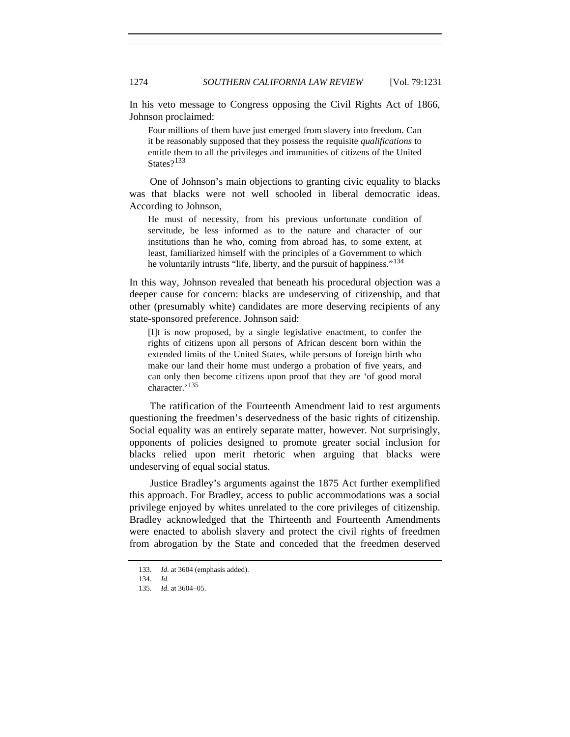In his veto message to Congress opposing the Civil Rights Act of 1866, Johnson proclaimed:

> Four millions of them have just emerged from slavery into freedom. Can it be reasonably supposed that they possess the requisite *qualifications* to entitle them to all the privileges and immunities of citizens of the United States?[133]

One of Johnson's main objections to granting civic equality to blacks was that blacks were not well schooled in liberal democratic ideas. According to Johnson,

> He must of necessity, from his previous unfortunate condition of servitude, be less informed as to the nature and character of our institutions than he who, coming from abroad has, to some extent, at least, familiarized himself with the principles of a Government to which he voluntarily intrusts "life, liberty, and the pursuit of happiness."[134]

In this way, Johnson revealed that beneath his procedural objection was a deeper cause for concern: blacks are undeserving of citizenship, and that other (presumably white) candidates are more deserving recipients of any state-sponsored preference. Johnson said:

> [I]t is now proposed, by a single legislative enactment, to confer the rights of citizens upon all persons of African descent born within the extended limits of the United States, while persons of foreign birth who make our land their home must undergo a probation of five years, and can only then become citizens upon proof that they are 'of good moral character.'[135]

The ratification of the Fourteenth Amendment laid to rest arguments questioning the freedmen's deservedness of the basic rights of citizenship. Social equality was an entirely separate matter, however. Not surprisingly, opponents of policies designed to promote greater social inclusion for blacks relied upon merit rhetoric when arguing that blacks were undeserving of equal social status.

Justice Bradley's arguments against the 1875 Act further exemplified this approach. For Bradley, access to public accommodations was a social privilege enjoyed by whites unrelated to the core privileges of citizenship. Bradley acknowledged that the Thirteenth and Fourteenth Amendments were enacted to abolish slavery and protect the civil rights of freedmen from abrogation by the State and conceded that the freedmen deserved

---

133. *Id.* at 3604 (emphasis added).

134. *Id.*

135. *Id.* at 3604–05.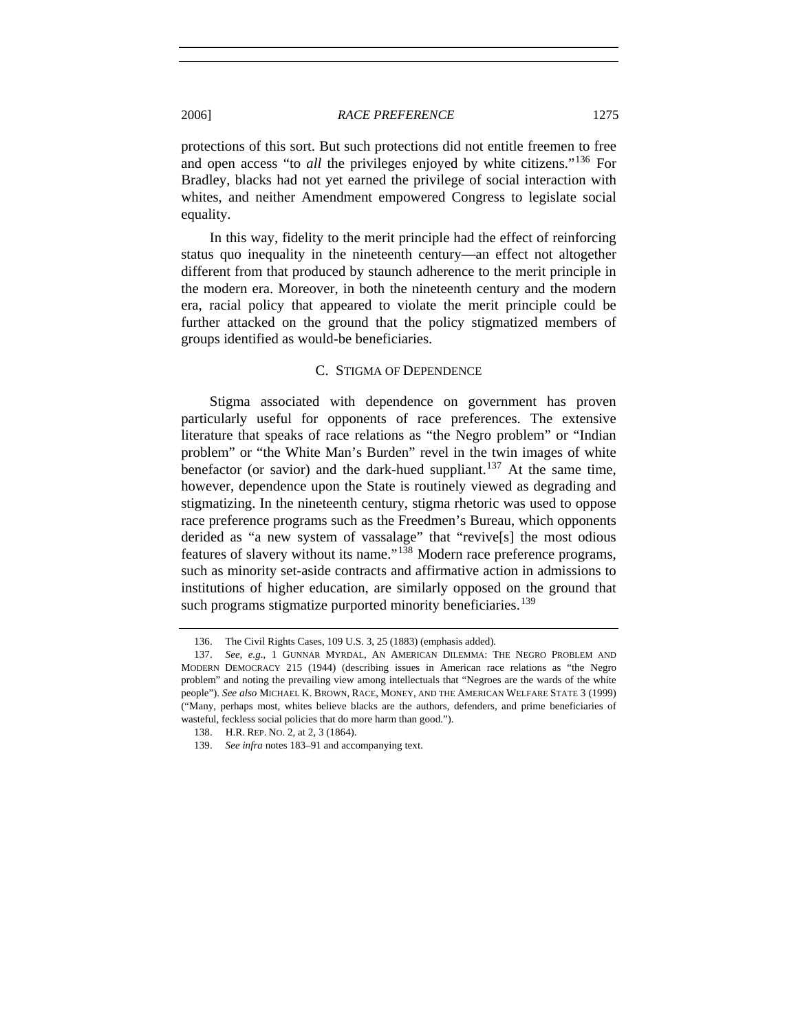protections of this sort. But such protections did not entitle freemen to free and open access "to *all* the privileges enjoyed by white citizens."[136] For Bradley, blacks had not yet earned the privilege of social interaction with whites, and neither Amendment empowered Congress to legislate social equality.

In this way, fidelity to the merit principle had the effect of reinforcing status quo inequality in the nineteenth century—an effect not altogether different from that produced by staunch adherence to the merit principle in the modern era. Moreover, in both the nineteenth century and the modern era, racial policy that appeared to violate the merit principle could be further attacked on the ground that the policy stigmatized members of groups identified as would-be beneficiaries.

### C. STIGMA OF DEPENDENCE

Stigma associated with dependence on government has proven particularly useful for opponents of race preferences. The extensive literature that speaks of race relations as "the Negro problem" or "Indian problem" or "the White Man's Burden" revel in the twin images of white benefactor (or savior) and the dark-hued suppliant.[137] At the same time, however, dependence upon the State is routinely viewed as degrading and stigmatizing. In the nineteenth century, stigma rhetoric was used to oppose race preference programs such as the Freedmen's Bureau, which opponents derided as "a new system of vassalage" that "revive[s] the most odious features of slavery without its name."[138] Modern race preference programs, such as minority set-aside contracts and affirmative action in admissions to institutions of higher education, are similarly opposed on the ground that such programs stigmatize purported minority beneficiaries.[139]

---

136. The Civil Rights Cases, 109 U.S. 3, 25 (1883) (emphasis added).

137. *See, e.g.*, 1 GUNNAR MYRDAL, AN AMERICAN DILEMMA: THE NEGRO PROBLEM AND MODERN DEMOCRACY 215 (1944) (describing issues in American race relations as "the Negro problem" and noting the prevailing view among intellectuals that "Negroes are the wards of the white people"). *See also* MICHAEL K. BROWN, RACE, MONEY, AND THE AMERICAN WELFARE STATE 3 (1999) ("Many, perhaps most, whites believe blacks are the authors, defenders, and prime beneficiaries of wasteful, feckless social policies that do more harm than good.").

138. H.R. REP. NO. 2, at 2, 3 (1864).

139. *See infra* notes 183–91 and accompanying text.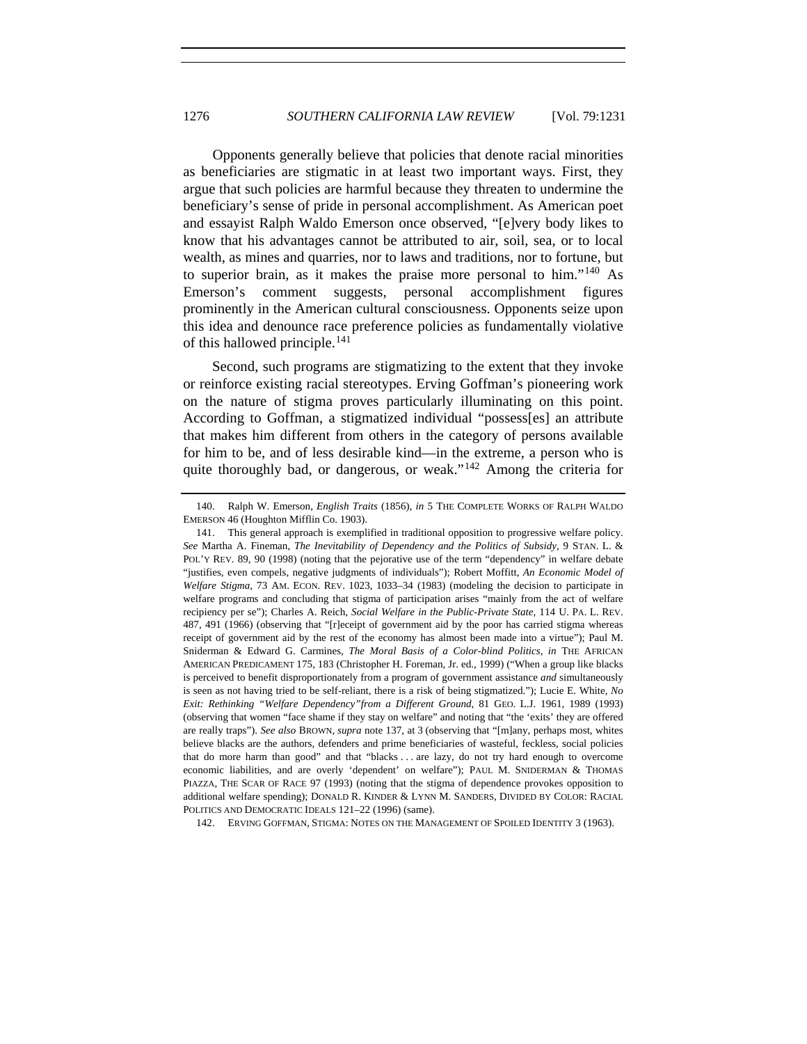Opponents generally believe that policies that denote racial minorities as beneficiaries are stigmatic in at least two important ways. First, they argue that such policies are harmful because they threaten to undermine the beneficiary's sense of pride in personal accomplishment. As American poet and essayist Ralph Waldo Emerson once observed, "[e]very body likes to know that his advantages cannot be attributed to air, soil, sea, or to local wealth, as mines and quarries, nor to laws and traditions, nor to fortune, but to superior brain, as it makes the praise more personal to him."[140] As Emerson's comment suggests, personal accomplishment figures prominently in the American cultural consciousness. Opponents seize upon this idea and denounce race preference policies as fundamentally violative of this hallowed principle.[141]

Second, such programs are stigmatizing to the extent that they invoke or reinforce existing racial stereotypes. Erving Goffman's pioneering work on the nature of stigma proves particularly illuminating on this point. According to Goffman, a stigmatized individual "possess[es] an attribute that makes him different from others in the category of persons available for him to be, and of less desirable kind—in the extreme, a person who is quite thoroughly bad, or dangerous, or weak."[142] Among the criteria for

---

140. Ralph W. Emerson, *English Traits* (1856), *in* 5 THE COMPLETE WORKS OF RALPH WALDO EMERSON 46 (Houghton Mifflin Co. 1903).

141. This general approach is exemplified in traditional opposition to progressive welfare policy. *See* Martha A. Fineman, *The Inevitability of Dependency and the Politics of Subsidy*, 9 STAN. L. & POL'Y REV. 89, 90 (1998) (noting that the pejorative use of the term "dependency" in welfare debate "justifies, even compels, negative judgments of individuals"); Robert Moffitt, *An Economic Model of Welfare Stigma*, 73 AM. ECON. REV. 1023, 1033–34 (1983) (modeling the decision to participate in welfare programs and concluding that stigma of participation arises "mainly from the act of welfare recipiency per se"); Charles A. Reich, *Social Welfare in the Public-Private State*, 114 U. PA. L. REV. 487, 491 (1966) (observing that "[r]eceipt of government aid by the poor has carried stigma whereas receipt of government aid by the rest of the economy has almost been made into a virtue"); Paul M. Sniderman & Edward G. Carmines, *The Moral Basis of a Color-blind Politics*, *in* THE AFRICAN AMERICAN PREDICAMENT 175, 183 (Christopher H. Foreman, Jr. ed., 1999) ("When a group like blacks is perceived to benefit disproportionately from a program of government assistance *and* simultaneously is seen as not having tried to be self-reliant, there is a risk of being stigmatized."); Lucie E. White, *No Exit: Rethinking "Welfare Dependency"from a Different Ground*, 81 GEO. L.J. 1961, 1989 (1993) (observing that women "face shame if they stay on welfare" and noting that "the 'exits' they are offered are really traps"). *See also* BROWN, *supra* note 137, at 3 (observing that "[m]any, perhaps most, whites believe blacks are the authors, defenders and prime beneficiaries of wasteful, feckless, social policies that do more harm than good" and that "blacks . . . are lazy, do not try hard enough to overcome economic liabilities, and are overly 'dependent' on welfare"); PAUL M. SNIDERMAN & THOMAS PIAZZA, THE SCAR OF RACE 97 (1993) (noting that the stigma of dependence provokes opposition to additional welfare spending); DONALD R. KINDER & LYNN M. SANDERS, DIVIDED BY COLOR: RACIAL POLITICS AND DEMOCRATIC IDEALS 121–22 (1996) (same).

142. ERVING GOFFMAN, STIGMA: NOTES ON THE MANAGEMENT OF SPOILED IDENTITY 3 (1963).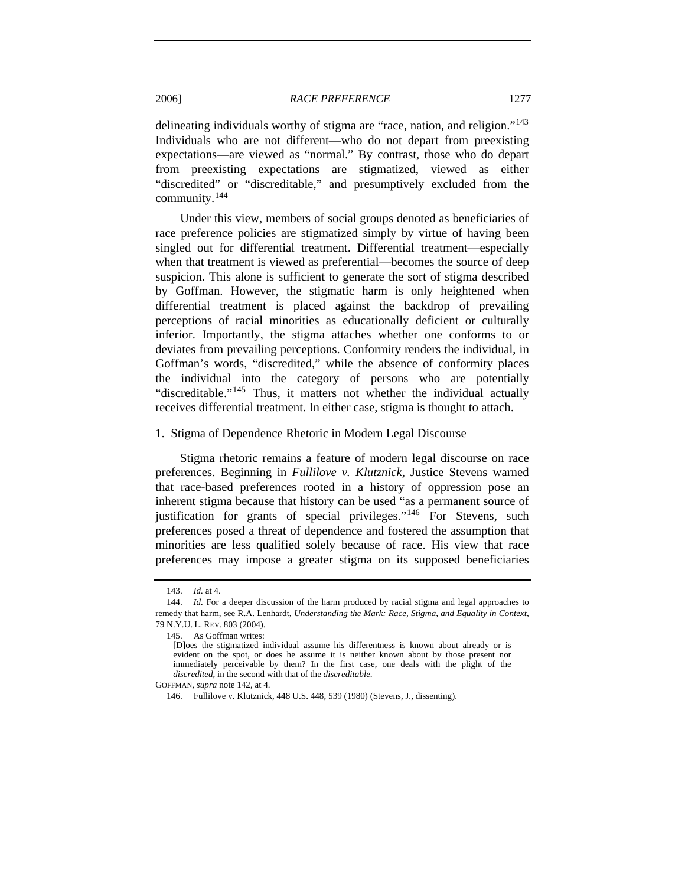delineating individuals worthy of stigma are "race, nation, and religion."[143] Individuals who are not different—who do not depart from preexisting expectations—are viewed as "normal." By contrast, those who do depart from preexisting expectations are stigmatized, viewed as either "discredited" or "discreditable," and presumptively excluded from the community.[144]

Under this view, members of social groups denoted as beneficiaries of race preference policies are stigmatized simply by virtue of having been singled out for differential treatment. Differential treatment—especially when that treatment is viewed as preferential—becomes the source of deep suspicion. This alone is sufficient to generate the sort of stigma described by Goffman. However, the stigmatic harm is only heightened when differential treatment is placed against the backdrop of prevailing perceptions of racial minorities as educationally deficient or culturally inferior. Importantly, the stigma attaches whether one conforms to or deviates from prevailing perceptions. Conformity renders the individual, in Goffman's words, "discredited," while the absence of conformity places the individual into the category of persons who are potentially "discreditable."[145] Thus, it matters not whether the individual actually receives differential treatment. In either case, stigma is thought to attach.

### 1. Stigma of Dependence Rhetoric in Modern Legal Discourse

Stigma rhetoric remains a feature of modern legal discourse on race preferences. Beginning in *Fullilove v. Klutznick*, Justice Stevens warned that race-based preferences rooted in a history of oppression pose an inherent stigma because that history can be used "as a permanent source of justification for grants of special privileges."[146] For Stevens, such preferences posed a threat of dependence and fostered the assumption that minorities are less qualified solely because of race. His view that race preferences may impose a greater stigma on its supposed beneficiaries

---

143. *Id.* at 4.

144. *Id.* For a deeper discussion of the harm produced by racial stigma and legal approaches to remedy that harm, see R.A. Lenhardt, *Understanding the Mark: Race, Stigma, and Equality in Context*, 79 N.Y.U. L. REV. 803 (2004).

145. As Goffman writes:

> [D]oes the stigmatized individual assume his differentness is known about already or is evident on the spot, or does he assume it is neither known about by those present nor immediately perceivable by them? In the first case, one deals with the plight of the *discredited*, in the second with that of the *discreditable*.

GOFFMAN, *supra* note 142, at 4.

146. Fullilove v. Klutznick, 448 U.S. 448, 539 (1980) (Stevens, J., dissenting).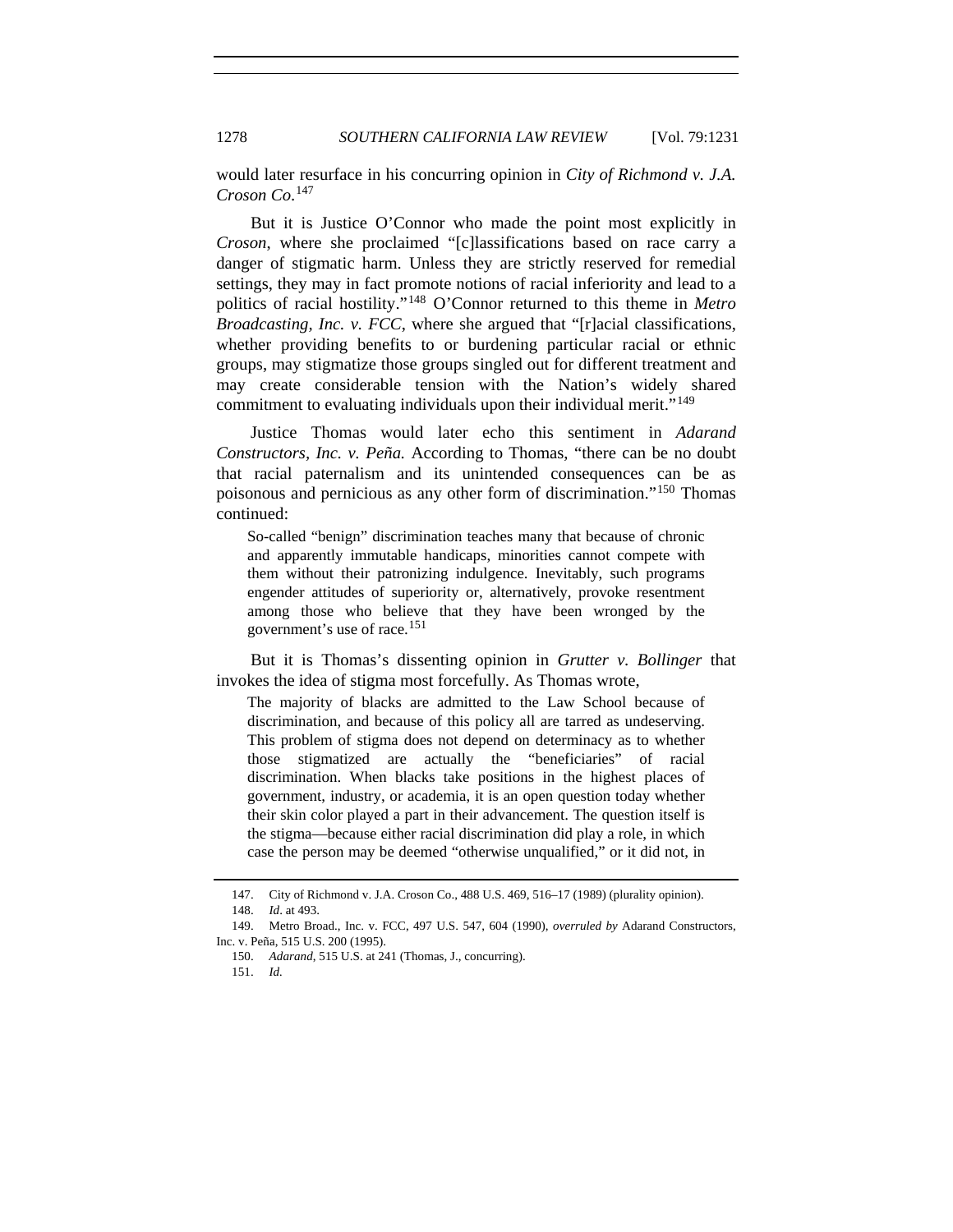would later resurface in his concurring opinion in *City of Richmond v. J.A. Croson Co.*[147]

But it is Justice O'Connor who made the point most explicitly in *Croson*, where she proclaimed "[c]lassifications based on race carry a danger of stigmatic harm. Unless they are strictly reserved for remedial settings, they may in fact promote notions of racial inferiority and lead to a politics of racial hostility."[148] O'Connor returned to this theme in *Metro Broadcasting, Inc. v. FCC*, where she argued that "[r]acial classifications, whether providing benefits to or burdening particular racial or ethnic groups, may stigmatize those groups singled out for different treatment and may create considerable tension with the Nation's widely shared commitment to evaluating individuals upon their individual merit."[149]

Justice Thomas would later echo this sentiment in *Adarand Constructors, Inc. v. Peña.* According to Thomas, "there can be no doubt that racial paternalism and its unintended consequences can be as poisonous and pernicious as any other form of discrimination."[150] Thomas continued:

> So-called "benign" discrimination teaches many that because of chronic and apparently immutable handicaps, minorities cannot compete with them without their patronizing indulgence. Inevitably, such programs engender attitudes of superiority or, alternatively, provoke resentment among those who believe that they have been wronged by the government's use of race.[151]

But it is Thomas's dissenting opinion in *Grutter v. Bollinger* that invokes the idea of stigma most forcefully. As Thomas wrote,

> The majority of blacks are admitted to the Law School because of discrimination, and because of this policy all are tarred as undeserving. This problem of stigma does not depend on determinacy as to whether those stigmatized are actually the "beneficiaries" of racial discrimination. When blacks take positions in the highest places of government, industry, or academia, it is an open question today whether their skin color played a part in their advancement. The question itself is the stigma—because either racial discrimination did play a role, in which case the person may be deemed "otherwise unqualified," or it did not, in

---

147. City of Richmond v. J.A. Croson Co., 488 U.S. 469, 516–17 (1989) (plurality opinion).

148. *Id*. at 493.

149. Metro Broad., Inc. v. FCC, 497 U.S. 547, 604 (1990), *overruled by* Adarand Constructors, Inc. v. Peña, 515 U.S. 200 (1995).

150. *Adarand*, 515 U.S. at 241 (Thomas, J., concurring).

151. *Id.*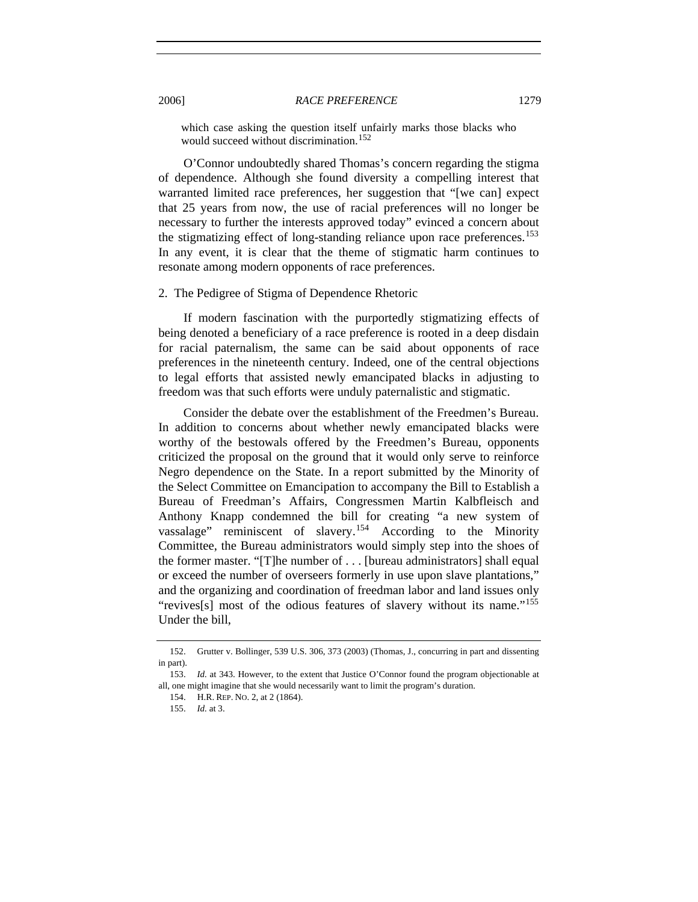which case asking the question itself unfairly marks those blacks who would succeed without discrimination.[152]

O'Connor undoubtedly shared Thomas's concern regarding the stigma of dependence. Although she found diversity a compelling interest that warranted limited race preferences, her suggestion that "[we can] expect that 25 years from now, the use of racial preferences will no longer be necessary to further the interests approved today" evinced a concern about the stigmatizing effect of long-standing reliance upon race preferences.[153] In any event, it is clear that the theme of stigmatic harm continues to resonate among modern opponents of race preferences.

2. The Pedigree of Stigma of Dependence Rhetoric

If modern fascination with the purportedly stigmatizing effects of being denoted a beneficiary of a race preference is rooted in a deep disdain for racial paternalism, the same can be said about opponents of race preferences in the nineteenth century. Indeed, one of the central objections to legal efforts that assisted newly emancipated blacks in adjusting to freedom was that such efforts were unduly paternalistic and stigmatic.

Consider the debate over the establishment of the Freedmen's Bureau. In addition to concerns about whether newly emancipated blacks were worthy of the bestowals offered by the Freedmen's Bureau, opponents criticized the proposal on the ground that it would only serve to reinforce Negro dependence on the State. In a report submitted by the Minority of the Select Committee on Emancipation to accompany the Bill to Establish a Bureau of Freedman's Affairs, Congressmen Martin Kalbfleisch and Anthony Knapp condemned the bill for creating "a new system of vassalage" reminiscent of slavery.[154] According to the Minority Committee, the Bureau administrators would simply step into the shoes of the former master. "[T]he number of . . . [bureau administrators] shall equal or exceed the number of overseers formerly in use upon slave plantations," and the organizing and coordination of freedman labor and land issues only "revives[s] most of the odious features of slavery without its name."[155] Under the bill,

---

152. Grutter v. Bollinger, 539 U.S. 306, 373 (2003) (Thomas, J., concurring in part and dissenting in part).

153. *Id.* at 343. However, to the extent that Justice O'Connor found the program objectionable at all, one might imagine that she would necessarily want to limit the program's duration.

154. H.R. REP. NO. 2, at 2 (1864).

155. *Id.* at 3.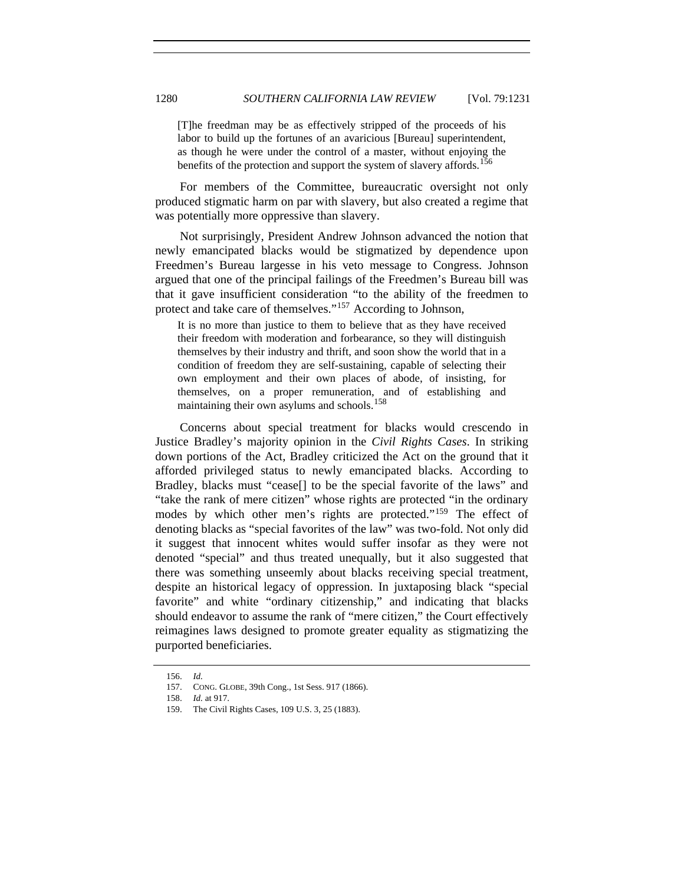> [T]he freedman may be as effectively stripped of the proceeds of his labor to build up the fortunes of an avaricious [Bureau] superintendent, as though he were under the control of a master, without enjoying the benefits of the protection and support the system of slavery affords.[156]

For members of the Committee, bureaucratic oversight not only produced stigmatic harm on par with slavery, but also created a regime that was potentially more oppressive than slavery.

Not surprisingly, President Andrew Johnson advanced the notion that newly emancipated blacks would be stigmatized by dependence upon Freedmen's Bureau largesse in his veto message to Congress. Johnson argued that one of the principal failings of the Freedmen's Bureau bill was that it gave insufficient consideration "to the ability of the freedmen to protect and take care of themselves."[157] According to Johnson,

> It is no more than justice to them to believe that as they have received their freedom with moderation and forbearance, so they will distinguish themselves by their industry and thrift, and soon show the world that in a condition of freedom they are self-sustaining, capable of selecting their own employment and their own places of abode, of insisting, for themselves, on a proper remuneration, and of establishing and maintaining their own asylums and schools.[158]

Concerns about special treatment for blacks would crescendo in Justice Bradley's majority opinion in the *Civil Rights Cases*. In striking down portions of the Act, Bradley criticized the Act on the ground that it afforded privileged status to newly emancipated blacks. According to Bradley, blacks must "cease[] to be the special favorite of the laws" and "take the rank of mere citizen" whose rights are protected "in the ordinary modes by which other men's rights are protected."[159] The effect of denoting blacks as "special favorites of the law" was two-fold. Not only did it suggest that innocent whites would suffer insofar as they were not denoted "special" and thus treated unequally, but it also suggested that there was something unseemly about blacks receiving special treatment, despite an historical legacy of oppression. In juxtaposing black "special favorite" and white "ordinary citizenship," and indicating that blacks should endeavor to assume the rank of "mere citizen," the Court effectively reimagines laws designed to promote greater equality as stigmatizing the purported beneficiaries.

156. *Id.*

157. CONG. GLOBE, 39th Cong., 1st Sess. 917 (1866).

158. *Id.* at 917.

159. The Civil Rights Cases, 109 U.S. 3, 25 (1883).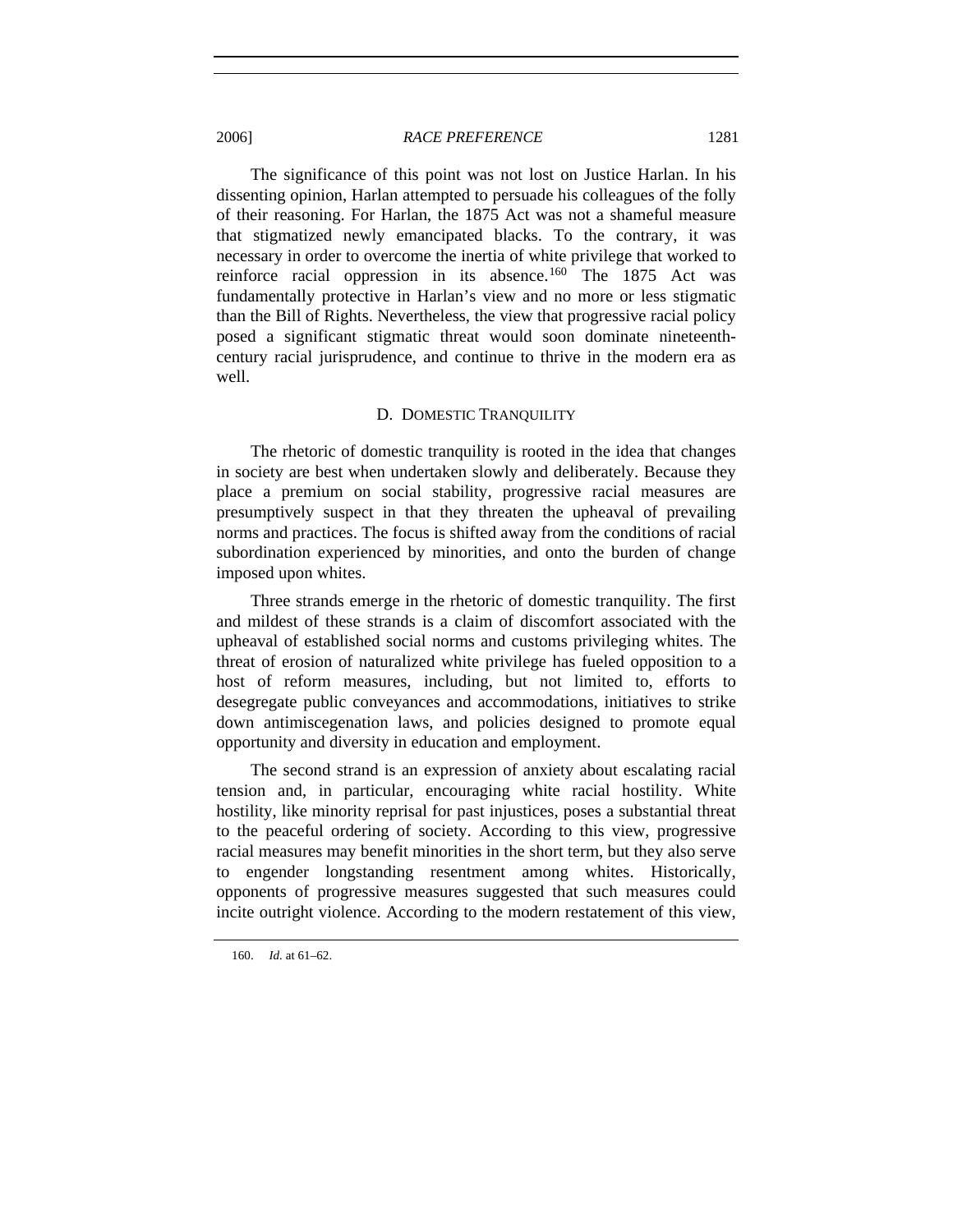The significance of this point was not lost on Justice Harlan. In his dissenting opinion, Harlan attempted to persuade his colleagues of the folly of their reasoning. For Harlan, the 1875 Act was not a shameful measure that stigmatized newly emancipated blacks. To the contrary, it was necessary in order to overcome the inertia of white privilege that worked to reinforce racial oppression in its absence.[160] The 1875 Act was fundamentally protective in Harlan's view and no more or less stigmatic than the Bill of Rights. Nevertheless, the view that progressive racial policy posed a significant stigmatic threat would soon dominate nineteenth-century racial jurisprudence, and continue to thrive in the modern era as well.

### D. DOMESTIC TRANQUILITY

The rhetoric of domestic tranquility is rooted in the idea that changes in society are best when undertaken slowly and deliberately. Because they place a premium on social stability, progressive racial measures are presumptively suspect in that they threaten the upheaval of prevailing norms and practices. The focus is shifted away from the conditions of racial subordination experienced by minorities, and onto the burden of change imposed upon whites.

Three strands emerge in the rhetoric of domestic tranquility. The first and mildest of these strands is a claim of discomfort associated with the upheaval of established social norms and customs privileging whites. The threat of erosion of naturalized white privilege has fueled opposition to a host of reform measures, including, but not limited to, efforts to desegregate public conveyances and accommodations, initiatives to strike down antimiscegenation laws, and policies designed to promote equal opportunity and diversity in education and employment.

The second strand is an expression of anxiety about escalating racial tension and, in particular, encouraging white racial hostility. White hostility, like minority reprisal for past injustices, poses a substantial threat to the peaceful ordering of society. According to this view, progressive racial measures may benefit minorities in the short term, but they also serve to engender longstanding resentment among whites. Historically, opponents of progressive measures suggested that such measures could incite outright violence. According to the modern restatement of this view,

160. *Id.* at 61–62.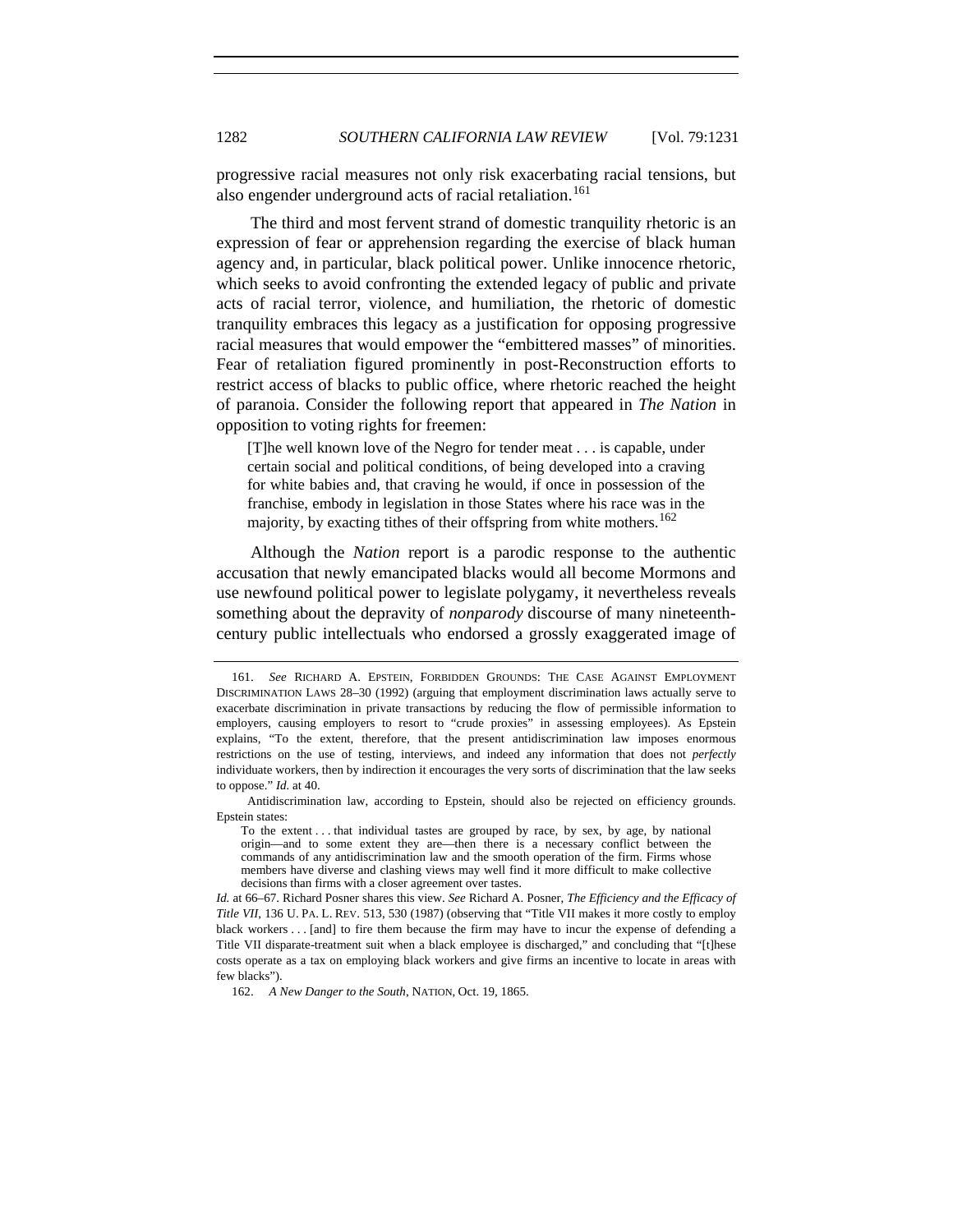progressive racial measures not only risk exacerbating racial tensions, but also engender underground acts of racial retaliation.[161]

The third and most fervent strand of domestic tranquility rhetoric is an expression of fear or apprehension regarding the exercise of black human agency and, in particular, black political power. Unlike innocence rhetoric, which seeks to avoid confronting the extended legacy of public and private acts of racial terror, violence, and humiliation, the rhetoric of domestic tranquility embraces this legacy as a justification for opposing progressive racial measures that would empower the "embittered masses" of minorities. Fear of retaliation figured prominently in post-Reconstruction efforts to restrict access of blacks to public office, where rhetoric reached the height of paranoia. Consider the following report that appeared in *The Nation* in opposition to voting rights for freemen:

> [T]he well known love of the Negro for tender meat . . . is capable, under certain social and political conditions, of being developed into a craving for white babies and, that craving he would, if once in possession of the franchise, embody in legislation in those States where his race was in the majority, by exacting tithes of their offspring from white mothers.[162]

Although the *Nation* report is a parodic response to the authentic accusation that newly emancipated blacks would all become Mormons and use newfound political power to legislate polygamy, it nevertheless reveals something about the depravity of *nonparody* discourse of many nineteenth-century public intellectuals who endorsed a grossly exaggerated image of

---

161. *See* RICHARD A. EPSTEIN, FORBIDDEN GROUNDS: THE CASE AGAINST EMPLOYMENT DISCRIMINATION LAWS 28–30 (1992) (arguing that employment discrimination laws actually serve to exacerbate discrimination in private transactions by reducing the flow of permissible information to employers, causing employers to resort to "crude proxies" in assessing employees). As Epstein explains, "To the extent, therefore, that the present antidiscrimination law imposes enormous restrictions on the use of testing, interviews, and indeed any information that does not *perfectly* individuate workers, then by indirection it encourages the very sorts of discrimination that the law seeks to oppose." *Id.* at 40.

Antidiscrimination law, according to Epstein, should also be rejected on efficiency grounds. Epstein states:

> To the extent . . . that individual tastes are grouped by race, by sex, by age, by national origin—and to some extent they are—then there is a necessary conflict between the commands of any antidiscrimination law and the smooth operation of the firm. Firms whose members have diverse and clashing views may well find it more difficult to make collective decisions than firms with a closer agreement over tastes.

*Id.* at 66–67. Richard Posner shares this view. *See* Richard A. Posner, *The Efficiency and the Efficacy of Title VII*, 136 U. PA. L. REV. 513, 530 (1987) (observing that "Title VII makes it more costly to employ black workers . . . [and] to fire them because the firm may have to incur the expense of defending a Title VII disparate-treatment suit when a black employee is discharged," and concluding that "[t]hese costs operate as a tax on employing black workers and give firms an incentive to locate in areas with few blacks").

162. *A New Danger to the South*, NATION, Oct. 19, 1865.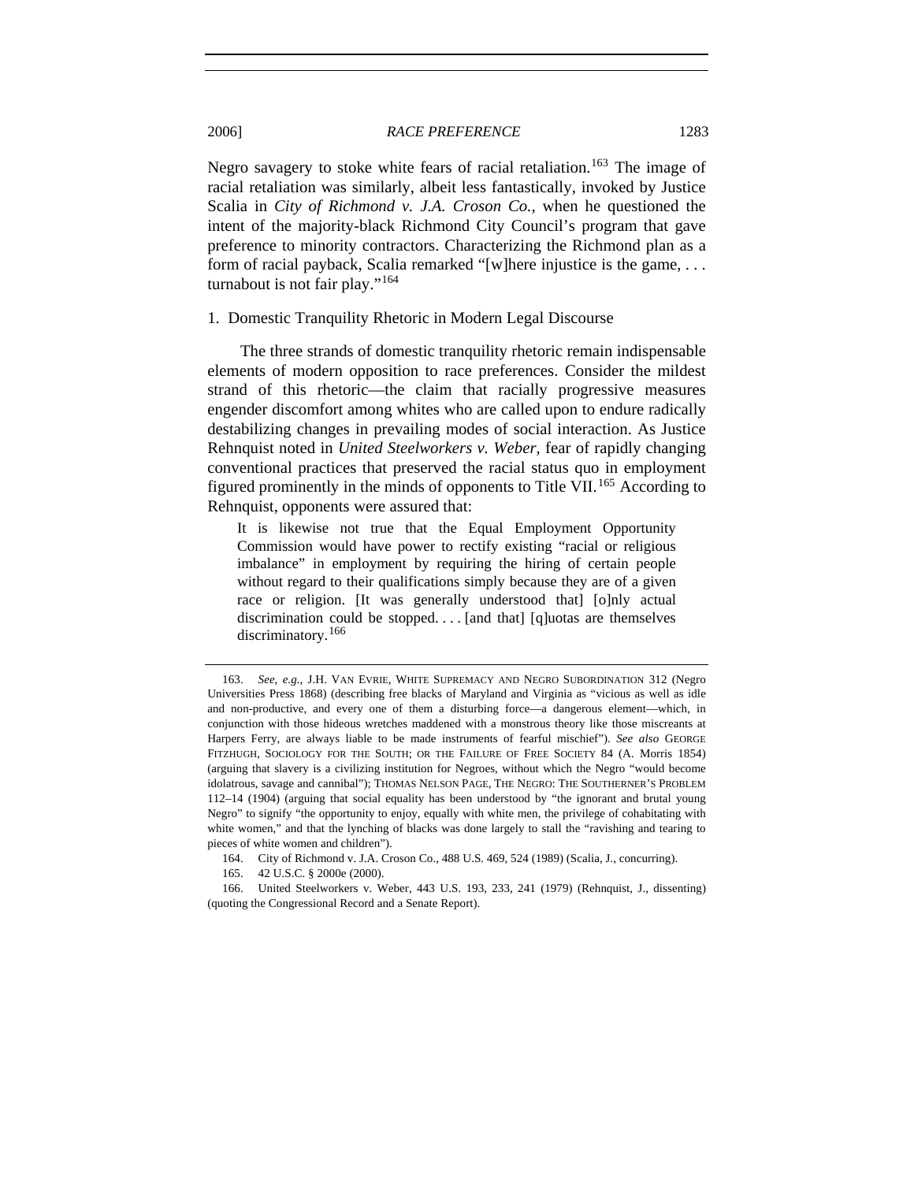Negro savagery to stoke white fears of racial retaliation.[163] The image of racial retaliation was similarly, albeit less fantastically, invoked by Justice Scalia in *City of Richmond v. J.A. Croson Co.*, when he questioned the intent of the majority-black Richmond City Council's program that gave preference to minority contractors. Characterizing the Richmond plan as a form of racial payback, Scalia remarked "[w]here injustice is the game, . . . turnabout is not fair play."[164]

### 1. Domestic Tranquility Rhetoric in Modern Legal Discourse

The three strands of domestic tranquility rhetoric remain indispensable elements of modern opposition to race preferences. Consider the mildest strand of this rhetoric—the claim that racially progressive measures engender discomfort among whites who are called upon to endure radically destabilizing changes in prevailing modes of social interaction. As Justice Rehnquist noted in *United Steelworkers v. Weber*, fear of rapidly changing conventional practices that preserved the racial status quo in employment figured prominently in the minds of opponents to Title VII.[165] According to Rehnquist, opponents were assured that:

> It is likewise not true that the Equal Employment Opportunity Commission would have power to rectify existing "racial or religious imbalance" in employment by requiring the hiring of certain people without regard to their qualifications simply because they are of a given race or religion. [It was generally understood that] [o]nly actual discrimination could be stopped. . . . [and that] [q]uotas are themselves discriminatory.[166]

---

163. *See, e.g.*, J.H. VAN EVRIE, WHITE SUPREMACY AND NEGRO SUBORDINATION 312 (Negro Universities Press 1868) (describing free blacks of Maryland and Virginia as "vicious as well as idle and non-productive, and every one of them a disturbing force—a dangerous element—which, in conjunction with those hideous wretches maddened with a monstrous theory like those miscreants at Harpers Ferry, are always liable to be made instruments of fearful mischief"). *See also* GEORGE FITZHUGH, SOCIOLOGY FOR THE SOUTH; OR THE FAILURE OF FREE SOCIETY 84 (A. Morris 1854) (arguing that slavery is a civilizing institution for Negroes, without which the Negro "would become idolatrous, savage and cannibal"); THOMAS NELSON PAGE, THE NEGRO: THE SOUTHERNER'S PROBLEM 112–14 (1904) (arguing that social equality has been understood by "the ignorant and brutal young Negro" to signify "the opportunity to enjoy, equally with white men, the privilege of cohabitating with white women," and that the lynching of blacks was done largely to stall the "ravishing and tearing to pieces of white women and children").

164. City of Richmond v. J.A. Croson Co., 488 U.S. 469, 524 (1989) (Scalia, J., concurring).

165. 42 U.S.C. § 2000e (2000).

166. United Steelworkers v. Weber, 443 U.S. 193, 233, 241 (1979) (Rehnquist, J., dissenting) (quoting the Congressional Record and a Senate Report).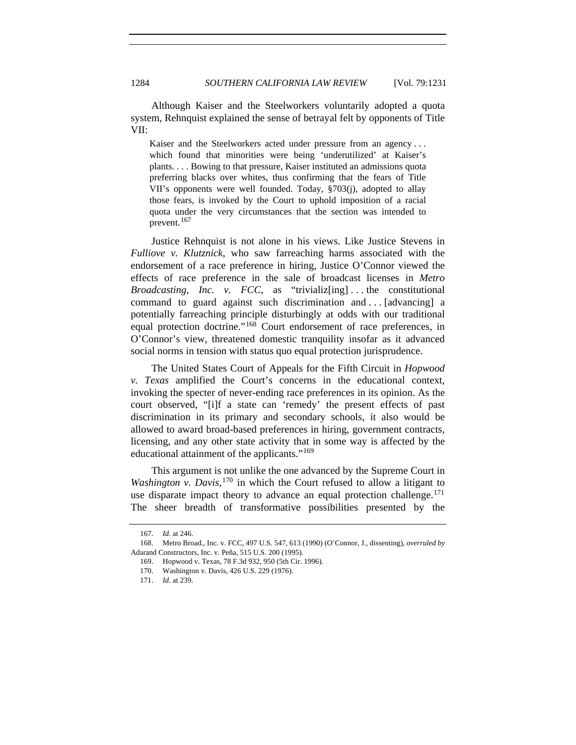Although Kaiser and the Steelworkers voluntarily adopted a quota system, Rehnquist explained the sense of betrayal felt by opponents of Title VII:

> Kaiser and the Steelworkers acted under pressure from an agency . . . which found that minorities were being 'underutilized' at Kaiser's plants. . . . Bowing to that pressure, Kaiser instituted an admissions quota preferring blacks over whites, thus confirming that the fears of Title VII's opponents were well founded. Today, §703(j), adopted to allay those fears, is invoked by the Court to uphold imposition of a racial quota under the very circumstances that the section was intended to prevent.[167]

Justice Rehnquist is not alone in his views. Like Justice Stevens in *Fulliove v. Klutznick*, who saw farreaching harms associated with the endorsement of a race preference in hiring, Justice O'Connor viewed the effects of race preference in the sale of broadcast licenses in *Metro Broadcasting, Inc. v. FCC*, as "trivializ[ing] . . . the constitutional command to guard against such discrimination and . . . [advancing] a potentially farreaching principle disturbingly at odds with our traditional equal protection doctrine."[168] Court endorsement of race preferences, in O'Connor's view, threatened domestic tranquility insofar as it advanced social norms in tension with status quo equal protection jurisprudence.

The United States Court of Appeals for the Fifth Circuit in *Hopwood v. Texas* amplified the Court's concerns in the educational context, invoking the specter of never-ending race preferences in its opinion. As the court observed, "[i]f a state can 'remedy' the present effects of past discrimination in its primary and secondary schools, it also would be allowed to award broad-based preferences in hiring, government contracts, licensing, and any other state activity that in some way is affected by the educational attainment of the applicants."[169]

This argument is not unlike the one advanced by the Supreme Court in *Washington v. Davis*,[170] in which the Court refused to allow a litigant to use disparate impact theory to advance an equal protection challenge.[171] The sheer breadth of transformative possibilities presented by the

---

167. *Id.* at 246.

168. Metro Broad., Inc. v. FCC, 497 U.S. 547, 613 (1990) (O'Connor, J., dissenting), *overruled by* Adarand Constructors, Inc. v. Peña, 515 U.S. 200 (1995).

169. Hopwood v. Texas, 78 F.3d 932, 950 (5th Cir. 1996).

170. Washington v. Davis, 426 U.S. 229 (1976).

171. *Id.* at 239.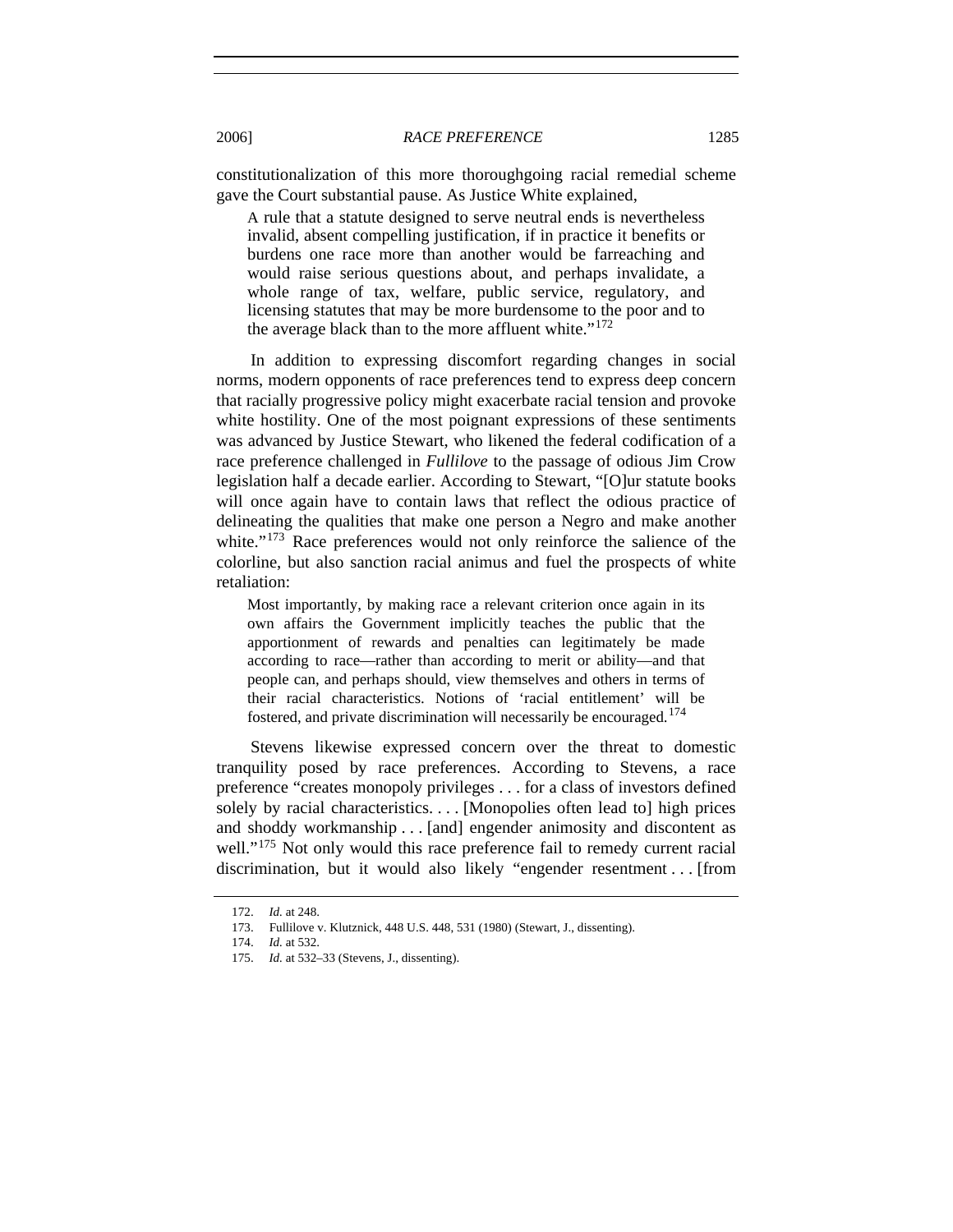constitutionalization of this more thoroughgoing racial remedial scheme gave the Court substantial pause. As Justice White explained,

> A rule that a statute designed to serve neutral ends is nevertheless invalid, absent compelling justification, if in practice it benefits or burdens one race more than another would be farreaching and would raise serious questions about, and perhaps invalidate, a whole range of tax, welfare, public service, regulatory, and licensing statutes that may be more burdensome to the poor and to the average black than to the more affluent white."[172]

In addition to expressing discomfort regarding changes in social norms, modern opponents of race preferences tend to express deep concern that racially progressive policy might exacerbate racial tension and provoke white hostility. One of the most poignant expressions of these sentiments was advanced by Justice Stewart, who likened the federal codification of a race preference challenged in *Fullilove* to the passage of odious Jim Crow legislation half a decade earlier. According to Stewart, "[O]ur statute books will once again have to contain laws that reflect the odious practice of delineating the qualities that make one person a Negro and make another white."[173] Race preferences would not only reinforce the salience of the colorline, but also sanction racial animus and fuel the prospects of white retaliation:

> Most importantly, by making race a relevant criterion once again in its own affairs the Government implicitly teaches the public that the apportionment of rewards and penalties can legitimately be made according to race—rather than according to merit or ability—and that people can, and perhaps should, view themselves and others in terms of their racial characteristics. Notions of 'racial entitlement' will be fostered, and private discrimination will necessarily be encouraged.[174]

Stevens likewise expressed concern over the threat to domestic tranquility posed by race preferences. According to Stevens, a race preference "creates monopoly privileges . . . for a class of investors defined solely by racial characteristics. . . . [Monopolies often lead to] high prices and shoddy workmanship . . . [and] engender animosity and discontent as well."[175] Not only would this race preference fail to remedy current racial discrimination, but it would also likely "engender resentment . . . [from

---

172. *Id.* at 248.

173. Fullilove v. Klutznick, 448 U.S. 448, 531 (1980) (Stewart, J., dissenting).

174. *Id.* at 532.

175. *Id.* at 532–33 (Stevens, J., dissenting).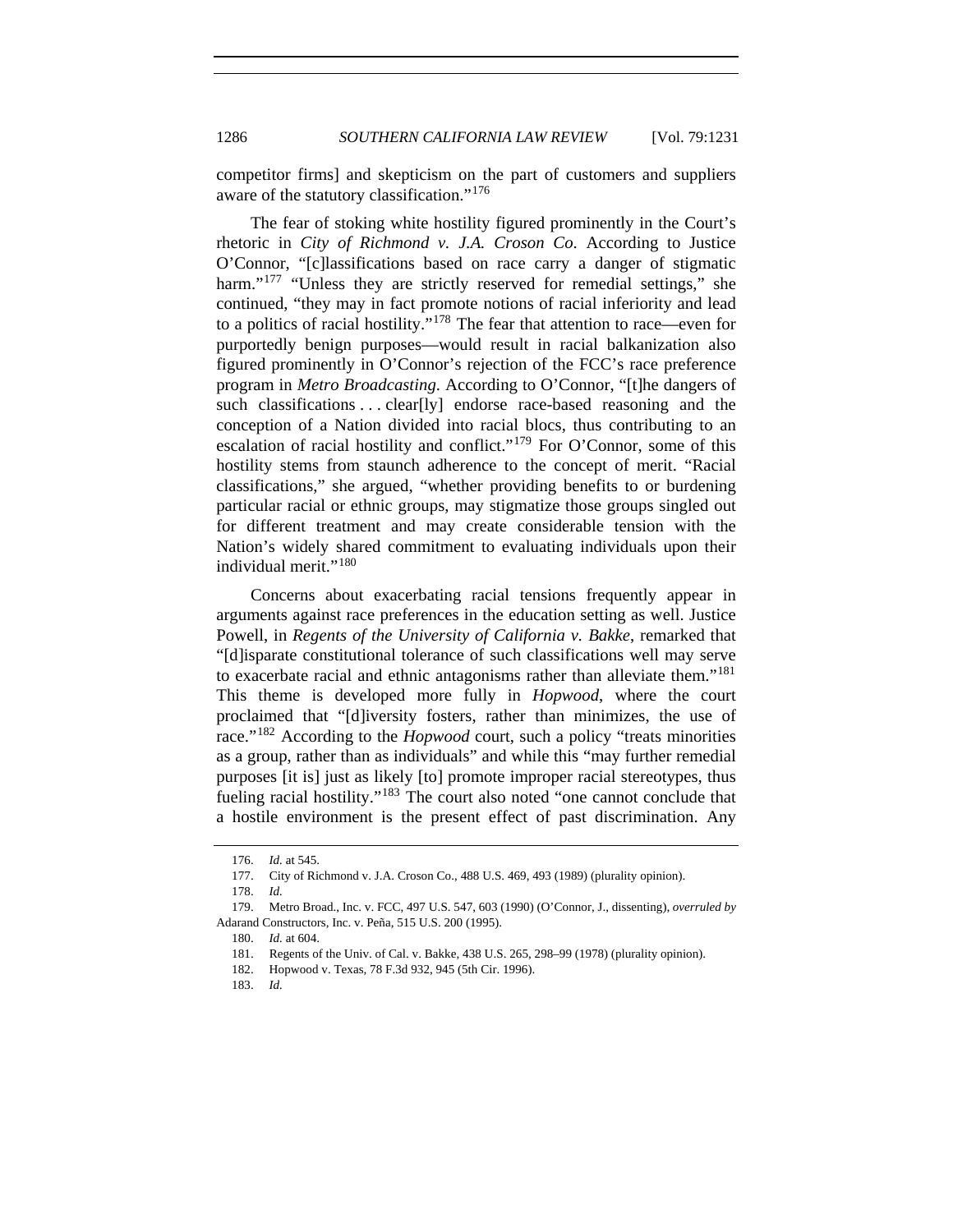competitor firms] and skepticism on the part of customers and suppliers aware of the statutory classification."[176]

The fear of stoking white hostility figured prominently in the Court's rhetoric in *City of Richmond v. J.A. Croson Co.* According to Justice O'Connor, "[c]lassifications based on race carry a danger of stigmatic harm."[177] "Unless they are strictly reserved for remedial settings," she continued, "they may in fact promote notions of racial inferiority and lead to a politics of racial hostility."[178] The fear that attention to race—even for purportedly benign purposes—would result in racial balkanization also figured prominently in O'Connor's rejection of the FCC's race preference program in *Metro Broadcasting*. According to O'Connor, "[t]he dangers of such classifications . . . clear[ly] endorse race-based reasoning and the conception of a Nation divided into racial blocs, thus contributing to an escalation of racial hostility and conflict."[179] For O'Connor, some of this hostility stems from staunch adherence to the concept of merit. "Racial classifications," she argued, "whether providing benefits to or burdening particular racial or ethnic groups, may stigmatize those groups singled out for different treatment and may create considerable tension with the Nation's widely shared commitment to evaluating individuals upon their individual merit."[180]

Concerns about exacerbating racial tensions frequently appear in arguments against race preferences in the education setting as well. Justice Powell, in *Regents of the University of California v. Bakke*, remarked that "[d]isparate constitutional tolerance of such classifications well may serve to exacerbate racial and ethnic antagonisms rather than alleviate them."[181] This theme is developed more fully in *Hopwood*, where the court proclaimed that "[d]iversity fosters, rather than minimizes, the use of race."[182] According to the *Hopwood* court, such a policy "treats minorities as a group, rather than as individuals" and while this "may further remedial purposes [it is] just as likely [to] promote improper racial stereotypes, thus fueling racial hostility."[183] The court also noted "one cannot conclude that a hostile environment is the present effect of past discrimination. Any

176. *Id.* at 545.

177. City of Richmond v. J.A. Croson Co., 488 U.S. 469, 493 (1989) (plurality opinion).

178. *Id.*

179. Metro Broad., Inc. v. FCC, 497 U.S. 547, 603 (1990) (O'Connor, J., dissenting), *overruled by* Adarand Constructors, Inc. v. Peña, 515 U.S. 200 (1995).

180. *Id.* at 604.

181. Regents of the Univ. of Cal. v. Bakke, 438 U.S. 265, 298–99 (1978) (plurality opinion).

182. Hopwood v. Texas, 78 F.3d 932, 945 (5th Cir. 1996).

183. *Id.*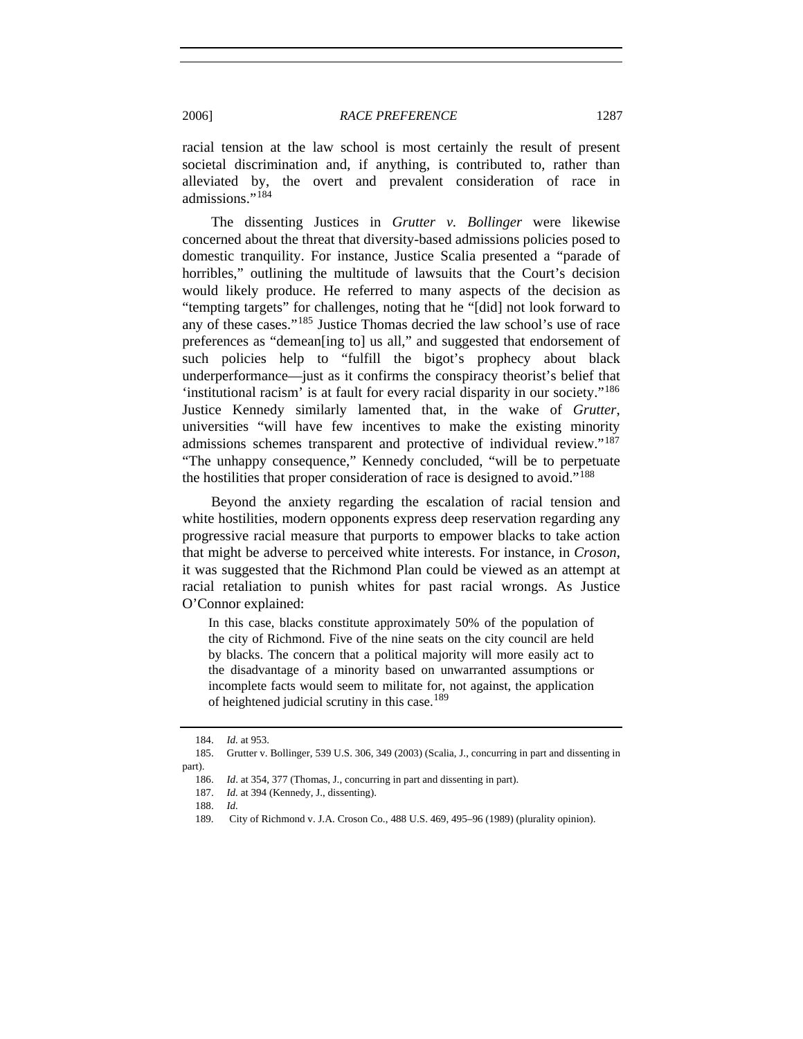racial tension at the law school is most certainly the result of present societal discrimination and, if anything, is contributed to, rather than alleviated by, the overt and prevalent consideration of race in admissions."[184]

The dissenting Justices in *Grutter v. Bollinger* were likewise concerned about the threat that diversity-based admissions policies posed to domestic tranquility. For instance, Justice Scalia presented a "parade of horribles," outlining the multitude of lawsuits that the Court's decision would likely produce. He referred to many aspects of the decision as "tempting targets" for challenges, noting that he "[did] not look forward to any of these cases."[185] Justice Thomas decried the law school's use of race preferences as "demean[ing to] us all," and suggested that endorsement of such policies help to "fulfill the bigot's prophecy about black underperformance—just as it confirms the conspiracy theorist's belief that 'institutional racism' is at fault for every racial disparity in our society."[186] Justice Kennedy similarly lamented that, in the wake of *Grutter*, universities "will have few incentives to make the existing minority admissions schemes transparent and protective of individual review."[187] "The unhappy consequence," Kennedy concluded, "will be to perpetuate the hostilities that proper consideration of race is designed to avoid."[188]

Beyond the anxiety regarding the escalation of racial tension and white hostilities, modern opponents express deep reservation regarding any progressive racial measure that purports to empower blacks to take action that might be adverse to perceived white interests. For instance, in *Croson*, it was suggested that the Richmond Plan could be viewed as an attempt at racial retaliation to punish whites for past racial wrongs. As Justice O'Connor explained:

> In this case, blacks constitute approximately 50% of the population of the city of Richmond. Five of the nine seats on the city council are held by blacks. The concern that a political majority will more easily act to the disadvantage of a minority based on unwarranted assumptions or incomplete facts would seem to militate for, not against, the application of heightened judicial scrutiny in this case.[189]

---

184. *Id.* at 953.

185. Grutter v. Bollinger, 539 U.S. 306, 349 (2003) (Scalia, J., concurring in part and dissenting in part).

186. *Id*. at 354, 377 (Thomas, J., concurring in part and dissenting in part).

187. *Id.* at 394 (Kennedy, J., dissenting).

188. *Id.*

189. City of Richmond v. J.A. Croson Co., 488 U.S. 469, 495–96 (1989) (plurality opinion).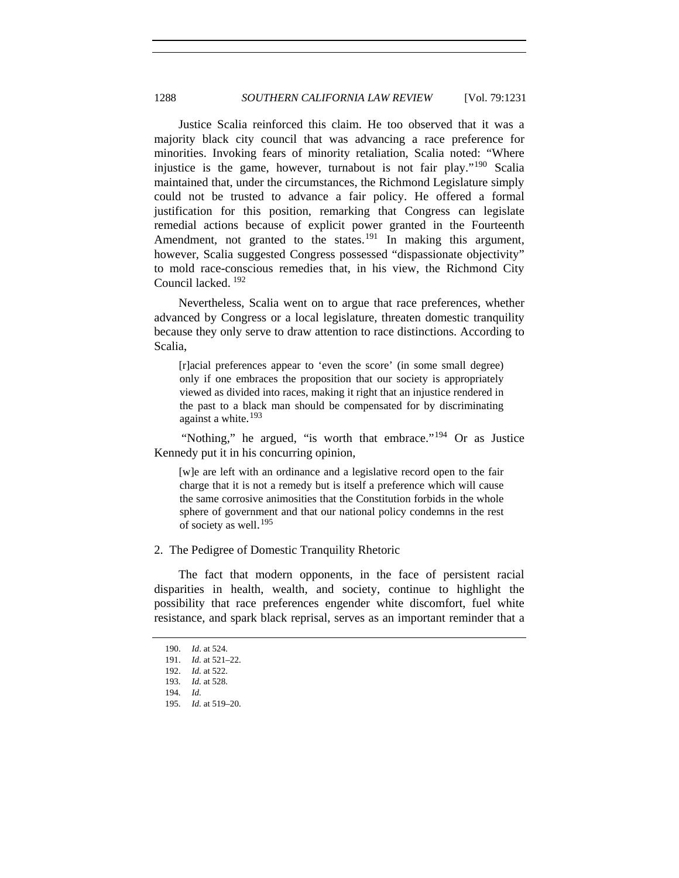Justice Scalia reinforced this claim. He too observed that it was a majority black city council that was advancing a race preference for minorities. Invoking fears of minority retaliation, Scalia noted: "Where injustice is the game, however, turnabout is not fair play."[190] Scalia maintained that, under the circumstances, the Richmond Legislature simply could not be trusted to advance a fair policy. He offered a formal justification for this position, remarking that Congress can legislate remedial actions because of explicit power granted in the Fourteenth Amendment, not granted to the states.[191] In making this argument, however, Scalia suggested Congress possessed "dispassionate objectivity" to mold race-conscious remedies that, in his view, the Richmond City Council lacked.[192]

Nevertheless, Scalia went on to argue that race preferences, whether advanced by Congress or a local legislature, threaten domestic tranquility because they only serve to draw attention to race distinctions. According to Scalia,

> [r]acial preferences appear to 'even the score' (in some small degree) only if one embraces the proposition that our society is appropriately viewed as divided into races, making it right that an injustice rendered in the past to a black man should be compensated for by discriminating against a white.[193]

"Nothing," he argued, "is worth that embrace."[194] Or as Justice Kennedy put it in his concurring opinion,

> [w]e are left with an ordinance and a legislative record open to the fair charge that it is not a remedy but is itself a preference which will cause the same corrosive animosities that the Constitution forbids in the whole sphere of government and that our national policy condemns in the rest of society as well.[195]

2. The Pedigree of Domestic Tranquility Rhetoric

The fact that modern opponents, in the face of persistent racial disparities in health, wealth, and society, continue to highlight the possibility that race preferences engender white discomfort, fuel white resistance, and spark black reprisal, serves as an important reminder that a

190. *Id*. at 524.
191. *Id.* at 521–22.
192. *Id.* at 522.
193. *Id.* at 528.
194. *Id.*
195. *Id.* at 519–20.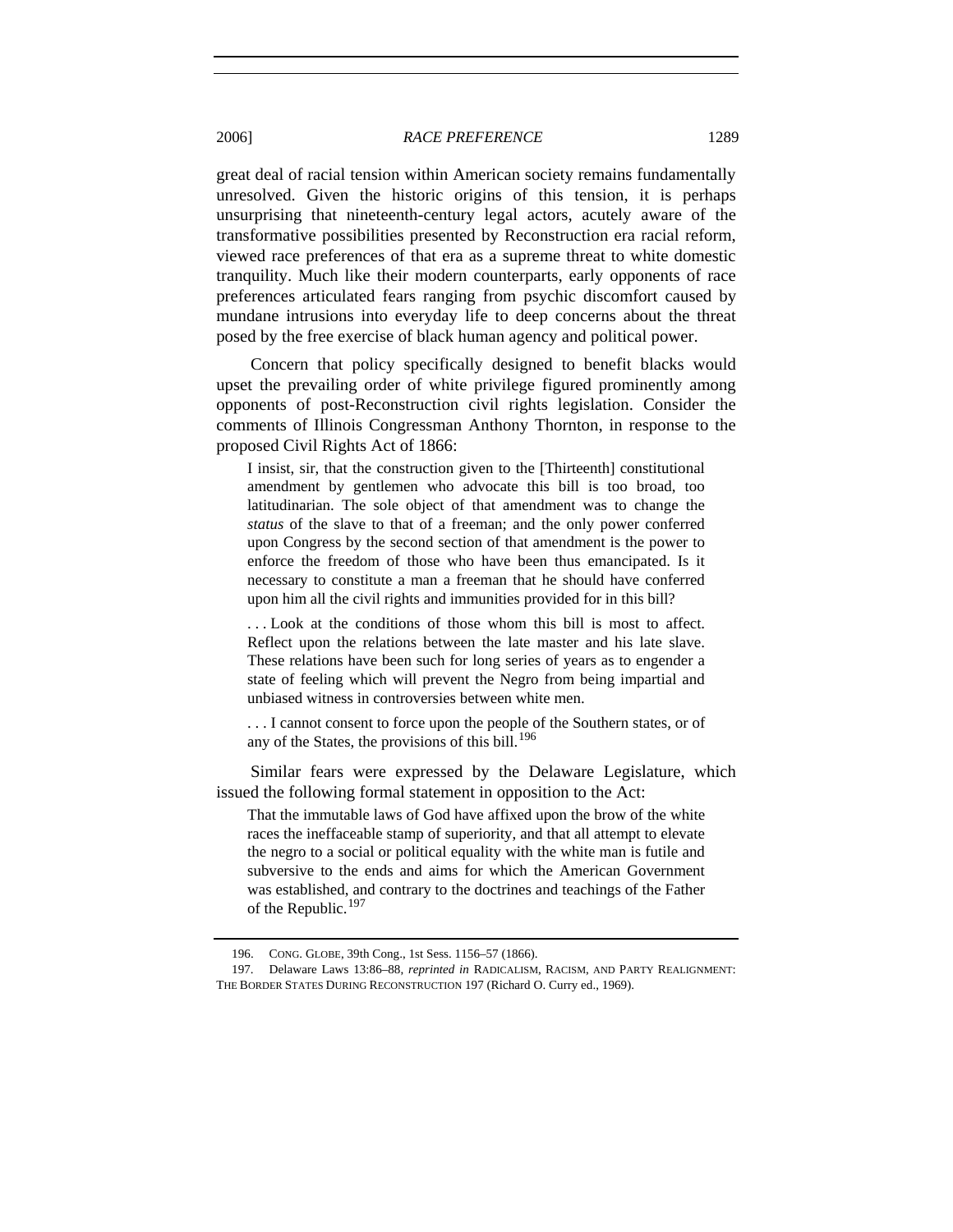great deal of racial tension within American society remains fundamentally unresolved. Given the historic origins of this tension, it is perhaps unsurprising that nineteenth-century legal actors, acutely aware of the transformative possibilities presented by Reconstruction era racial reform, viewed race preferences of that era as a supreme threat to white domestic tranquility. Much like their modern counterparts, early opponents of race preferences articulated fears ranging from psychic discomfort caused by mundane intrusions into everyday life to deep concerns about the threat posed by the free exercise of black human agency and political power.

Concern that policy specifically designed to benefit blacks would upset the prevailing order of white privilege figured prominently among opponents of post-Reconstruction civil rights legislation. Consider the comments of Illinois Congressman Anthony Thornton, in response to the proposed Civil Rights Act of 1866:

> I insist, sir, that the construction given to the [Thirteenth] constitutional amendment by gentlemen who advocate this bill is too broad, too latitudinarian. The sole object of that amendment was to change the *status* of the slave to that of a freeman; and the only power conferred upon Congress by the second section of that amendment is the power to enforce the freedom of those who have been thus emancipated. Is it necessary to constitute a man a freeman that he should have conferred upon him all the civil rights and immunities provided for in this bill?
>
> . . . Look at the conditions of those whom this bill is most to affect. Reflect upon the relations between the late master and his late slave. These relations have been such for long series of years as to engender a state of feeling which will prevent the Negro from being impartial and unbiased witness in controversies between white men.
>
> . . . I cannot consent to force upon the people of the Southern states, or of any of the States, the provisions of this bill.[196]

Similar fears were expressed by the Delaware Legislature, which issued the following formal statement in opposition to the Act:

> That the immutable laws of God have affixed upon the brow of the white races the ineffaceable stamp of superiority, and that all attempt to elevate the negro to a social or political equality with the white man is futile and subversive to the ends and aims for which the American Government was established, and contrary to the doctrines and teachings of the Father of the Republic.[197]

---

196. CONG. GLOBE, 39th Cong., 1st Sess. 1156–57 (1866).

197. Delaware Laws 13:86–88, *reprinted in* RADICALISM, RACISM, AND PARTY REALIGNMENT: THE BORDER STATES DURING RECONSTRUCTION 197 (Richard O. Curry ed., 1969).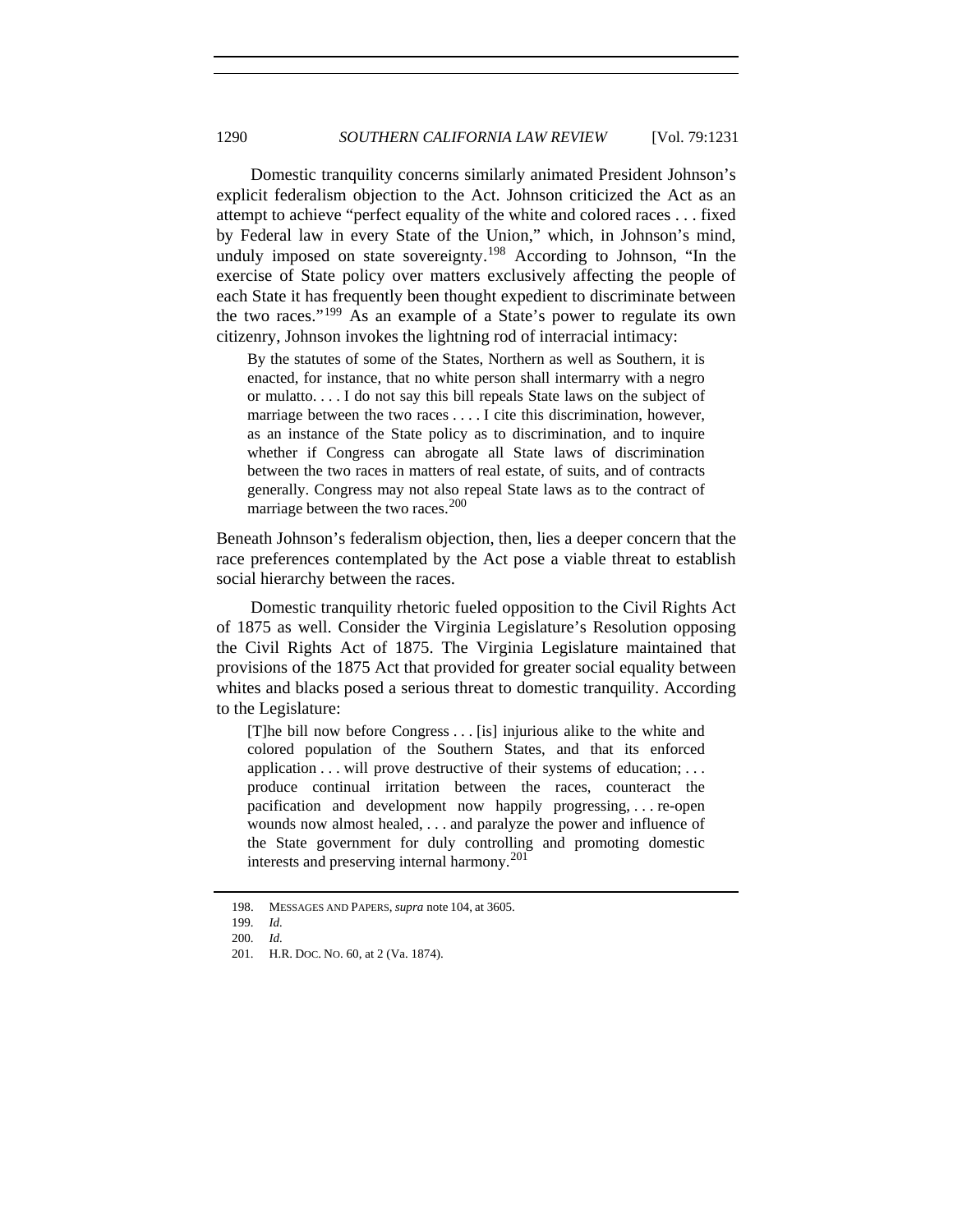Domestic tranquility concerns similarly animated President Johnson's explicit federalism objection to the Act. Johnson criticized the Act as an attempt to achieve "perfect equality of the white and colored races . . . fixed by Federal law in every State of the Union," which, in Johnson's mind, unduly imposed on state sovereignty.[198] According to Johnson, "In the exercise of State policy over matters exclusively affecting the people of each State it has frequently been thought expedient to discriminate between the two races."[199] As an example of a State's power to regulate its own citizenry, Johnson invokes the lightning rod of interracial intimacy:

> By the statutes of some of the States, Northern as well as Southern, it is enacted, for instance, that no white person shall intermarry with a negro or mulatto. . . . I do not say this bill repeals State laws on the subject of marriage between the two races . . . . I cite this discrimination, however, as an instance of the State policy as to discrimination, and to inquire whether if Congress can abrogate all State laws of discrimination between the two races in matters of real estate, of suits, and of contracts generally. Congress may not also repeal State laws as to the contract of marriage between the two races.[200]

Beneath Johnson's federalism objection, then, lies a deeper concern that the race preferences contemplated by the Act pose a viable threat to establish social hierarchy between the races.

Domestic tranquility rhetoric fueled opposition to the Civil Rights Act of 1875 as well. Consider the Virginia Legislature's Resolution opposing the Civil Rights Act of 1875. The Virginia Legislature maintained that provisions of the 1875 Act that provided for greater social equality between whites and blacks posed a serious threat to domestic tranquility. According to the Legislature:

> [T]he bill now before Congress . . . [is] injurious alike to the white and colored population of the Southern States, and that its enforced application . . . will prove destructive of their systems of education; . . . produce continual irritation between the races, counteract the pacification and development now happily progressing, . . . re-open wounds now almost healed, . . . and paralyze the power and influence of the State government for duly controlling and promoting domestic interests and preserving internal harmony.[201]

---

198. MESSAGES AND PAPERS, *supra* note 104, at 3605.

199. *Id.*

200. *Id.*

201. H.R. DOC. NO. 60, at 2 (Va. 1874).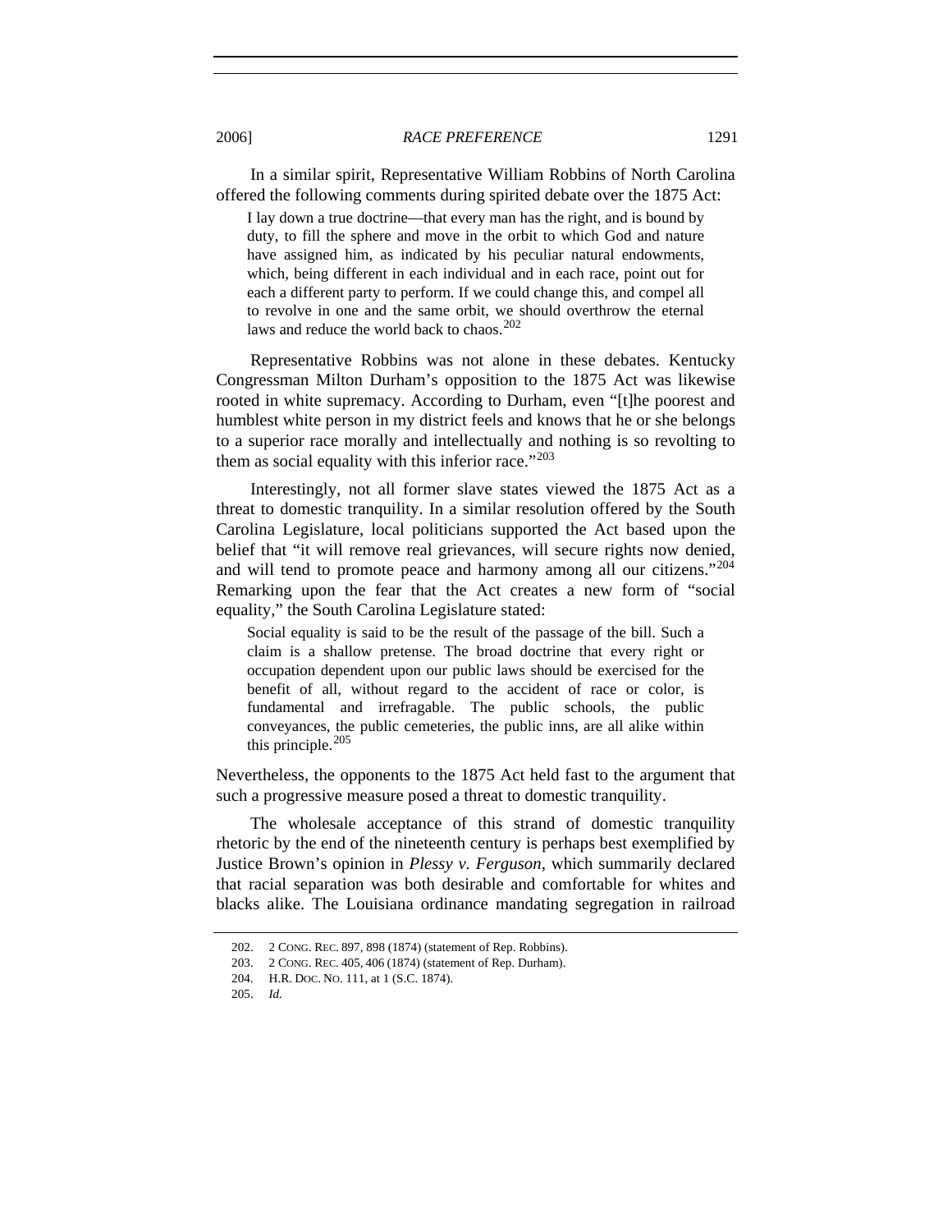In a similar spirit, Representative William Robbins of North Carolina offered the following comments during spirited debate over the 1875 Act:

> I lay down a true doctrine—that every man has the right, and is bound by duty, to fill the sphere and move in the orbit to which God and nature have assigned him, as indicated by his peculiar natural endowments, which, being different in each individual and in each race, point out for each a different party to perform. If we could change this, and compel all to revolve in one and the same orbit, we should overthrow the eternal laws and reduce the world back to chaos.[202]

Representative Robbins was not alone in these debates. Kentucky Congressman Milton Durham's opposition to the 1875 Act was likewise rooted in white supremacy. According to Durham, even "[t]he poorest and humblest white person in my district feels and knows that he or she belongs to a superior race morally and intellectually and nothing is so revolting to them as social equality with this inferior race."[203]

Interestingly, not all former slave states viewed the 1875 Act as a threat to domestic tranquility. In a similar resolution offered by the South Carolina Legislature, local politicians supported the Act based upon the belief that "it will remove real grievances, will secure rights now denied, and will tend to promote peace and harmony among all our citizens."[204] Remarking upon the fear that the Act creates a new form of "social equality," the South Carolina Legislature stated:

> Social equality is said to be the result of the passage of the bill. Such a claim is a shallow pretense. The broad doctrine that every right or occupation dependent upon our public laws should be exercised for the benefit of all, without regard to the accident of race or color, is fundamental and irrefragable. The public schools, the public conveyances, the public cemeteries, the public inns, are all alike within this principle.[205]

Nevertheless, the opponents to the 1875 Act held fast to the argument that such a progressive measure posed a threat to domestic tranquility.

The wholesale acceptance of this strand of domestic tranquility rhetoric by the end of the nineteenth century is perhaps best exemplified by Justice Brown's opinion in *Plessy v. Ferguson*, which summarily declared that racial separation was both desirable and comfortable for whites and blacks alike. The Louisiana ordinance mandating segregation in railroad

---

202. 2 CONG. REC. 897, 898 (1874) (statement of Rep. Robbins).

203. 2 CONG. REC. 405, 406 (1874) (statement of Rep. Durham).

204. H.R. DOC. NO. 111, at 1 (S.C. 1874).

205. *Id.*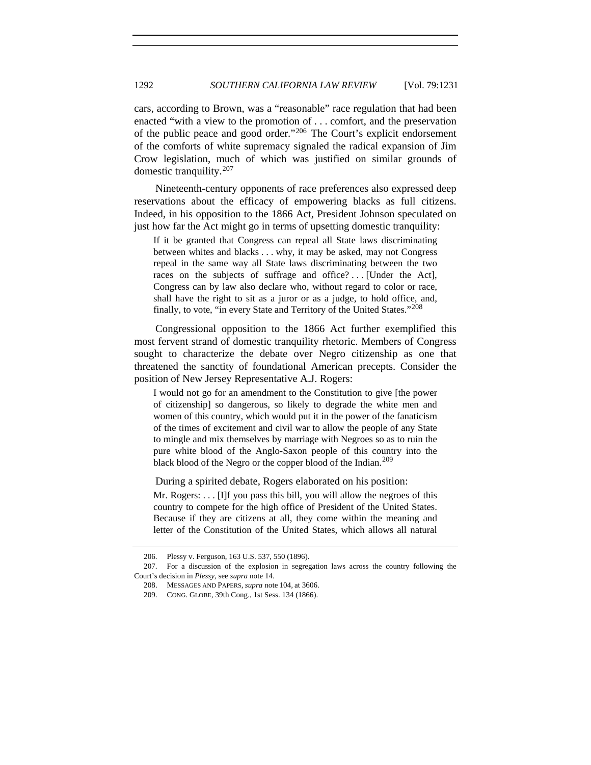cars, according to Brown, was a "reasonable" race regulation that had been enacted "with a view to the promotion of . . . comfort, and the preservation of the public peace and good order."[206] The Court's explicit endorsement of the comforts of white supremacy signaled the radical expansion of Jim Crow legislation, much of which was justified on similar grounds of domestic tranquility.[207]

Nineteenth-century opponents of race preferences also expressed deep reservations about the efficacy of empowering blacks as full citizens. Indeed, in his opposition to the 1866 Act, President Johnson speculated on just how far the Act might go in terms of upsetting domestic tranquility:

> If it be granted that Congress can repeal all State laws discriminating between whites and blacks . . . why, it may be asked, may not Congress repeal in the same way all State laws discriminating between the two races on the subjects of suffrage and office? . . . [Under the Act], Congress can by law also declare who, without regard to color or race, shall have the right to sit as a juror or as a judge, to hold office, and, finally, to vote, "in every State and Territory of the United States."[208]

Congressional opposition to the 1866 Act further exemplified this most fervent strand of domestic tranquility rhetoric. Members of Congress sought to characterize the debate over Negro citizenship as one that threatened the sanctity of foundational American precepts. Consider the position of New Jersey Representative A.J. Rogers:

> I would not go for an amendment to the Constitution to give [the power of citizenship] so dangerous, so likely to degrade the white men and women of this country, which would put it in the power of the fanaticism of the times of excitement and civil war to allow the people of any State to mingle and mix themselves by marriage with Negroes so as to ruin the pure white blood of the Anglo-Saxon people of this country into the black blood of the Negro or the copper blood of the Indian.[209]

During a spirited debate, Rogers elaborated on his position:

> Mr. Rogers: . . . [I]f you pass this bill, you will allow the negroes of this country to compete for the high office of President of the United States. Because if they are citizens at all, they come within the meaning and letter of the Constitution of the United States, which allows all natural

---

206. Plessy v. Ferguson, 163 U.S. 537, 550 (1896).

207. For a discussion of the explosion in segregation laws across the country following the Court's decision in *Plessy*, see *supra* note 14.

208. MESSAGES AND PAPERS, *supra* note 104, at 3606.

209. CONG. GLOBE, 39th Cong., 1st Sess. 134 (1866).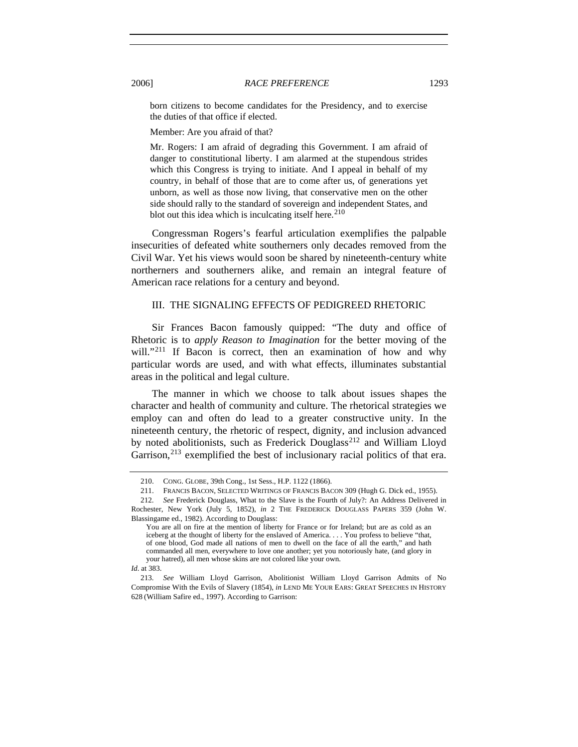> born citizens to become candidates for the Presidency, and to exercise the duties of that office if elected.
>
> Member: Are you afraid of that?
>
> Mr. Rogers: I am afraid of degrading this Government. I am afraid of danger to constitutional liberty. I am alarmed at the stupendous strides which this Congress is trying to initiate. And I appeal in behalf of my country, in behalf of those that are to come after us, of generations yet unborn, as well as those now living, that conservative men on the other side should rally to the standard of sovereign and independent States, and blot out this idea which is inculcating itself here.[210]

Congressman Rogers's fearful articulation exemplifies the palpable insecurities of defeated white southerners only decades removed from the Civil War. Yet his views would soon be shared by nineteenth-century white northerners and southerners alike, and remain an integral feature of American race relations for a century and beyond.

## III. THE SIGNALING EFFECTS OF PEDIGREED RHETORIC

Sir Frances Bacon famously quipped: "The duty and office of Rhetoric is to *apply Reason to Imagination* for the better moving of the will."[211] If Bacon is correct, then an examination of how and why particular words are used, and with what effects, illuminates substantial areas in the political and legal culture.

The manner in which we choose to talk about issues shapes the character and health of community and culture. The rhetorical strategies we employ can and often do lead to a greater constructive unity. In the nineteenth century, the rhetoric of respect, dignity, and inclusion advanced by noted abolitionists, such as Frederick Douglass[212] and William Lloyd Garrison,[213] exemplified the best of inclusionary racial politics of that era.

---

210. CONG. GLOBE, 39th Cong., 1st Sess., H.P. 1122 (1866).

211. FRANCIS BACON, SELECTED WRITINGS OF FRANCIS BACON 309 (Hugh G. Dick ed., 1955).

212. *See* Frederick Douglass, What to the Slave is the Fourth of July?: An Address Delivered in Rochester, New York (July 5, 1852), *in* 2 THE FREDERICK DOUGLASS PAPERS 359 (John W. Blassingame ed., 1982). According to Douglass:

> You are all on fire at the mention of liberty for France or for Ireland; but are as cold as an iceberg at the thought of liberty for the enslaved of America. . . . You profess to believe "that, of one blood, God made all nations of men to dwell on the face of all the earth," and hath commanded all men, everywhere to love one another; yet you notoriously hate, (and glory in your hatred), all men whose skins are not colored like your own.

*Id.* at 383.

213. *See* William Lloyd Garrison, Abolitionist William Lloyd Garrison Admits of No Compromise With the Evils of Slavery (1854), *in* LEND ME YOUR EARS: GREAT SPEECHES IN HISTORY 628 (William Safire ed., 1997). According to Garrison: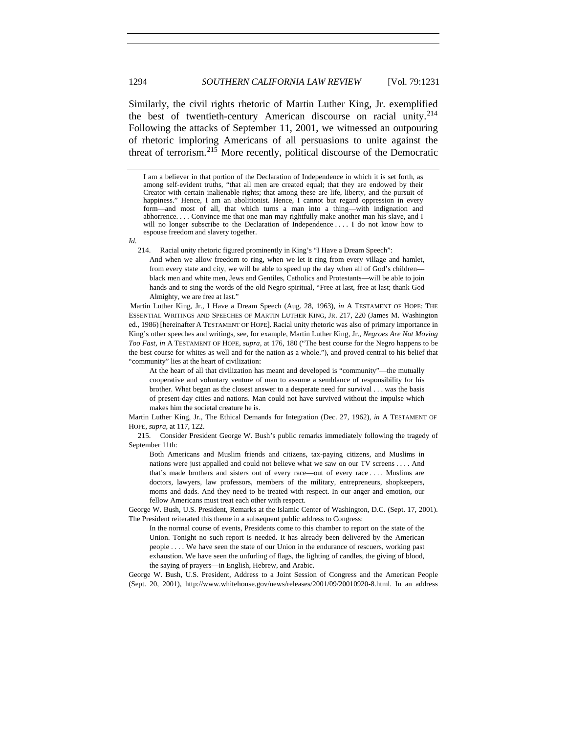Similarly, the civil rights rhetoric of Martin Luther King, Jr. exemplified the best of twentieth-century American discourse on racial unity.[214] Following the attacks of September 11, 2001, we witnessed an outpouring of rhetoric imploring Americans of all persuasions to unite against the threat of terrorism.[215] More recently, political discourse of the Democratic

---

> I am a believer in that portion of the Declaration of Independence in which it is set forth, as among self-evident truths, "that all men are created equal; that they are endowed by their Creator with certain inalienable rights; that among these are life, liberty, and the pursuit of happiness." Hence, I am an abolitionist. Hence, I cannot but regard oppression in every form—and most of all, that which turns a man into a thing—with indignation and abhorrence. . . . Convince me that one man may rightfully make another man his slave, and I will no longer subscribe to the Declaration of Independence . . . . I do not know how to espouse freedom and slavery together.

*Id.*

214. Racial unity rhetoric figured prominently in King's "I Have a Dream Speech":

> And when we allow freedom to ring, when we let it ring from every village and hamlet, from every state and city, we will be able to speed up the day when all of God's children—black men and white men, Jews and Gentiles, Catholics and Protestants—will be able to join hands and to sing the words of the old Negro spiritual, "Free at last, free at last; thank God Almighty, we are free at last."

Martin Luther King, Jr., I Have a Dream Speech (Aug. 28, 1963), *in* A TESTAMENT OF HOPE: THE ESSENTIAL WRITINGS AND SPEECHES OF MARTIN LUTHER KING, JR. 217, 220 (James M. Washington ed., 1986) [hereinafter A TESTAMENT OF HOPE]. Racial unity rhetoric was also of primary importance in King's other speeches and writings, see, for example, Martin Luther King, Jr., *Negroes Are Not Moving Too Fast*, *in* A TESTAMENT OF HOPE, *supra*, at 176, 180 ("The best course for the Negro happens to be the best course for whites as well and for the nation as a whole."), and proved central to his belief that "community" lies at the heart of civilization:

> At the heart of all that civilization has meant and developed is "community"—the mutually cooperative and voluntary venture of man to assume a semblance of responsibility for his brother. What began as the closest answer to a desperate need for survival . . . was the basis of present-day cities and nations. Man could not have survived without the impulse which makes him the societal creature he is.

Martin Luther King, Jr., The Ethical Demands for Integration (Dec. 27, 1962), *in* A TESTAMENT OF HOPE, *supra*, at 117, 122.

215. Consider President George W. Bush's public remarks immediately following the tragedy of September 11th:

> Both Americans and Muslim friends and citizens, tax-paying citizens, and Muslims in nations were just appalled and could not believe what we saw on our TV screens . . . . And that's made brothers and sisters out of every race—out of every race . . . . Muslims are doctors, lawyers, law professors, members of the military, entrepreneurs, shopkeepers, moms and dads. And they need to be treated with respect. In our anger and emotion, our fellow Americans must treat each other with respect.

George W. Bush, U.S. President, Remarks at the Islamic Center of Washington, D.C. (Sept. 17, 2001). The President reiterated this theme in a subsequent public address to Congress:

> In the normal course of events, Presidents come to this chamber to report on the state of the Union. Tonight no such report is needed. It has already been delivered by the American people . . . . We have seen the state of our Union in the endurance of rescuers, working past exhaustion. We have seen the unfurling of flags, the lighting of candles, the giving of blood, the saying of prayers—in English, Hebrew, and Arabic.

George W. Bush, U.S. President, Address to a Joint Session of Congress and the American People (Sept. 20, 2001), http://www.whitehouse.gov/news/releases/2001/09/20010920-8.html. In an address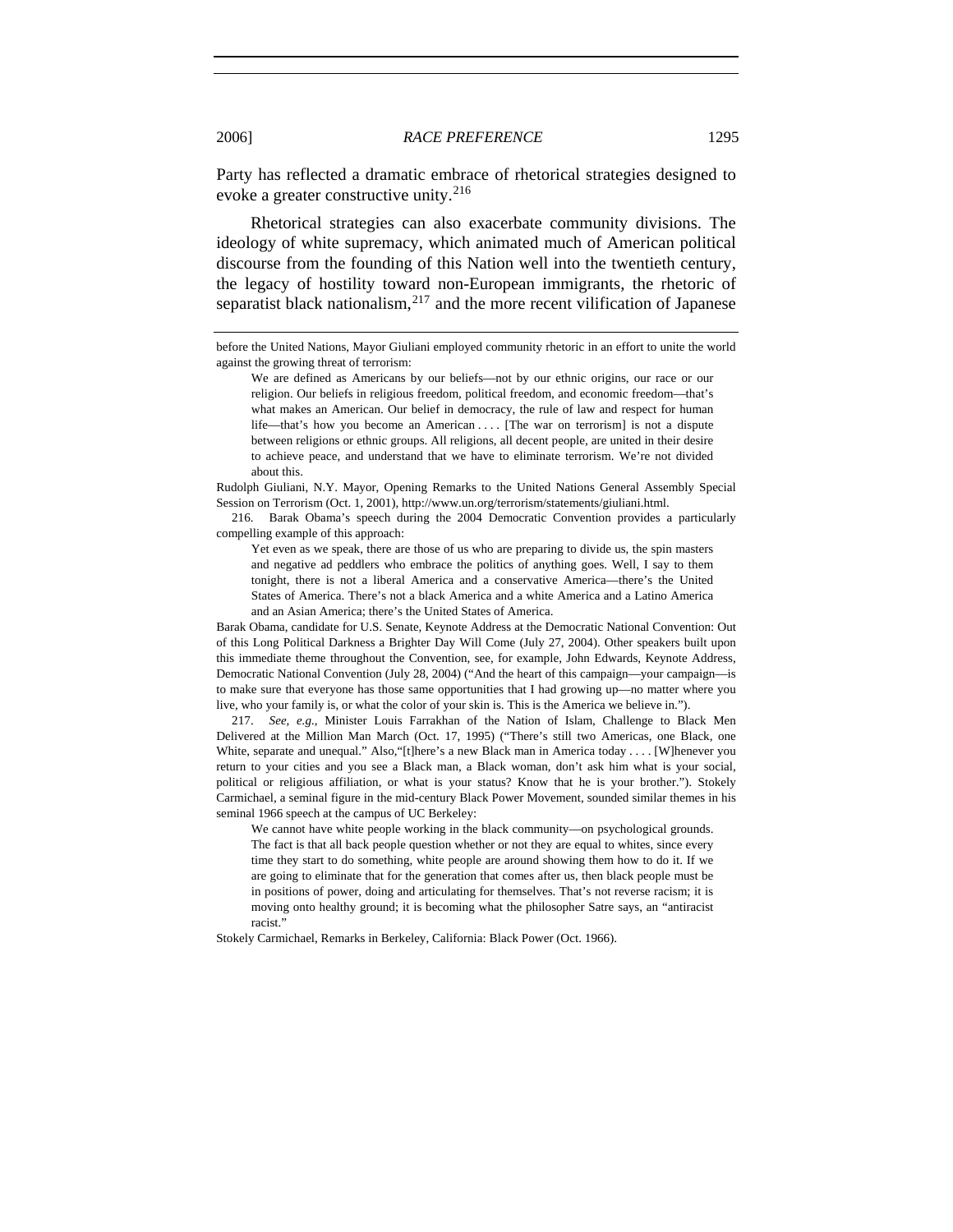Party has reflected a dramatic embrace of rhetorical strategies designed to evoke a greater constructive unity.[216]

Rhetorical strategies can also exacerbate community divisions. The ideology of white supremacy, which animated much of American political discourse from the founding of this Nation well into the twentieth century, the legacy of hostility toward non-European immigrants, the rhetoric of separatist black nationalism,[217] and the more recent vilification of Japanese

---

before the United Nations, Mayor Giuliani employed community rhetoric in an effort to unite the world against the growing threat of terrorism:

> We are defined as Americans by our beliefs—not by our ethnic origins, our race or our religion. Our beliefs in religious freedom, political freedom, and economic freedom—that's what makes an American. Our belief in democracy, the rule of law and respect for human life—that's how you become an American . . . . [The war on terrorism] is not a dispute between religions or ethnic groups. All religions, all decent people, are united in their desire to achieve peace, and understand that we have to eliminate terrorism. We're not divided about this.

Rudolph Giuliani, N.Y. Mayor, Opening Remarks to the United Nations General Assembly Special Session on Terrorism (Oct. 1, 2001), http://www.un.org/terrorism/statements/giuliani.html.

216. Barak Obama's speech during the 2004 Democratic Convention provides a particularly compelling example of this approach:

> Yet even as we speak, there are those of us who are preparing to divide us, the spin masters and negative ad peddlers who embrace the politics of anything goes. Well, I say to them tonight, there is not a liberal America and a conservative America—there's the United States of America. There's not a black America and a white America and a Latino America and an Asian America; there's the United States of America.

Barak Obama, candidate for U.S. Senate, Keynote Address at the Democratic National Convention: Out of this Long Political Darkness a Brighter Day Will Come (July 27, 2004). Other speakers built upon this immediate theme throughout the Convention, see, for example, John Edwards, Keynote Address, Democratic National Convention (July 28, 2004) ("And the heart of this campaign—your campaign—is to make sure that everyone has those same opportunities that I had growing up—no matter where you live, who your family is, or what the color of your skin is. This is the America we believe in.").

217. *See, e.g.*, Minister Louis Farrakhan of the Nation of Islam, Challenge to Black Men Delivered at the Million Man March (Oct. 17, 1995) ("There's still two Americas, one Black, one White, separate and unequal." Also,"[t]here's a new Black man in America today . . . . [W]henever you return to your cities and you see a Black man, a Black woman, don't ask him what is your social, political or religious affiliation, or what is your status? Know that he is your brother."). Stokely Carmichael, a seminal figure in the mid-century Black Power Movement, sounded similar themes in his seminal 1966 speech at the campus of UC Berkeley:

> We cannot have white people working in the black community—on psychological grounds. The fact is that all back people question whether or not they are equal to whites, since every time they start to do something, white people are around showing them how to do it. If we are going to eliminate that for the generation that comes after us, then black people must be in positions of power, doing and articulating for themselves. That's not reverse racism; it is moving onto healthy ground; it is becoming what the philosopher Satre says, an "antiracist racist."

Stokely Carmichael, Remarks in Berkeley, California: Black Power (Oct. 1966).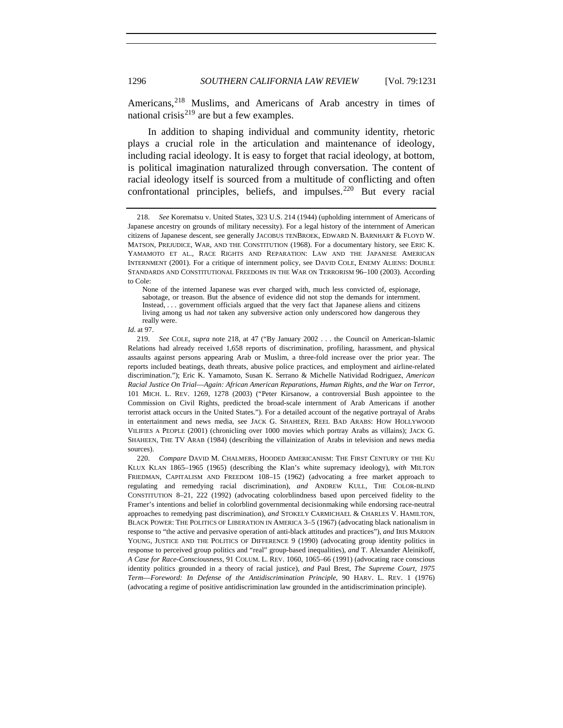Americans,[218] Muslims, and Americans of Arab ancestry in times of national crisis[219] are but a few examples.

In addition to shaping individual and community identity, rhetoric plays a crucial role in the articulation and maintenance of ideology, including racial ideology. It is easy to forget that racial ideology, at bottom, is political imagination naturalized through conversation. The content of racial ideology itself is sourced from a multitude of conflicting and often confrontational principles, beliefs, and impulses.[220] But every racial

---

218. *See* Korematsu v. United States, 323 U.S. 214 (1944) (upholding internment of Americans of Japanese ancestry on grounds of military necessity). For a legal history of the internment of American citizens of Japanese descent, see generally JACOBUS TENBROEK, EDWARD N. BARNHART & FLOYD W. MATSON, PREJUDICE, WAR, AND THE CONSTITUTION (1968). For a documentary history, see ERIC K. YAMAMOTO ET AL., RACE RIGHTS AND REPARATION: LAW AND THE JAPANESE AMERICAN INTERNMENT (2001). For a critique of internment policy, see DAVID COLE, ENEMY ALIENS: DOUBLE STANDARDS AND CONSTITUTIONAL FREEDOMS IN THE WAR ON TERRORISM 96–100 (2003). According to Cole:

> None of the interned Japanese was ever charged with, much less convicted of, espionage, sabotage, or treason. But the absence of evidence did not stop the demands for internment. Instead, . . . government officials argued that the very fact that Japanese aliens and citizens living among us had *not* taken any subversive action only underscored how dangerous they really were.

*Id.* at 97.

219. *See* COLE, *supra* note 218, at 47 ("By January 2002 . . . the Council on American-Islamic Relations had already received 1,658 reports of discrimination, profiling, harassment, and physical assaults against persons appearing Arab or Muslim, a three-fold increase over the prior year. The reports included beatings, death threats, abusive police practices, and employment and airline-related discrimination."); Eric K. Yamamoto, Susan K. Serrano & Michelle Natividad Rodriguez, *American Racial Justice On Trial—Again: African American Reparations, Human Rights, and the War on Terror*, 101 MICH. L. REV. 1269, 1278 (2003) ("Peter Kirsanow, a controversial Bush appointee to the Commission on Civil Rights, predicted the broad-scale internment of Arab Americans if another terrorist attack occurs in the United States."). For a detailed account of the negative portrayal of Arabs in entertainment and news media, see JACK G. SHAHEEN, REEL BAD ARABS: HOW HOLLYWOOD VILIFIES A PEOPLE (2001) (chronicling over 1000 movies which portray Arabs as villains); JACK G. SHAHEEN, THE TV ARAB (1984) (describing the villainization of Arabs in television and news media sources).

220. *Compare* DAVID M. CHALMERS, HOODED AMERICANISM: THE FIRST CENTURY OF THE KU KLUX KLAN 1865–1965 (1965) (describing the Klan's white supremacy ideology), *with* MILTON FRIEDMAN, CAPITALISM AND FREEDOM 108–15 (1962) (advocating a free market approach to regulating and remedying racial discrimination), *and* ANDREW KULL, THE COLOR-BLIND CONSTITUTION 8–21, 222 (1992) (advocating colorblindness based upon perceived fidelity to the Framer's intentions and belief in colorblind governmental decisionmaking while endorsing race-neutral approaches to remedying past discrimination), *and* STOKELY CARMICHAEL & CHARLES V. HAMILTON, BLACK POWER: THE POLITICS OF LIBERATION IN AMERICA 3–5 (1967) (advocating black nationalism in response to "the active and pervasive operation of anti-black attitudes and practices"), *and* IRIS MARION YOUNG, JUSTICE AND THE POLITICS OF DIFFERENCE 9 (1990) (advocating group identity politics in response to perceived group politics and "real" group-based inequalities), *and* T. Alexander Aleinikoff, *A Case for Race-Consciousness*, 91 COLUM. L. REV. 1060, 1065–66 (1991) (advocating race conscious identity politics grounded in a theory of racial justice), *and* Paul Brest, *The Supreme Court, 1975 Term—Foreword: In Defense of the Antidiscrimination Principle*, 90 HARV. L. REV. 1 (1976) (advocating a regime of positive antidiscrimination law grounded in the antidiscrimination principle).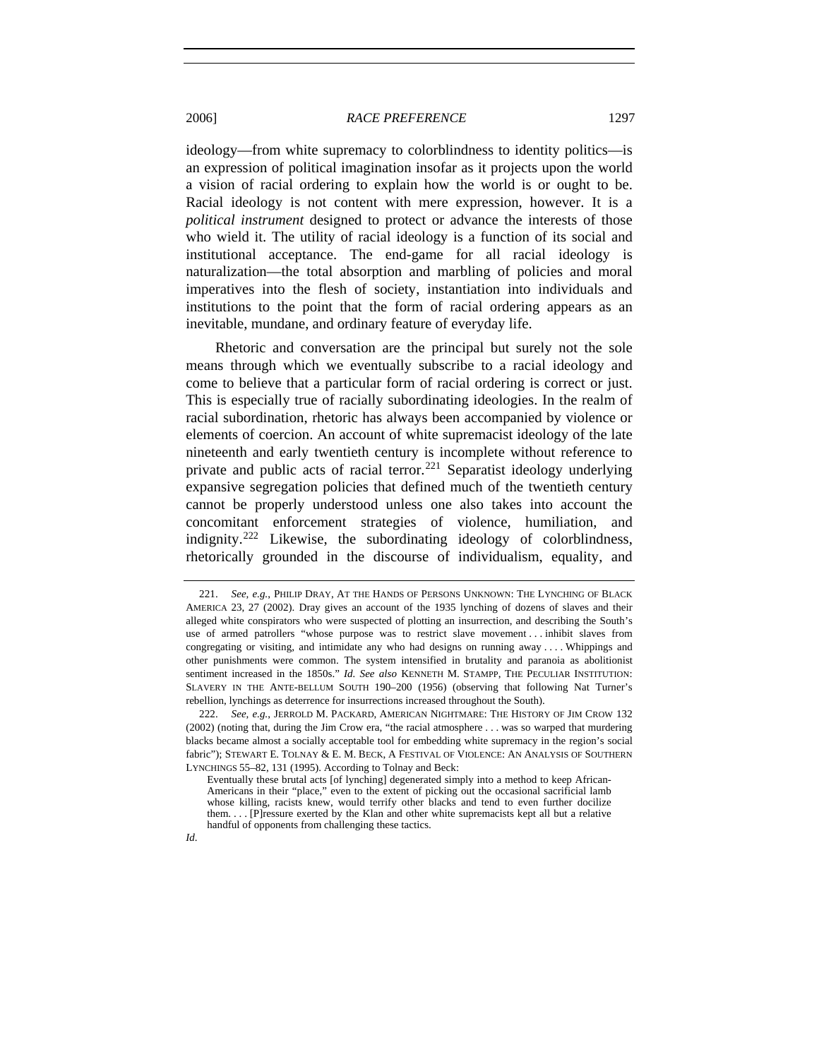ideology—from white supremacy to colorblindness to identity politics—is an expression of political imagination insofar as it projects upon the world a vision of racial ordering to explain how the world is or ought to be. Racial ideology is not content with mere expression, however. It is a *political instrument* designed to protect or advance the interests of those who wield it. The utility of racial ideology is a function of its social and institutional acceptance. The end-game for all racial ideology is naturalization—the total absorption and marbling of policies and moral imperatives into the flesh of society, instantiation into individuals and institutions to the point that the form of racial ordering appears as an inevitable, mundane, and ordinary feature of everyday life.

Rhetoric and conversation are the principal but surely not the sole means through which we eventually subscribe to a racial ideology and come to believe that a particular form of racial ordering is correct or just. This is especially true of racially subordinating ideologies. In the realm of racial subordination, rhetoric has always been accompanied by violence or elements of coercion. An account of white supremacist ideology of the late nineteenth and early twentieth century is incomplete without reference to private and public acts of racial terror.[221] Separatist ideology underlying expansive segregation policies that defined much of the twentieth century cannot be properly understood unless one also takes into account the concomitant enforcement strategies of violence, humiliation, and indignity.[222] Likewise, the subordinating ideology of colorblindness, rhetorically grounded in the discourse of individualism, equality, and

---

221. *See, e.g.*, PHILIP DRAY, AT THE HANDS OF PERSONS UNKNOWN: THE LYNCHING OF BLACK AMERICA 23, 27 (2002). Dray gives an account of the 1935 lynching of dozens of slaves and their alleged white conspirators who were suspected of plotting an insurrection, and describing the South's use of armed patrollers "whose purpose was to restrict slave movement . . . inhibit slaves from congregating or visiting, and intimidate any who had designs on running away . . . . Whippings and other punishments were common. The system intensified in brutality and paranoia as abolitionist sentiment increased in the 1850s." *Id. See also* KENNETH M. STAMPP, THE PECULIAR INSTITUTION: SLAVERY IN THE ANTE-BELLUM SOUTH 190–200 (1956) (observing that following Nat Turner's rebellion, lynchings as deterrence for insurrections increased throughout the South).

222. *See, e.g.*, JERROLD M. PACKARD, AMERICAN NIGHTMARE: THE HISTORY OF JIM CROW 132 (2002) (noting that, during the Jim Crow era, "the racial atmosphere . . . was so warped that murdering blacks became almost a socially acceptable tool for embedding white supremacy in the region's social fabric"); STEWART E. TOLNAY & E. M. BECK, A FESTIVAL OF VIOLENCE: AN ANALYSIS OF SOUTHERN LYNCHINGS 55–82, 131 (1995). According to Tolnay and Beck:

> Eventually these brutal acts [of lynching] degenerated simply into a method to keep African-Americans in their "place," even to the extent of picking out the occasional sacrificial lamb whose killing, racists knew, would terrify other blacks and tend to even further docilize them. . . . [P]ressure exerted by the Klan and other white supremacists kept all but a relative handful of opponents from challenging these tactics.

*Id.*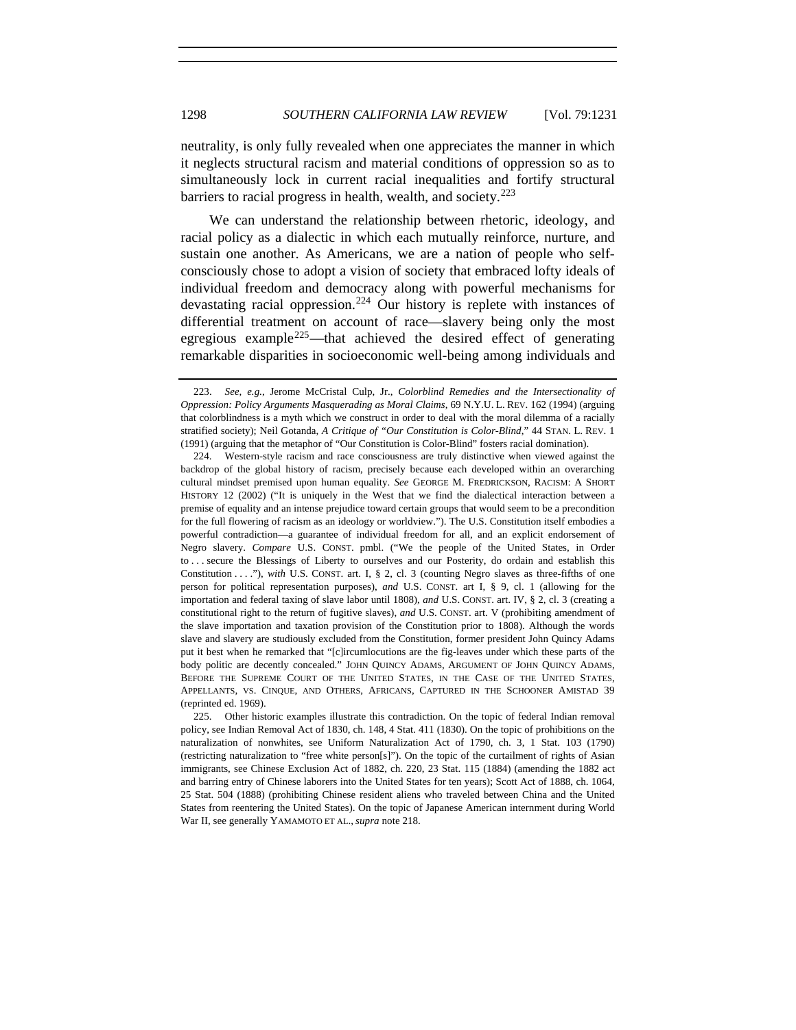neutrality, is only fully revealed when one appreciates the manner in which it neglects structural racism and material conditions of oppression so as to simultaneously lock in current racial inequalities and fortify structural barriers to racial progress in health, wealth, and society.[223]

We can understand the relationship between rhetoric, ideology, and racial policy as a dialectic in which each mutually reinforce, nurture, and sustain one another. As Americans, we are a nation of people who self-consciously chose to adopt a vision of society that embraced lofty ideals of individual freedom and democracy along with powerful mechanisms for devastating racial oppression.[224] Our history is replete with instances of differential treatment on account of race—slavery being only the most egregious example[225]—that achieved the desired effect of generating remarkable disparities in socioeconomic well-being among individuals and

---

223. *See, e.g.*, Jerome McCristal Culp, Jr., *Colorblind Remedies and the Intersectionality of Oppression: Policy Arguments Masquerading as Moral Claims*, 69 N.Y.U. L. REV. 162 (1994) (arguing that colorblindness is a myth which we construct in order to deal with the moral dilemma of a racially stratified society); Neil Gotanda, *A Critique of "Our Constitution is Color-Blind*," 44 STAN. L. REV. 1 (1991) (arguing that the metaphor of "Our Constitution is Color-Blind" fosters racial domination).

224. Western-style racism and race consciousness are truly distinctive when viewed against the backdrop of the global history of racism, precisely because each developed within an overarching cultural mindset premised upon human equality. *See* GEORGE M. FREDRICKSON, RACISM: A SHORT HISTORY 12 (2002) ("It is uniquely in the West that we find the dialectical interaction between a premise of equality and an intense prejudice toward certain groups that would seem to be a precondition for the full flowering of racism as an ideology or worldview."). The U.S. Constitution itself embodies a powerful contradiction—a guarantee of individual freedom for all, and an explicit endorsement of Negro slavery. *Compare* U.S. CONST. pmbl. ("We the people of the United States, in Order to . . . secure the Blessings of Liberty to ourselves and our Posterity, do ordain and establish this Constitution . . . ."), *with* U.S. CONST. art. I, § 2, cl. 3 (counting Negro slaves as three-fifths of one person for political representation purposes), *and* U.S. CONST. art I, § 9, cl. 1 (allowing for the importation and federal taxing of slave labor until 1808), *and* U.S. CONST. art. IV, § 2, cl. 3 (creating a constitutional right to the return of fugitive slaves), *and* U.S. CONST. art. V (prohibiting amendment of the slave importation and taxation provision of the Constitution prior to 1808). Although the words slave and slavery are studiously excluded from the Constitution, former president John Quincy Adams put it best when he remarked that "[c]ircumlocutions are the fig-leaves under which these parts of the body politic are decently concealed." JOHN QUINCY ADAMS, ARGUMENT OF JOHN QUINCY ADAMS, BEFORE THE SUPREME COURT OF THE UNITED STATES, IN THE CASE OF THE UNITED STATES, APPELLANTS, VS. CINQUE, AND OTHERS, AFRICANS, CAPTURED IN THE SCHOONER AMISTAD 39 (reprinted ed. 1969).

225. Other historic examples illustrate this contradiction. On the topic of federal Indian removal policy, see Indian Removal Act of 1830, ch. 148, 4 Stat. 411 (1830). On the topic of prohibitions on the naturalization of nonwhites, see Uniform Naturalization Act of 1790, ch. 3, 1 Stat. 103 (1790) (restricting naturalization to "free white person[s]"). On the topic of the curtailment of rights of Asian immigrants, see Chinese Exclusion Act of 1882, ch. 220, 23 Stat. 115 (1884) (amending the 1882 act and barring entry of Chinese laborers into the United States for ten years); Scott Act of 1888, ch. 1064, 25 Stat. 504 (1888) (prohibiting Chinese resident aliens who traveled between China and the United States from reentering the United States). On the topic of Japanese American internment during World War II, see generally YAMAMOTO ET AL., *supra* note 218.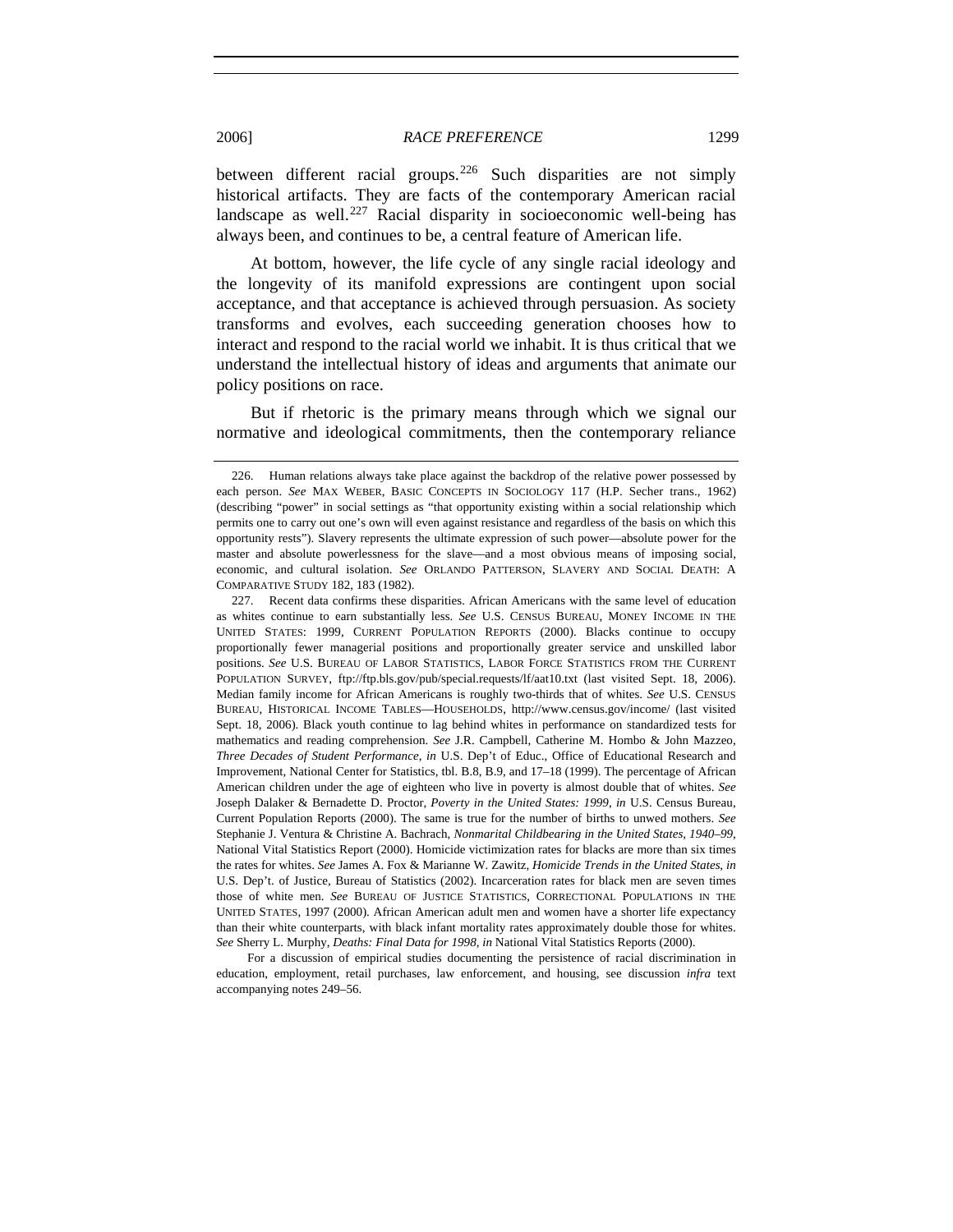between different racial groups.[226] Such disparities are not simply historical artifacts. They are facts of the contemporary American racial landscape as well.[227] Racial disparity in socioeconomic well-being has always been, and continues to be, a central feature of American life.

At bottom, however, the life cycle of any single racial ideology and the longevity of its manifold expressions are contingent upon social acceptance, and that acceptance is achieved through persuasion. As society transforms and evolves, each succeeding generation chooses how to interact and respond to the racial world we inhabit. It is thus critical that we understand the intellectual history of ideas and arguments that animate our policy positions on race.

But if rhetoric is the primary means through which we signal our normative and ideological commitments, then the contemporary reliance

---

226. Human relations always take place against the backdrop of the relative power possessed by each person. *See* MAX WEBER, BASIC CONCEPTS IN SOCIOLOGY 117 (H.P. Secher trans., 1962) (describing "power" in social settings as "that opportunity existing within a social relationship which permits one to carry out one's own will even against resistance and regardless of the basis on which this opportunity rests"). Slavery represents the ultimate expression of such power—absolute power for the master and absolute powerlessness for the slave—and a most obvious means of imposing social, economic, and cultural isolation. *See* ORLANDO PATTERSON, SLAVERY AND SOCIAL DEATH: A COMPARATIVE STUDY 182, 183 (1982).

227. Recent data confirms these disparities. African Americans with the same level of education as whites continue to earn substantially less. *See* U.S. CENSUS BUREAU, MONEY INCOME IN THE UNITED STATES: 1999, CURRENT POPULATION REPORTS (2000). Blacks continue to occupy proportionally fewer managerial positions and proportionally greater service and unskilled labor positions. *See* U.S. BUREAU OF LABOR STATISTICS, LABOR FORCE STATISTICS FROM THE CURRENT POPULATION SURVEY, ftp://ftp.bls.gov/pub/special.requests/lf/aat10.txt (last visited Sept. 18, 2006). Median family income for African Americans is roughly two-thirds that of whites. *See* U.S. CENSUS BUREAU, HISTORICAL INCOME TABLES—HOUSEHOLDS, http://www.census.gov/income/ (last visited Sept. 18, 2006). Black youth continue to lag behind whites in performance on standardized tests for mathematics and reading comprehension. *See* J.R. Campbell, Catherine M. Hombo & John Mazzeo, *Three Decades of Student Performance*, *in* U.S. Dep't of Educ., Office of Educational Research and Improvement, National Center for Statistics, tbl. B.8, B.9, and 17–18 (1999). The percentage of African American children under the age of eighteen who live in poverty is almost double that of whites. *See* Joseph Dalaker & Bernadette D. Proctor, *Poverty in the United States: 1999*, *in* U.S. Census Bureau, Current Population Reports (2000). The same is true for the number of births to unwed mothers. *See* Stephanie J. Ventura & Christine A. Bachrach, *Nonmarital Childbearing in the United States, 1940–99*, National Vital Statistics Report (2000). Homicide victimization rates for blacks are more than six times the rates for whites. *See* James A. Fox & Marianne W. Zawitz, *Homicide Trends in the United States*, *in* U.S. Dep't. of Justice, Bureau of Statistics (2002). Incarceration rates for black men are seven times those of white men. *See* BUREAU OF JUSTICE STATISTICS, CORRECTIONAL POPULATIONS IN THE UNITED STATES, 1997 (2000). African American adult men and women have a shorter life expectancy than their white counterparts, with black infant mortality rates approximately double those for whites. *See* Sherry L. Murphy, *Deaths: Final Data for 1998*, *in* National Vital Statistics Reports (2000).

For a discussion of empirical studies documenting the persistence of racial discrimination in education, employment, retail purchases, law enforcement, and housing, see discussion *infra* text accompanying notes 249–56.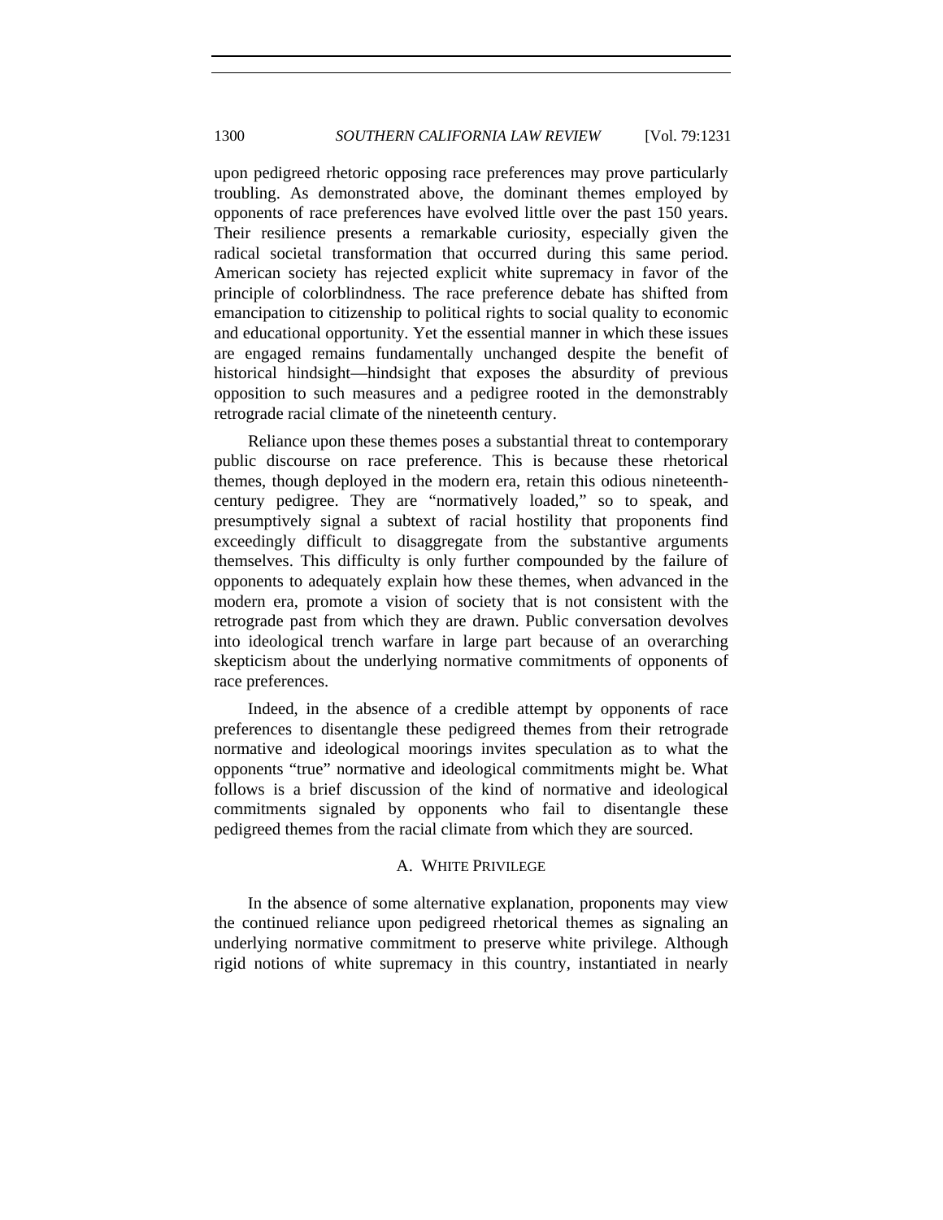upon pedigreed rhetoric opposing race preferences may prove particularly troubling. As demonstrated above, the dominant themes employed by opponents of race preferences have evolved little over the past 150 years. Their resilience presents a remarkable curiosity, especially given the radical societal transformation that occurred during this same period. American society has rejected explicit white supremacy in favor of the principle of colorblindness. The race preference debate has shifted from emancipation to citizenship to political rights to social quality to economic and educational opportunity. Yet the essential manner in which these issues are engaged remains fundamentally unchanged despite the benefit of historical hindsight—hindsight that exposes the absurdity of previous opposition to such measures and a pedigree rooted in the demonstrably retrograde racial climate of the nineteenth century.

Reliance upon these themes poses a substantial threat to contemporary public discourse on race preference. This is because these rhetorical themes, though deployed in the modern era, retain this odious nineteenth-century pedigree. They are "normatively loaded," so to speak, and presumptively signal a subtext of racial hostility that proponents find exceedingly difficult to disaggregate from the substantive arguments themselves. This difficulty is only further compounded by the failure of opponents to adequately explain how these themes, when advanced in the modern era, promote a vision of society that is not consistent with the retrograde past from which they are drawn. Public conversation devolves into ideological trench warfare in large part because of an overarching skepticism about the underlying normative commitments of opponents of race preferences.

Indeed, in the absence of a credible attempt by opponents of race preferences to disentangle these pedigreed themes from their retrograde normative and ideological moorings invites speculation as to what the opponents "true" normative and ideological commitments might be. What follows is a brief discussion of the kind of normative and ideological commitments signaled by opponents who fail to disentangle these pedigreed themes from the racial climate from which they are sourced.

### A. White Privilege

In the absence of some alternative explanation, proponents may view the continued reliance upon pedigreed rhetorical themes as signaling an underlying normative commitment to preserve white privilege. Although rigid notions of white supremacy in this country, instantiated in nearly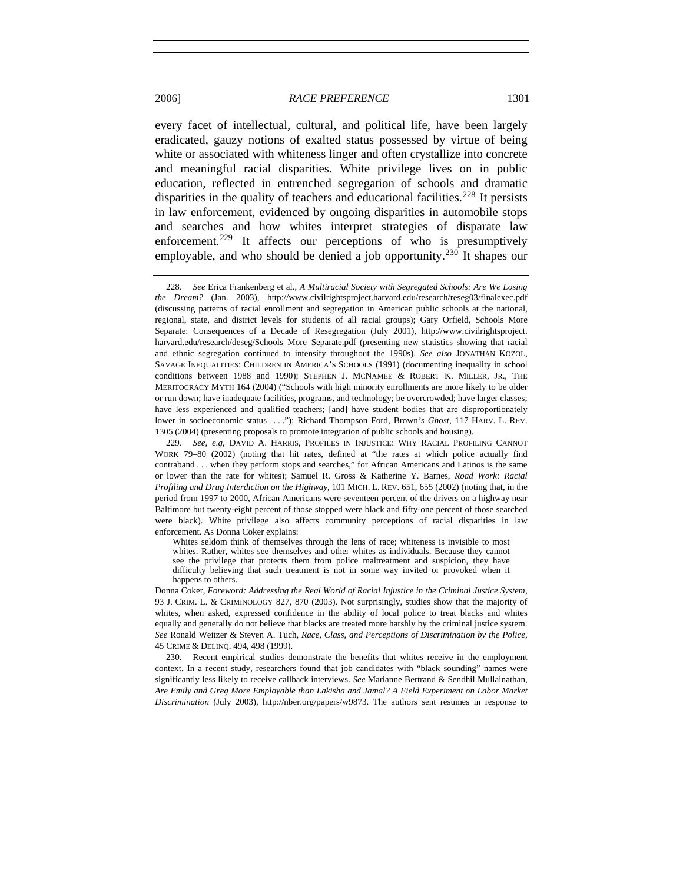every facet of intellectual, cultural, and political life, have been largely eradicated, gauzy notions of exalted status possessed by virtue of being white or associated with whiteness linger and often crystallize into concrete and meaningful racial disparities. White privilege lives on in public education, reflected in entrenched segregation of schools and dramatic disparities in the quality of teachers and educational facilities.[228] It persists in law enforcement, evidenced by ongoing disparities in automobile stops and searches and how whites interpret strategies of disparate law enforcement.[229] It affects our perceptions of who is presumptively employable, and who should be denied a job opportunity.[230] It shapes our

---

228. *See* Erica Frankenberg et al., *A Multiracial Society with Segregated Schools: Are We Losing the Dream?* (Jan. 2003), http://www.civilrightsproject.harvard.edu/research/reseg03/finalexec.pdf (discussing patterns of racial enrollment and segregation in American public schools at the national, regional, state, and district levels for students of all racial groups); Gary Orfield, Schools More Separate: Consequences of a Decade of Resegregation (July 2001), http://www.civilrightsproject.harvard.edu/research/deseg/Schools_More_Separate.pdf (presenting new statistics showing that racial and ethnic segregation continued to intensify throughout the 1990s). *See also* JONATHAN KOZOL, SAVAGE INEQUALITIES: CHILDREN IN AMERICA'S SCHOOLS (1991) (documenting inequality in school conditions between 1988 and 1990); STEPHEN J. MCNAMEE & ROBERT K. MILLER, JR., THE MERITOCRACY MYTH 164 (2004) ("Schools with high minority enrollments are more likely to be older or run down; have inadequate facilities, programs, and technology; be overcrowded; have larger classes; have less experienced and qualified teachers; [and] have student bodies that are disproportionately lower in socioeconomic status . . . ."); Richard Thompson Ford, Brown*'s Ghost*, 117 HARV. L. REV. 1305 (2004) (presenting proposals to promote integration of public schools and housing).

229. *See, e.g*, DAVID A. HARRIS, PROFILES IN INJUSTICE: WHY RACIAL PROFILING CANNOT WORK 79–80 (2002) (noting that hit rates, defined at "the rates at which police actually find contraband . . . when they perform stops and searches," for African Americans and Latinos is the same or lower than the rate for whites); Samuel R. Gross & Katherine Y. Barnes, *Road Work: Racial Profiling and Drug Interdiction on the Highway*, 101 MICH. L. REV. 651, 655 (2002) (noting that, in the period from 1997 to 2000, African Americans were seventeen percent of the drivers on a highway near Baltimore but twenty-eight percent of those stopped were black and fifty-one percent of those searched were black). White privilege also affects community perceptions of racial disparities in law enforcement. As Donna Coker explains:

> Whites seldom think of themselves through the lens of race; whiteness is invisible to most whites. Rather, whites see themselves and other whites as individuals. Because they cannot see the privilege that protects them from police maltreatment and suspicion, they have difficulty believing that such treatment is not in some way invited or provoked when it happens to others.

Donna Coker, *Foreword: Addressing the Real World of Racial Injustice in the Criminal Justice System*, 93 J. CRIM. L. & CRIMINOLOGY 827, 870 (2003). Not surprisingly, studies show that the majority of whites, when asked, expressed confidence in the ability of local police to treat blacks and whites equally and generally do not believe that blacks are treated more harshly by the criminal justice system. *See* Ronald Weitzer & Steven A. Tuch, *Race, Class, and Perceptions of Discrimination by the Police*, 45 CRIME & DELINQ. 494, 498 (1999).

230. Recent empirical studies demonstrate the benefits that whites receive in the employment context. In a recent study, researchers found that job candidates with "black sounding" names were significantly less likely to receive callback interviews. *See* Marianne Bertrand & Sendhil Mullainathan, *Are Emily and Greg More Employable than Lakisha and Jamal? A Field Experiment on Labor Market Discrimination* (July 2003), http://nber.org/papers/w9873. The authors sent resumes in response to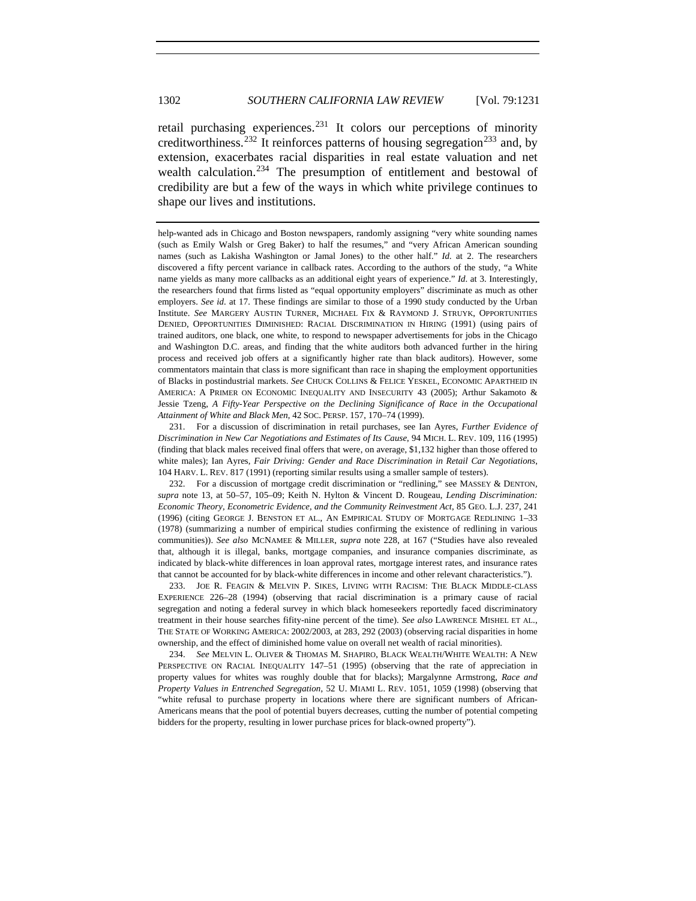retail purchasing experiences.[231] It colors our perceptions of minority creditworthiness.[232] It reinforces patterns of housing segregation[233] and, by extension, exacerbates racial disparities in real estate valuation and net wealth calculation.[234] The presumption of entitlement and bestowal of credibility are but a few of the ways in which white privilege continues to shape our lives and institutions.

---

help-wanted ads in Chicago and Boston newspapers, randomly assigning "very white sounding names (such as Emily Walsh or Greg Baker) to half the resumes," and "very African American sounding names (such as Lakisha Washington or Jamal Jones) to the other half." *Id.* at 2. The researchers discovered a fifty percent variance in callback rates. According to the authors of the study, "a White name yields as many more callbacks as an additional eight years of experience." *Id.* at 3. Interestingly, the researchers found that firms listed as "equal opportunity employers" discriminate as much as other employers. *See id.* at 17. These findings are similar to those of a 1990 study conducted by the Urban Institute. *See* MARGERY AUSTIN TURNER, MICHAEL FIX & RAYMOND J. STRUYK, OPPORTUNITIES DENIED, OPPORTUNITIES DIMINISHED: RACIAL DISCRIMINATION IN HIRING (1991) (using pairs of trained auditors, one black, one white, to respond to newspaper advertisements for jobs in the Chicago and Washington D.C. areas, and finding that the white auditors both advanced further in the hiring process and received job offers at a significantly higher rate than black auditors). However, some commentators maintain that class is more significant than race in shaping the employment opportunities of Blacks in postindustrial markets. *See* CHUCK COLLINS & FELICE YESKEL, ECONOMIC APARTHEID IN AMERICA: A PRIMER ON ECONOMIC INEQUALITY AND INSECURITY 43 (2005); Arthur Sakamoto & Jessie Tzeng, *A Fifty-Year Perspective on the Declining Significance of Race in the Occupational Attainment of White and Black Men*, 42 SOC. PERSP. 157, 170–74 (1999).

231. For a discussion of discrimination in retail purchases, see Ian Ayres, *Further Evidence of Discrimination in New Car Negotiations and Estimates of Its Cause*, 94 MICH. L. REV. 109, 116 (1995) (finding that black males received final offers that were, on average, $1,132 higher than those offered to white males); Ian Ayres, *Fair Driving: Gender and Race Discrimination in Retail Car Negotiations*, 104 HARV. L. REV. 817 (1991) (reporting similar results using a smaller sample of testers).

232. For a discussion of mortgage credit discrimination or "redlining," see MASSEY & DENTON, *supra* note 13, at 50–57, 105–09; Keith N. Hylton & Vincent D. Rougeau, *Lending Discrimination: Economic Theory, Econometric Evidence, and the Community Reinvestment Act*, 85 GEO. L.J. 237, 241 (1996) (citing GEORGE J. BENSTON ET AL., AN EMPIRICAL STUDY OF MORTGAGE REDLINING 1–33 (1978) (summarizing a number of empirical studies confirming the existence of redlining in various communities)). *See also* MCNAMEE & MILLER, *supra* note 228, at 167 ("Studies have also revealed that, although it is illegal, banks, mortgage companies, and insurance companies discriminate, as indicated by black-white differences in loan approval rates, mortgage interest rates, and insurance rates that cannot be accounted for by black-white differences in income and other relevant characteristics.").

233. JOE R. FEAGIN & MELVIN P. SIKES, LIVING WITH RACISM: THE BLACK MIDDLE-CLASS EXPERIENCE 226–28 (1994) (observing that racial discrimination is a primary cause of racial segregation and noting a federal survey in which black homeseekers reportedly faced discriminatory treatment in their house searches fifity-nine percent of the time). *See also* LAWRENCE MISHEL ET AL., THE STATE OF WORKING AMERICA: 2002/2003, at 283, 292 (2003) (observing racial disparities in home ownership, and the effect of diminished home value on overall net wealth of racial minorities).

234. *See* MELVIN L. OLIVER & THOMAS M. SHAPIRO, BLACK WEALTH/WHITE WEALTH: A NEW PERSPECTIVE ON RACIAL INEQUALITY 147–51 (1995) (observing that the rate of appreciation in property values for whites was roughly double that for blacks); Margalynne Armstrong, *Race and Property Values in Entrenched Segregation*, 52 U. MIAMI L. REV. 1051, 1059 (1998) (observing that "white refusal to purchase property in locations where there are significant numbers of African-Americans means that the pool of potential buyers decreases, cutting the number of potential competing bidders for the property, resulting in lower purchase prices for black-owned property").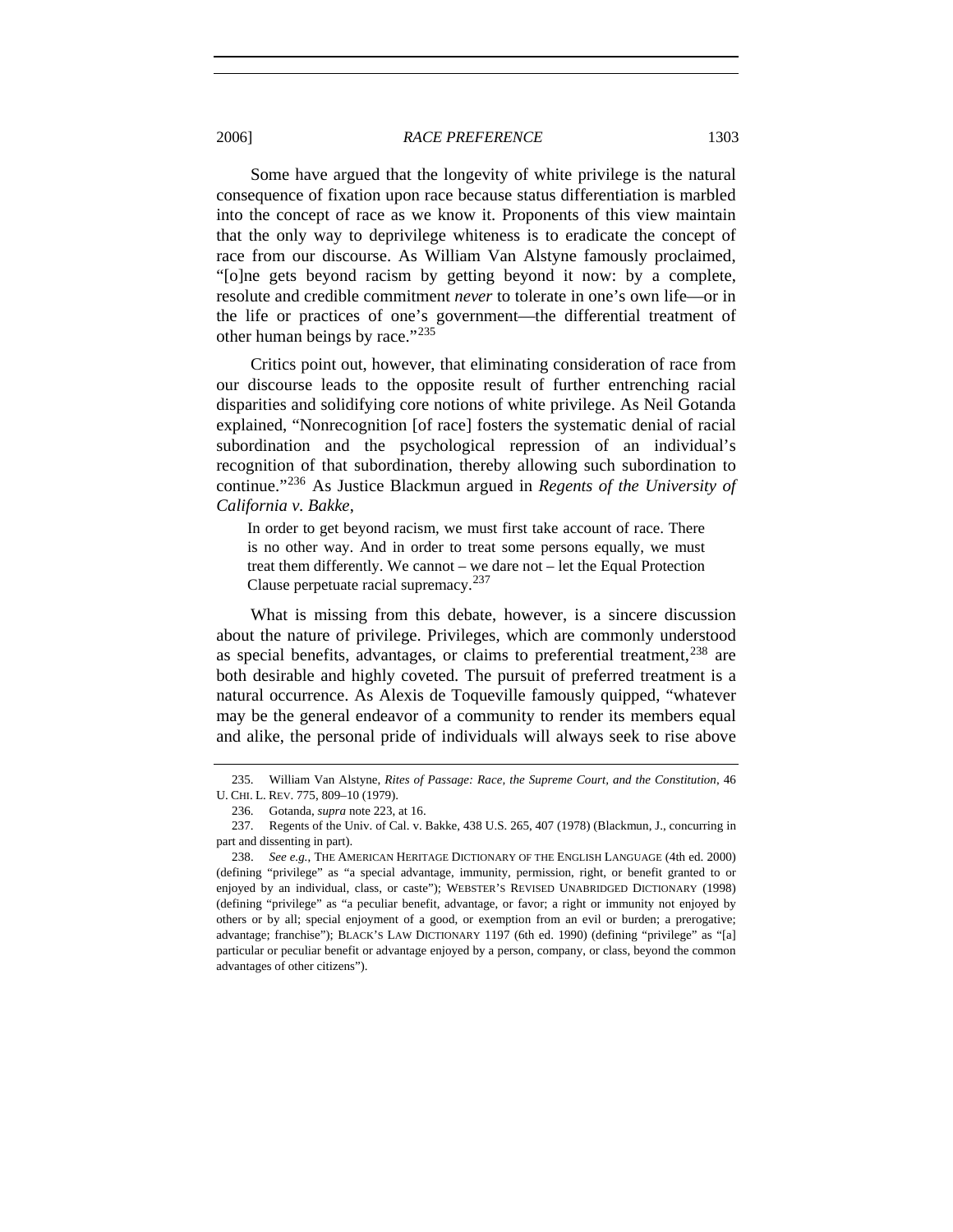Some have argued that the longevity of white privilege is the natural consequence of fixation upon race because status differentiation is marbled into the concept of race as we know it. Proponents of this view maintain that the only way to deprivilege whiteness is to eradicate the concept of race from our discourse. As William Van Alstyne famously proclaimed, "[o]ne gets beyond racism by getting beyond it now: by a complete, resolute and credible commitment *never* to tolerate in one's own life—or in the life or practices of one's government—the differential treatment of other human beings by race."[235]

Critics point out, however, that eliminating consideration of race from our discourse leads to the opposite result of further entrenching racial disparities and solidifying core notions of white privilege. As Neil Gotanda explained, "Nonrecognition [of race] fosters the systematic denial of racial subordination and the psychological repression of an individual's recognition of that subordination, thereby allowing such subordination to continue."[236] As Justice Blackmun argued in *Regents of the University of California v. Bakke*,

> In order to get beyond racism, we must first take account of race. There is no other way. And in order to treat some persons equally, we must treat them differently. We cannot – we dare not – let the Equal Protection Clause perpetuate racial supremacy.[237]

What is missing from this debate, however, is a sincere discussion about the nature of privilege. Privileges, which are commonly understood as special benefits, advantages, or claims to preferential treatment,[238] are both desirable and highly coveted. The pursuit of preferred treatment is a natural occurrence. As Alexis de Toqueville famously quipped, "whatever may be the general endeavor of a community to render its members equal and alike, the personal pride of individuals will always seek to rise above

---

235. William Van Alstyne, *Rites of Passage: Race, the Supreme Court, and the Constitution*, 46 U. CHI. L. REV. 775, 809–10 (1979).

236. Gotanda, *supra* note 223, at 16.

237. Regents of the Univ. of Cal. v. Bakke, 438 U.S. 265, 407 (1978) (Blackmun, J., concurring in part and dissenting in part).

238. *See e.g.*, THE AMERICAN HERITAGE DICTIONARY OF THE ENGLISH LANGUAGE (4th ed. 2000) (defining "privilege" as "a special advantage, immunity, permission, right, or benefit granted to or enjoyed by an individual, class, or caste"); WEBSTER'S REVISED UNABRIDGED DICTIONARY (1998) (defining "privilege" as "a peculiar benefit, advantage, or favor; a right or immunity not enjoyed by others or by all; special enjoyment of a good, or exemption from an evil or burden; a prerogative; advantage; franchise"); BLACK'S LAW DICTIONARY 1197 (6th ed. 1990) (defining "privilege" as "[a] particular or peculiar benefit or advantage enjoyed by a person, company, or class, beyond the common advantages of other citizens").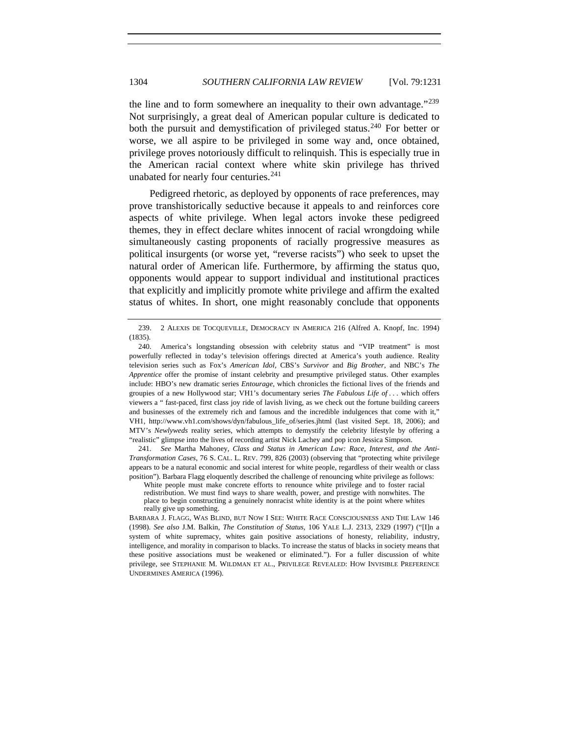the line and to form somewhere an inequality to their own advantage."[239] Not surprisingly, a great deal of American popular culture is dedicated to both the pursuit and demystification of privileged status.[240] For better or worse, we all aspire to be privileged in some way and, once obtained, privilege proves notoriously difficult to relinquish. This is especially true in the American racial context where white skin privilege has thrived unabated for nearly four centuries.[241]

Pedigreed rhetoric, as deployed by opponents of race preferences, may prove transhistorically seductive because it appeals to and reinforces core aspects of white privilege. When legal actors invoke these pedigreed themes, they in effect declare whites innocent of racial wrongdoing while simultaneously casting proponents of racially progressive measures as political insurgents (or worse yet, "reverse racists") who seek to upset the natural order of American life. Furthermore, by affirming the status quo, opponents would appear to support individual and institutional practices that explicitly and implicitly promote white privilege and affirm the exalted status of whites. In short, one might reasonably conclude that opponents

---

239. 2 ALEXIS DE TOCQUEVILLE, DEMOCRACY IN AMERICA 216 (Alfred A. Knopf, Inc. 1994) (1835).

240. America's longstanding obsession with celebrity status and "VIP treatment" is most powerfully reflected in today's television offerings directed at America's youth audience. Reality television series such as Fox's *American Idol*, CBS's *Survivor* and *Big Brother*, and NBC's *The Apprentice* offer the promise of instant celebrity and presumptive privileged status. Other examples include: HBO's new dramatic series *Entourage*, which chronicles the fictional lives of the friends and groupies of a new Hollywood star; VH1's documentary series *The Fabulous Life of . . .* which offers viewers a " fast-paced, first class joy ride of lavish living, as we check out the fortune building careers and businesses of the extremely rich and famous and the incredible indulgences that come with it," VH1, http://www.vh1.com/shows/dyn/fabulous_life_of/series.jhtml (last visited Sept. 18, 2006); and MTV's *Newlyweds* reality series, which attempts to demystify the celebrity lifestyle by offering a "realistic" glimpse into the lives of recording artist Nick Lachey and pop icon Jessica Simpson.

241. *See* Martha Mahoney, *Class and Status in American Law: Race, Interest, and the Anti-Transformation Cases*, 76 S. CAL. L. REV. 799, 826 (2003) (observing that "protecting white privilege appears to be a natural economic and social interest for white people, regardless of their wealth or class position"). Barbara Flagg eloquently described the challenge of renouncing white privilege as follows:

> White people must make concrete efforts to renounce white privilege and to foster racial redistribution. We must find ways to share wealth, power, and prestige with nonwhites. The place to begin constructing a genuinely nonracist white identity is at the point where whites really give up something.

BARBARA J. FLAGG, WAS BLIND, BUT NOW I SEE: WHITE RACE CONSCIOUSNESS AND THE LAW 146 (1998). *See also* J.M. Balkin, *The Constitution of Status*, 106 YALE L.J. 2313, 2329 (1997) ("[I]n a system of white supremacy, whites gain positive associations of honesty, reliability, industry, intelligence, and morality in comparison to blacks. To increase the status of blacks in society means that these positive associations must be weakened or eliminated."). For a fuller discussion of white privilege, see STEPHANIE M. WILDMAN ET AL., PRIVILEGE REVEALED: HOW INVISIBLE PREFERENCE UNDERMINES AMERICA (1996).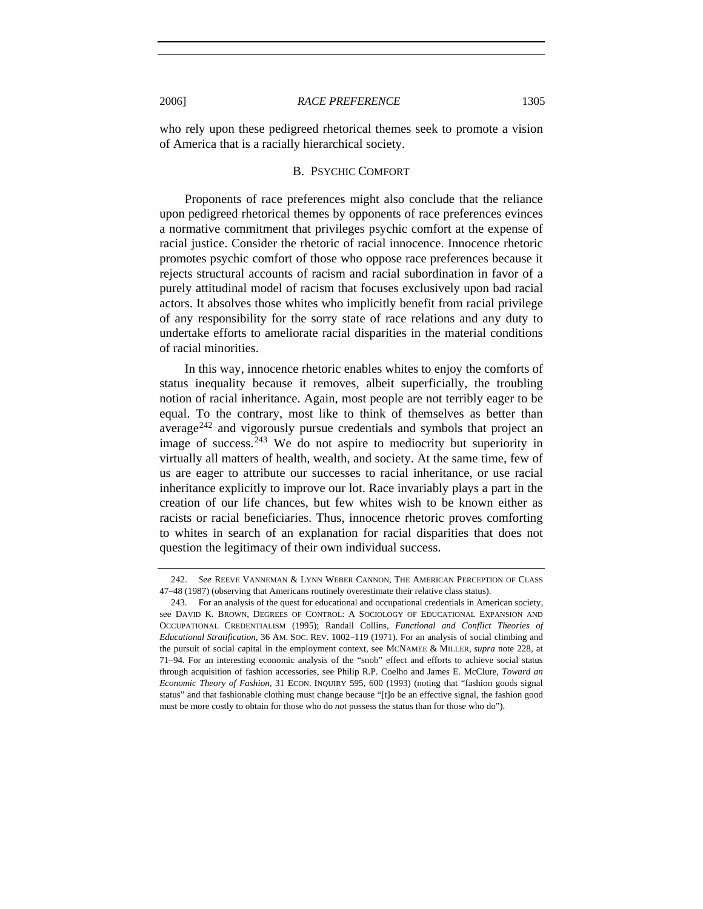who rely upon these pedigreed rhetorical themes seek to promote a vision of America that is a racially hierarchical society.

### B. PSYCHIC COMFORT

Proponents of race preferences might also conclude that the reliance upon pedigreed rhetorical themes by opponents of race preferences evinces a normative commitment that privileges psychic comfort at the expense of racial justice. Consider the rhetoric of racial innocence. Innocence rhetoric promotes psychic comfort of those who oppose race preferences because it rejects structural accounts of racism and racial subordination in favor of a purely attitudinal model of racism that focuses exclusively upon bad racial actors. It absolves those whites who implicitly benefit from racial privilege of any responsibility for the sorry state of race relations and any duty to undertake efforts to ameliorate racial disparities in the material conditions of racial minorities.

In this way, innocence rhetoric enables whites to enjoy the comforts of status inequality because it removes, albeit superficially, the troubling notion of racial inheritance. Again, most people are not terribly eager to be equal. To the contrary, most like to think of themselves as better than average[242] and vigorously pursue credentials and symbols that project an image of success.[243] We do not aspire to mediocrity but superiority in virtually all matters of health, wealth, and society. At the same time, few of us are eager to attribute our successes to racial inheritance, or use racial inheritance explicitly to improve our lot. Race invariably plays a part in the creation of our life chances, but few whites wish to be known either as racists or racial beneficiaries. Thus, innocence rhetoric proves comforting to whites in search of an explanation for racial disparities that does not question the legitimacy of their own individual success.

---

242. *See* REEVE VANNEMAN & LYNN WEBER CANNON, THE AMERICAN PERCEPTION OF CLASS 47–48 (1987) (observing that Americans routinely overestimate their relative class status).

243. For an analysis of the quest for educational and occupational credentials in American society, see DAVID K. BROWN, DEGREES OF CONTROL: A SOCIOLOGY OF EDUCATIONAL EXPANSION AND OCCUPATIONAL CREDENTIALISM (1995); Randall Collins, *Functional and Conflict Theories of Educational Stratification*, 36 AM. SOC. REV. 1002–119 (1971). For an analysis of social climbing and the pursuit of social capital in the employment context, see MCNAMEE & MILLER, *supra* note 228, at 71–94. For an interesting economic analysis of the "snob" effect and efforts to achieve social status through acquisition of fashion accessories, see Philip R.P. Coelho and James E. McClure, *Toward an Economic Theory of Fashion*, 31 ECON. INQUIRY 595, 600 (1993) (noting that "fashion goods signal status" and that fashionable clothing must change because "[t]o be an effective signal, the fashion good must be more costly to obtain for those who do *not* possess the status than for those who do").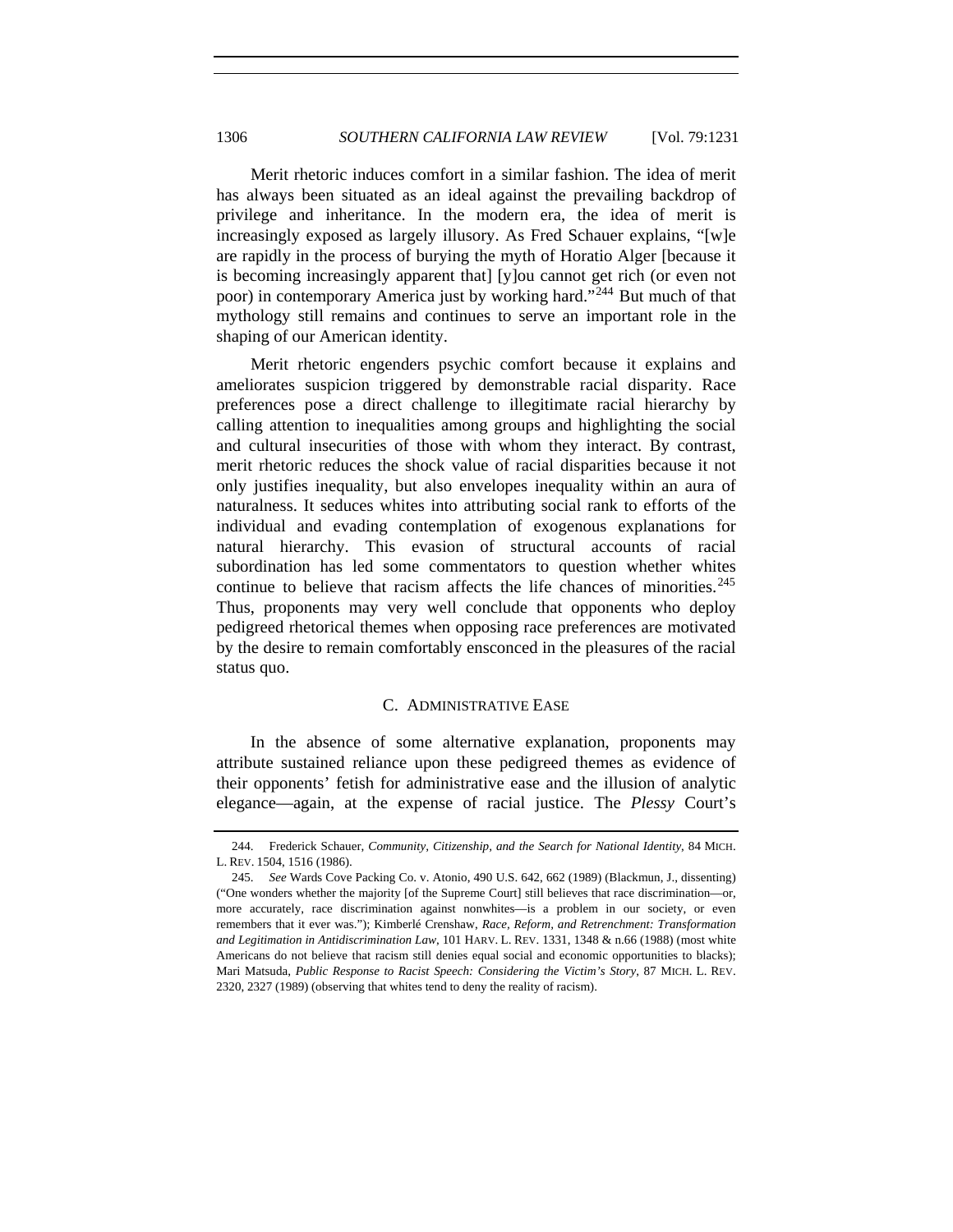Merit rhetoric induces comfort in a similar fashion. The idea of merit has always been situated as an ideal against the prevailing backdrop of privilege and inheritance. In the modern era, the idea of merit is increasingly exposed as largely illusory. As Fred Schauer explains, "[w]e are rapidly in the process of burying the myth of Horatio Alger [because it is becoming increasingly apparent that] [y]ou cannot get rich (or even not poor) in contemporary America just by working hard."[244] But much of that mythology still remains and continues to serve an important role in the shaping of our American identity.

Merit rhetoric engenders psychic comfort because it explains and ameliorates suspicion triggered by demonstrable racial disparity. Race preferences pose a direct challenge to illegitimate racial hierarchy by calling attention to inequalities among groups and highlighting the social and cultural insecurities of those with whom they interact. By contrast, merit rhetoric reduces the shock value of racial disparities because it not only justifies inequality, but also envelopes inequality within an aura of naturalness. It seduces whites into attributing social rank to efforts of the individual and evading contemplation of exogenous explanations for natural hierarchy. This evasion of structural accounts of racial subordination has led some commentators to question whether whites continue to believe that racism affects the life chances of minorities.[245] Thus, proponents may very well conclude that opponents who deploy pedigreed rhetorical themes when opposing race preferences are motivated by the desire to remain comfortably ensconced in the pleasures of the racial status quo.

### C. Administrative Ease

In the absence of some alternative explanation, proponents may attribute sustained reliance upon these pedigreed themes as evidence of their opponents' fetish for administrative ease and the illusion of analytic elegance—again, at the expense of racial justice. The *Plessy* Court's

---

244. Frederick Schauer, *Community, Citizenship, and the Search for National Identity*, 84 MICH. L. REV. 1504, 1516 (1986).

245. *See* Wards Cove Packing Co. v. Atonio, 490 U.S. 642, 662 (1989) (Blackmun, J., dissenting) ("One wonders whether the majority [of the Supreme Court] still believes that race discrimination—or, more accurately, race discrimination against nonwhites—is a problem in our society, or even remembers that it ever was."); Kimberlé Crenshaw, *Race, Reform, and Retrenchment: Transformation and Legitimation in Antidiscrimination Law*, 101 HARV. L. REV. 1331, 1348 & n.66 (1988) (most white Americans do not believe that racism still denies equal social and economic opportunities to blacks); Mari Matsuda, *Public Response to Racist Speech: Considering the Victim's Story*, 87 MICH. L. REV. 2320, 2327 (1989) (observing that whites tend to deny the reality of racism).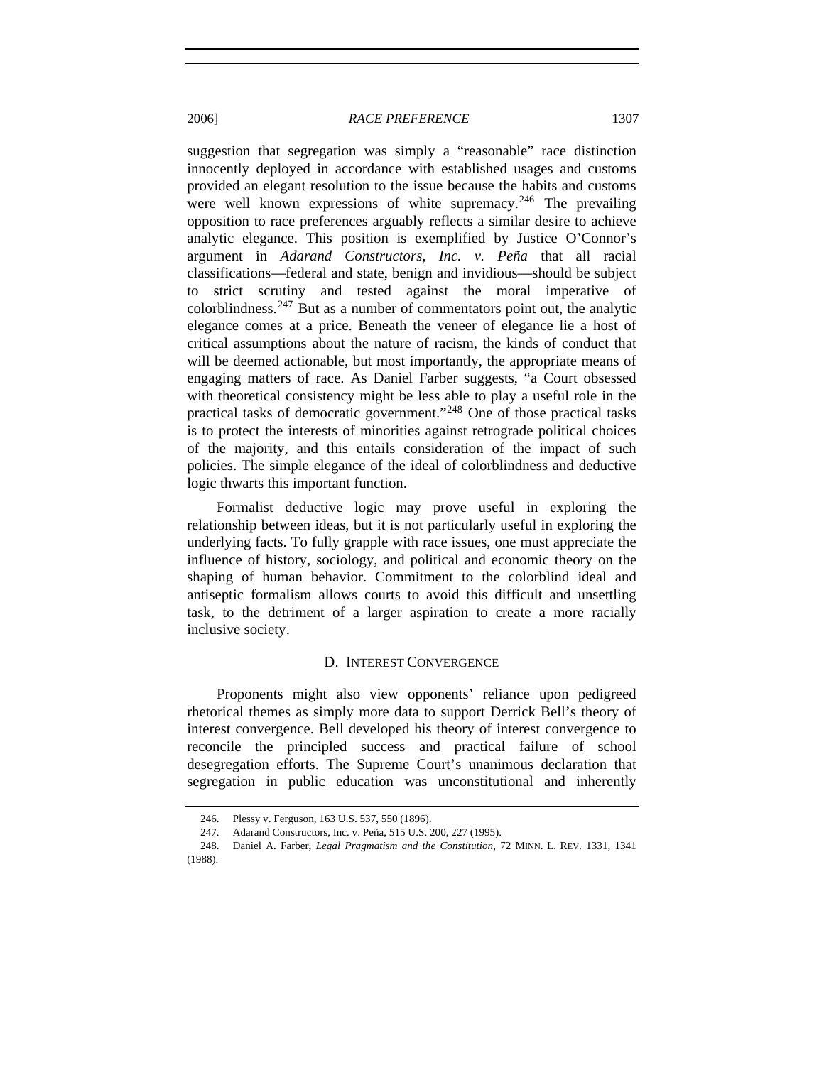suggestion that segregation was simply a "reasonable" race distinction innocently deployed in accordance with established usages and customs provided an elegant resolution to the issue because the habits and customs were well known expressions of white supremacy.[246] The prevailing opposition to race preferences arguably reflects a similar desire to achieve analytic elegance. This position is exemplified by Justice O'Connor's argument in *Adarand Constructors, Inc. v. Peña* that all racial classifications—federal and state, benign and invidious—should be subject to strict scrutiny and tested against the moral imperative of colorblindness.[247] But as a number of commentators point out, the analytic elegance comes at a price. Beneath the veneer of elegance lie a host of critical assumptions about the nature of racism, the kinds of conduct that will be deemed actionable, but most importantly, the appropriate means of engaging matters of race. As Daniel Farber suggests, "a Court obsessed with theoretical consistency might be less able to play a useful role in the practical tasks of democratic government."[248] One of those practical tasks is to protect the interests of minorities against retrograde political choices of the majority, and this entails consideration of the impact of such policies. The simple elegance of the ideal of colorblindness and deductive logic thwarts this important function.

Formalist deductive logic may prove useful in exploring the relationship between ideas, but it is not particularly useful in exploring the underlying facts. To fully grapple with race issues, one must appreciate the influence of history, sociology, and political and economic theory on the shaping of human behavior. Commitment to the colorblind ideal and antiseptic formalism allows courts to avoid this difficult and unsettling task, to the detriment of a larger aspiration to create a more racially inclusive society.

### D. INTEREST CONVERGENCE

Proponents might also view opponents' reliance upon pedigreed rhetorical themes as simply more data to support Derrick Bell's theory of interest convergence. Bell developed his theory of interest convergence to reconcile the principled success and practical failure of school desegregation efforts. The Supreme Court's unanimous declaration that segregation in public education was unconstitutional and inherently

---

246. Plessy v. Ferguson, 163 U.S. 537, 550 (1896).

247. Adarand Constructors, Inc. v. Peña, 515 U.S. 200, 227 (1995).

248. Daniel A. Farber, *Legal Pragmatism and the Constitution*, 72 MINN. L. REV. 1331, 1341 (1988).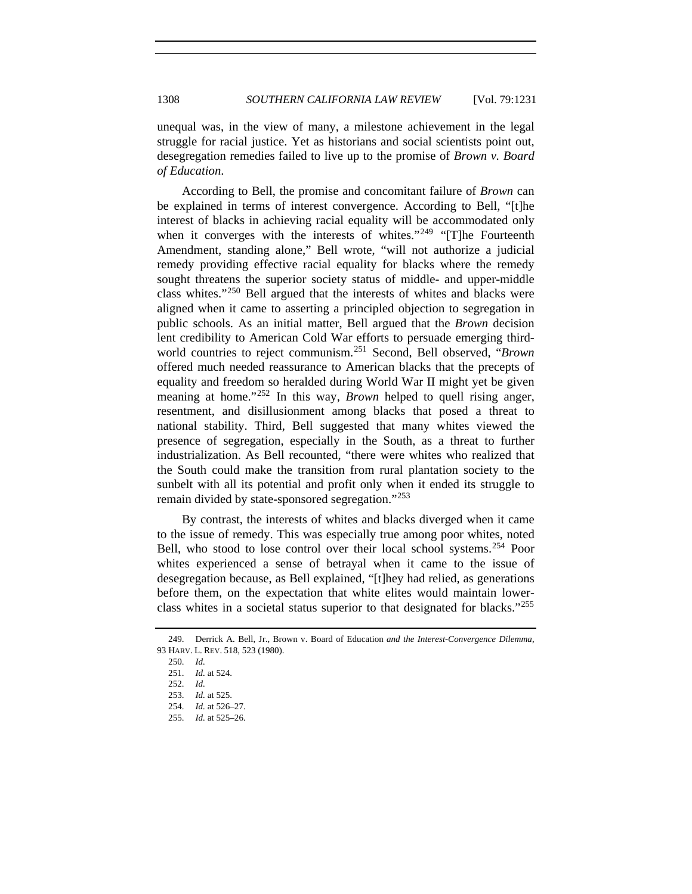unequal was, in the view of many, a milestone achievement in the legal struggle for racial justice. Yet as historians and social scientists point out, desegregation remedies failed to live up to the promise of *Brown v. Board of Education*.

According to Bell, the promise and concomitant failure of *Brown* can be explained in terms of interest convergence. According to Bell, "[t]he interest of blacks in achieving racial equality will be accommodated only when it converges with the interests of whites."[249] "[T]he Fourteenth Amendment, standing alone," Bell wrote, "will not authorize a judicial remedy providing effective racial equality for blacks where the remedy sought threatens the superior society status of middle- and upper-middle class whites."[250] Bell argued that the interests of whites and blacks were aligned when it came to asserting a principled objection to segregation in public schools. As an initial matter, Bell argued that the *Brown* decision lent credibility to American Cold War efforts to persuade emerging third-world countries to reject communism.[251] Second, Bell observed, "*Brown* offered much needed reassurance to American blacks that the precepts of equality and freedom so heralded during World War II might yet be given meaning at home."[252] In this way, *Brown* helped to quell rising anger, resentment, and disillusionment among blacks that posed a threat to national stability. Third, Bell suggested that many whites viewed the presence of segregation, especially in the South, as a threat to further industrialization. As Bell recounted, "there were whites who realized that the South could make the transition from rural plantation society to the sunbelt with all its potential and profit only when it ended its struggle to remain divided by state-sponsored segregation."[253]

By contrast, the interests of whites and blacks diverged when it came to the issue of remedy. This was especially true among poor whites, noted Bell, who stood to lose control over their local school systems.[254] Poor whites experienced a sense of betrayal when it came to the issue of desegregation because, as Bell explained, "[t]hey had relied, as generations before them, on the expectation that white elites would maintain lower-class whites in a societal status superior to that designated for blacks."[255]

249. Derrick A. Bell, Jr., Brown v. Board of Education *and the Interest-Convergence Dilemma*, 93 HARV. L. REV. 518, 523 (1980).

250. *Id.*

251. *Id.* at 524.

252. *Id.*

253. *Id.* at 525.

254. *Id.* at 526–27.

255. *Id.* at 525–26.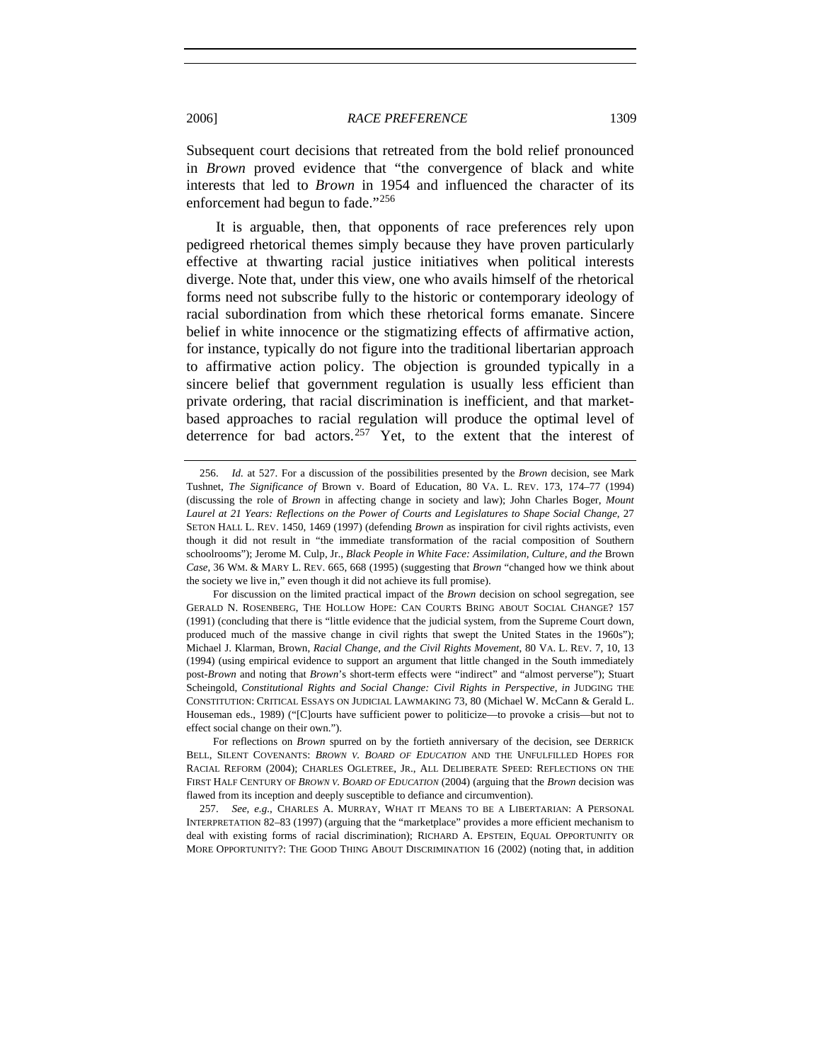Subsequent court decisions that retreated from the bold relief pronounced in *Brown* proved evidence that "the convergence of black and white interests that led to *Brown* in 1954 and influenced the character of its enforcement had begun to fade."[256]

It is arguable, then, that opponents of race preferences rely upon pedigreed rhetorical themes simply because they have proven particularly effective at thwarting racial justice initiatives when political interests diverge. Note that, under this view, one who avails himself of the rhetorical forms need not subscribe fully to the historic or contemporary ideology of racial subordination from which these rhetorical forms emanate. Sincere belief in white innocence or the stigmatizing effects of affirmative action, for instance, typically do not figure into the traditional libertarian approach to affirmative action policy. The objection is grounded typically in a sincere belief that government regulation is usually less efficient than private ordering, that racial discrimination is inefficient, and that market-based approaches to racial regulation will produce the optimal level of deterrence for bad actors.[257] Yet, to the extent that the interest of

---

256. *Id.* at 527. For a discussion of the possibilities presented by the *Brown* decision, see Mark Tushnet, *The Significance of* Brown v. Board of Education, 80 VA. L. REV. 173, 174–77 (1994) (discussing the role of *Brown* in affecting change in society and law); John Charles Boger, *Mount Laurel at 21 Years: Reflections on the Power of Courts and Legislatures to Shape Social Change*, 27 SETON HALL L. REV. 1450, 1469 (1997) (defending *Brown* as inspiration for civil rights activists, even though it did not result in "the immediate transformation of the racial composition of Southern schoolrooms"); Jerome M. Culp, Jr., *Black People in White Face: Assimilation, Culture, and the* Brown *Case*, 36 WM. & MARY L. REV. 665, 668 (1995) (suggesting that *Brown* "changed how we think about the society we live in," even though it did not achieve its full promise).

For discussion on the limited practical impact of the *Brown* decision on school segregation, see GERALD N. ROSENBERG, THE HOLLOW HOPE: CAN COURTS BRING ABOUT SOCIAL CHANGE? 157 (1991) (concluding that there is "little evidence that the judicial system, from the Supreme Court down, produced much of the massive change in civil rights that swept the United States in the 1960s"); Michael J. Klarman, Brown, *Racial Change, and the Civil Rights Movement*, 80 VA. L. REV. 7, 10, 13 (1994) (using empirical evidence to support an argument that little changed in the South immediately post-*Brown* and noting that *Brown*'s short-term effects were "indirect" and "almost perverse"); Stuart Scheingold, *Constitutional Rights and Social Change: Civil Rights in Perspective*, *in* JUDGING THE CONSTITUTION: CRITICAL ESSAYS ON JUDICIAL LAWMAKING 73, 80 (Michael W. McCann & Gerald L. Houseman eds., 1989) ("[C]ourts have sufficient power to politicize—to provoke a crisis—but not to effect social change on their own.").

For reflections on *Brown* spurred on by the fortieth anniversary of the decision, see DERRICK BELL, SILENT COVENANTS: *BROWN V. BOARD OF EDUCATION* AND THE UNFULFILLED HOPES FOR RACIAL REFORM (2004); CHARLES OGLETREE, JR., ALL DELIBERATE SPEED: REFLECTIONS ON THE FIRST HALF CENTURY OF *BROWN V. BOARD OF EDUCATION* (2004) (arguing that the *Brown* decision was flawed from its inception and deeply susceptible to defiance and circumvention).

257. *See, e.g.*, CHARLES A. MURRAY, WHAT IT MEANS TO BE A LIBERTARIAN: A PERSONAL INTERPRETATION 82–83 (1997) (arguing that the "marketplace" provides a more efficient mechanism to deal with existing forms of racial discrimination); RICHARD A. EPSTEIN, EQUAL OPPORTUNITY OR MORE OPPORTUNITY?: THE GOOD THING ABOUT DISCRIMINATION 16 (2002) (noting that, in addition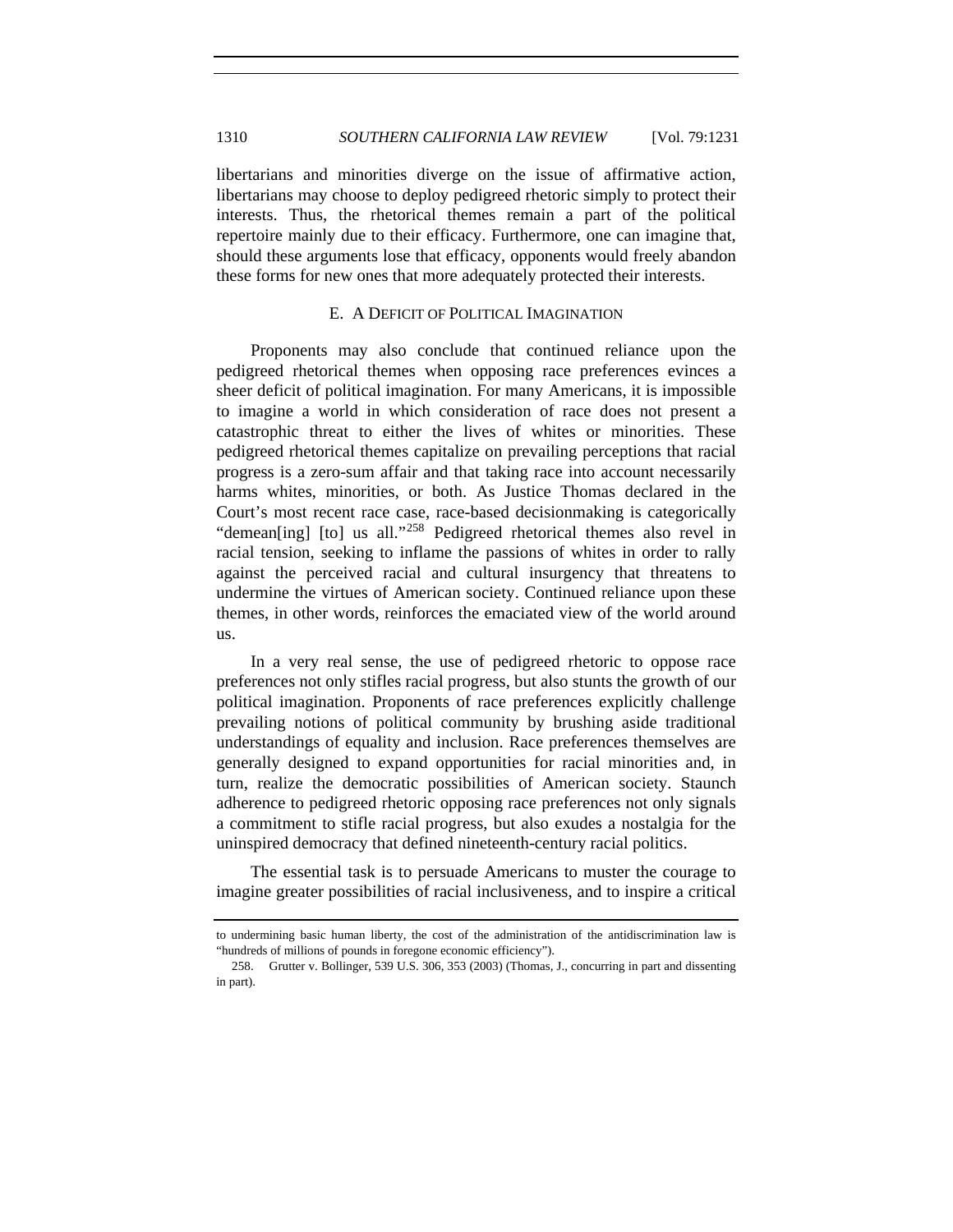libertarians and minorities diverge on the issue of affirmative action, libertarians may choose to deploy pedigreed rhetoric simply to protect their interests. Thus, the rhetorical themes remain a part of the political repertoire mainly due to their efficacy. Furthermore, one can imagine that, should these arguments lose that efficacy, opponents would freely abandon these forms for new ones that more adequately protected their interests.

### E. A Deficit of Political Imagination

Proponents may also conclude that continued reliance upon the pedigreed rhetorical themes when opposing race preferences evinces a sheer deficit of political imagination. For many Americans, it is impossible to imagine a world in which consideration of race does not present a catastrophic threat to either the lives of whites or minorities. These pedigreed rhetorical themes capitalize on prevailing perceptions that racial progress is a zero-sum affair and that taking race into account necessarily harms whites, minorities, or both. As Justice Thomas declared in the Court's most recent race case, race-based decisionmaking is categorically "demean[ing] [to] us all."[258] Pedigreed rhetorical themes also revel in racial tension, seeking to inflame the passions of whites in order to rally against the perceived racial and cultural insurgency that threatens to undermine the virtues of American society. Continued reliance upon these themes, in other words, reinforces the emaciated view of the world around us.

In a very real sense, the use of pedigreed rhetoric to oppose race preferences not only stifles racial progress, but also stunts the growth of our political imagination. Proponents of race preferences explicitly challenge prevailing notions of political community by brushing aside traditional understandings of equality and inclusion. Race preferences themselves are generally designed to expand opportunities for racial minorities and, in turn, realize the democratic possibilities of American society. Staunch adherence to pedigreed rhetoric opposing race preferences not only signals a commitment to stifle racial progress, but also exudes a nostalgia for the uninspired democracy that defined nineteenth-century racial politics.

The essential task is to persuade Americans to muster the courage to imagine greater possibilities of racial inclusiveness, and to inspire a critical

---

to undermining basic human liberty, the cost of the administration of the antidiscrimination law is "hundreds of millions of pounds in foregone economic efficiency").

258. Grutter v. Bollinger, 539 U.S. 306, 353 (2003) (Thomas, J., concurring in part and dissenting in part).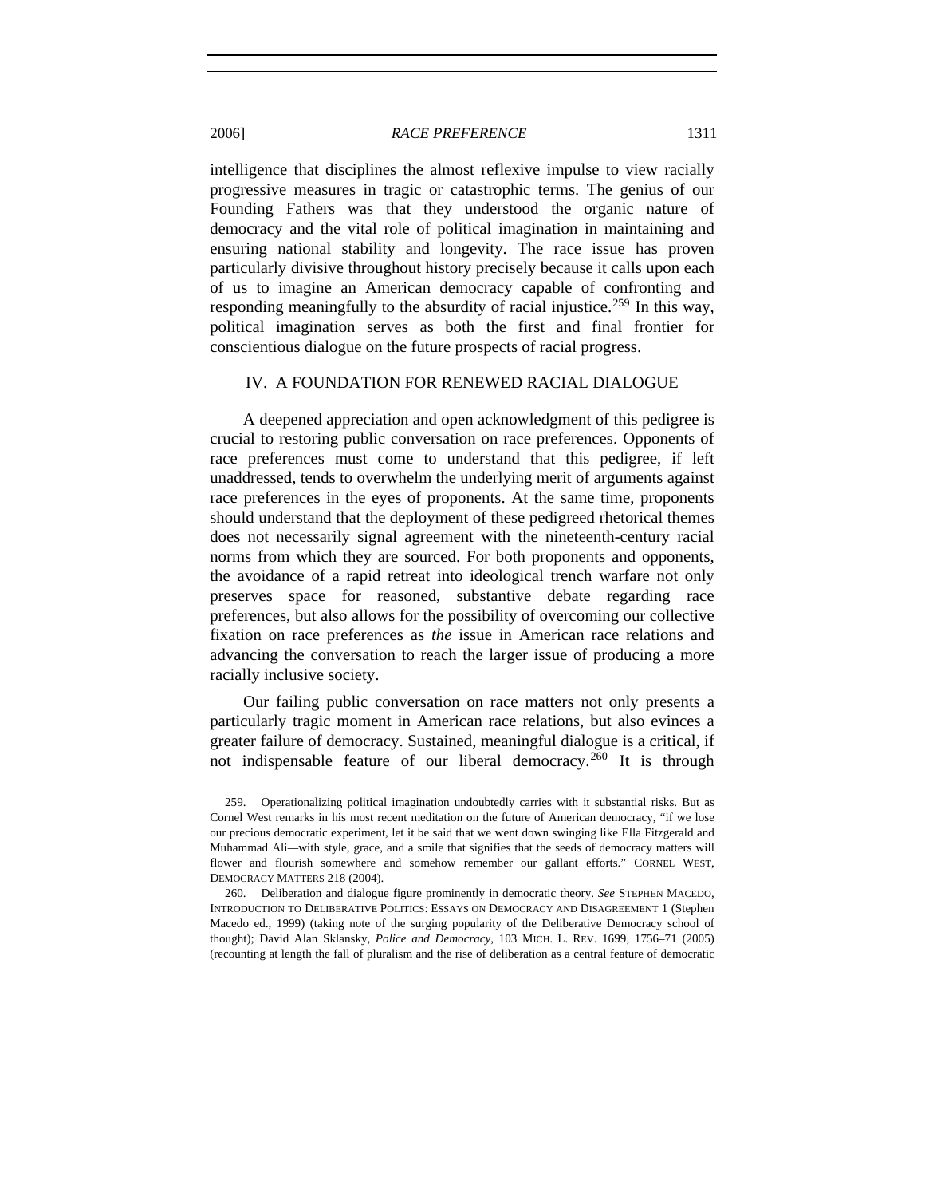intelligence that disciplines the almost reflexive impulse to view racially progressive measures in tragic or catastrophic terms. The genius of our Founding Fathers was that they understood the organic nature of democracy and the vital role of political imagination in maintaining and ensuring national stability and longevity. The race issue has proven particularly divisive throughout history precisely because it calls upon each of us to imagine an American democracy capable of confronting and responding meaningfully to the absurdity of racial injustice.[259] In this way, political imagination serves as both the first and final frontier for conscientious dialogue on the future prospects of racial progress.

## IV. A FOUNDATION FOR RENEWED RACIAL DIALOGUE

A deepened appreciation and open acknowledgment of this pedigree is crucial to restoring public conversation on race preferences. Opponents of race preferences must come to understand that this pedigree, if left unaddressed, tends to overwhelm the underlying merit of arguments against race preferences in the eyes of proponents. At the same time, proponents should understand that the deployment of these pedigreed rhetorical themes does not necessarily signal agreement with the nineteenth-century racial norms from which they are sourced. For both proponents and opponents, the avoidance of a rapid retreat into ideological trench warfare not only preserves space for reasoned, substantive debate regarding race preferences, but also allows for the possibility of overcoming our collective fixation on race preferences as *the* issue in American race relations and advancing the conversation to reach the larger issue of producing a more racially inclusive society.

Our failing public conversation on race matters not only presents a particularly tragic moment in American race relations, but also evinces a greater failure of democracy. Sustained, meaningful dialogue is a critical, if not indispensable feature of our liberal democracy.[260] It is through

---

259. Operationalizing political imagination undoubtedly carries with it substantial risks. But as Cornel West remarks in his most recent meditation on the future of American democracy, "if we lose our precious democratic experiment, let it be said that we went down swinging like Ella Fitzgerald and Muhammad Ali—with style, grace, and a smile that signifies that the seeds of democracy matters will flower and flourish somewhere and somehow remember our gallant efforts." CORNEL WEST, DEMOCRACY MATTERS 218 (2004).

260. Deliberation and dialogue figure prominently in democratic theory. *See* STEPHEN MACEDO, INTRODUCTION TO DELIBERATIVE POLITICS: ESSAYS ON DEMOCRACY AND DISAGREEMENT 1 (Stephen Macedo ed., 1999) (taking note of the surging popularity of the Deliberative Democracy school of thought); David Alan Sklansky, *Police and Democracy*, 103 MICH. L. REV. 1699, 1756–71 (2005) (recounting at length the fall of pluralism and the rise of deliberation as a central feature of democratic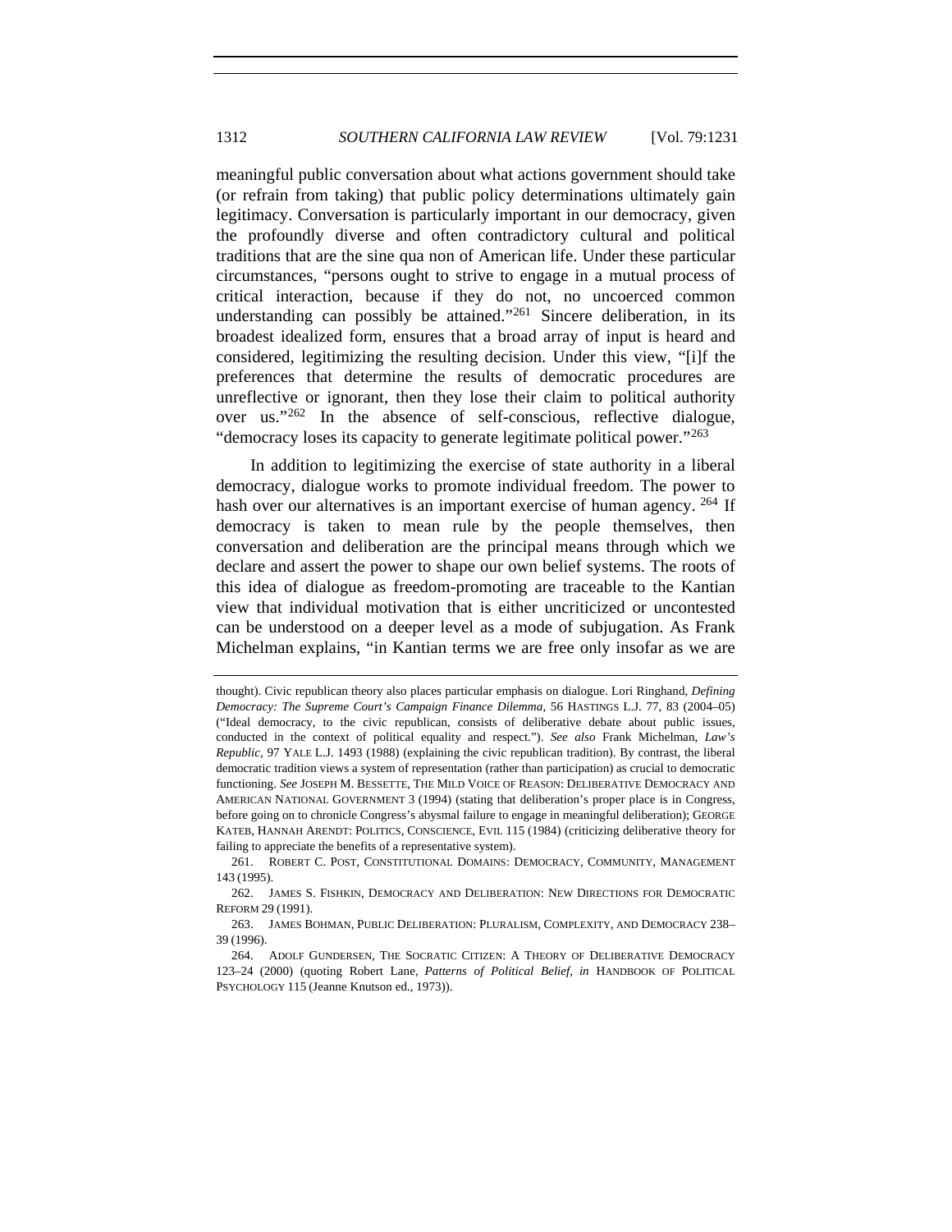meaningful public conversation about what actions government should take (or refrain from taking) that public policy determinations ultimately gain legitimacy. Conversation is particularly important in our democracy, given the profoundly diverse and often contradictory cultural and political traditions that are the sine qua non of American life. Under these particular circumstances, "persons ought to strive to engage in a mutual process of critical interaction, because if they do not, no uncoerced common understanding can possibly be attained."[261] Sincere deliberation, in its broadest idealized form, ensures that a broad array of input is heard and considered, legitimizing the resulting decision. Under this view, "[i]f the preferences that determine the results of democratic procedures are unreflective or ignorant, then they lose their claim to political authority over us."[262] In the absence of self-conscious, reflective dialogue, "democracy loses its capacity to generate legitimate political power."[263]

In addition to legitimizing the exercise of state authority in a liberal democracy, dialogue works to promote individual freedom. The power to hash over our alternatives is an important exercise of human agency.[264] If democracy is taken to mean rule by the people themselves, then conversation and deliberation are the principal means through which we declare and assert the power to shape our own belief systems. The roots of this idea of dialogue as freedom-promoting are traceable to the Kantian view that individual motivation that is either uncriticized or uncontested can be understood on a deeper level as a mode of subjugation. As Frank Michelman explains, "in Kantian terms we are free only insofar as we are

---

thought). Civic republican theory also places particular emphasis on dialogue. Lori Ringhand, *Defining Democracy: The Supreme Court's Campaign Finance Dilemma*, 56 HASTINGS L.J. 77, 83 (2004–05) ("Ideal democracy, to the civic republican, consists of deliberative debate about public issues, conducted in the context of political equality and respect."). *See also* Frank Michelman, *Law's Republic*, 97 YALE L.J. 1493 (1988) (explaining the civic republican tradition). By contrast, the liberal democratic tradition views a system of representation (rather than participation) as crucial to democratic functioning. *See* JOSEPH M. BESSETTE, THE MILD VOICE OF REASON: DELIBERATIVE DEMOCRACY AND AMERICAN NATIONAL GOVERNMENT 3 (1994) (stating that deliberation's proper place is in Congress, before going on to chronicle Congress's abysmal failure to engage in meaningful deliberation); GEORGE KATEB, HANNAH ARENDT: POLITICS, CONSCIENCE, EVIL 115 (1984) (criticizing deliberative theory for failing to appreciate the benefits of a representative system).

261. ROBERT C. POST, CONSTITUTIONAL DOMAINS: DEMOCRACY, COMMUNITY, MANAGEMENT 143 (1995).

262. JAMES S. FISHKIN, DEMOCRACY AND DELIBERATION: NEW DIRECTIONS FOR DEMOCRATIC REFORM 29 (1991).

263. JAMES BOHMAN, PUBLIC DELIBERATION: PLURALISM, COMPLEXITY, AND DEMOCRACY 238–39 (1996).

264. ADOLF GUNDERSEN, THE SOCRATIC CITIZEN: A THEORY OF DELIBERATIVE DEMOCRACY 123–24 (2000) (quoting Robert Lane, *Patterns of Political Belief*, *in* HANDBOOK OF POLITICAL PSYCHOLOGY 115 (Jeanne Knutson ed., 1973)).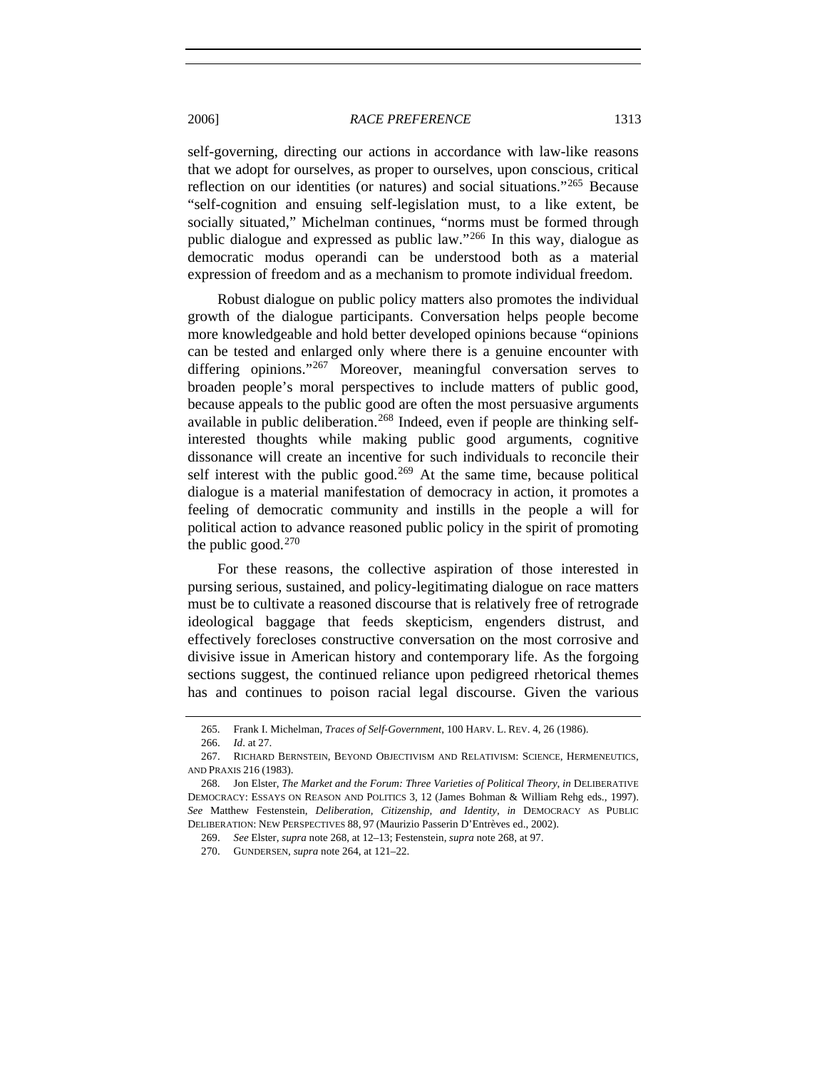self-governing, directing our actions in accordance with law-like reasons that we adopt for ourselves, as proper to ourselves, upon conscious, critical reflection on our identities (or natures) and social situations."[265] Because "self-cognition and ensuing self-legislation must, to a like extent, be socially situated," Michelman continues, "norms must be formed through public dialogue and expressed as public law."[266] In this way, dialogue as democratic modus operandi can be understood both as a material expression of freedom and as a mechanism to promote individual freedom.

Robust dialogue on public policy matters also promotes the individual growth of the dialogue participants. Conversation helps people become more knowledgeable and hold better developed opinions because "opinions can be tested and enlarged only where there is a genuine encounter with differing opinions."[267] Moreover, meaningful conversation serves to broaden people's moral perspectives to include matters of public good, because appeals to the public good are often the most persuasive arguments available in public deliberation.[268] Indeed, even if people are thinking self-interested thoughts while making public good arguments, cognitive dissonance will create an incentive for such individuals to reconcile their self interest with the public good.[269] At the same time, because political dialogue is a material manifestation of democracy in action, it promotes a feeling of democratic community and instills in the people a will for political action to advance reasoned public policy in the spirit of promoting the public good.[270]

For these reasons, the collective aspiration of those interested in pursing serious, sustained, and policy-legitimating dialogue on race matters must be to cultivate a reasoned discourse that is relatively free of retrograde ideological baggage that feeds skepticism, engenders distrust, and effectively forecloses constructive conversation on the most corrosive and divisive issue in American history and contemporary life. As the forgoing sections suggest, the continued reliance upon pedigreed rhetorical themes has and continues to poison racial legal discourse. Given the various

---

265. Frank I. Michelman, *Traces of Self-Government*, 100 HARV. L. REV. 4, 26 (1986).

266. *Id*. at 27.

267. RICHARD BERNSTEIN, BEYOND OBJECTIVISM AND RELATIVISM: SCIENCE, HERMENEUTICS, AND PRAXIS 216 (1983).

268. Jon Elster, *The Market and the Forum: Three Varieties of Political Theory*, *in* DELIBERATIVE DEMOCRACY: ESSAYS ON REASON AND POLITICS 3, 12 (James Bohman & William Rehg eds., 1997). *See* Matthew Festenstein, *Deliberation, Citizenship, and Identity*, *in* DEMOCRACY AS PUBLIC DELIBERATION: NEW PERSPECTIVES 88, 97 (Maurizio Passerin D'Entrèves ed., 2002).

269. *See* Elster, *supra* note 268, at 12–13; Festenstein, *supra* note 268, at 97.

270. GUNDERSEN, *supra* note 264, at 121–22.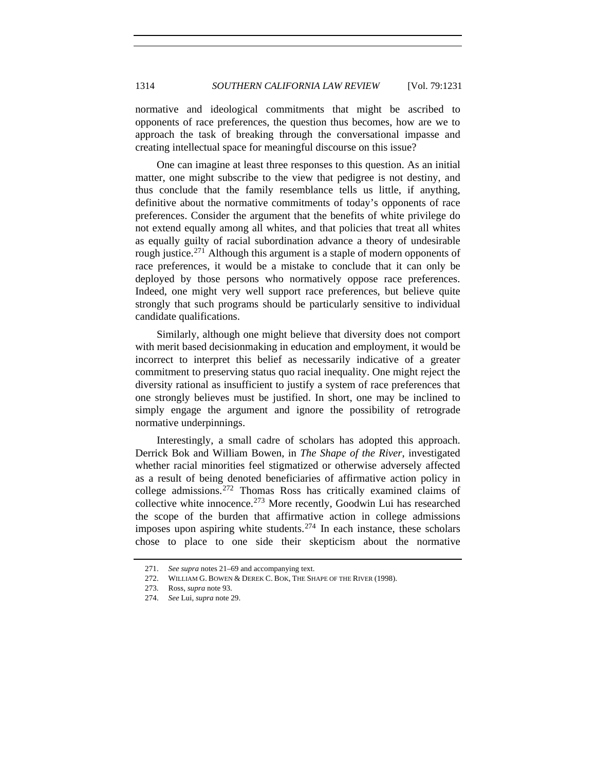normative and ideological commitments that might be ascribed to opponents of race preferences, the question thus becomes, how are we to approach the task of breaking through the conversational impasse and creating intellectual space for meaningful discourse on this issue?

One can imagine at least three responses to this question. As an initial matter, one might subscribe to the view that pedigree is not destiny, and thus conclude that the family resemblance tells us little, if anything, definitive about the normative commitments of today's opponents of race preferences. Consider the argument that the benefits of white privilege do not extend equally among all whites, and that policies that treat all whites as equally guilty of racial subordination advance a theory of undesirable rough justice.[271] Although this argument is a staple of modern opponents of race preferences, it would be a mistake to conclude that it can only be deployed by those persons who normatively oppose race preferences. Indeed, one might very well support race preferences, but believe quite strongly that such programs should be particularly sensitive to individual candidate qualifications.

Similarly, although one might believe that diversity does not comport with merit based decisionmaking in education and employment, it would be incorrect to interpret this belief as necessarily indicative of a greater commitment to preserving status quo racial inequality. One might reject the diversity rational as insufficient to justify a system of race preferences that one strongly believes must be justified. In short, one may be inclined to simply engage the argument and ignore the possibility of retrograde normative underpinnings.

Interestingly, a small cadre of scholars has adopted this approach. Derrick Bok and William Bowen, in *The Shape of the River*, investigated whether racial minorities feel stigmatized or otherwise adversely affected as a result of being denoted beneficiaries of affirmative action policy in college admissions.[272] Thomas Ross has critically examined claims of collective white innocence.[273] More recently, Goodwin Lui has researched the scope of the burden that affirmative action in college admissions imposes upon aspiring white students.[274] In each instance, these scholars chose to place to one side their skepticism about the normative

---

271. *See supra* notes 21–69 and accompanying text.

272. WILLIAM G. BOWEN & DEREK C. BOK, THE SHAPE OF THE RIVER (1998).

273. Ross, *supra* note 93.

274. *See* Lui, *supra* note 29.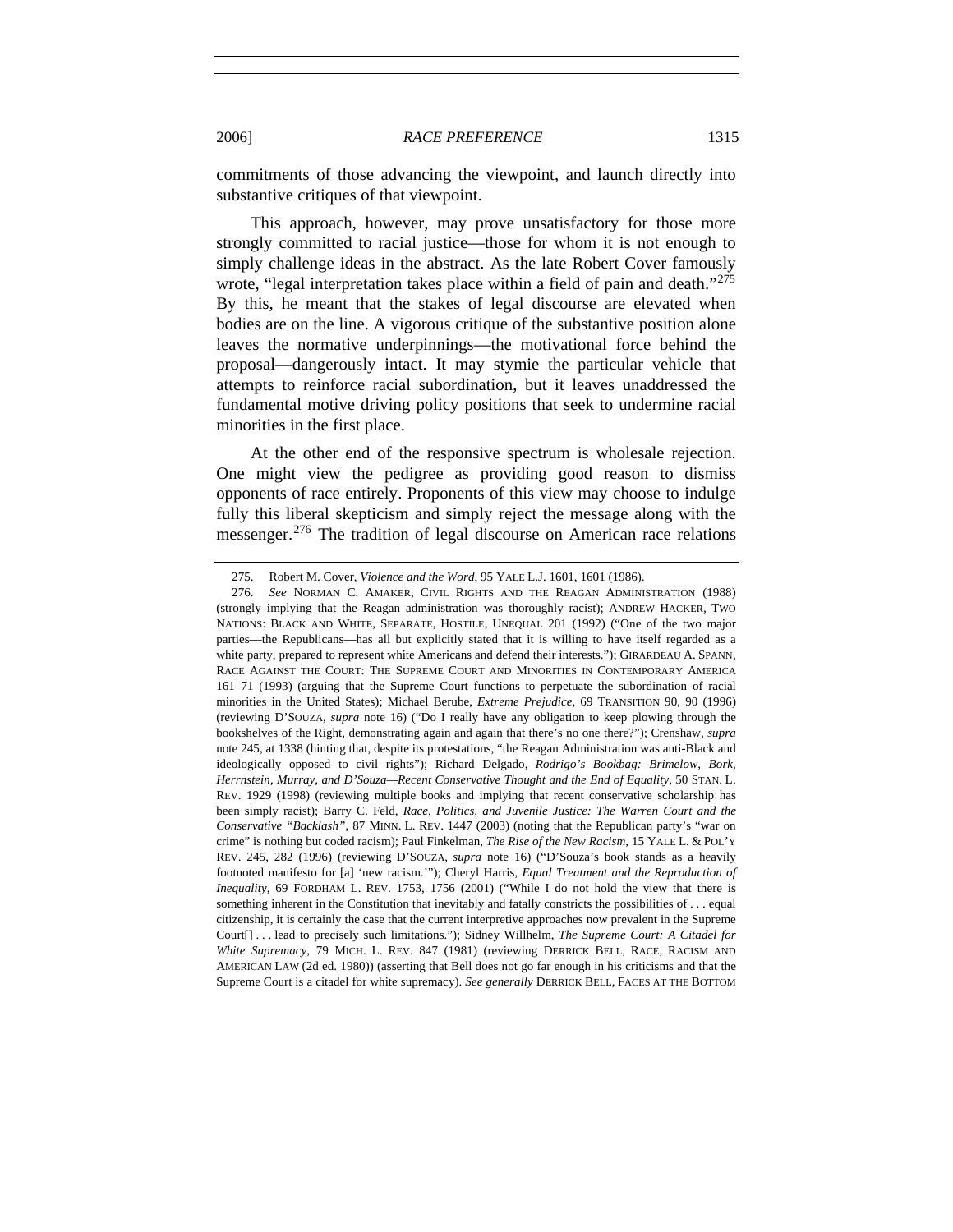commitments of those advancing the viewpoint, and launch directly into substantive critiques of that viewpoint.

This approach, however, may prove unsatisfactory for those more strongly committed to racial justice—those for whom it is not enough to simply challenge ideas in the abstract. As the late Robert Cover famously wrote, "legal interpretation takes place within a field of pain and death."[275] By this, he meant that the stakes of legal discourse are elevated when bodies are on the line. A vigorous critique of the substantive position alone leaves the normative underpinnings—the motivational force behind the proposal—dangerously intact. It may stymie the particular vehicle that attempts to reinforce racial subordination, but it leaves unaddressed the fundamental motive driving policy positions that seek to undermine racial minorities in the first place.

At the other end of the responsive spectrum is wholesale rejection. One might view the pedigree as providing good reason to dismiss opponents of race entirely. Proponents of this view may choose to indulge fully this liberal skepticism and simply reject the message along with the messenger.[276] The tradition of legal discourse on American race relations

---

275. Robert M. Cover, *Violence and the Word*, 95 YALE L.J. 1601, 1601 (1986).

276. *See* NORMAN C. AMAKER, CIVIL RIGHTS AND THE REAGAN ADMINISTRATION (1988) (strongly implying that the Reagan administration was thoroughly racist); ANDREW HACKER, TWO NATIONS: BLACK AND WHITE, SEPARATE, HOSTILE, UNEQUAL 201 (1992) ("One of the two major parties—the Republicans—has all but explicitly stated that it is willing to have itself regarded as a white party, prepared to represent white Americans and defend their interests."); GIRARDEAU A. SPANN, RACE AGAINST THE COURT: THE SUPREME COURT AND MINORITIES IN CONTEMPORARY AMERICA 161–71 (1993) (arguing that the Supreme Court functions to perpetuate the subordination of racial minorities in the United States); Michael Berube, *Extreme Prejudice*, 69 TRANSITION 90, 90 (1996) (reviewing D'SOUZA, *supra* note 16) ("Do I really have any obligation to keep plowing through the bookshelves of the Right, demonstrating again and again that there's no one there?"); Crenshaw, *supra* note 245, at 1338 (hinting that, despite its protestations, "the Reagan Administration was anti-Black and ideologically opposed to civil rights"); Richard Delgado, *Rodrigo's Bookbag: Brimelow, Bork, Herrnstein, Murray, and D'Souza—Recent Conservative Thought and the End of Equality*, 50 STAN. L. REV. 1929 (1998) (reviewing multiple books and implying that recent conservative scholarship has been simply racist); Barry C. Feld, *Race, Politics, and Juvenile Justice: The Warren Court and the Conservative "Backlash"*, 87 MINN. L. REV. 1447 (2003) (noting that the Republican party's "war on crime" is nothing but coded racism); Paul Finkelman, *The Rise of the New Racism*, 15 YALE L. & POL'Y REV. 245, 282 (1996) (reviewing D'SOUZA, *supra* note 16) ("D'Souza's book stands as a heavily footnoted manifesto for [a] 'new racism.'"); Cheryl Harris, *Equal Treatment and the Reproduction of Inequality*, 69 FORDHAM L. REV. 1753, 1756 (2001) ("While I do not hold the view that there is something inherent in the Constitution that inevitably and fatally constricts the possibilities of . . . equal citizenship, it is certainly the case that the current interpretive approaches now prevalent in the Supreme Court[] . . . lead to precisely such limitations."); Sidney Willhelm, *The Supreme Court: A Citadel for White Supremacy*, 79 MICH. L. REV. 847 (1981) (reviewing DERRICK BELL, RACE, RACISM AND AMERICAN LAW (2d ed. 1980)) (asserting that Bell does not go far enough in his criticisms and that the Supreme Court is a citadel for white supremacy). *See generally* DERRICK BELL, FACES AT THE BOTTOM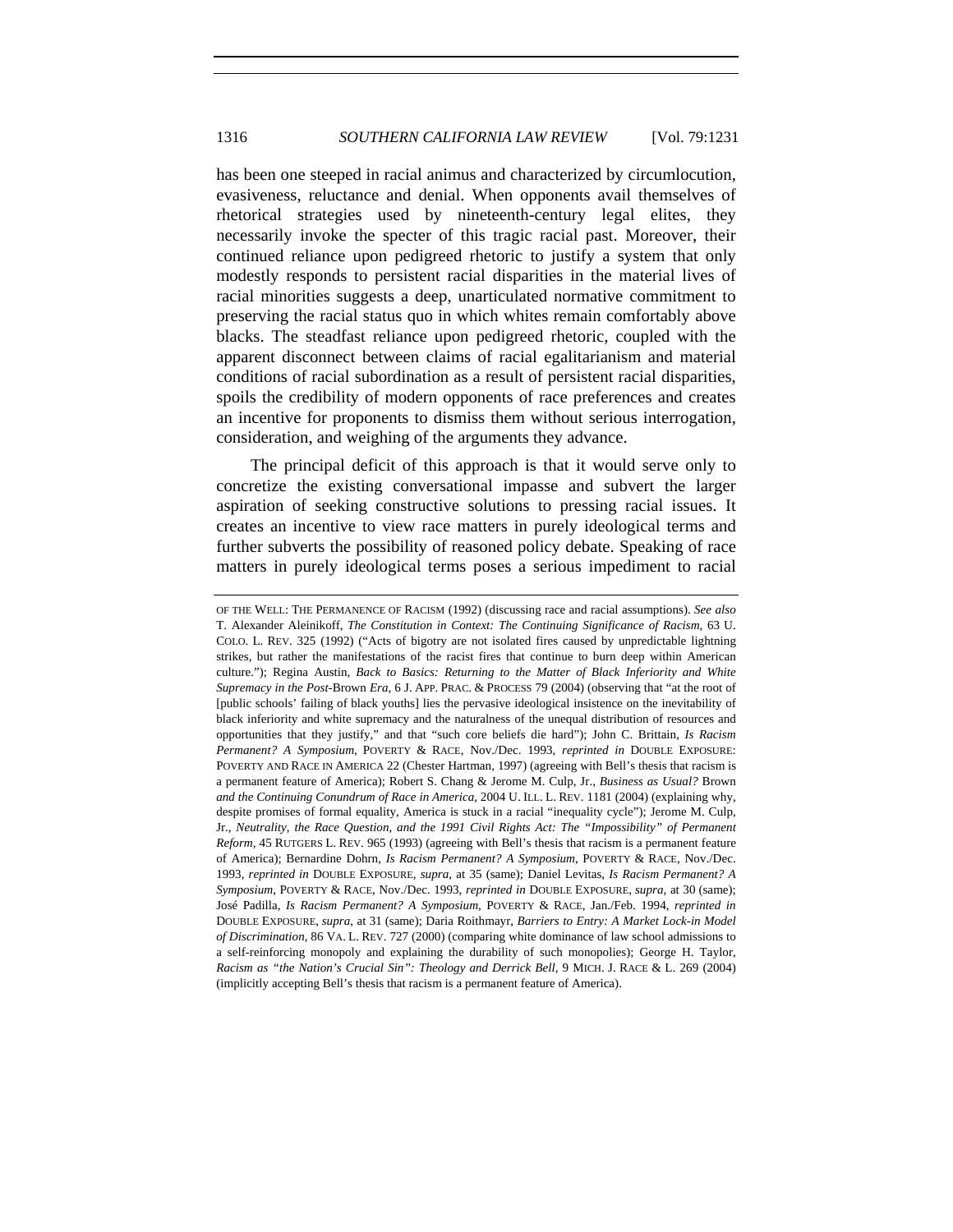has been one steeped in racial animus and characterized by circumlocution, evasiveness, reluctance and denial. When opponents avail themselves of rhetorical strategies used by nineteenth-century legal elites, they necessarily invoke the specter of this tragic racial past. Moreover, their continued reliance upon pedigreed rhetoric to justify a system that only modestly responds to persistent racial disparities in the material lives of racial minorities suggests a deep, unarticulated normative commitment to preserving the racial status quo in which whites remain comfortably above blacks. The steadfast reliance upon pedigreed rhetoric, coupled with the apparent disconnect between claims of racial egalitarianism and material conditions of racial subordination as a result of persistent racial disparities, spoils the credibility of modern opponents of race preferences and creates an incentive for proponents to dismiss them without serious interrogation, consideration, and weighing of the arguments they advance.

The principal deficit of this approach is that it would serve only to concretize the existing conversational impasse and subvert the larger aspiration of seeking constructive solutions to pressing racial issues. It creates an incentive to view race matters in purely ideological terms and further subverts the possibility of reasoned policy debate. Speaking of race matters in purely ideological terms poses a serious impediment to racial

---

OF THE WELL: THE PERMANENCE OF RACISM (1992) (discussing race and racial assumptions). *See also* T. Alexander Aleinikoff, *The Constitution in Context: The Continuing Significance of Racism*, 63 U. COLO. L. REV. 325 (1992) ("Acts of bigotry are not isolated fires caused by unpredictable lightning strikes, but rather the manifestations of the racist fires that continue to burn deep within American culture."); Regina Austin, *Back to Basics: Returning to the Matter of Black Inferiority and White Supremacy in the Post-*Brown *Era*, 6 J. APP. PRAC. & PROCESS 79 (2004) (observing that "at the root of [public schools' failing of black youths] lies the pervasive ideological insistence on the inevitability of black inferiority and white supremacy and the naturalness of the unequal distribution of resources and opportunities that they justify," and that "such core beliefs die hard"); John C. Brittain, *Is Racism Permanent? A Symposium*, POVERTY & RACE, Nov./Dec. 1993, *reprinted in* DOUBLE EXPOSURE: POVERTY AND RACE IN AMERICA 22 (Chester Hartman, 1997) (agreeing with Bell's thesis that racism is a permanent feature of America); Robert S. Chang & Jerome M. Culp, Jr., *Business as Usual?* Brown *and the Continuing Conundrum of Race in America*, 2004 U. ILL. L. REV. 1181 (2004) (explaining why, despite promises of formal equality, America is stuck in a racial "inequality cycle"); Jerome M. Culp, Jr., *Neutrality, the Race Question, and the 1991 Civil Rights Act: The "Impossibility" of Permanent Reform*, 45 RUTGERS L. REV. 965 (1993) (agreeing with Bell's thesis that racism is a permanent feature of America); Bernardine Dohrn, *Is Racism Permanent? A Symposium*, POVERTY & RACE, Nov./Dec. 1993, *reprinted in* DOUBLE EXPOSURE, *supra*, at 35 (same); Daniel Levitas, *Is Racism Permanent? A Symposium*, POVERTY & RACE, Nov./Dec. 1993, *reprinted in* DOUBLE EXPOSURE, *supra*, at 30 (same); José Padilla, *Is Racism Permanent? A Symposium*, POVERTY & RACE, Jan./Feb. 1994, *reprinted in* DOUBLE EXPOSURE, *supra*, at 31 (same); Daria Roithmayr, *Barriers to Entry: A Market Lock-in Model of Discrimination*, 86 VA. L. REV. 727 (2000) (comparing white dominance of law school admissions to a self-reinforcing monopoly and explaining the durability of such monopolies); George H. Taylor, *Racism as "the Nation's Crucial Sin": Theology and Derrick Bell*, 9 MICH. J. RACE & L. 269 (2004) (implicitly accepting Bell's thesis that racism is a permanent feature of America).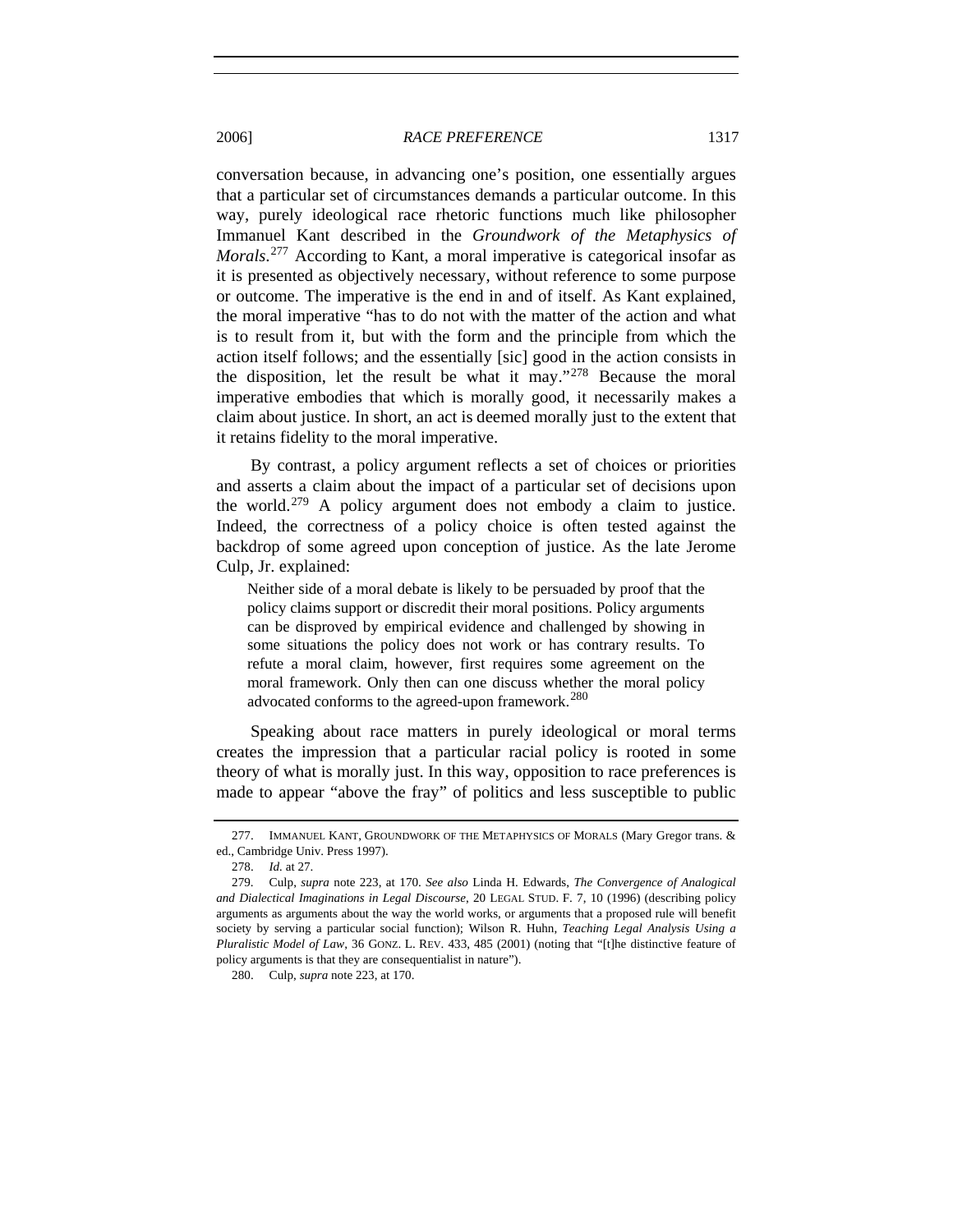conversation because, in advancing one's position, one essentially argues that a particular set of circumstances demands a particular outcome. In this way, purely ideological race rhetoric functions much like philosopher Immanuel Kant described in the *Groundwork of the Metaphysics of Morals*.[277] According to Kant, a moral imperative is categorical insofar as it is presented as objectively necessary, without reference to some purpose or outcome. The imperative is the end in and of itself. As Kant explained, the moral imperative "has to do not with the matter of the action and what is to result from it, but with the form and the principle from which the action itself follows; and the essentially [sic] good in the action consists in the disposition, let the result be what it may."[278] Because the moral imperative embodies that which is morally good, it necessarily makes a claim about justice. In short, an act is deemed morally just to the extent that it retains fidelity to the moral imperative.

By contrast, a policy argument reflects a set of choices or priorities and asserts a claim about the impact of a particular set of decisions upon the world.[279] A policy argument does not embody a claim to justice. Indeed, the correctness of a policy choice is often tested against the backdrop of some agreed upon conception of justice. As the late Jerome Culp, Jr. explained:

> Neither side of a moral debate is likely to be persuaded by proof that the policy claims support or discredit their moral positions. Policy arguments can be disproved by empirical evidence and challenged by showing in some situations the policy does not work or has contrary results. To refute a moral claim, however, first requires some agreement on the moral framework. Only then can one discuss whether the moral policy advocated conforms to the agreed-upon framework.[280]

Speaking about race matters in purely ideological or moral terms creates the impression that a particular racial policy is rooted in some theory of what is morally just. In this way, opposition to race preferences is made to appear "above the fray" of politics and less susceptible to public

---

277. IMMANUEL KANT, GROUNDWORK OF THE METAPHYSICS OF MORALS (Mary Gregor trans. & ed., Cambridge Univ. Press 1997).

278. *Id.* at 27.

279. Culp, *supra* note 223, at 170. *See also* Linda H. Edwards, *The Convergence of Analogical and Dialectical Imaginations in Legal Discourse*, 20 LEGAL STUD. F. 7, 10 (1996) (describing policy arguments as arguments about the way the world works, or arguments that a proposed rule will benefit society by serving a particular social function); Wilson R. Huhn, *Teaching Legal Analysis Using a Pluralistic Model of Law*, 36 GONZ. L. REV. 433, 485 (2001) (noting that "[t]he distinctive feature of policy arguments is that they are consequentialist in nature").

280. Culp, *supra* note 223, at 170.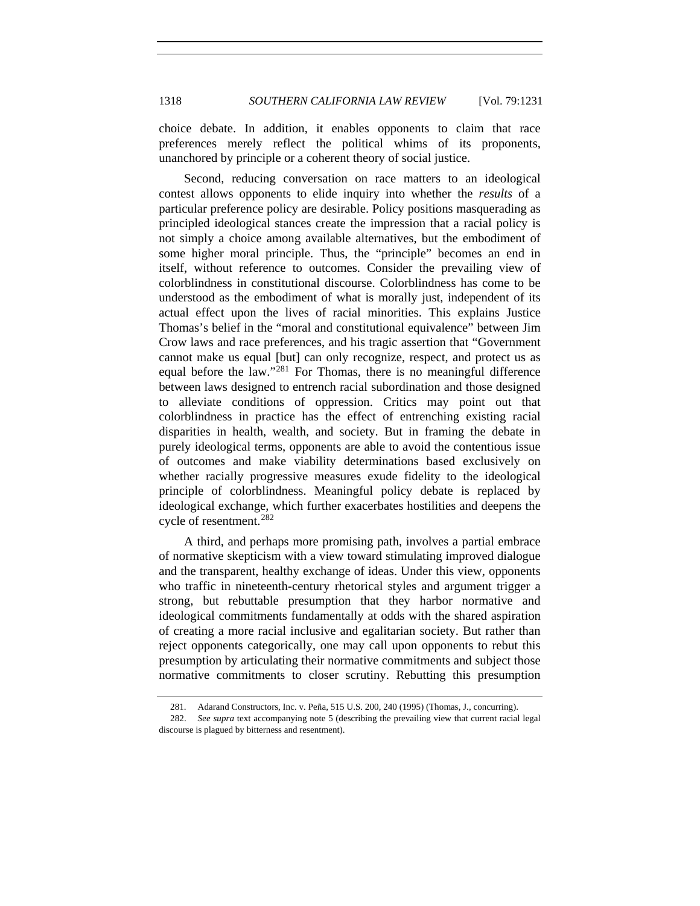choice debate. In addition, it enables opponents to claim that race preferences merely reflect the political whims of its proponents, unanchored by principle or a coherent theory of social justice.

Second, reducing conversation on race matters to an ideological contest allows opponents to elide inquiry into whether the *results* of a particular preference policy are desirable. Policy positions masquerading as principled ideological stances create the impression that a racial policy is not simply a choice among available alternatives, but the embodiment of some higher moral principle. Thus, the "principle" becomes an end in itself, without reference to outcomes. Consider the prevailing view of colorblindness in constitutional discourse. Colorblindness has come to be understood as the embodiment of what is morally just, independent of its actual effect upon the lives of racial minorities. This explains Justice Thomas's belief in the "moral and constitutional equivalence" between Jim Crow laws and race preferences, and his tragic assertion that "Government cannot make us equal [but] can only recognize, respect, and protect us as equal before the law."[281] For Thomas, there is no meaningful difference between laws designed to entrench racial subordination and those designed to alleviate conditions of oppression. Critics may point out that colorblindness in practice has the effect of entrenching existing racial disparities in health, wealth, and society. But in framing the debate in purely ideological terms, opponents are able to avoid the contentious issue of outcomes and make viability determinations based exclusively on whether racially progressive measures exude fidelity to the ideological principle of colorblindness. Meaningful policy debate is replaced by ideological exchange, which further exacerbates hostilities and deepens the cycle of resentment.[282]

A third, and perhaps more promising path, involves a partial embrace of normative skepticism with a view toward stimulating improved dialogue and the transparent, healthy exchange of ideas. Under this view, opponents who traffic in nineteenth-century rhetorical styles and argument trigger a strong, but rebuttable presumption that they harbor normative and ideological commitments fundamentally at odds with the shared aspiration of creating a more racial inclusive and egalitarian society. But rather than reject opponents categorically, one may call upon opponents to rebut this presumption by articulating their normative commitments and subject those normative commitments to closer scrutiny. Rebutting this presumption

---

281. Adarand Constructors, Inc. v. Peña, 515 U.S. 200, 240 (1995) (Thomas, J., concurring).

282. *See supra* text accompanying note 5 (describing the prevailing view that current racial legal discourse is plagued by bitterness and resentment).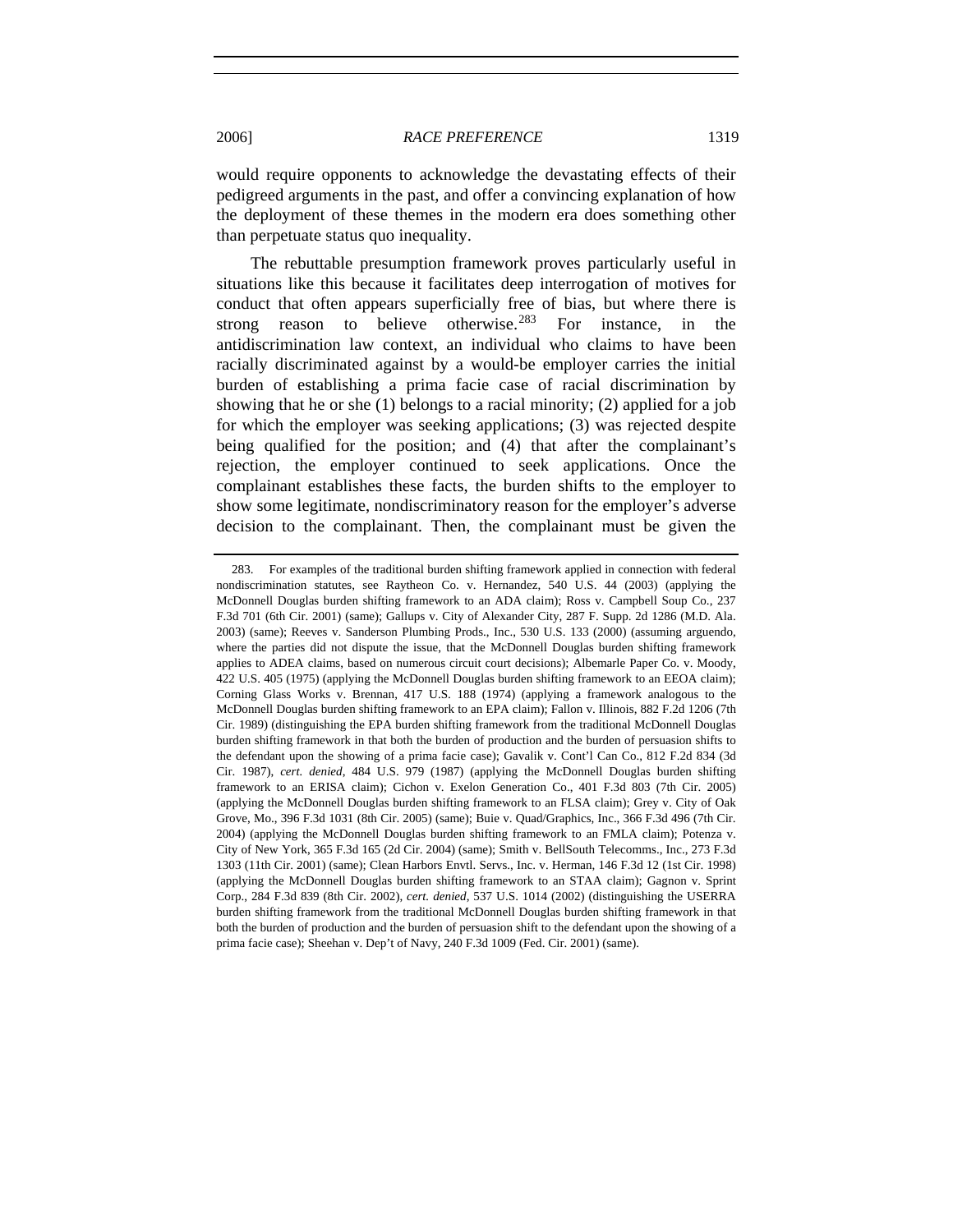would require opponents to acknowledge the devastating effects of their pedigreed arguments in the past, and offer a convincing explanation of how the deployment of these themes in the modern era does something other than perpetuate status quo inequality.

The rebuttable presumption framework proves particularly useful in situations like this because it facilitates deep interrogation of motives for conduct that often appears superficially free of bias, but where there is strong reason to believe otherwise.[283] For instance, in the antidiscrimination law context, an individual who claims to have been racially discriminated against by a would-be employer carries the initial burden of establishing a prima facie case of racial discrimination by showing that he or she (1) belongs to a racial minority; (2) applied for a job for which the employer was seeking applications; (3) was rejected despite being qualified for the position; and (4) that after the complainant's rejection, the employer continued to seek applications. Once the complainant establishes these facts, the burden shifts to the employer to show some legitimate, nondiscriminatory reason for the employer's adverse decision to the complainant. Then, the complainant must be given the

---

283. For examples of the traditional burden shifting framework applied in connection with federal nondiscrimination statutes, see Raytheon Co. v. Hernandez, 540 U.S. 44 (2003) (applying the McDonnell Douglas burden shifting framework to an ADA claim); Ross v. Campbell Soup Co., 237 F.3d 701 (6th Cir. 2001) (same); Gallups v. City of Alexander City, 287 F. Supp. 2d 1286 (M.D. Ala. 2003) (same); Reeves v. Sanderson Plumbing Prods., Inc., 530 U.S. 133 (2000) (assuming arguendo, where the parties did not dispute the issue, that the McDonnell Douglas burden shifting framework applies to ADEA claims, based on numerous circuit court decisions); Albemarle Paper Co. v. Moody, 422 U.S. 405 (1975) (applying the McDonnell Douglas burden shifting framework to an EEOA claim); Corning Glass Works v. Brennan, 417 U.S. 188 (1974) (applying a framework analogous to the McDonnell Douglas burden shifting framework to an EPA claim); Fallon v. Illinois, 882 F.2d 1206 (7th Cir. 1989) (distinguishing the EPA burden shifting framework from the traditional McDonnell Douglas burden shifting framework in that both the burden of production and the burden of persuasion shifts to the defendant upon the showing of a prima facie case); Gavalik v. Cont'l Can Co., 812 F.2d 834 (3d Cir. 1987), *cert. denied*, 484 U.S. 979 (1987) (applying the McDonnell Douglas burden shifting framework to an ERISA claim); Cichon v. Exelon Generation Co., 401 F.3d 803 (7th Cir. 2005) (applying the McDonnell Douglas burden shifting framework to an FLSA claim); Grey v. City of Oak Grove, Mo., 396 F.3d 1031 (8th Cir. 2005) (same); Buie v. Quad/Graphics, Inc., 366 F.3d 496 (7th Cir. 2004) (applying the McDonnell Douglas burden shifting framework to an FMLA claim); Potenza v. City of New York, 365 F.3d 165 (2d Cir. 2004) (same); Smith v. BellSouth Telecomms., Inc., 273 F.3d 1303 (11th Cir. 2001) (same); Clean Harbors Envtl. Servs., Inc. v. Herman, 146 F.3d 12 (1st Cir. 1998) (applying the McDonnell Douglas burden shifting framework to an STAA claim); Gagnon v. Sprint Corp., 284 F.3d 839 (8th Cir. 2002), *cert. denied*, 537 U.S. 1014 (2002) (distinguishing the USERRA burden shifting framework from the traditional McDonnell Douglas burden shifting framework in that both the burden of production and the burden of persuasion shift to the defendant upon the showing of a prima facie case); Sheehan v. Dep't of Navy, 240 F.3d 1009 (Fed. Cir. 2001) (same).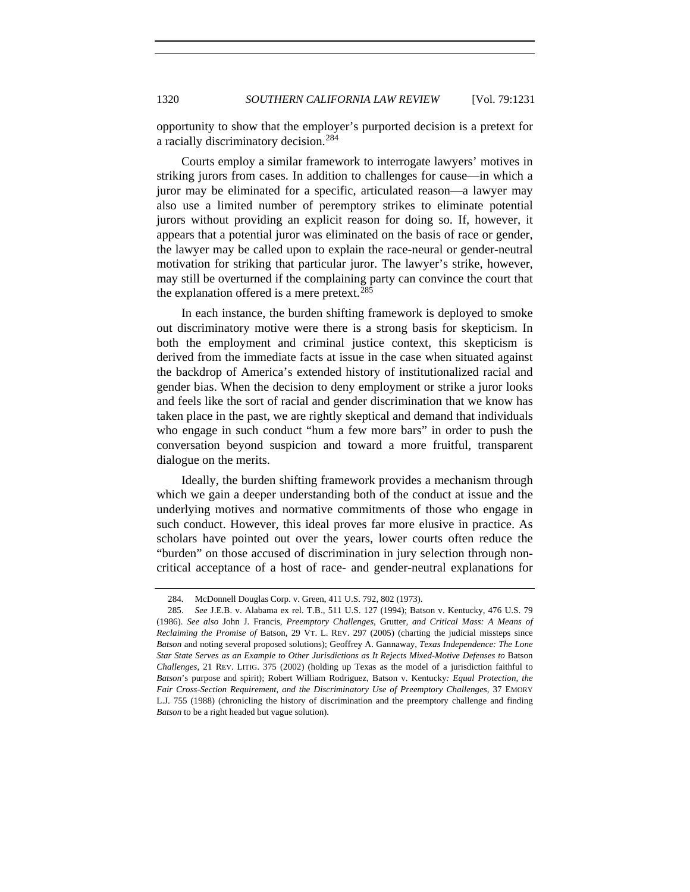opportunity to show that the employer's purported decision is a pretext for a racially discriminatory decision.[284]

Courts employ a similar framework to interrogate lawyers' motives in striking jurors from cases. In addition to challenges for cause—in which a juror may be eliminated for a specific, articulated reason—a lawyer may also use a limited number of peremptory strikes to eliminate potential jurors without providing an explicit reason for doing so. If, however, it appears that a potential juror was eliminated on the basis of race or gender, the lawyer may be called upon to explain the race-neural or gender-neutral motivation for striking that particular juror. The lawyer's strike, however, may still be overturned if the complaining party can convince the court that the explanation offered is a mere pretext.[285]

In each instance, the burden shifting framework is deployed to smoke out discriminatory motive were there is a strong basis for skepticism. In both the employment and criminal justice context, this skepticism is derived from the immediate facts at issue in the case when situated against the backdrop of America's extended history of institutionalized racial and gender bias. When the decision to deny employment or strike a juror looks and feels like the sort of racial and gender discrimination that we know has taken place in the past, we are rightly skeptical and demand that individuals who engage in such conduct "hum a few more bars" in order to push the conversation beyond suspicion and toward a more fruitful, transparent dialogue on the merits.

Ideally, the burden shifting framework provides a mechanism through which we gain a deeper understanding both of the conduct at issue and the underlying motives and normative commitments of those who engage in such conduct. However, this ideal proves far more elusive in practice. As scholars have pointed out over the years, lower courts often reduce the "burden" on those accused of discrimination in jury selection through non-critical acceptance of a host of race- and gender-neutral explanations for

---

284. McDonnell Douglas Corp. v. Green, 411 U.S. 792, 802 (1973).

285. *See* J.E.B. v. Alabama ex rel. T.B., 511 U.S. 127 (1994); Batson v. Kentucky, 476 U.S. 79 (1986). *See also* John J. Francis, *Preemptory Challenges,* Grutter*, and Critical Mass: A Means of Reclaiming the Promise of* Batson, 29 VT. L. REV. 297 (2005) (charting the judicial missteps since *Batson* and noting several proposed solutions); Geoffrey A. Gannaway, *Texas Independence: The Lone Star State Serves as an Example to Other Jurisdictions as It Rejects Mixed-Motive Defenses to* Batson *Challenges*, 21 REV. LITIG. 375 (2002) (holding up Texas as the model of a jurisdiction faithful to *Batson*'s purpose and spirit); Robert William Rodriguez, Batson v. Kentucky*: Equal Protection, the Fair Cross-Section Requirement, and the Discriminatory Use of Preemptory Challenges*, 37 EMORY L.J. 755 (1988) (chronicling the history of discrimination and the preemptory challenge and finding *Batson* to be a right headed but vague solution).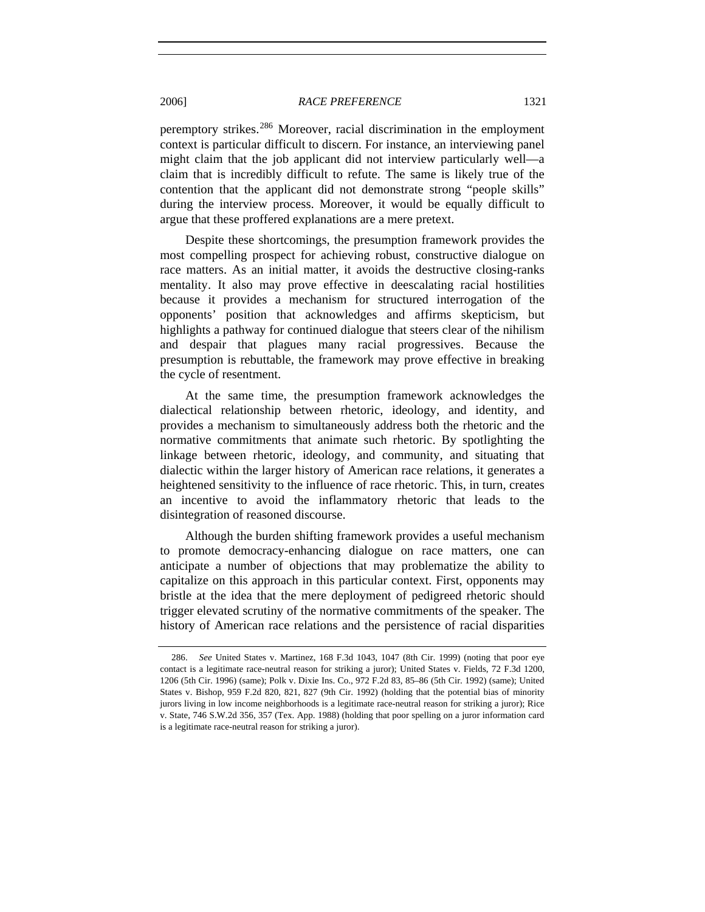peremptory strikes.[286] Moreover, racial discrimination in the employment context is particular difficult to discern. For instance, an interviewing panel might claim that the job applicant did not interview particularly well—a claim that is incredibly difficult to refute. The same is likely true of the contention that the applicant did not demonstrate strong "people skills" during the interview process. Moreover, it would be equally difficult to argue that these proffered explanations are a mere pretext.

Despite these shortcomings, the presumption framework provides the most compelling prospect for achieving robust, constructive dialogue on race matters. As an initial matter, it avoids the destructive closing-ranks mentality. It also may prove effective in deescalating racial hostilities because it provides a mechanism for structured interrogation of the opponents' position that acknowledges and affirms skepticism, but highlights a pathway for continued dialogue that steers clear of the nihilism and despair that plagues many racial progressives. Because the presumption is rebuttable, the framework may prove effective in breaking the cycle of resentment.

At the same time, the presumption framework acknowledges the dialectical relationship between rhetoric, ideology, and identity, and provides a mechanism to simultaneously address both the rhetoric and the normative commitments that animate such rhetoric. By spotlighting the linkage between rhetoric, ideology, and community, and situating that dialectic within the larger history of American race relations, it generates a heightened sensitivity to the influence of race rhetoric. This, in turn, creates an incentive to avoid the inflammatory rhetoric that leads to the disintegration of reasoned discourse.

Although the burden shifting framework provides a useful mechanism to promote democracy-enhancing dialogue on race matters, one can anticipate a number of objections that may problematize the ability to capitalize on this approach in this particular context. First, opponents may bristle at the idea that the mere deployment of pedigreed rhetoric should trigger elevated scrutiny of the normative commitments of the speaker. The history of American race relations and the persistence of racial disparities

---

286. *See* United States v. Martinez, 168 F.3d 1043, 1047 (8th Cir. 1999) (noting that poor eye contact is a legitimate race-neutral reason for striking a juror); United States v. Fields, 72 F.3d 1200, 1206 (5th Cir. 1996) (same); Polk v. Dixie Ins. Co., 972 F.2d 83, 85–86 (5th Cir. 1992) (same); United States v. Bishop, 959 F.2d 820, 821, 827 (9th Cir. 1992) (holding that the potential bias of minority jurors living in low income neighborhoods is a legitimate race-neutral reason for striking a juror); Rice v. State, 746 S.W.2d 356, 357 (Tex. App. 1988) (holding that poor spelling on a juror information card is a legitimate race-neutral reason for striking a juror).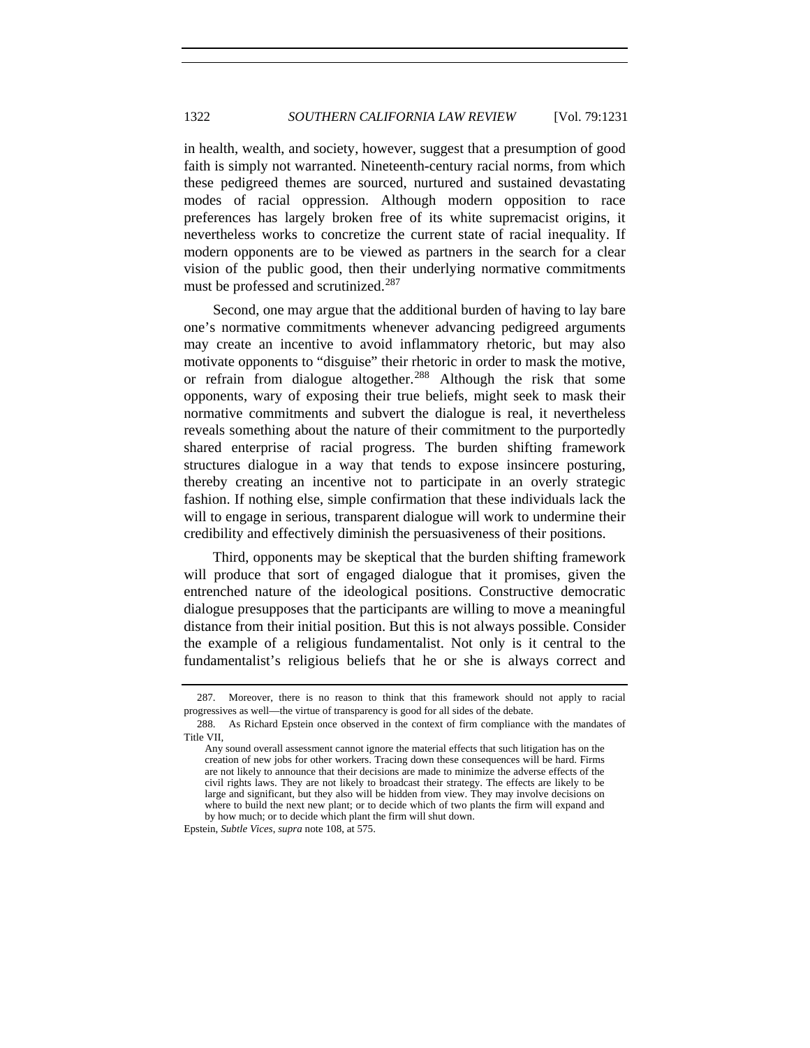in health, wealth, and society, however, suggest that a presumption of good faith is simply not warranted. Nineteenth-century racial norms, from which these pedigreed themes are sourced, nurtured and sustained devastating modes of racial oppression. Although modern opposition to race preferences has largely broken free of its white supremacist origins, it nevertheless works to concretize the current state of racial inequality. If modern opponents are to be viewed as partners in the search for a clear vision of the public good, then their underlying normative commitments must be professed and scrutinized.[287]

Second, one may argue that the additional burden of having to lay bare one's normative commitments whenever advancing pedigreed arguments may create an incentive to avoid inflammatory rhetoric, but may also motivate opponents to "disguise" their rhetoric in order to mask the motive, or refrain from dialogue altogether.[288] Although the risk that some opponents, wary of exposing their true beliefs, might seek to mask their normative commitments and subvert the dialogue is real, it nevertheless reveals something about the nature of their commitment to the purportedly shared enterprise of racial progress. The burden shifting framework structures dialogue in a way that tends to expose insincere posturing, thereby creating an incentive not to participate in an overly strategic fashion. If nothing else, simple confirmation that these individuals lack the will to engage in serious, transparent dialogue will work to undermine their credibility and effectively diminish the persuasiveness of their positions.

Third, opponents may be skeptical that the burden shifting framework will produce that sort of engaged dialogue that it promises, given the entrenched nature of the ideological positions. Constructive democratic dialogue presupposes that the participants are willing to move a meaningful distance from their initial position. But this is not always possible. Consider the example of a religious fundamentalist. Not only is it central to the fundamentalist's religious beliefs that he or she is always correct and

---

287. Moreover, there is no reason to think that this framework should not apply to racial progressives as well—the virtue of transparency is good for all sides of the debate.

288. As Richard Epstein once observed in the context of firm compliance with the mandates of Title VII,

> Any sound overall assessment cannot ignore the material effects that such litigation has on the creation of new jobs for other workers. Tracing down these consequences will be hard. Firms are not likely to announce that their decisions are made to minimize the adverse effects of the civil rights laws. They are not likely to broadcast their strategy. The effects are likely to be large and significant, but they also will be hidden from view. They may involve decisions on where to build the next new plant; or to decide which of two plants the firm will expand and by how much; or to decide which plant the firm will shut down.

Epstein, *Subtle Vices*, *supra* note 108, at 575.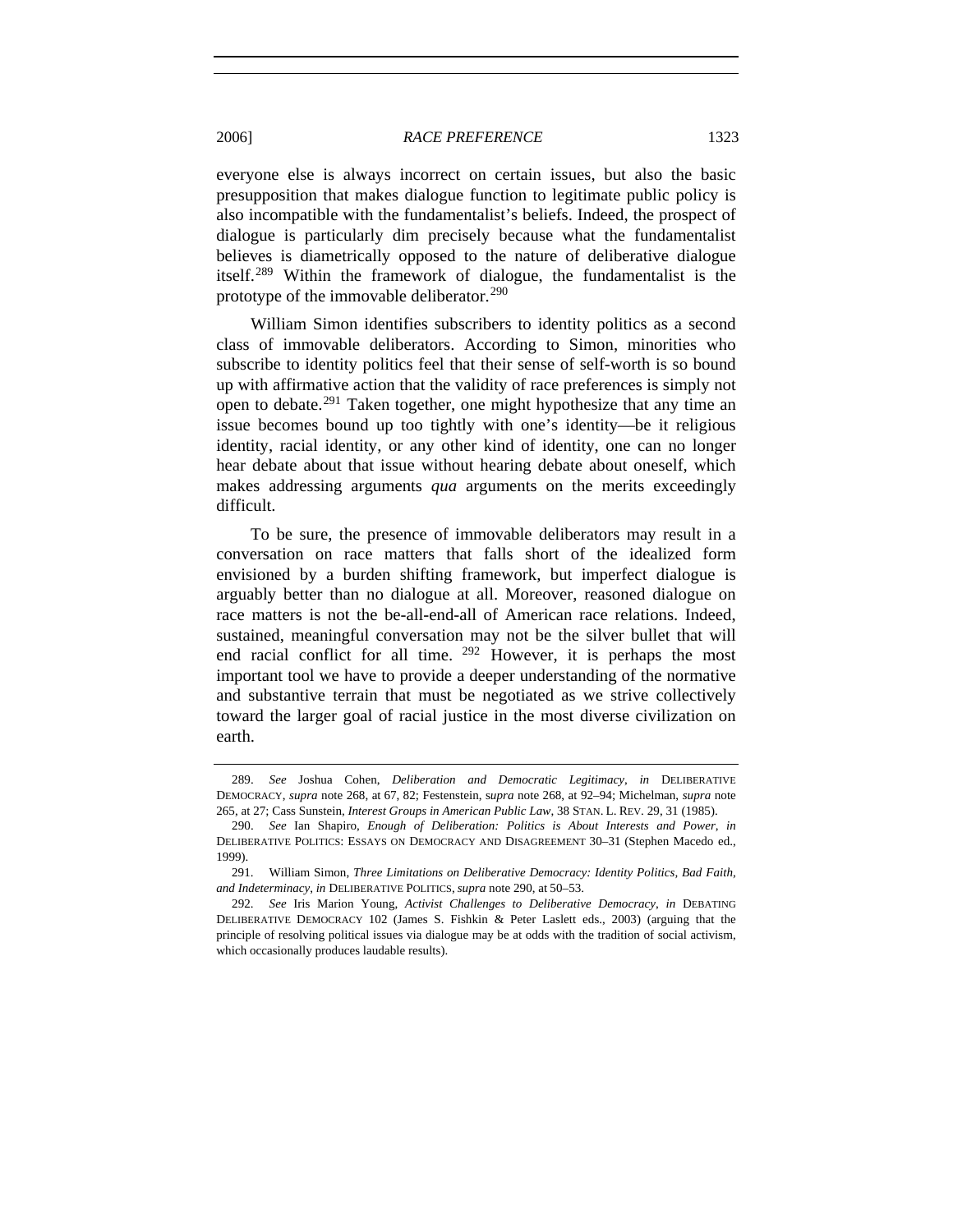everyone else is always incorrect on certain issues, but also the basic presupposition that makes dialogue function to legitimate public policy is also incompatible with the fundamentalist's beliefs. Indeed, the prospect of dialogue is particularly dim precisely because what the fundamentalist believes is diametrically opposed to the nature of deliberative dialogue itself.[289] Within the framework of dialogue, the fundamentalist is the prototype of the immovable deliberator.[290]

William Simon identifies subscribers to identity politics as a second class of immovable deliberators. According to Simon, minorities who subscribe to identity politics feel that their sense of self-worth is so bound up with affirmative action that the validity of race preferences is simply not open to debate.[291] Taken together, one might hypothesize that any time an issue becomes bound up too tightly with one's identity—be it religious identity, racial identity, or any other kind of identity, one can no longer hear debate about that issue without hearing debate about oneself, which makes addressing arguments *qua* arguments on the merits exceedingly difficult.

To be sure, the presence of immovable deliberators may result in a conversation on race matters that falls short of the idealized form envisioned by a burden shifting framework, but imperfect dialogue is arguably better than no dialogue at all. Moreover, reasoned dialogue on race matters is not the be-all-end-all of American race relations. Indeed, sustained, meaningful conversation may not be the silver bullet that will end racial conflict for all time. [292] However, it is perhaps the most important tool we have to provide a deeper understanding of the normative and substantive terrain that must be negotiated as we strive collectively toward the larger goal of racial justice in the most diverse civilization on earth.

---

289. *See* Joshua Cohen, *Deliberation and Democratic Legitimacy*, *in* DELIBERATIVE DEMOCRACY, *supra* note 268, at 67, 82; Festenstein, *supra* note 268, at 92–94; Michelman, *supra* note 265, at 27; Cass Sunstein, *Interest Groups in American Public Law*, 38 STAN. L. REV. 29, 31 (1985).

290. *See* Ian Shapiro, *Enough of Deliberation: Politics is About Interests and Power*, *in* DELIBERATIVE POLITICS: ESSAYS ON DEMOCRACY AND DISAGREEMENT 30–31 (Stephen Macedo ed., 1999).

291. William Simon, *Three Limitations on Deliberative Democracy: Identity Politics, Bad Faith, and Indeterminacy*, *in* DELIBERATIVE POLITICS, *supra* note 290, at 50–53.

292. *See* Iris Marion Young, *Activist Challenges to Deliberative Democracy*, *in* DEBATING DELIBERATIVE DEMOCRACY 102 (James S. Fishkin & Peter Laslett eds., 2003) (arguing that the principle of resolving political issues via dialogue may be at odds with the tradition of social activism, which occasionally produces laudable results).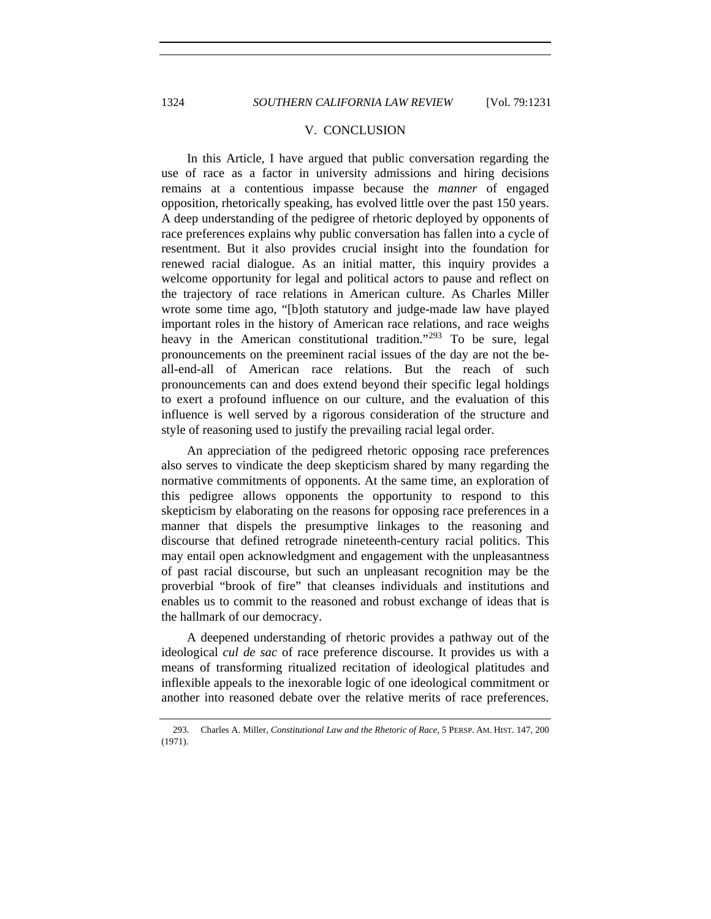## V. CONCLUSION

In this Article, I have argued that public conversation regarding the use of race as a factor in university admissions and hiring decisions remains at a contentious impasse because the *manner* of engaged opposition, rhetorically speaking, has evolved little over the past 150 years. A deep understanding of the pedigree of rhetoric deployed by opponents of race preferences explains why public conversation has fallen into a cycle of resentment. But it also provides crucial insight into the foundation for renewed racial dialogue. As an initial matter, this inquiry provides a welcome opportunity for legal and political actors to pause and reflect on the trajectory of race relations in American culture. As Charles Miller wrote some time ago, "[b]oth statutory and judge-made law have played important roles in the history of American race relations, and race weighs heavy in the American constitutional tradition."[293] To be sure, legal pronouncements on the preeminent racial issues of the day are not the be-all-end-all of American race relations. But the reach of such pronouncements can and does extend beyond their specific legal holdings to exert a profound influence on our culture, and the evaluation of this influence is well served by a rigorous consideration of the structure and style of reasoning used to justify the prevailing racial legal order.

An appreciation of the pedigreed rhetoric opposing race preferences also serves to vindicate the deep skepticism shared by many regarding the normative commitments of opponents. At the same time, an exploration of this pedigree allows opponents the opportunity to respond to this skepticism by elaborating on the reasons for opposing race preferences in a manner that dispels the presumptive linkages to the reasoning and discourse that defined retrograde nineteenth-century racial politics. This may entail open acknowledgment and engagement with the unpleasantness of past racial discourse, but such an unpleasant recognition may be the proverbial "brook of fire" that cleanses individuals and institutions and enables us to commit to the reasoned and robust exchange of ideas that is the hallmark of our democracy.

A deepened understanding of rhetoric provides a pathway out of the ideological *cul de sac* of race preference discourse. It provides us with a means of transforming ritualized recitation of ideological platitudes and inflexible appeals to the inexorable logic of one ideological commitment or another into reasoned debate over the relative merits of race preferences.

---

293. Charles A. Miller, *Constitutional Law and the Rhetoric of Race*, 5 PERSP. AM. HIST. 147, 200 (1971).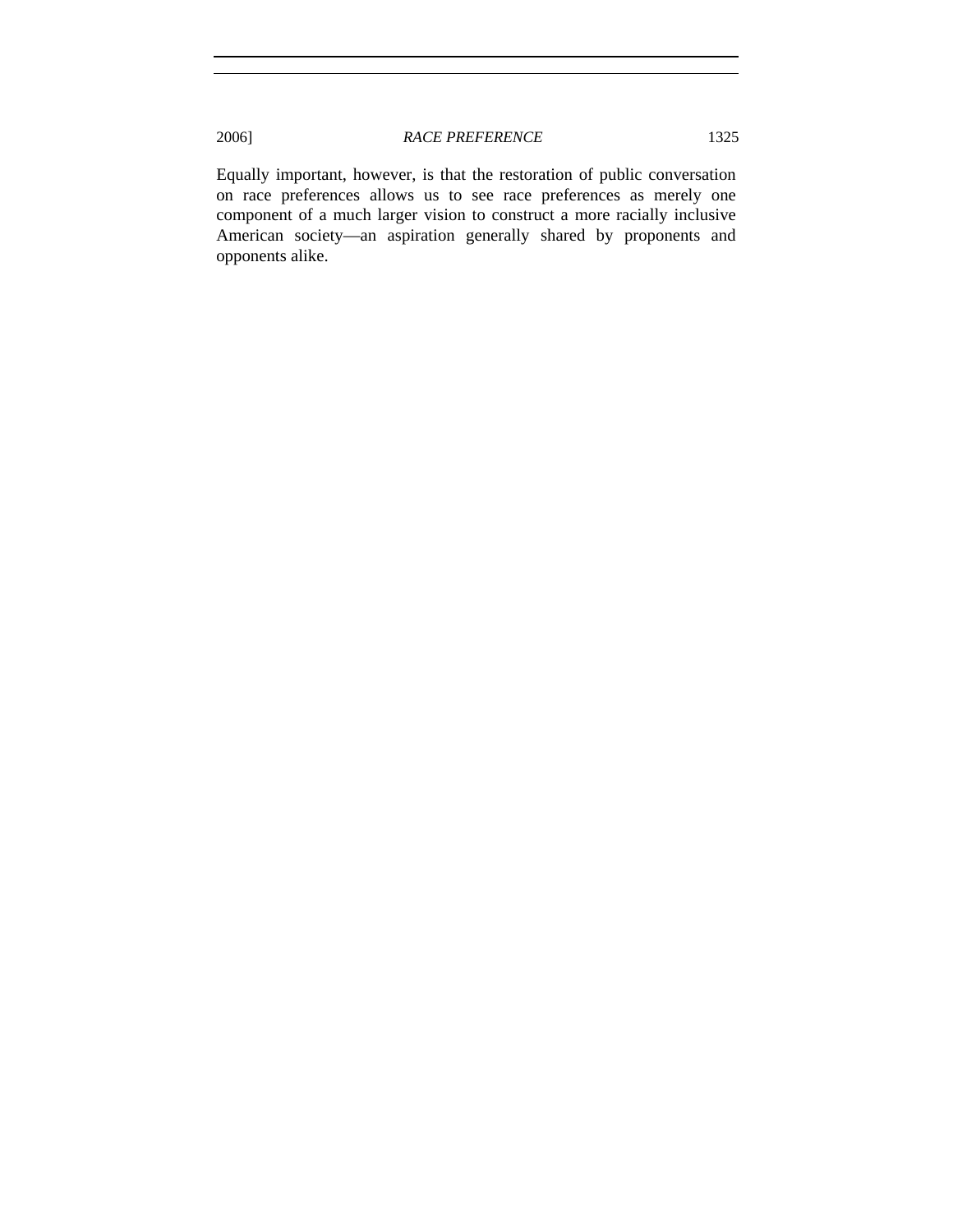Equally important, however, is that the restoration of public conversation on race preferences allows us to see race preferences as merely one component of a much larger vision to construct a more racially inclusive American society—an aspiration generally shared by proponents and opponents alike.